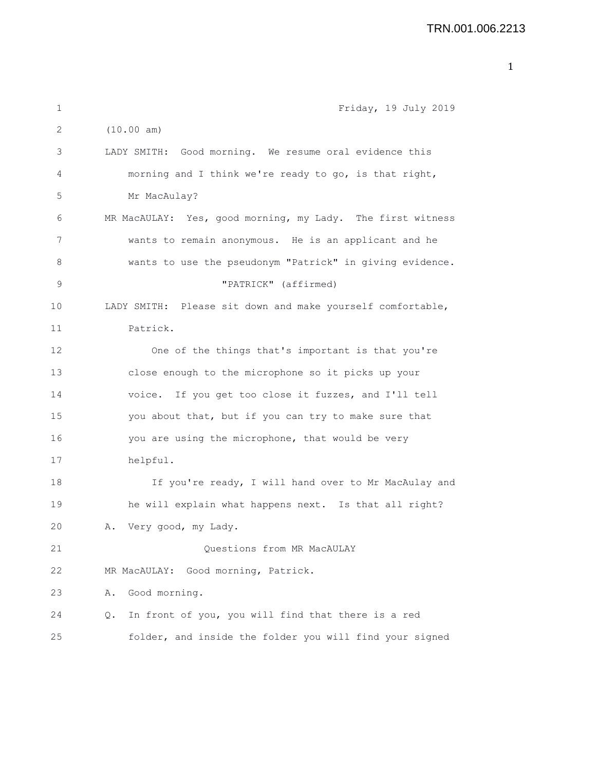Friday, 19 July 2019

(10.00 am)

LADY SMITH: Good morning. We resume oral evidence this morning and I think we're ready to go, is that right, Mr MacAulay?

MR MacAULAY: Yes, good morning, my Lady. The first witness wants to remain anonymous. He is an applicant and he wants to use the pseudonym "Patrick" in giving evidence.

"PATRICK" (affirmed)

LADY SMITH: Please sit down and make yourself comfortable, Patrick.

One of the things that's important is that you're close enough to the microphone so it picks up your voice. If you get too close it fuzzes, and I'll tell you about that, but if you can try to make sure that you are using the microphone, that would be very helpful.

If you're ready, I will hand over to Mr MacAulay and he will explain what happens next. Is that all right?

A. Very good, my Lady.

Questions from MR MacAULAY

MR MacAULAY: Good morning, Patrick.

A. Good morning.

Q. In front of you, you will find that there is a red folder, and inside the folder you will find your signed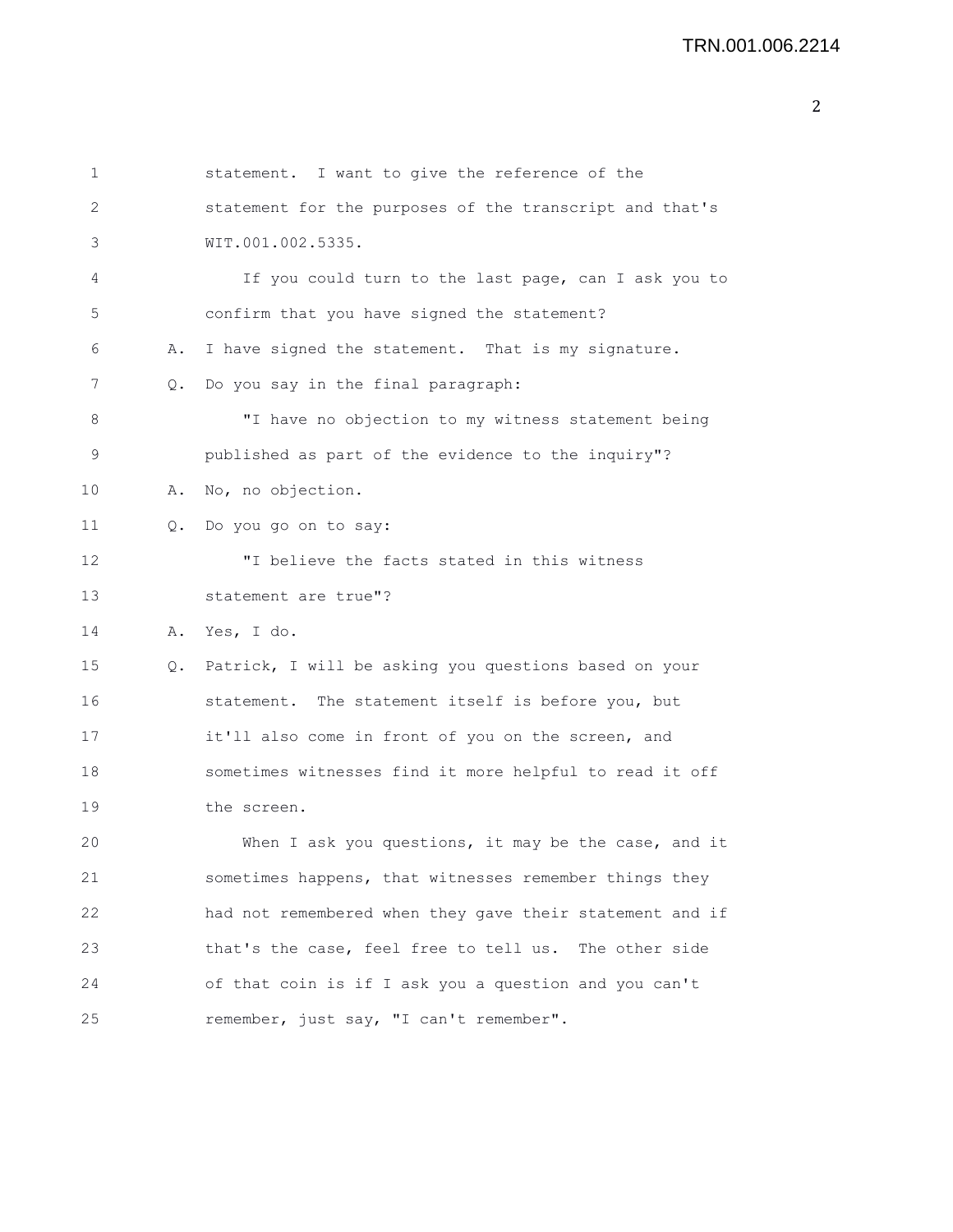statement. I want to give the reference of the statement for the purposes of the transcript and that's WIT.001.002.5335.

If you could turn to the last page, can I ask you to confirm that you have signed the statement?

A. I have signed the statement. That is my signature.

Q. Do you say in the final paragraph:

"I have no objection to my witness statement being published as part of the evidence to the inquiry"?

A. No, no objection.

Q. Do you go on to say:

"I believe the facts stated in this witness statement are true"?

A. Yes, I do.

Q. Patrick, I will be asking you questions based on your statement. The statement itself is before you, but it'll also come in front of you on the screen, and sometimes witnesses find it more helpful to read it off the screen.

When I ask you questions, it may be the case, and it sometimes happens, that witnesses remember things they had not remembered when they gave their statement and if that's the case, feel free to tell us. The other side of that coin is if I ask you a question and you can't remember, just say, "I can't remember".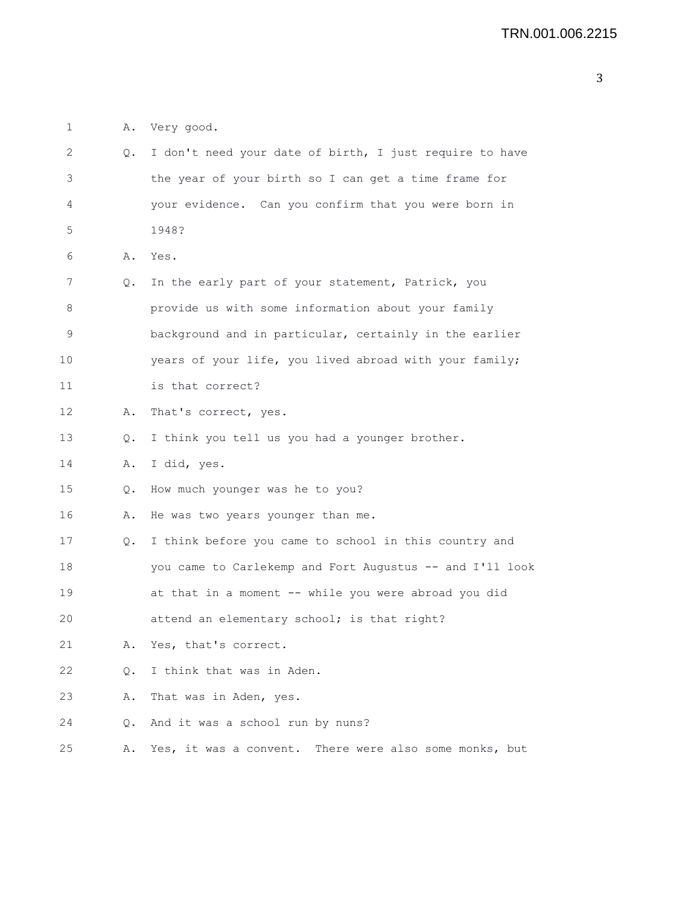1 A. Very good.

2 Q. I don't need your date of birth, I just require to have

3 the year of your birth so I can get a time frame for

4 your evidence. Can you confirm that you were born in

5 1948?

6 A. Yes.

7 Q. In the early part of your statement, Patrick, you

8 provide us with some information about your family

9 background and in particular, certainly in the earlier

10 years of your life, you lived abroad with your family;

11 is that correct?

12 A. That's correct, yes.

13 Q. I think you tell us you had a younger brother.

14 A. I did, yes.

15 Q. How much younger was he to you?

16 A. He was two years younger than me.

17 Q. I think before you came to school in this country and

18 you came to Carlekemp and Fort Augustus -- and I'll look

19 at that in a moment -- while you were abroad you did

20 attend an elementary school; is that right?

21 A. Yes, that's correct.

22 Q. I think that was in Aden.

23 A. That was in Aden, yes.

24 Q. And it was a school run by nuns?

25 A. Yes, it was a convent. There were also some monks, but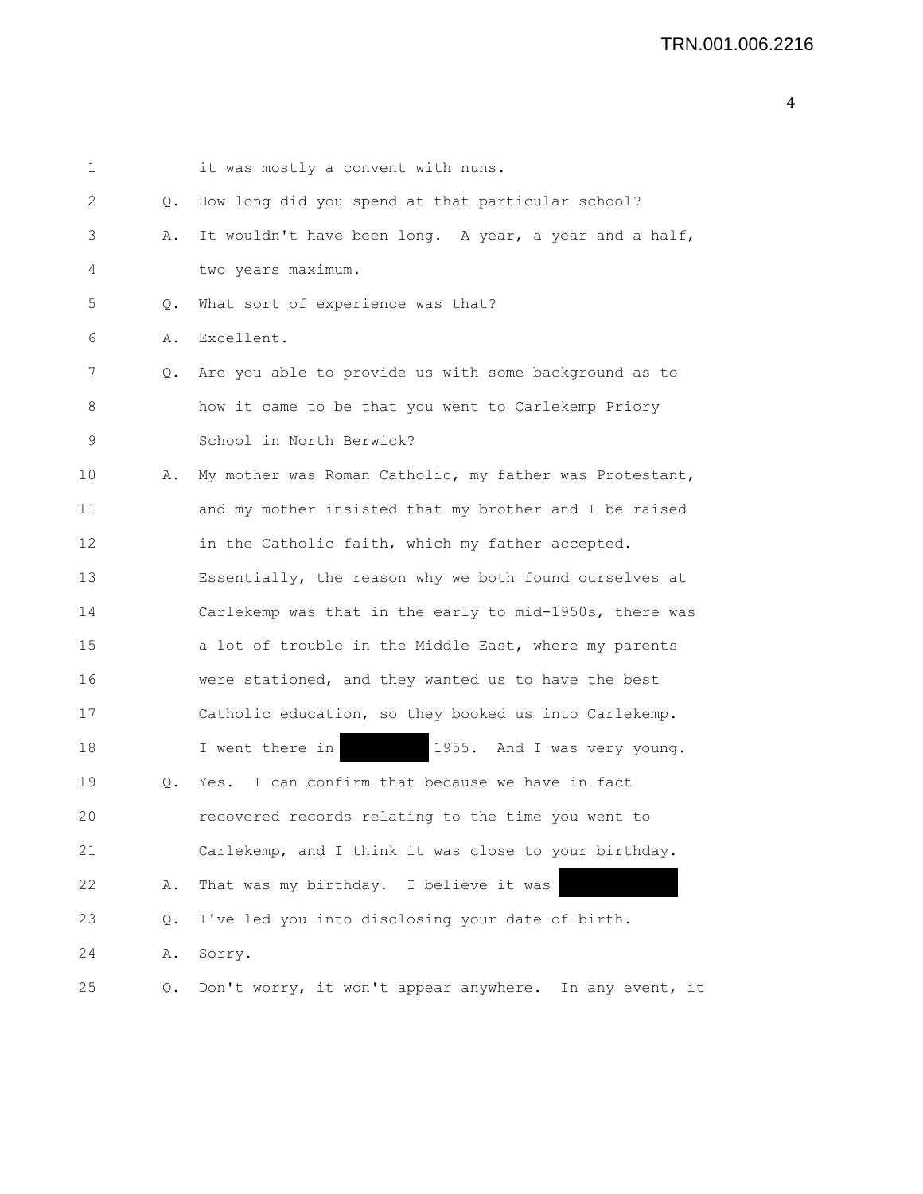1 it was mostly a convent with nuns.

2 Q. How long did you spend at that particular school?

3 A. It wouldn't have been long. A year, a year and a half,

4 two years maximum.

5 Q. What sort of experience was that?

6 A. Excellent.

7 Q. Are you able to provide us with some background as to

8 how it came to be that you went to Carlekemp Priory

9 School in North Berwick?

10 A. My mother was Roman Catholic, my father was Protestant,

11 and my mother insisted that my brother and I be raised

12 in the Catholic faith, which my father accepted.

13 Essentially, the reason why we both found ourselves at

14 Carlekemp was that in the early to mid-1950s, there was

15 a lot of trouble in the Middle East, where my parents

16 were stationed, and they wanted us to have the best

17 Catholic education, so they booked us into Carlekemp.

18 I went there in [REDACTED] 1955. And I was very young.

19 Q. Yes. I can confirm that because we have in fact

20 recovered records relating to the time you went to

21 Carlekemp, and I think it was close to your birthday.

22 A. That was my birthday. I believe it was [REDACTED]

23 Q. I've led you into disclosing your date of birth.

24 A. Sorry.

25 Q. Don't worry, it won't appear anywhere. In any event, it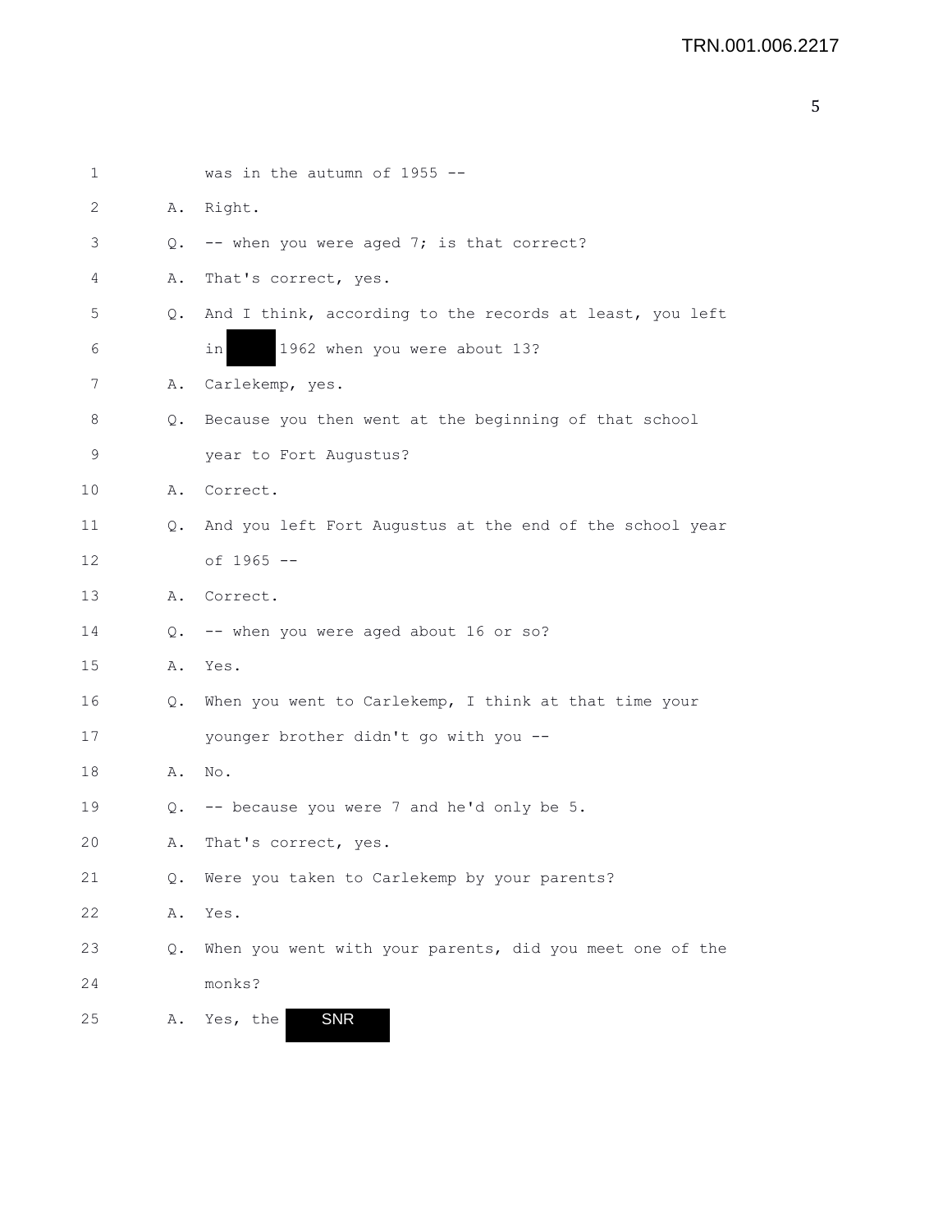1 was in the autumn of 1955 --

2 A. Right.

3 Q. -- when you were aged 7; is that correct?

4 A. That's correct, yes.

5 Q. And I think, according to the records at least, you left

6 in [redacted] 1962 when you were about 13?

7 A. Carlekemp, yes.

8 Q. Because you then went at the beginning of that school

9 year to Fort Augustus?

10 A. Correct.

11 Q. And you left Fort Augustus at the end of the school year

12 of 1965 --

13 A. Correct.

14 Q. -- when you were aged about 16 or so?

15 A. Yes.

16 Q. When you went to Carlekemp, I think at that time your

17 younger brother didn't go with you --

18 A. No.

19 Q. -- because you were 7 and he'd only be 5.

20 A. That's correct, yes.

21 Q. Were you taken to Carlekemp by your parents?

22 A. Yes.

23 Q. When you went with your parents, did you meet one of the

24 monks?

25 A. Yes, the SNR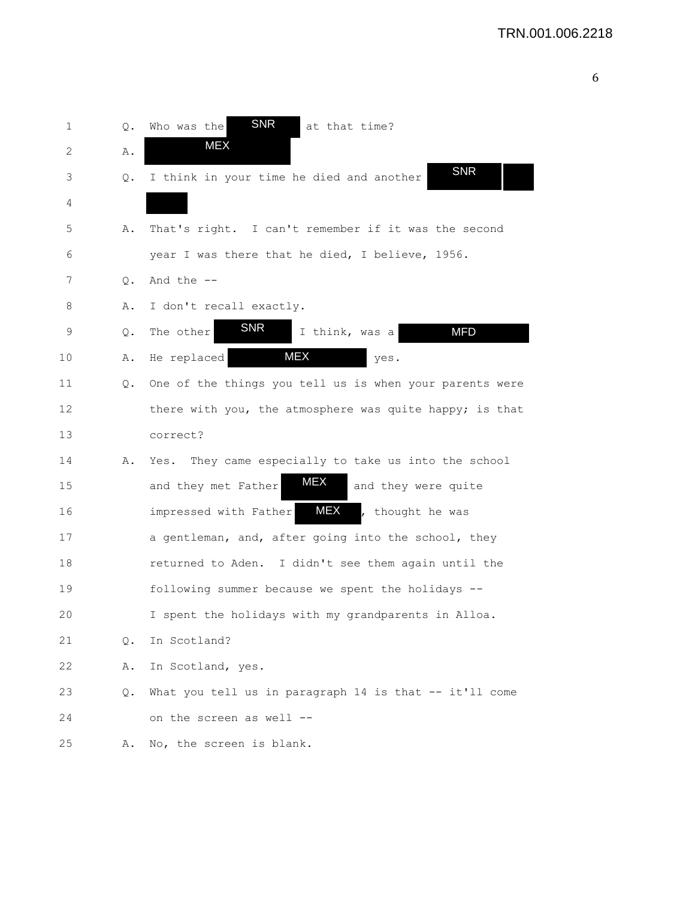1 Q. Who was the SNR at that time?

2 A. MEX

3 Q. I think in your time he died and another SNR

4

5 A. That's right. I can't remember if it was the second

6 year I was there that he died, I believe, 1956.

7 Q. And the --

8 A. I don't recall exactly.

9 Q. The other SNR I think, was a MFD

10 A. He replaced MEX yes.

11 Q. One of the things you tell us is when your parents were

12 there with you, the atmosphere was quite happy; is that

13 correct?

14 A. Yes. They came especially to take us into the school

15 and they met Father MEX and they were quite

16 impressed with Father MEX, thought he was

17 a gentleman, and, after going into the school, they

18 returned to Aden. I didn't see them again until the

19 following summer because we spent the holidays --

20 I spent the holidays with my grandparents in Alloa.

21 Q. In Scotland?

22 A. In Scotland, yes.

23 Q. What you tell us in paragraph 14 is that -- it'll come

24 on the screen as well --

25 A. No, the screen is blank.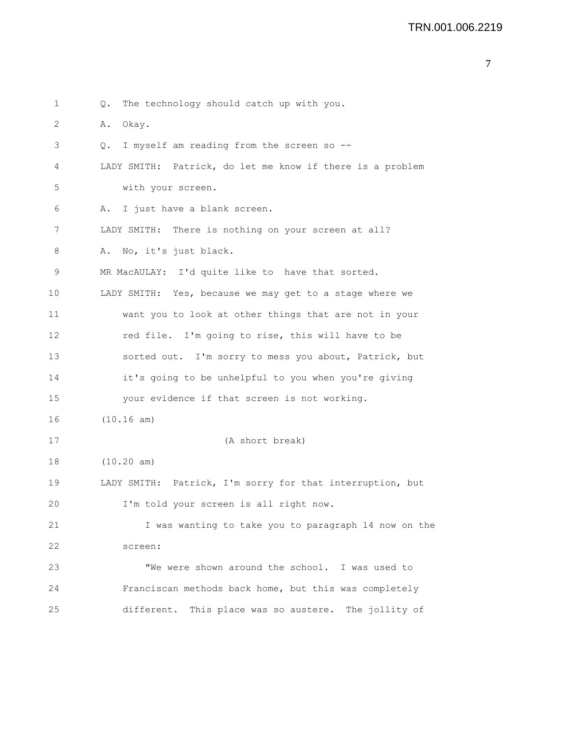Q. The technology should catch up with you.

A. Okay.

Q. I myself am reading from the screen so --

LADY SMITH: Patrick, do let me know if there is a problem with your screen.

A. I just have a blank screen.

LADY SMITH: There is nothing on your screen at all?

A. No, it's just black.

MR MacAULAY: I'd quite like to have that sorted.

LADY SMITH: Yes, because we may get to a stage where we want you to look at other things that are not in your red file. I'm going to rise, this will have to be sorted out. I'm sorry to mess you about, Patrick, but it's going to be unhelpful to you when you're giving your evidence if that screen is not working.

(10.16 am)

(A short break)

(10.20 am)

LADY SMITH: Patrick, I'm sorry for that interruption, but I'm told your screen is all right now.

I was wanting to take you to paragraph 14 now on the screen:

"We were shown around the school. I was used to Franciscan methods back home, but this was completely different. This place was so austere. The jollity of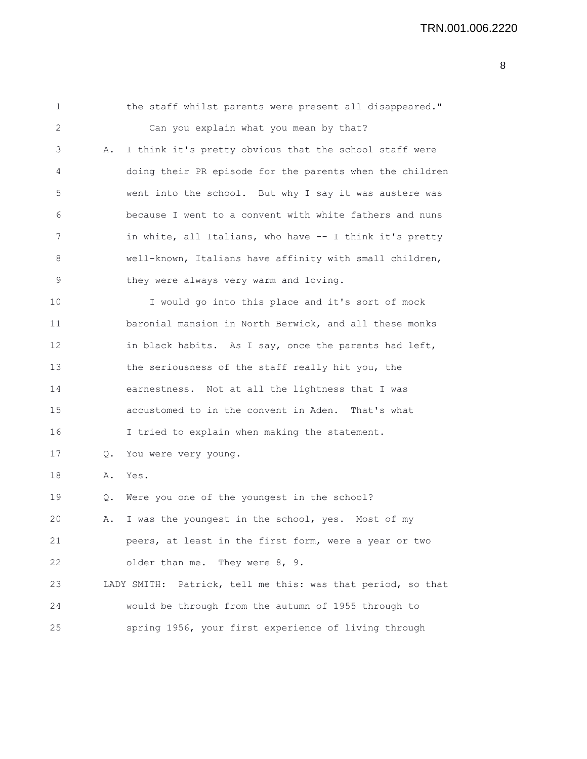the staff whilst parents were present all disappeared."

Can you explain what you mean by that?

A. I think it's pretty obvious that the school staff were doing their PR episode for the parents when the children went into the school. But why I say it was austere was because I went to a convent with white fathers and nuns in white, all Italians, who have -- I think it's pretty well-known, Italians have affinity with small children, they were always very warm and loving.

I would go into this place and it's sort of mock baronial mansion in North Berwick, and all these monks in black habits. As I say, once the parents had left, the seriousness of the staff really hit you, the earnestness. Not at all the lightness that I was accustomed to in the convent in Aden. That's what I tried to explain when making the statement.

Q. You were very young.

A. Yes.

Q. Were you one of the youngest in the school?

A. I was the youngest in the school, yes. Most of my peers, at least in the first form, were a year or two older than me. They were 8, 9.

LADY SMITH: Patrick, tell me this: was that period, so that would be through from the autumn of 1955 through to spring 1956, your first experience of living through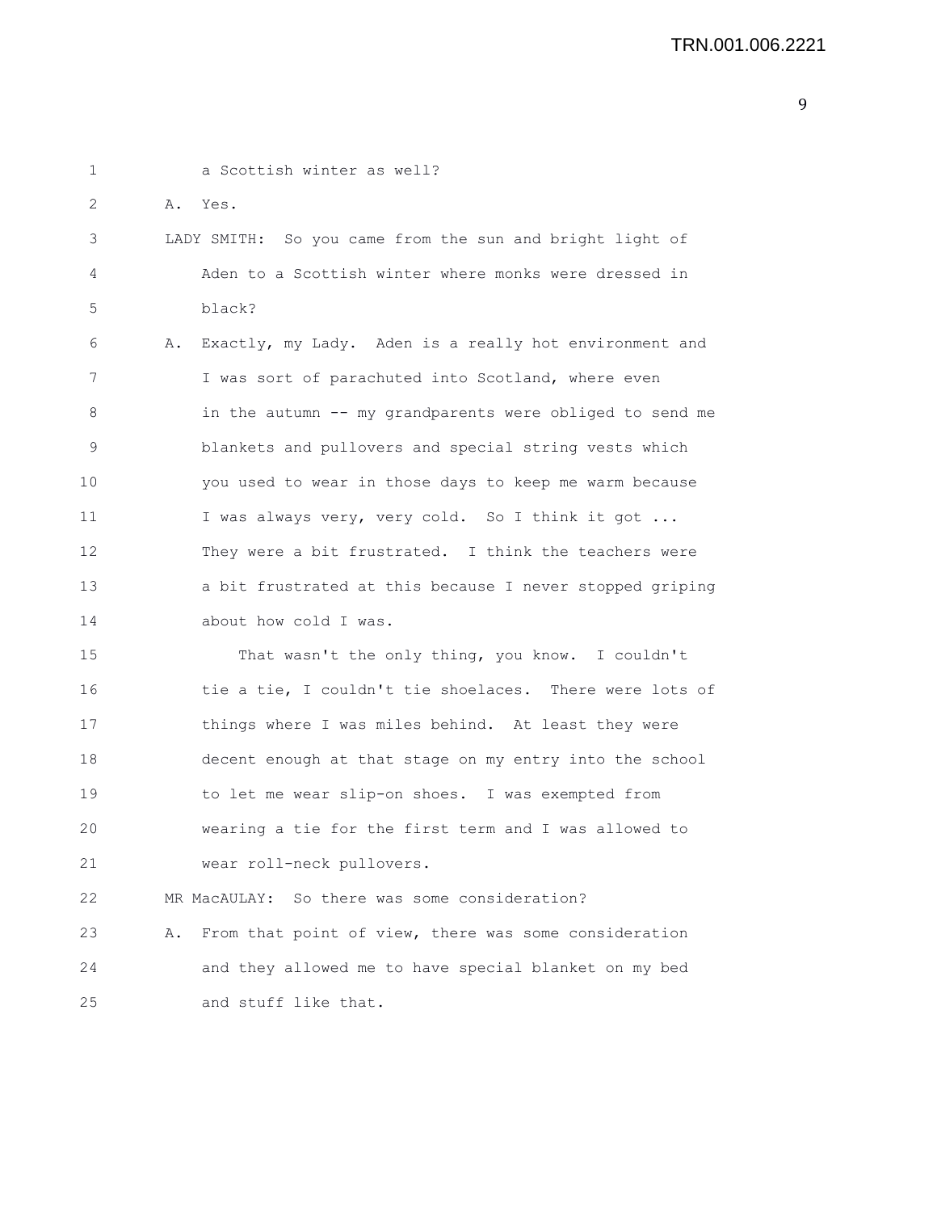1 a Scottish winter as well?

2 A. Yes.

3 LADY SMITH: So you came from the sun and bright light of
4 Aden to a Scottish winter where monks were dressed in
5 black?

6 A. Exactly, my Lady. Aden is a really hot environment and
7 I was sort of parachuted into Scotland, where even
8 in the autumn -- my grandparents were obliged to send me
9 blankets and pullovers and special string vests which
10 you used to wear in those days to keep me warm because
11 I was always very, very cold. So I think it got ...
12 They were a bit frustrated. I think the teachers were
13 a bit frustrated at this because I never stopped griping
14 about how cold I was.

15 That wasn't the only thing, you know. I couldn't
16 tie a tie, I couldn't tie shoelaces. There were lots of
17 things where I was miles behind. At least they were
18 decent enough at that stage on my entry into the school
19 to let me wear slip-on shoes. I was exempted from
20 wearing a tie for the first term and I was allowed to
21 wear roll-neck pullovers.

22 MR MacAULAY: So there was some consideration?

23 A. From that point of view, there was some consideration
24 and they allowed me to have special blanket on my bed
25 and stuff like that.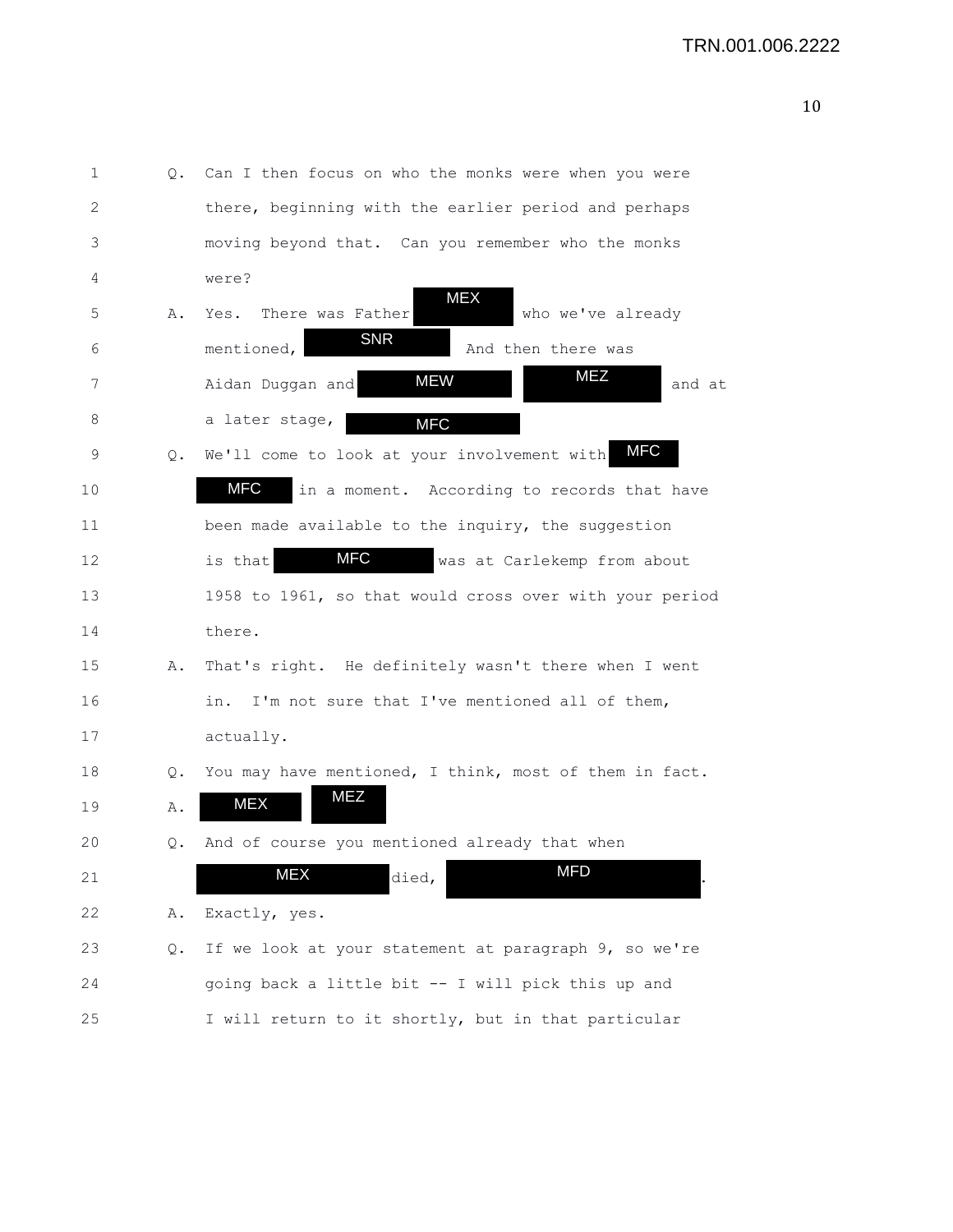1 Q. Can I then focus on who the monks were when you were
2 there, beginning with the earlier period and perhaps
3 moving beyond that. Can you remember who the monks
4 were?
5 A. Yes. There was Father MEX who we've already
6 mentioned, SNR And then there was
7 Aidan Duggan and MEW MEZ and at
8 a later stage, MFC
9 Q. We'll come to look at your involvement with MFC
10 MFC in a moment. According to records that have
11 been made available to the inquiry, the suggestion
12 is that MFC was at Carlekemp from about
13 1958 to 1961, so that would cross over with your period
14 there.
15 A. That's right. He definitely wasn't there when I went
16 in. I'm not sure that I've mentioned all of them,
17 actually.
18 Q. You may have mentioned, I think, most of them in fact.
19 A. MEX MEZ
20 Q. And of course you mentioned already that when
21 MEX died, MFD .
22 A. Exactly, yes.
23 Q. If we look at your statement at paragraph 9, so we're
24 going back a little bit -- I will pick this up and
25 I will return to it shortly, but in that particular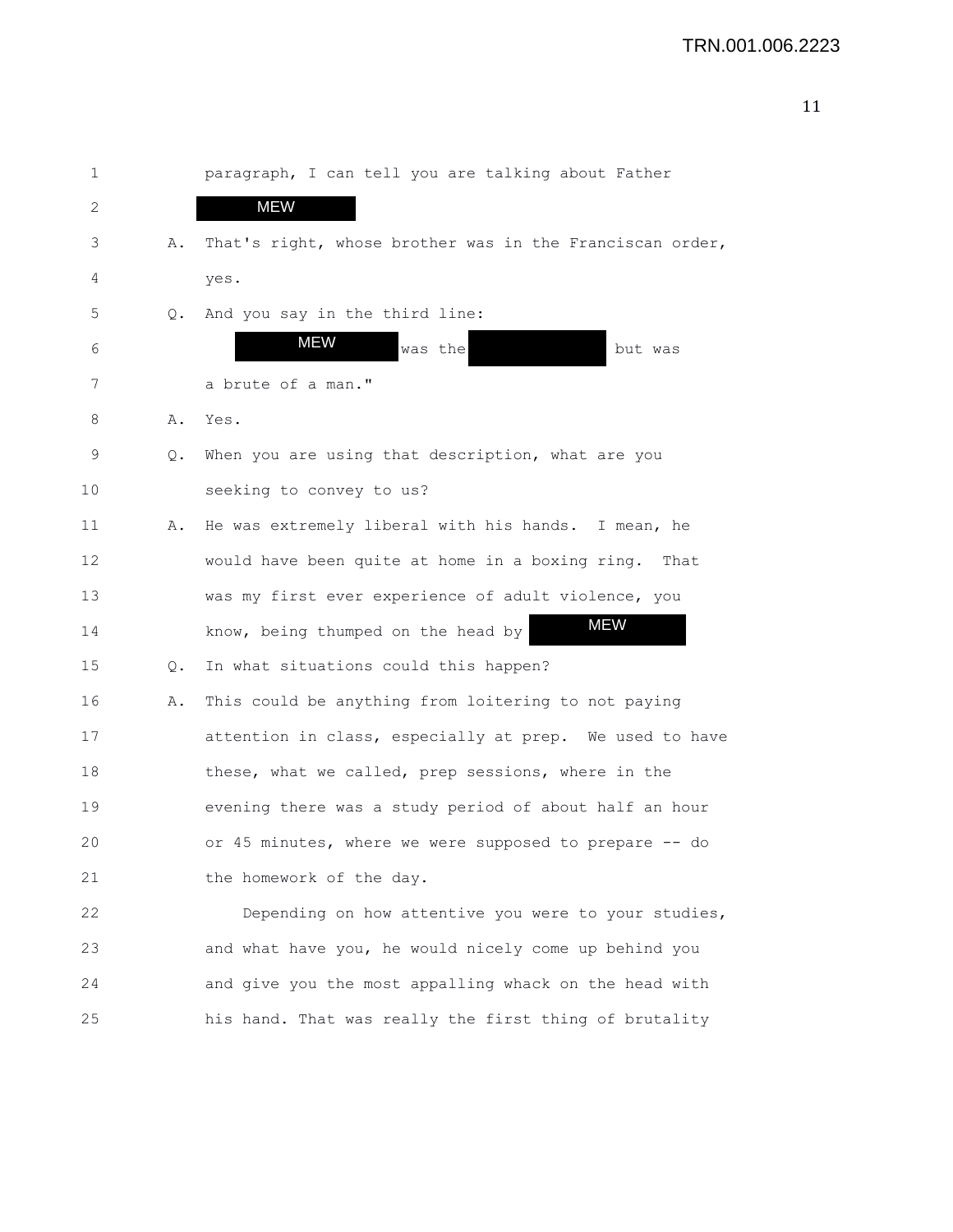1 paragraph, I can tell you are talking about Father

2 MEW

3 A. That's right, whose brother was in the Franciscan order,

4 yes.

5 Q. And you say in the third line:

6 MEW was the [redacted] but was

7 a brute of a man."

8 A. Yes.

9 Q. When you are using that description, what are you

10 seeking to convey to us?

11 A. He was extremely liberal with his hands. I mean, he

12 would have been quite at home in a boxing ring. That

13 was my first ever experience of adult violence, you

14 know, being thumped on the head by MEW

15 Q. In what situations could this happen?

16 A. This could be anything from loitering to not paying

17 attention in class, especially at prep. We used to have

18 these, what we called, prep sessions, where in the

19 evening there was a study period of about half an hour

20 or 45 minutes, where we were supposed to prepare -- do

21 the homework of the day.

22 Depending on how attentive you were to your studies,

23 and what have you, he would nicely come up behind you

24 and give you the most appalling whack on the head with

25 his hand. That was really the first thing of brutality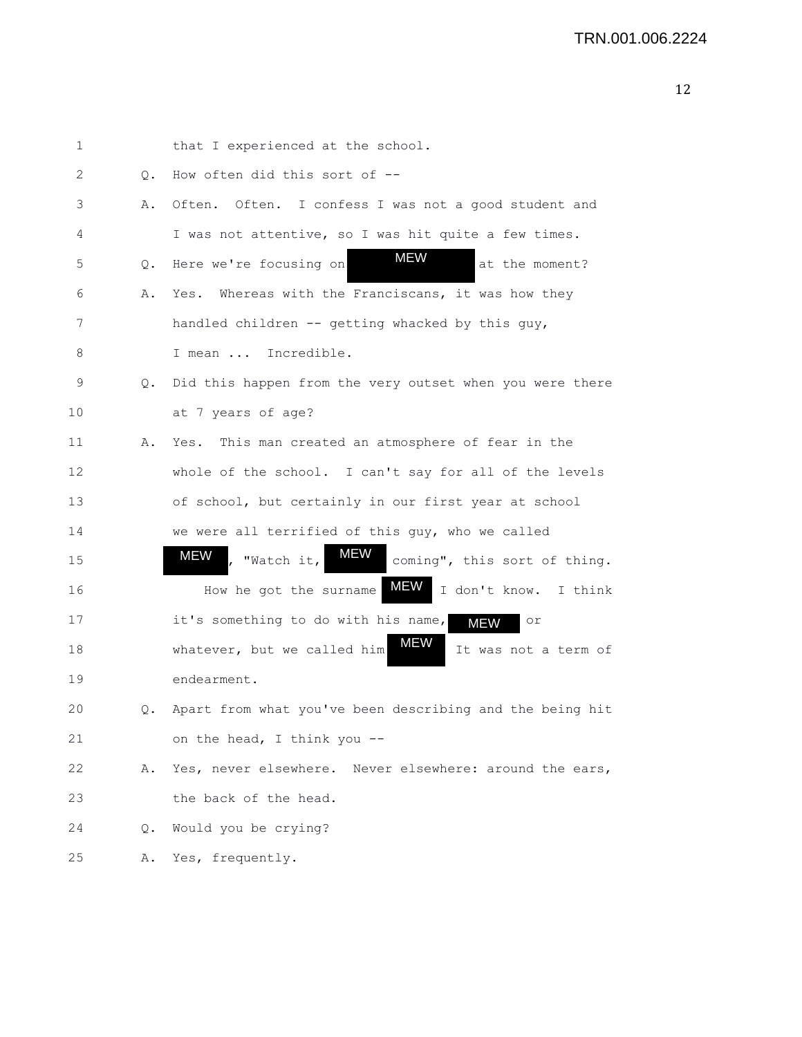1 that I experienced at the school.

2 Q. How often did this sort of --

3 A. Often. Often. I confess I was not a good student and

4 I was not attentive, so I was hit quite a few times.

5 Q. Here we're focusing on MEW at the moment?

6 A. Yes. Whereas with the Franciscans, it was how they

7 handled children -- getting whacked by this guy,

8 I mean ... Incredible.

9 Q. Did this happen from the very outset when you were there

10 at 7 years of age?

11 A. Yes. This man created an atmosphere of fear in the

12 whole of the school. I can't say for all of the levels

13 of school, but certainly in our first year at school

14 we were all terrified of this guy, who we called

15 MEW, "Watch it, MEW coming", this sort of thing.

16 How he got the surname MEW I don't know. I think

17 it's something to do with his name, MEW or

18 whatever, but we called him MEW It was not a term of

19 endearment.

20 Q. Apart from what you've been describing and the being hit

21 on the head, I think you --

22 A. Yes, never elsewhere. Never elsewhere: around the ears,

23 the back of the head.

24 Q. Would you be crying?

25 A. Yes, frequently.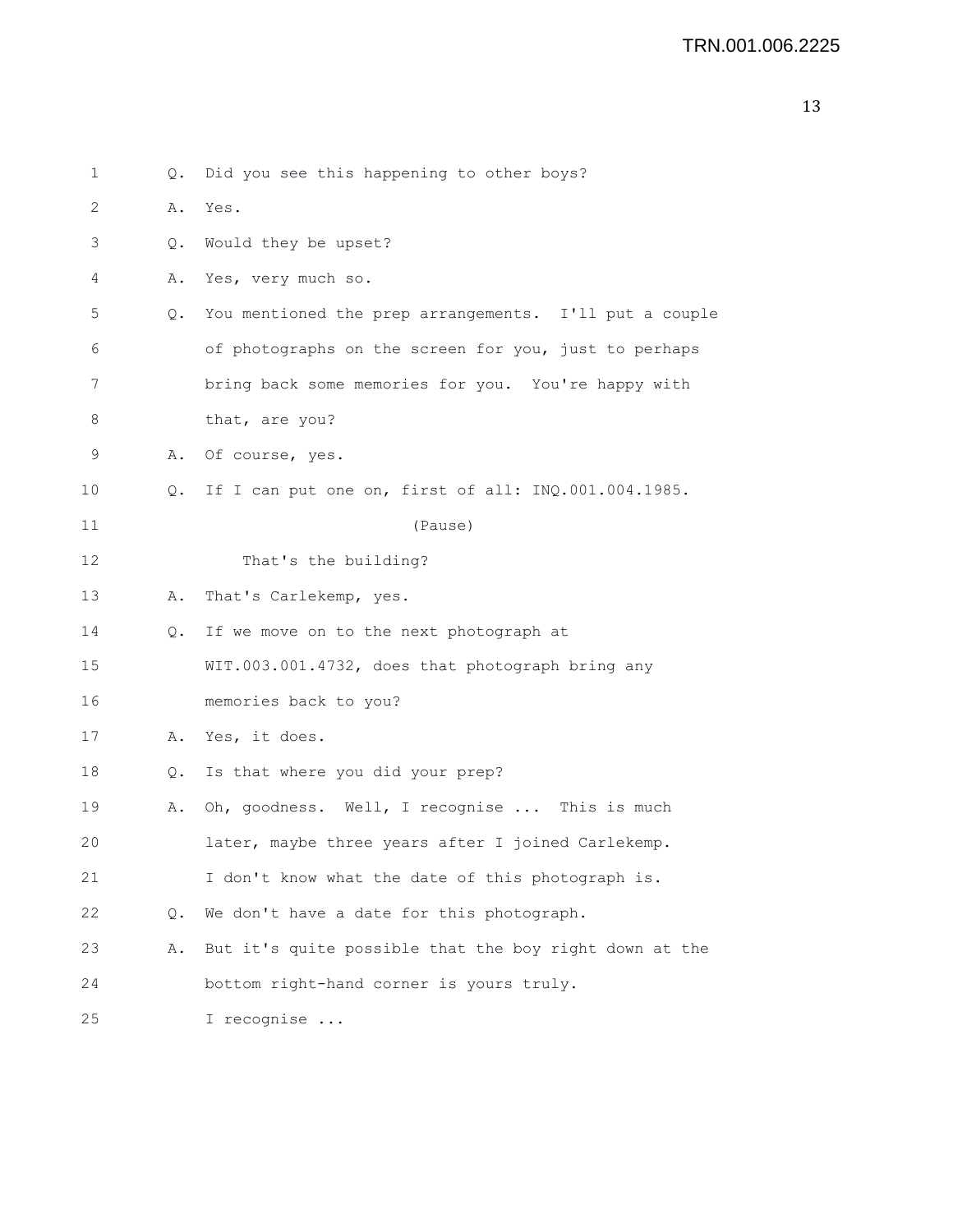1 Q. Did you see this happening to other boys?

2 A. Yes.

3 Q. Would they be upset?

4 A. Yes, very much so.

5 Q. You mentioned the prep arrangements. I'll put a couple

6 of photographs on the screen for you, just to perhaps

7 bring back some memories for you. You're happy with

8 that, are you?

9 A. Of course, yes.

10 Q. If I can put one on, first of all: INQ.001.004.1985.

11 (Pause)

12 That's the building?

13 A. That's Carlekemp, yes.

14 Q. If we move on to the next photograph at

15 WIT.003.001.4732, does that photograph bring any

16 memories back to you?

17 A. Yes, it does.

18 Q. Is that where you did your prep?

19 A. Oh, goodness. Well, I recognise ... This is much

20 later, maybe three years after I joined Carlekemp.

21 I don't know what the date of this photograph is.

22 Q. We don't have a date for this photograph.

23 A. But it's quite possible that the boy right down at the

24 bottom right-hand corner is yours truly.

25 I recognise ...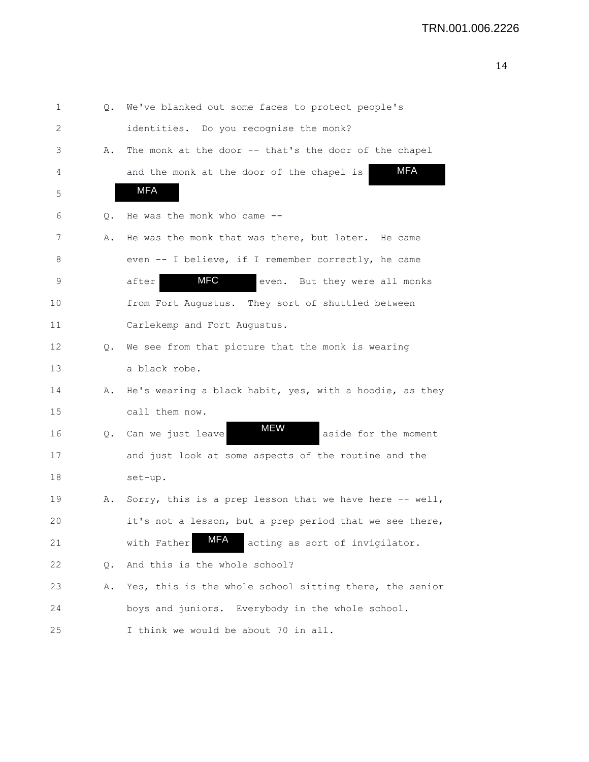Q. We've blanked out some faces to protect people's identities. Do you recognise the monk?

A. The monk at the door -- that's the door of the chapel and the monk at the door of the chapel is MFA MFA

Q. He was the monk who came --

A. He was the monk that was there, but later. He came even -- I believe, if I remember correctly, he came after MFC even. But they were all monks from Fort Augustus. They sort of shuttled between Carlekemp and Fort Augustus.

Q. We see from that picture that the monk is wearing a black robe.

A. He's wearing a black habit, yes, with a hoodie, as they call them now.

Q. Can we just leave MEW aside for the moment and just look at some aspects of the routine and the set-up.

A. Sorry, this is a prep lesson that we have here -- well, it's not a lesson, but a prep period that we see there, with Father MFA acting as sort of invigilator.

Q. And this is the whole school?

A. Yes, this is the whole school sitting there, the senior boys and juniors. Everybody in the whole school. I think we would be about 70 in all.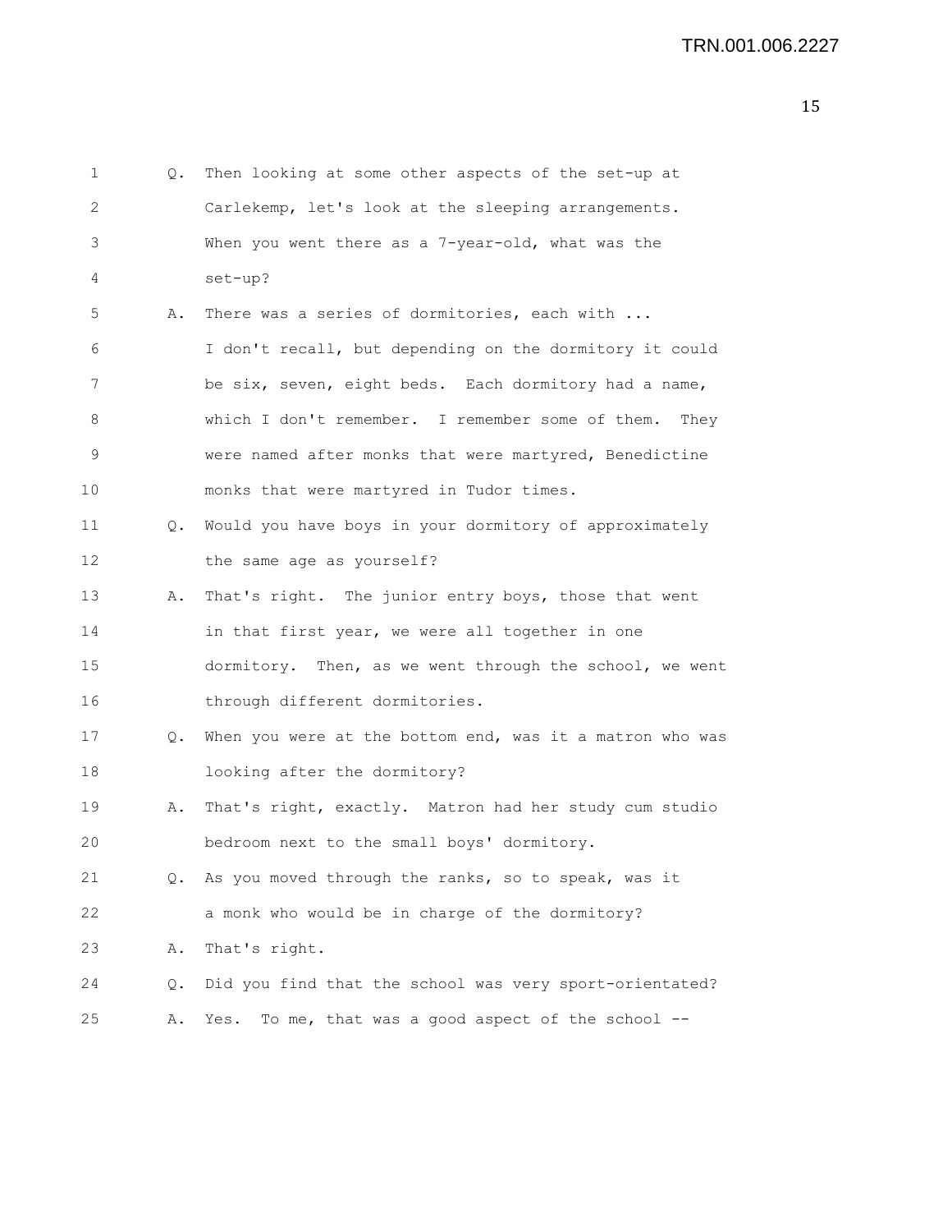Q. Then looking at some other aspects of the set-up at Carlekemp, let's look at the sleeping arrangements. When you went there as a 7-year-old, what was the set-up?

A. There was a series of dormitories, each with ... I don't recall, but depending on the dormitory it could be six, seven, eight beds. Each dormitory had a name, which I don't remember. I remember some of them. They were named after monks that were martyred, Benedictine monks that were martyred in Tudor times.

Q. Would you have boys in your dormitory of approximately the same age as yourself?

A. That's right. The junior entry boys, those that went in that first year, we were all together in one dormitory. Then, as we went through the school, we went through different dormitories.

Q. When you were at the bottom end, was it a matron who was looking after the dormitory?

A. That's right, exactly. Matron had her study cum studio bedroom next to the small boys' dormitory.

Q. As you moved through the ranks, so to speak, was it a monk who would be in charge of the dormitory?

A. That's right.

Q. Did you find that the school was very sport-orientated?

A. Yes. To me, that was a good aspect of the school --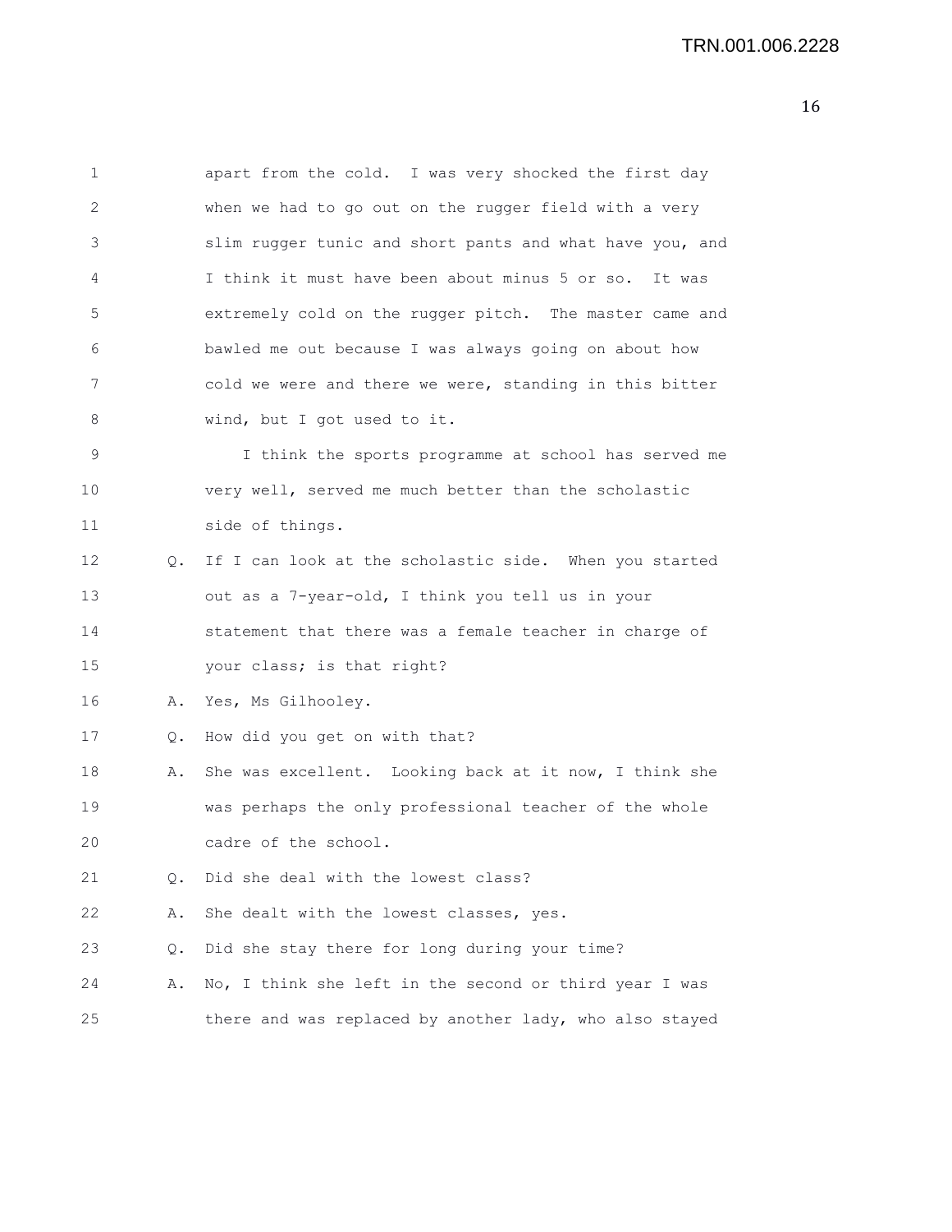apart from the cold. I was very shocked the first day when we had to go out on the rugger field with a very slim rugger tunic and short pants and what have you, and I think it must have been about minus 5 or so. It was extremely cold on the rugger pitch. The master came and bawled me out because I was always going on about how cold we were and there we were, standing in this bitter wind, but I got used to it.

I think the sports programme at school has served me very well, served me much better than the scholastic side of things.

Q. If I can look at the scholastic side. When you started out as a 7-year-old, I think you tell us in your statement that there was a female teacher in charge of your class; is that right?

A. Yes, Ms Gilhooley.

Q. How did you get on with that?

A. She was excellent. Looking back at it now, I think she was perhaps the only professional teacher of the whole cadre of the school.

Q. Did she deal with the lowest class?

A. She dealt with the lowest classes, yes.

Q. Did she stay there for long during your time?

A. No, I think she left in the second or third year I was there and was replaced by another lady, who also stayed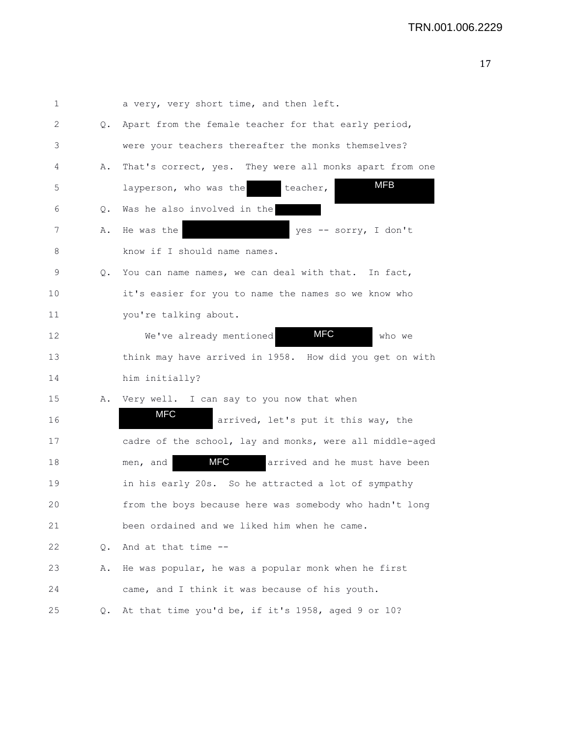1 a very, very short time, and then left.

2 Q. Apart from the female teacher for that early period,

3 were your teachers thereafter the monks themselves?

4 A. That's correct, yes. They were all monks apart from one

5 layperson, who was the [redacted] teacher, MFB

6 Q. Was he also involved in the [redacted]

7 A. He was the [redacted] yes -- sorry, I don't

8 know if I should name names.

9 Q. You can name names, we can deal with that. In fact,

10 it's easier for you to name the names so we know who

11 you're talking about.

12 We've already mentioned MFC who we

13 think may have arrived in 1958. How did you get on with

14 him initially?

15 A. Very well. I can say to you now that when

16 MFC arrived, let's put it this way, the

17 cadre of the school, lay and monks, were all middle-aged

18 men, and MFC arrived and he must have been

19 in his early 20s. So he attracted a lot of sympathy

20 from the boys because here was somebody who hadn't long

21 been ordained and we liked him when he came.

22 Q. And at that time --

23 A. He was popular, he was a popular monk when he first

24 came, and I think it was because of his youth.

25 Q. At that time you'd be, if it's 1958, aged 9 or 10?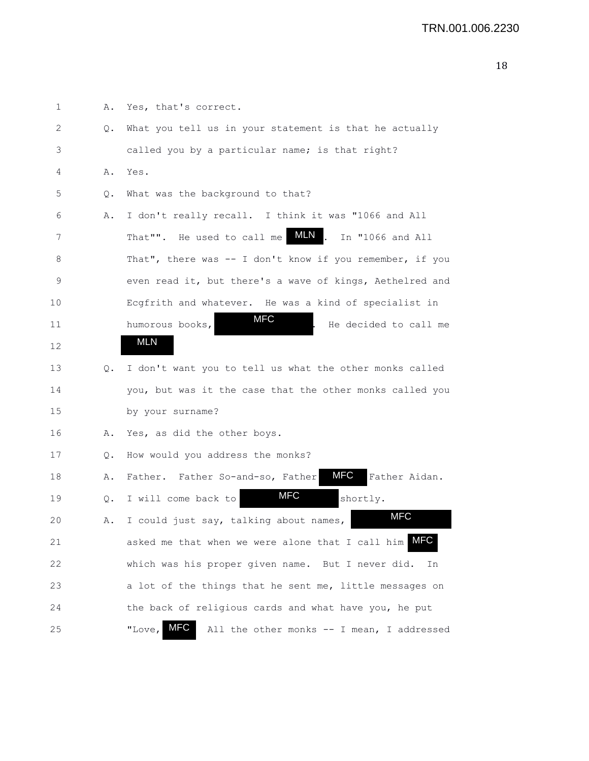A. Yes, that's correct.

Q. What you tell us in your statement is that he actually called you by a particular name; is that right?

A. Yes.

Q. What was the background to that?

A. I don't really recall. I think it was "1066 and All That"". He used to call me MLN. In "1066 and All That", there was -- I don't know if you remember, if you even read it, but there's a wave of kings, Aethelred and Ecgfrith and whatever. He was a kind of specialist in humorous books, MFC. He decided to call me MLN

Q. I don't want you to tell us what the other monks called you, but was it the case that the other monks called you by your surname?

A. Yes, as did the other boys.

Q. How would you address the monks?

A. Father. Father So-and-so, Father MFC Father Aidan.

Q. I will come back to MFC shortly.

A. I could just say, talking about names, MFC asked me that when we were alone that I call him MFC which was his proper given name. But I never did. In a lot of the things that he sent me, little messages on the back of religious cards and what have you, he put "Love, MFC All the other monks -- I mean, I addressed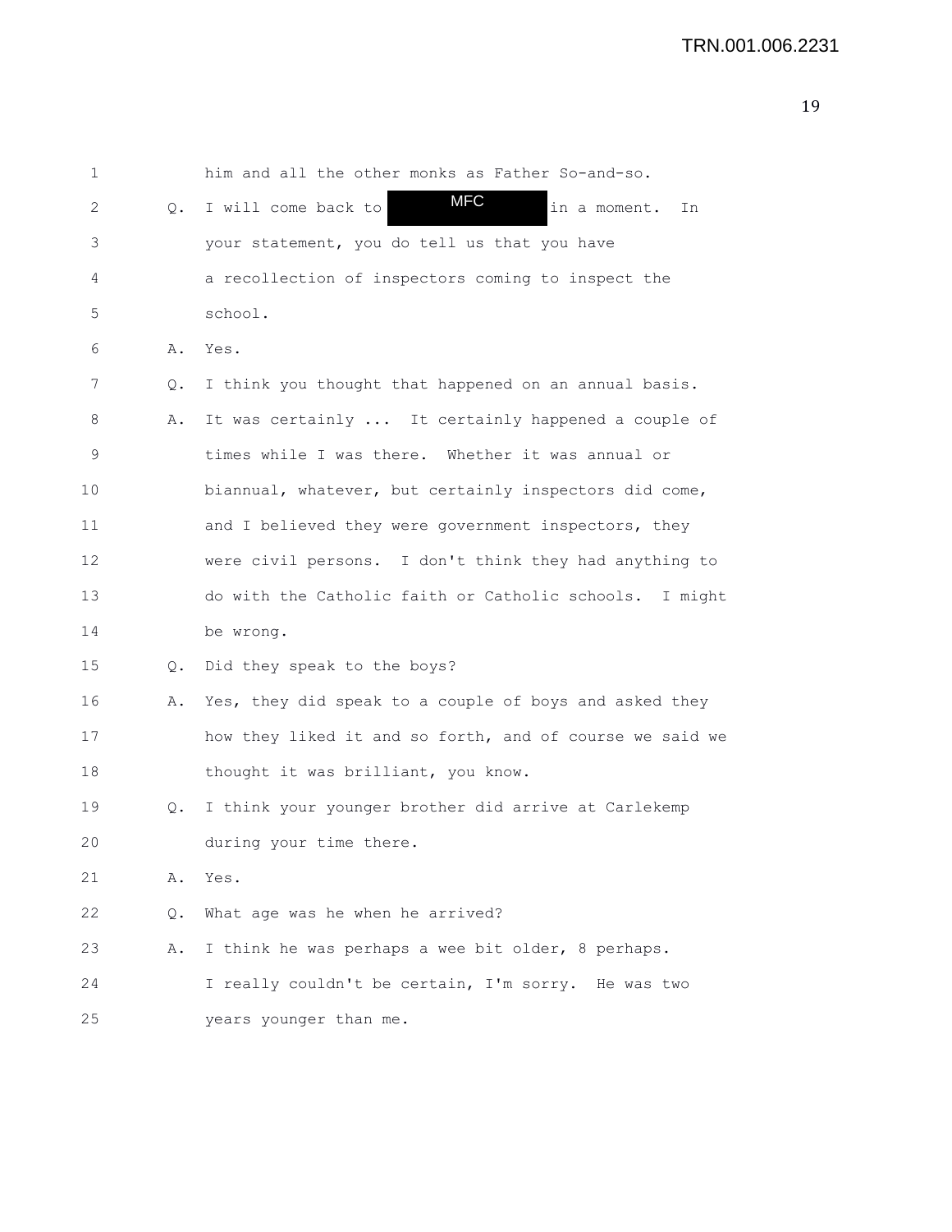1 him and all the other monks as Father So-and-so.

2 Q. I will come back to MFC in a moment. In

3 your statement, you do tell us that you have

4 a recollection of inspectors coming to inspect the

5 school.

6 A. Yes.

7 Q. I think you thought that happened on an annual basis.

8 A. It was certainly ... It certainly happened a couple of

9 times while I was there. Whether it was annual or

10 biannual, whatever, but certainly inspectors did come,

11 and I believed they were government inspectors, they

12 were civil persons. I don't think they had anything to

13 do with the Catholic faith or Catholic schools. I might

14 be wrong.

15 Q. Did they speak to the boys?

16 A. Yes, they did speak to a couple of boys and asked they

17 how they liked it and so forth, and of course we said we

18 thought it was brilliant, you know.

19 Q. I think your younger brother did arrive at Carlekemp

20 during your time there.

21 A. Yes.

22 Q. What age was he when he arrived?

23 A. I think he was perhaps a wee bit older, 8 perhaps.

24 I really couldn't be certain, I'm sorry. He was two

25 years younger than me.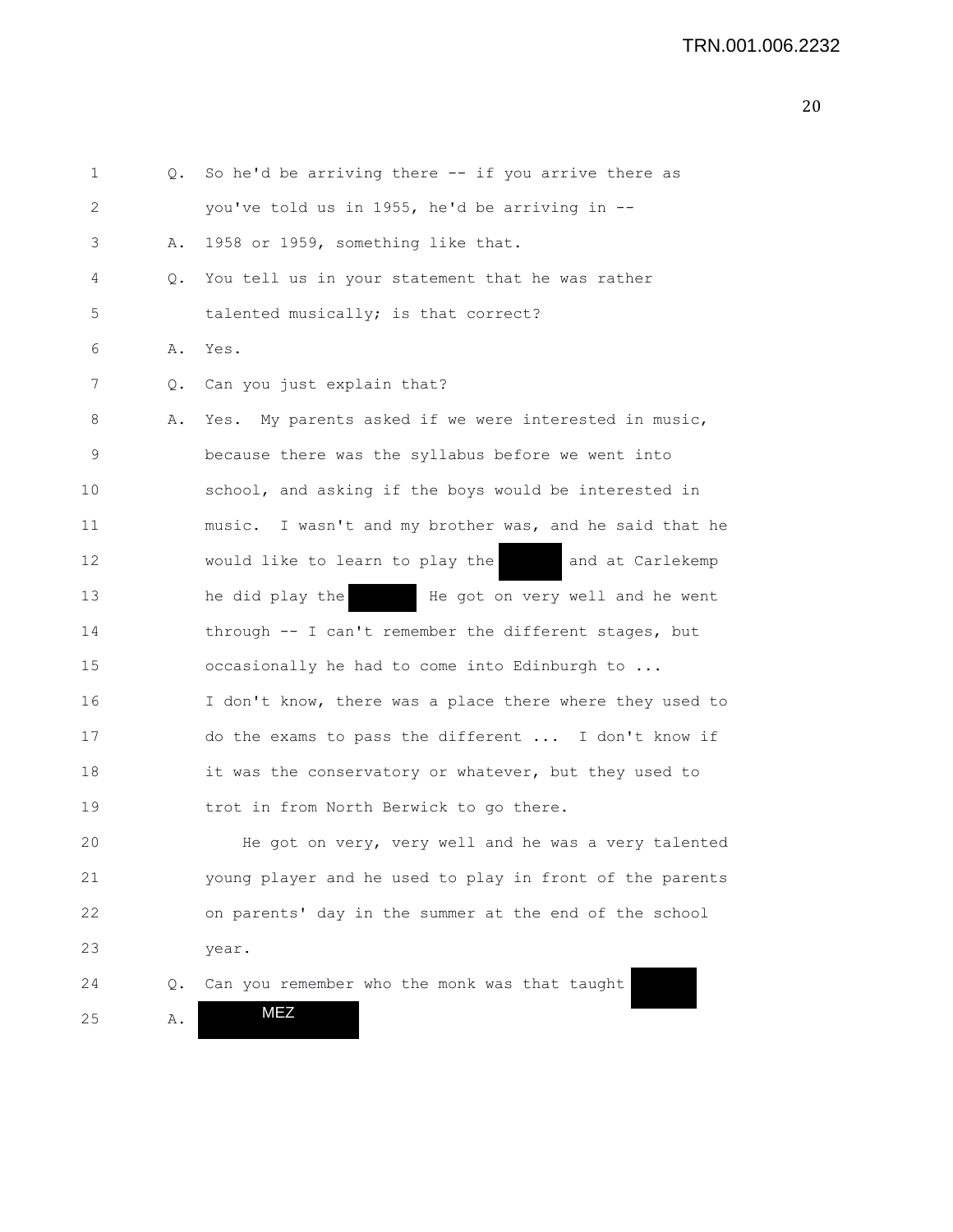1 Q. So he'd be arriving there -- if you arrive there as

2 you've told us in 1955, he'd be arriving in --

3 A. 1958 or 1959, something like that.

4 Q. You tell us in your statement that he was rather

5 talented musically; is that correct?

6 A. Yes.

7 Q. Can you just explain that?

8 A. Yes. My parents asked if we were interested in music,

9 because there was the syllabus before we went into

10 school, and asking if the boys would be interested in

11 music. I wasn't and my brother was, and he said that he

12 would like to learn to play the [redacted] and at Carlekemp

13 he did play the [redacted] He got on very well and he went

14 through -- I can't remember the different stages, but

15 occasionally he had to come into Edinburgh to ...

16 I don't know, there was a place there where they used to

17 do the exams to pass the different ... I don't know if

18 it was the conservatory or whatever, but they used to

19 trot in from North Berwick to go there.

20 He got on very, very well and he was a very talented

21 young player and he used to play in front of the parents

22 on parents' day in the summer at the end of the school

23 year.

24 Q. Can you remember who the monk was that taught [redacted]

25 A. MEZ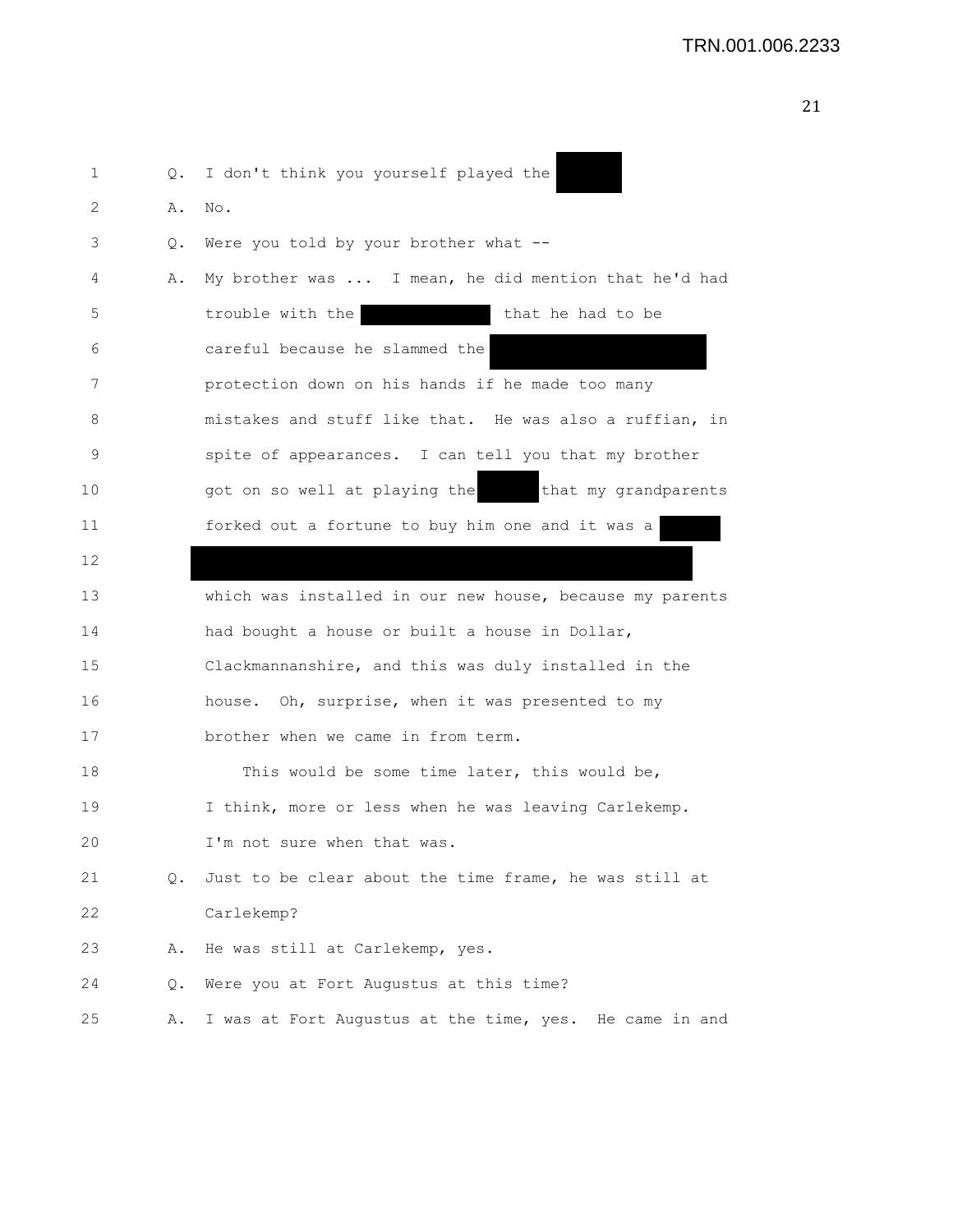Q. I don't think you yourself played the [REDACTED]

A. No.

Q. Were you told by your brother what --

A. My brother was ... I mean, he did mention that he'd had trouble with the [REDACTED] that he had to be careful because he slammed the [REDACTED] protection down on his hands if he made too many mistakes and stuff like that. He was also a ruffian, in spite of appearances. I can tell you that my brother got on so well at playing the [REDACTED] that my grandparents forked out a fortune to buy him one and it was a [REDACTED] [REDACTED] which was installed in our new house, because my parents had bought a house or built a house in Dollar, Clackmannanshire, and this was duly installed in the house. Oh, surprise, when it was presented to my brother when we came in from term.

This would be some time later, this would be, I think, more or less when he was leaving Carlekemp. I'm not sure when that was.

Q. Just to be clear about the time frame, he was still at Carlekemp?

A. He was still at Carlekemp, yes.

Q. Were you at Fort Augustus at this time?

A. I was at Fort Augustus at the time, yes. He came in and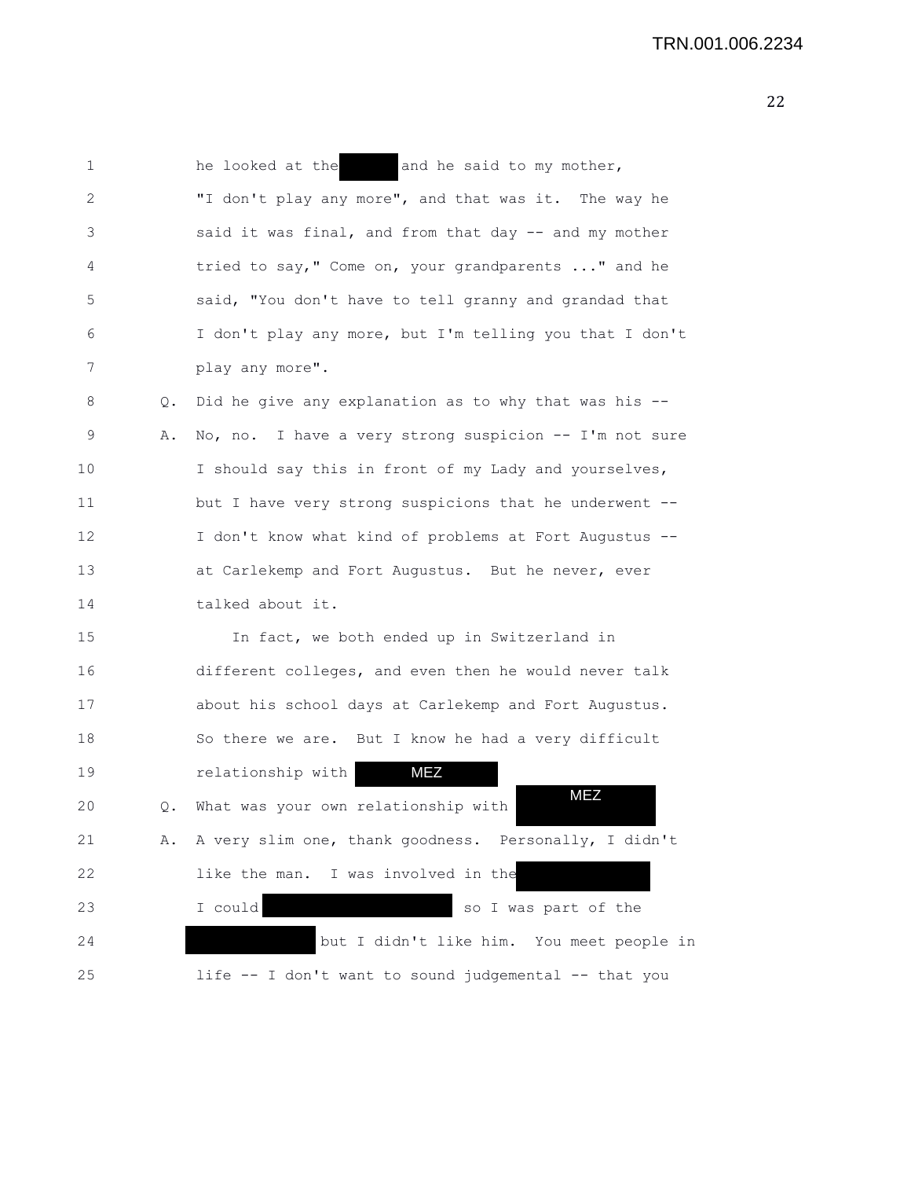he looked at the [REDACTED] and he said to my mother, "I don't play any more", and that was it. The way he said it was final, and from that day -- and my mother tried to say," Come on, your grandparents ..." and he said, "You don't have to tell granny and grandad that I don't play any more, but I'm telling you that I don't play any more".

Q. Did he give any explanation as to why that was his --

A. No, no. I have a very strong suspicion -- I'm not sure I should say this in front of my Lady and yourselves, but I have very strong suspicions that he underwent -- I don't know what kind of problems at Fort Augustus -- at Carlekemp and Fort Augustus. But he never, ever talked about it.

In fact, we both ended up in Switzerland in different colleges, and even then he would never talk about his school days at Carlekemp and Fort Augustus. So there we are. But I know he had a very difficult relationship with MEZ

Q. What was your own relationship with MEZ

A. A very slim one, thank goodness. Personally, I didn't like the man. I was involved in the [REDACTED] I could [REDACTED] so I was part of the [REDACTED] but I didn't like him. You meet people in life -- I don't want to sound judgemental -- that you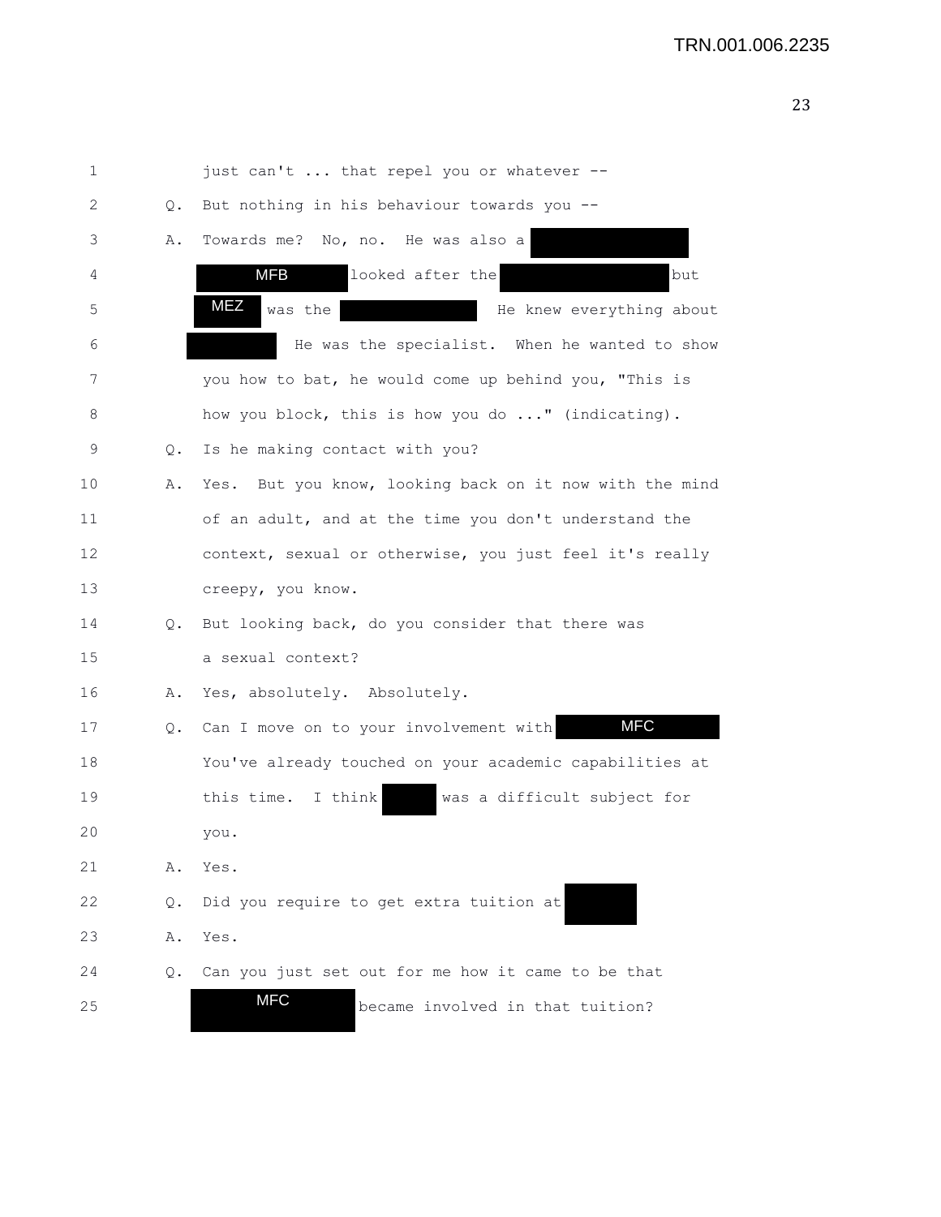1 just can't ... that repel you or whatever --

2 Q. But nothing in his behaviour towards you --

3 A. Towards me? No, no. He was also a [REDACTED]

4 MFB looked after the [REDACTED] but

5 MEZ was the [REDACTED] He knew everything about

6 [REDACTED] He was the specialist. When he wanted to show

7 you how to bat, he would come up behind you, "This is

8 how you block, this is how you do ..." (indicating).

9 Q. Is he making contact with you?

10 A. Yes. But you know, looking back on it now with the mind

11 of an adult, and at the time you don't understand the

12 context, sexual or otherwise, you just feel it's really

13 creepy, you know.

14 Q. But looking back, do you consider that there was

15 a sexual context?

16 A. Yes, absolutely. Absolutely.

17 Q. Can I move on to your involvement with MFC

18 You've already touched on your academic capabilities at

19 this time. I think [REDACTED] was a difficult subject for

20 you.

21 A. Yes.

22 Q. Did you require to get extra tuition at [REDACTED]

23 A. Yes.

24 Q. Can you just set out for me how it came to be that

25 MFC became involved in that tuition?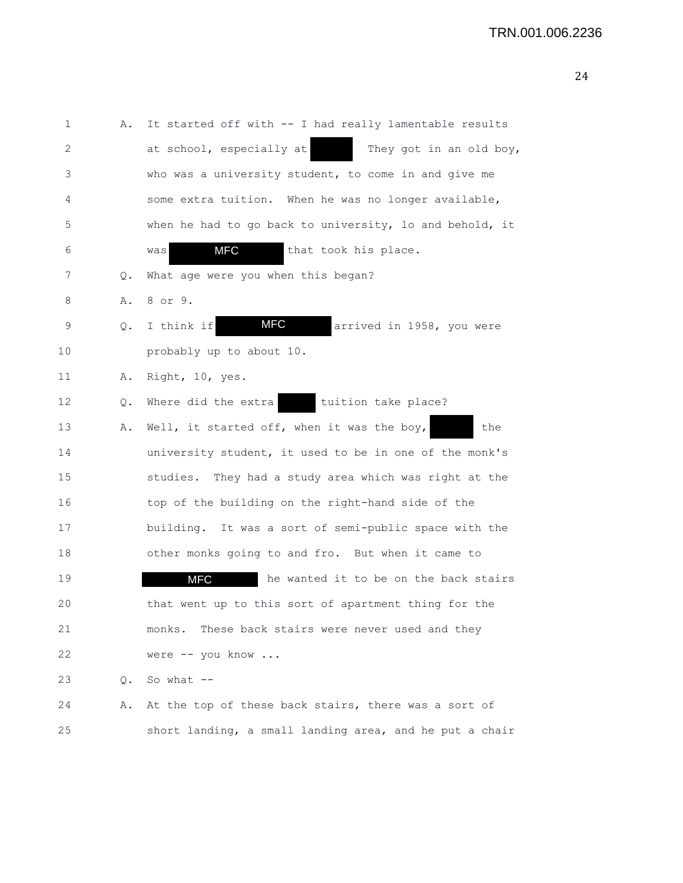1 A. It started off with -- I had really lamentable results
2 at school, especially at [redacted] They got in an old boy,
3 who was a university student, to come in and give me
4 some extra tuition. When he was no longer available,
5 when he had to go back to university, lo and behold, it
6 was MFC that took his place.
7 Q. What age were you when this began?
8 A. 8 or 9.
9 Q. I think if MFC arrived in 1958, you were
10 probably up to about 10.
11 A. Right, 10, yes.
12 Q. Where did the extra [redacted] tuition take place?
13 A. Well, it started off, when it was the boy, [redacted] the
14 university student, it used to be in one of the monk's
15 studies. They had a study area which was right at the
16 top of the building on the right-hand side of the
17 building. It was a sort of semi-public space with the
18 other monks going to and fro. But when it came to
19 MFC he wanted it to be on the back stairs
20 that went up to this sort of apartment thing for the
21 monks. These back stairs were never used and they
22 were -- you know ...
23 Q. So what --
24 A. At the top of these back stairs, there was a sort of
25 short landing, a small landing area, and he put a chair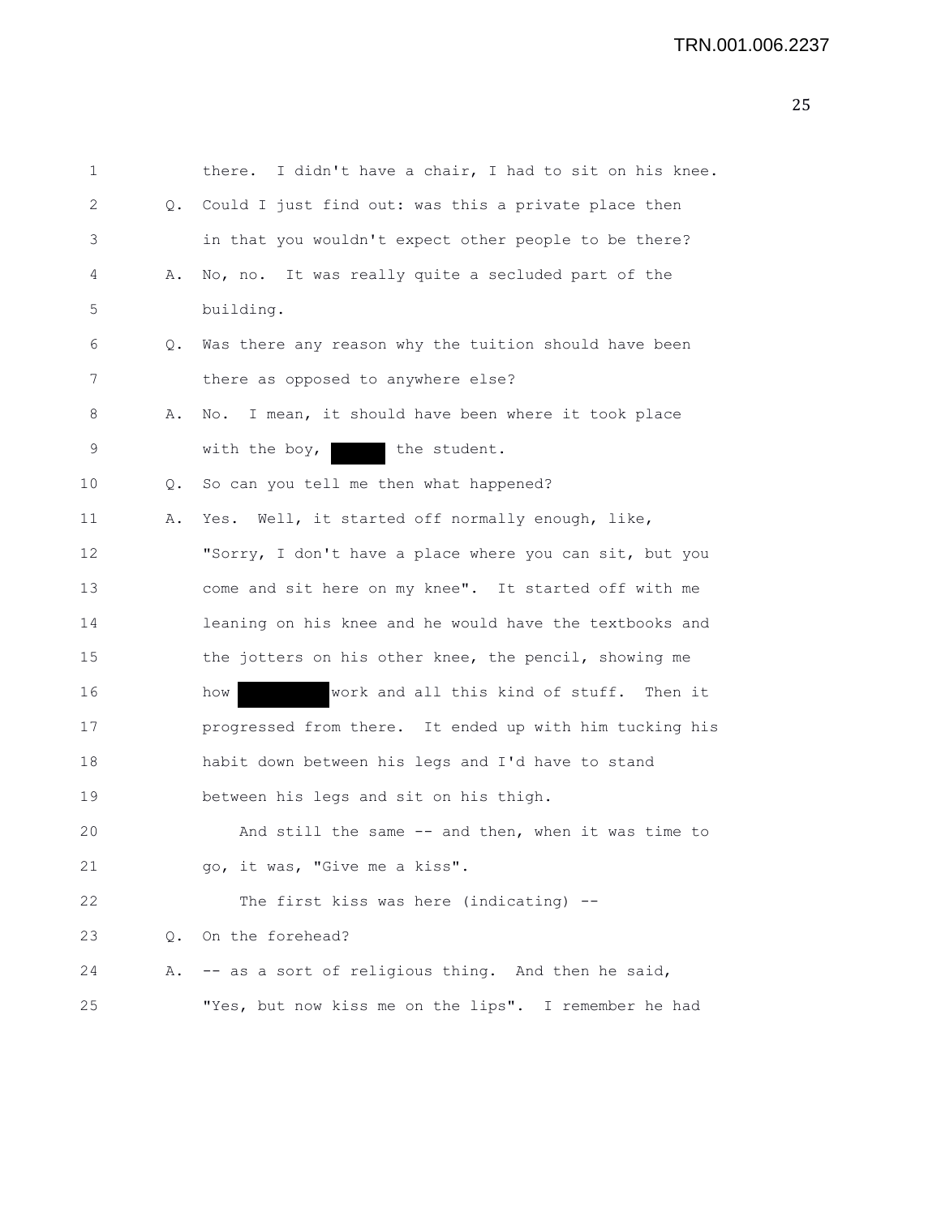1 there. I didn't have a chair, I had to sit on his knee.

2 Q. Could I just find out: was this a private place then

3 in that you wouldn't expect other people to be there?

4 A. No, no. It was really quite a secluded part of the

5 building.

6 Q. Was there any reason why the tuition should have been

7 there as opposed to anywhere else?

8 A. No. I mean, it should have been where it took place

9 with the boy, ██████ the student.

10 Q. So can you tell me then what happened?

11 A. Yes. Well, it started off normally enough, like,

12 "Sorry, I don't have a place where you can sit, but you

13 come and sit here on my knee". It started off with me

14 leaning on his knee and he would have the textbooks and

15 the jotters on his other knee, the pencil, showing me

16 how ██████████ work and all this kind of stuff. Then it

17 progressed from there. It ended up with him tucking his

18 habit down between his legs and I'd have to stand

19 between his legs and sit on his thigh.

20 And still the same -- and then, when it was time to

21 go, it was, "Give me a kiss".

22 The first kiss was here (indicating) --

23 Q. On the forehead?

24 A. -- as a sort of religious thing. And then he said,

25 "Yes, but now kiss me on the lips". I remember he had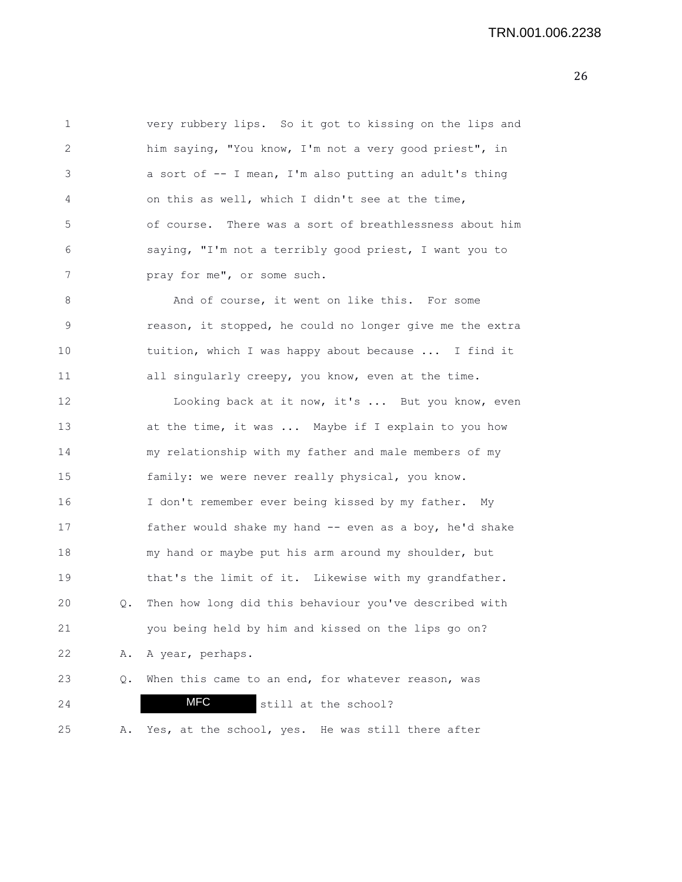1 very rubbery lips. So it got to kissing on the lips and
2 him saying, "You know, I'm not a very good priest", in
3 a sort of -- I mean, I'm also putting an adult's thing
4 on this as well, which I didn't see at the time,
5 of course. There was a sort of breathlessness about him
6 saying, "I'm not a terribly good priest, I want you to
7 pray for me", or some such.

8 And of course, it went on like this. For some
9 reason, it stopped, he could no longer give me the extra
10 tuition, which I was happy about because ... I find it
11 all singularly creepy, you know, even at the time.

12 Looking back at it now, it's ... But you know, even
13 at the time, it was ... Maybe if I explain to you how
14 my relationship with my father and male members of my
15 family: we were never really physical, you know.
16 I don't remember ever being kissed by my father. My
17 father would shake my hand -- even as a boy, he'd shake
18 my hand or maybe put his arm around my shoulder, but
19 that's the limit of it. Likewise with my grandfather.

20 Q. Then how long did this behaviour you've described with
21 you being held by him and kissed on the lips go on?

22 A. A year, perhaps.

23 Q. When this came to an end, for whatever reason, was
24 MFC still at the school?

25 A. Yes, at the school, yes. He was still there after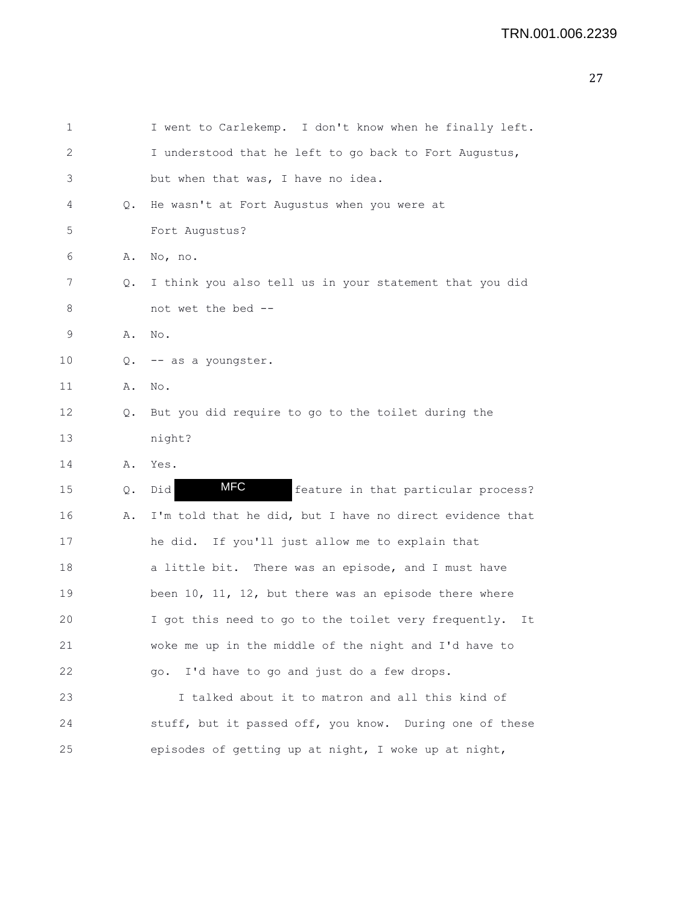TRN.001.006.2239

1 I went to Carlekemp. I don't know when he finally left.
2 I understood that he left to go back to Fort Augustus,
3 but when that was, I have no idea.
4 Q. He wasn't at Fort Augustus when you were at
5 Fort Augustus?
6 A. No, no.
7 Q. I think you also tell us in your statement that you did
8 not wet the bed --
9 A. No.
10 Q. -- as a youngster.
11 A. No.
12 Q. But you did require to go to the toilet during the
13 night?
14 A. Yes.
15 Q. Did MFC feature in that particular process?
16 A. I'm told that he did, but I have no direct evidence that
17 he did. If you'll just allow me to explain that
18 a little bit. There was an episode, and I must have
19 been 10, 11, 12, but there was an episode there where
20 I got this need to go to the toilet very frequently. It
21 woke me up in the middle of the night and I'd have to
22 go. I'd have to go and just do a few drops.
23 I talked about it to matron and all this kind of
24 stuff, but it passed off, you know. During one of these
25 episodes of getting up at night, I woke up at night,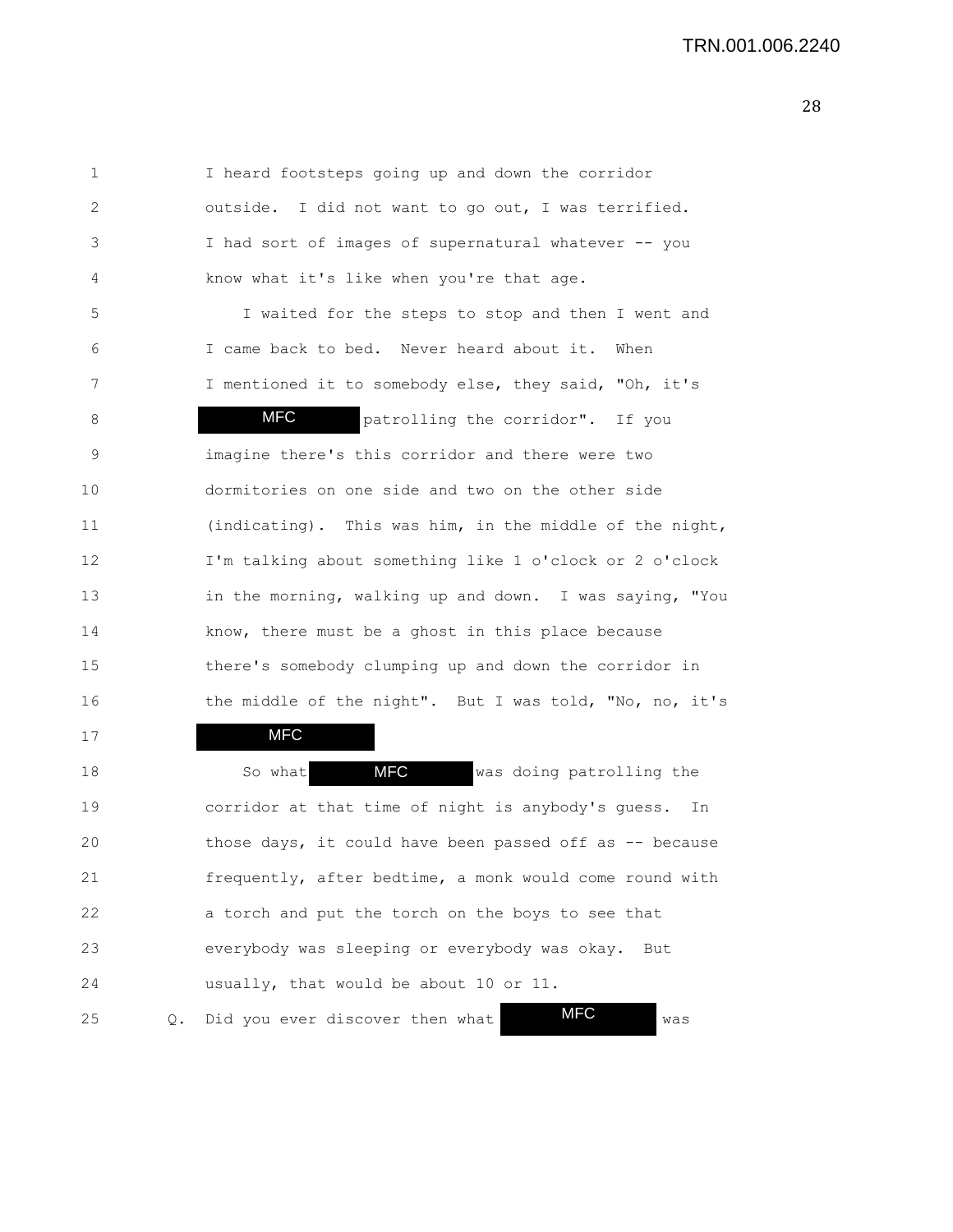I heard footsteps going up and down the corridor outside. I did not want to go out, I was terrified. I had sort of images of supernatural whatever -- you know what it's like when you're that age.

I waited for the steps to stop and then I went and I came back to bed. Never heard about it. When I mentioned it to somebody else, they said, "Oh, it's MFC patrolling the corridor". If you imagine there's this corridor and there were two dormitories on one side and two on the other side (indicating). This was him, in the middle of the night, I'm talking about something like 1 o'clock or 2 o'clock in the morning, walking up and down. I was saying, "You know, there must be a ghost in this place because there's somebody clumping up and down the corridor in the middle of the night". But I was told, "No, no, it's MFC

So what MFC was doing patrolling the corridor at that time of night is anybody's guess. In those days, it could have been passed off as -- because frequently, after bedtime, a monk would come round with a torch and put the torch on the boys to see that everybody was sleeping or everybody was okay. But usually, that would be about 10 or 11.

Q. Did you ever discover then what MFC was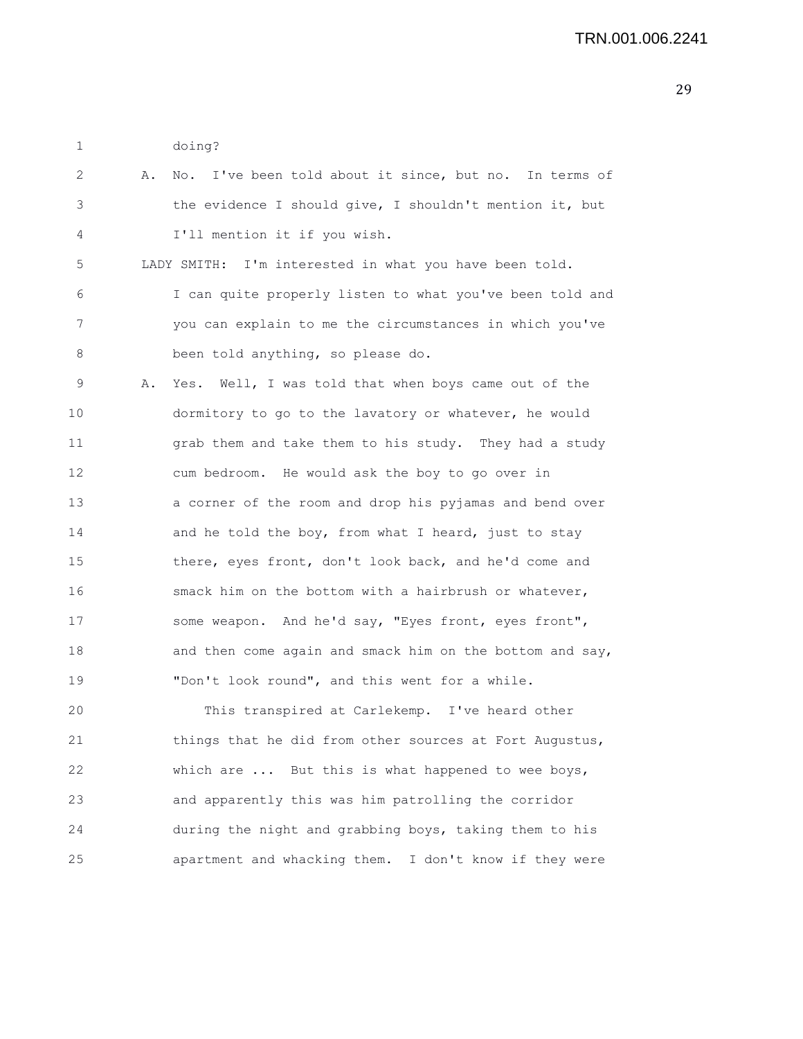doing?

A. No. I've been told about it since, but no. In terms of the evidence I should give, I shouldn't mention it, but I'll mention it if you wish.

LADY SMITH: I'm interested in what you have been told. I can quite properly listen to what you've been told and you can explain to me the circumstances in which you've been told anything, so please do.

A. Yes. Well, I was told that when boys came out of the dormitory to go to the lavatory or whatever, he would grab them and take them to his study. They had a study cum bedroom. He would ask the boy to go over in a corner of the room and drop his pyjamas and bend over and he told the boy, from what I heard, just to stay there, eyes front, don't look back, and he'd come and smack him on the bottom with a hairbrush or whatever, some weapon. And he'd say, "Eyes front, eyes front", and then come again and smack him on the bottom and say, "Don't look round", and this went for a while.

This transpired at Carlekemp. I've heard other things that he did from other sources at Fort Augustus, which are ... But this is what happened to wee boys, and apparently this was him patrolling the corridor during the night and grabbing boys, taking them to his apartment and whacking them. I don't know if they were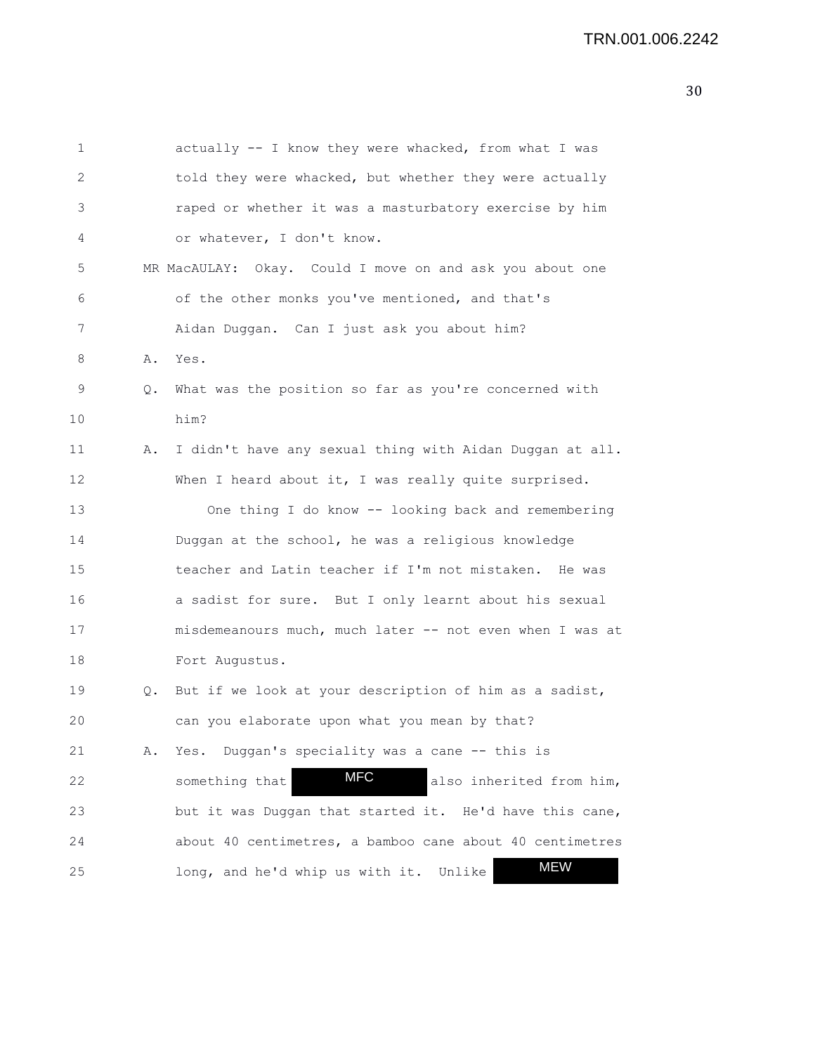actually -- I know they were whacked, from what I was told they were whacked, but whether they were actually raped or whether it was a masturbatory exercise by him or whatever, I don't know.

MR MacAULAY: Okay. Could I move on and ask you about one of the other monks you've mentioned, and that's Aidan Duggan. Can I just ask you about him?

A. Yes.

Q. What was the position so far as you're concerned with him?

A. I didn't have any sexual thing with Aidan Duggan at all. When I heard about it, I was really quite surprised.

One thing I do know -- looking back and remembering Duggan at the school, he was a religious knowledge teacher and Latin teacher if I'm not mistaken. He was a sadist for sure. But I only learnt about his sexual misdemeanours much, much later -- not even when I was at Fort Augustus.

Q. But if we look at your description of him as a sadist, can you elaborate upon what you mean by that?

A. Yes. Duggan's speciality was a cane -- this is something that MFC also inherited from him, but it was Duggan that started it. He'd have this cane, about 40 centimetres, a bamboo cane about 40 centimetres long, and he'd whip us with it. Unlike MEW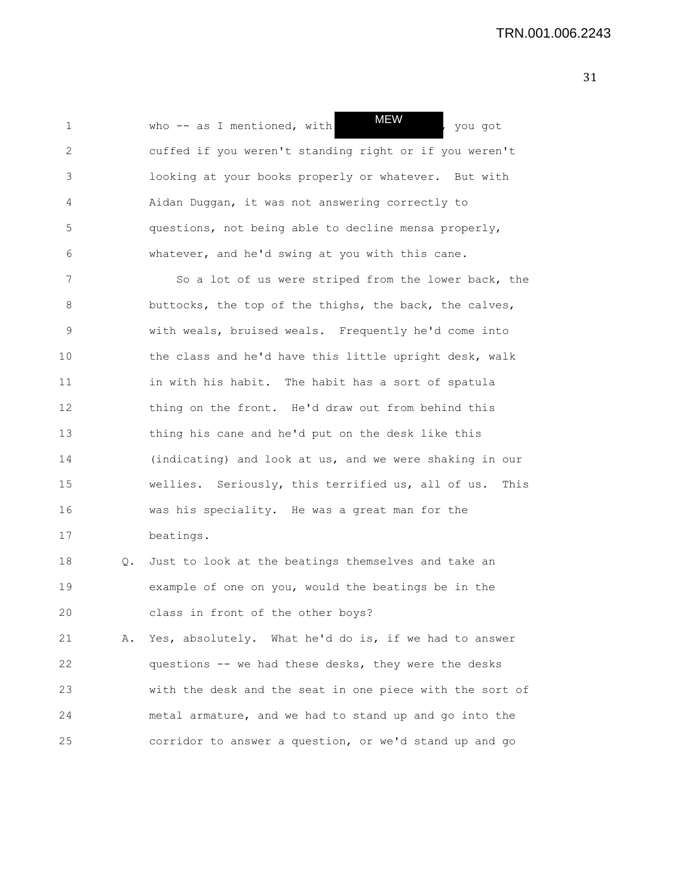who -- as I mentioned, with MEW, you got cuffed if you weren't standing right or if you weren't looking at your books properly or whatever. But with Aidan Duggan, it was not answering correctly to questions, not being able to decline mensa properly, whatever, and he'd swing at you with this cane.

So a lot of us were striped from the lower back, the buttocks, the top of the thighs, the back, the calves, with weals, bruised weals. Frequently he'd come into the class and he'd have this little upright desk, walk in with his habit. The habit has a sort of spatula thing on the front. He'd draw out from behind this thing his cane and he'd put on the desk like this (indicating) and look at us, and we were shaking in our wellies. Seriously, this terrified us, all of us. This was his speciality. He was a great man for the beatings.

Q. Just to look at the beatings themselves and take an example of one on you, would the beatings be in the class in front of the other boys?

A. Yes, absolutely. What he'd do is, if we had to answer questions -- we had these desks, they were the desks with the desk and the seat in one piece with the sort of metal armature, and we had to stand up and go into the corridor to answer a question, or we'd stand up and go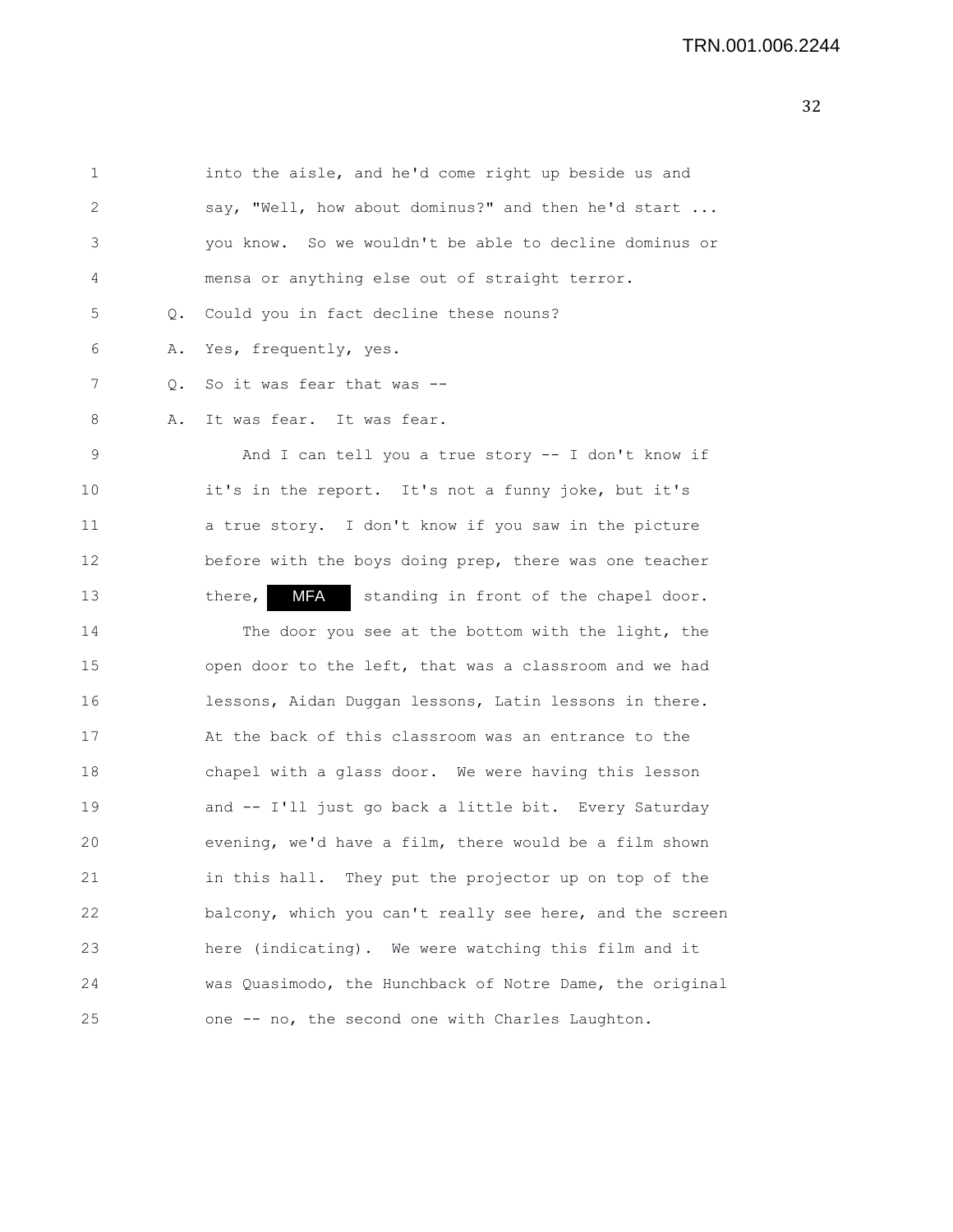1 into the aisle, and he'd come right up beside us and
2 say, "Well, how about dominus?" and then he'd start ...
3 you know. So we wouldn't be able to decline dominus or
4 mensa or anything else out of straight terror.
5 Q. Could you in fact decline these nouns?
6 A. Yes, frequently, yes.
7 Q. So it was fear that was --
8 A. It was fear. It was fear.
9 And I can tell you a true story -- I don't know if
10 it's in the report. It's not a funny joke, but it's
11 a true story. I don't know if you saw in the picture
12 before with the boys doing prep, there was one teacher
13 there, MFA standing in front of the chapel door.
14 The door you see at the bottom with the light, the
15 open door to the left, that was a classroom and we had
16 lessons, Aidan Duggan lessons, Latin lessons in there.
17 At the back of this classroom was an entrance to the
18 chapel with a glass door. We were having this lesson
19 and -- I'll just go back a little bit. Every Saturday
20 evening, we'd have a film, there would be a film shown
21 in this hall. They put the projector up on top of the
22 balcony, which you can't really see here, and the screen
23 here (indicating). We were watching this film and it
24 was Quasimodo, the Hunchback of Notre Dame, the original
25 one -- no, the second one with Charles Laughton.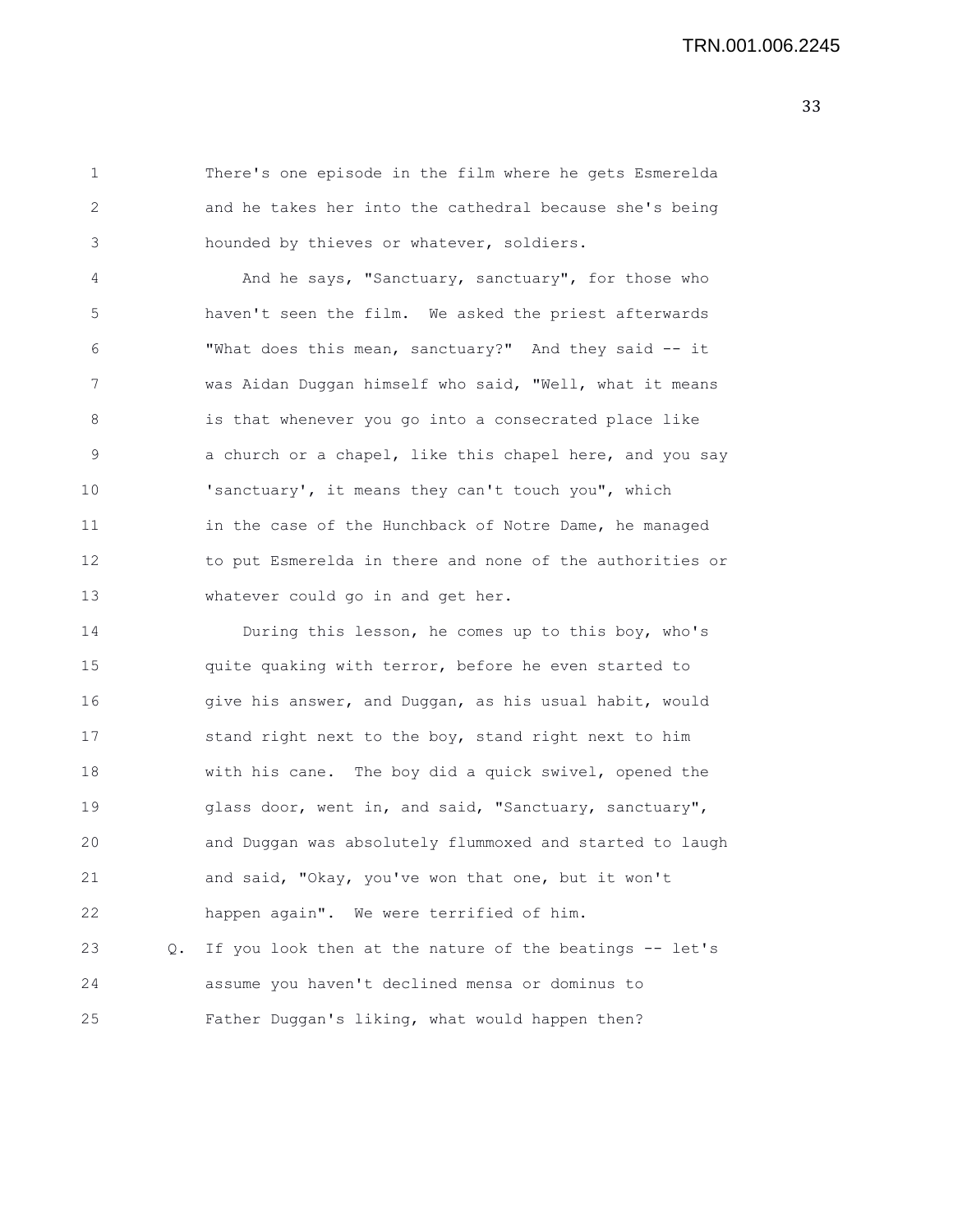There's one episode in the film where he gets Esmerelda and he takes her into the cathedral because she's being hounded by thieves or whatever, soldiers.

And he says, "Sanctuary, sanctuary", for those who haven't seen the film. We asked the priest afterwards "What does this mean, sanctuary?" And they said -- it was Aidan Duggan himself who said, "Well, what it means is that whenever you go into a consecrated place like a church or a chapel, like this chapel here, and you say 'sanctuary', it means they can't touch you", which in the case of the Hunchback of Notre Dame, he managed to put Esmerelda in there and none of the authorities or whatever could go in and get her.

During this lesson, he comes up to this boy, who's quite quaking with terror, before he even started to give his answer, and Duggan, as his usual habit, would stand right next to the boy, stand right next to him with his cane. The boy did a quick swivel, opened the glass door, went in, and said, "Sanctuary, sanctuary", and Duggan was absolutely flummoxed and started to laugh and said, "Okay, you've won that one, but it won't happen again". We were terrified of him.

Q. If you look then at the nature of the beatings -- let's assume you haven't declined mensa or dominus to Father Duggan's liking, what would happen then?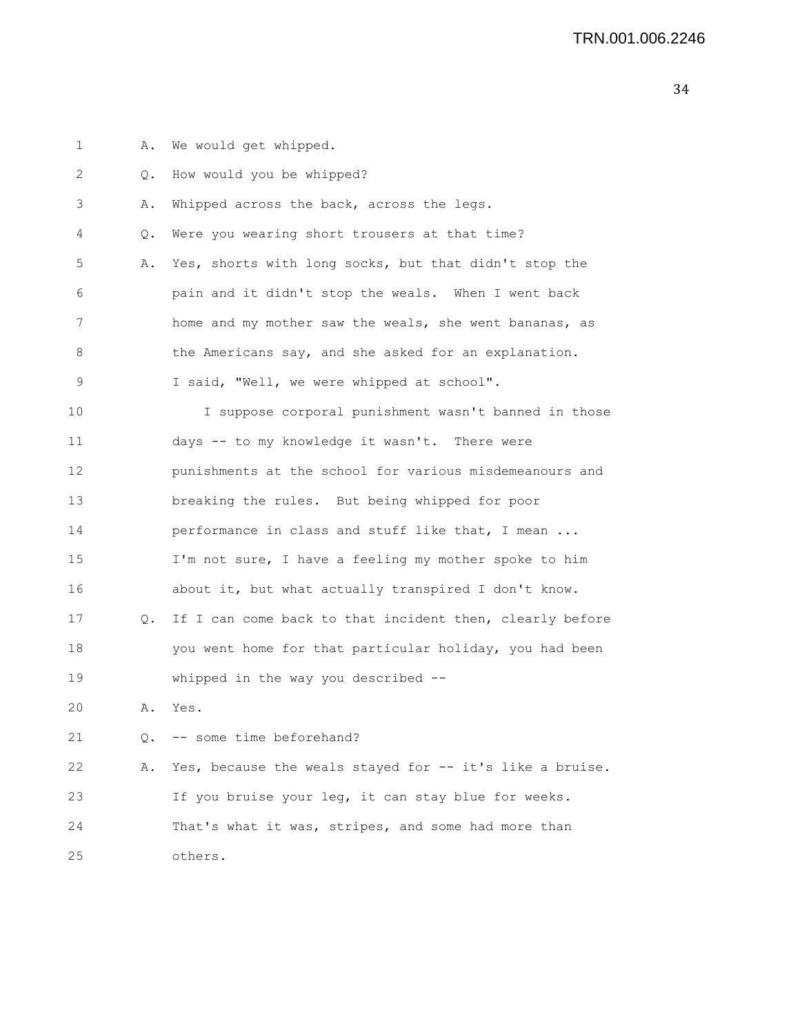1 A. We would get whipped.

2 Q. How would you be whipped?

3 A. Whipped across the back, across the legs.

4 Q. Were you wearing short trousers at that time?

5 A. Yes, shorts with long socks, but that didn't stop the
6 pain and it didn't stop the weals. When I went back
7 home and my mother saw the weals, she went bananas, as
8 the Americans say, and she asked for an explanation.
9 I said, "Well, we were whipped at school".

10 I suppose corporal punishment wasn't banned in those
11 days -- to my knowledge it wasn't. There were
12 punishments at the school for various misdemeanours and
13 breaking the rules. But being whipped for poor
14 performance in class and stuff like that, I mean ...
15 I'm not sure, I have a feeling my mother spoke to him
16 about it, but what actually transpired I don't know.

17 Q. If I can come back to that incident then, clearly before
18 you went home for that particular holiday, you had been
19 whipped in the way you described --

20 A. Yes.

21 Q. -- some time beforehand?

22 A. Yes, because the weals stayed for -- it's like a bruise.
23 If you bruise your leg, it can stay blue for weeks.
24 That's what it was, stripes, and some had more than
25 others.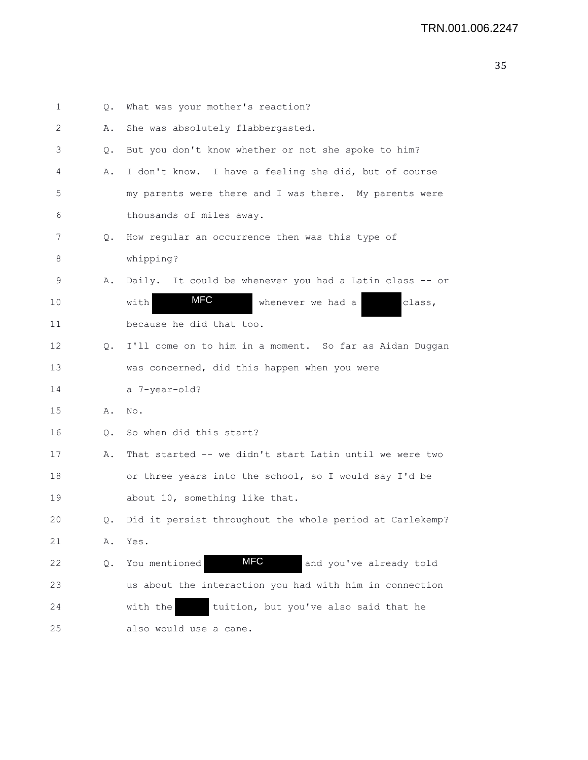1 Q. What was your mother's reaction?

2 A. She was absolutely flabbergasted.

3 Q. But you don't know whether or not she spoke to him?

4 A. I don't know. I have a feeling she did, but of course

5 my parents were there and I was there. My parents were

6 thousands of miles away.

7 Q. How regular an occurrence then was this type of

8 whipping?

9 A. Daily. It could be whenever you had a Latin class -- or

10 with MFC whenever we had a class,

11 because he did that too.

12 Q. I'll come on to him in a moment. So far as Aidan Duggan

13 was concerned, did this happen when you were

14 a 7-year-old?

15 A. No.

16 Q. So when did this start?

17 A. That started -- we didn't start Latin until we were two

18 or three years into the school, so I would say I'd be

19 about 10, something like that.

20 Q. Did it persist throughout the whole period at Carlekemp?

21 A. Yes.

22 Q. You mentioned MFC and you've already told

23 us about the interaction you had with him in connection

24 with the tuition, but you've also said that he

25 also would use a cane.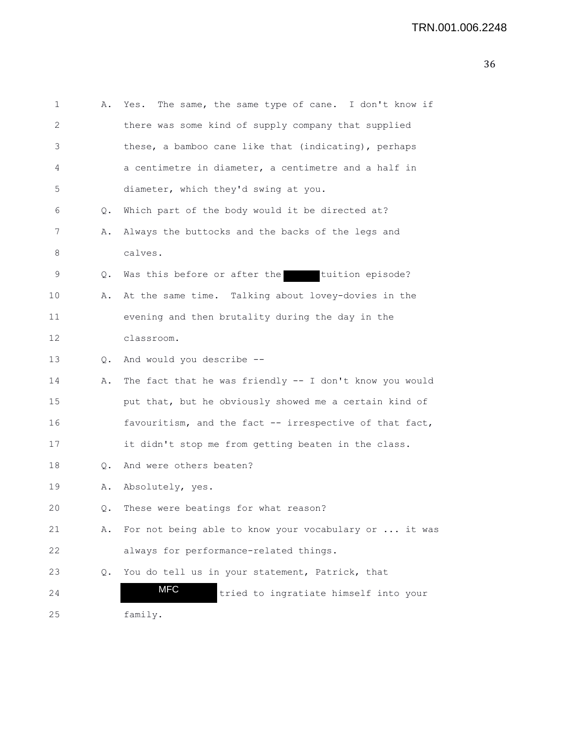A. Yes. The same, the same type of cane. I don't know if there was some kind of supply company that supplied these, a bamboo cane like that (indicating), perhaps a centimetre in diameter, a centimetre and a half in diameter, which they'd swing at you.

Q. Which part of the body would it be directed at?

A. Always the buttocks and the backs of the legs and calves.

Q. Was this before or after the [REDACTED] tuition episode?

A. At the same time. Talking about lovey-dovies in the evening and then brutality during the day in the classroom.

Q. And would you describe --

A. The fact that he was friendly -- I don't know you would put that, but he obviously showed me a certain kind of favouritism, and the fact -- irrespective of that fact, it didn't stop me from getting beaten in the class.

Q. And were others beaten?

A. Absolutely, yes.

Q. These were beatings for what reason?

A. For not being able to know your vocabulary or ... it was always for performance-related things.

Q. You do tell us in your statement, Patrick, that [MFC] tried to ingratiate himself into your family.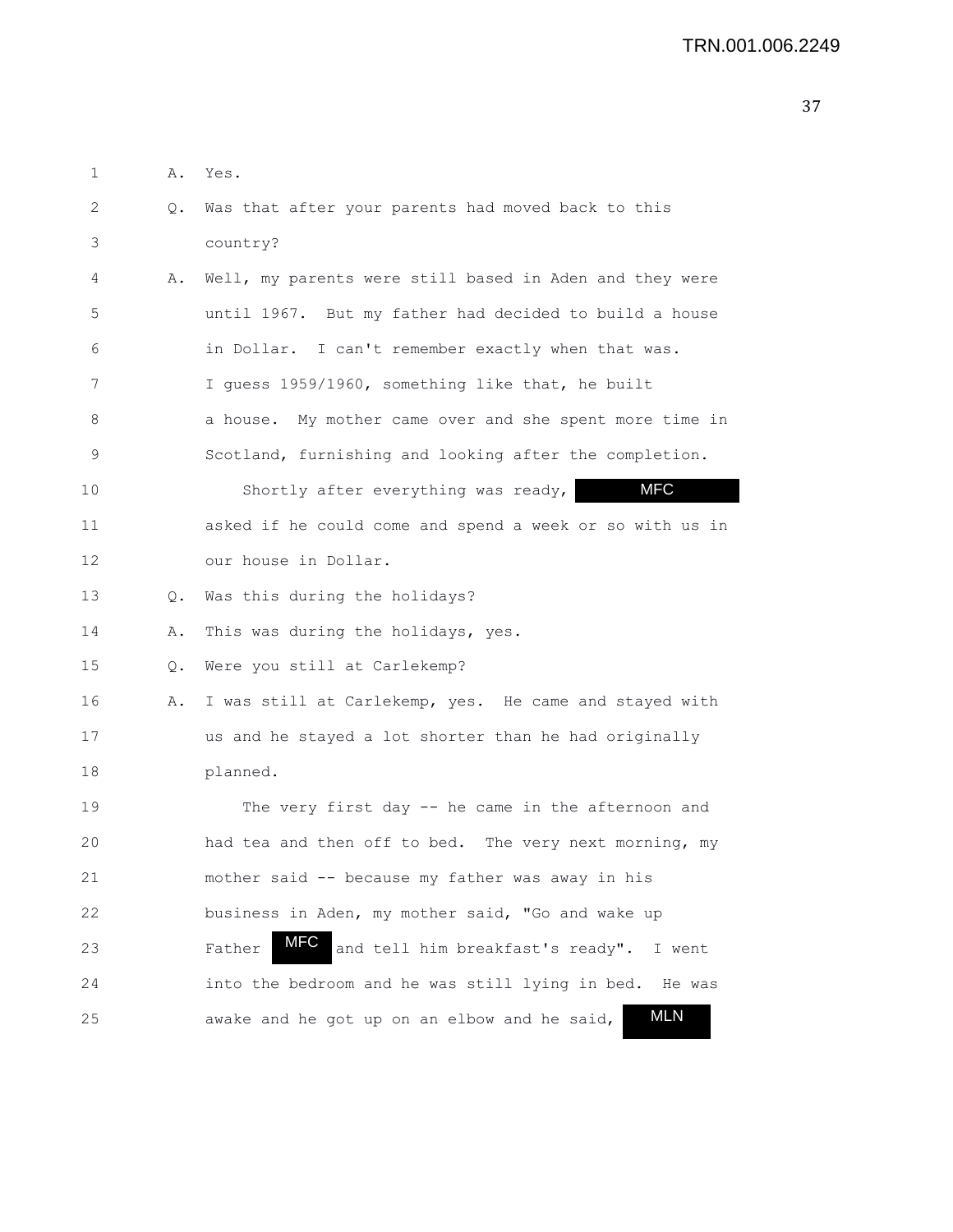A. Yes.

Q. Was that after your parents had moved back to this country?

A. Well, my parents were still based in Aden and they were until 1967. But my father had decided to build a house in Dollar. I can't remember exactly when that was. I guess 1959/1960, something like that, he built a house. My mother came over and she spent more time in Scotland, furnishing and looking after the completion.

Shortly after everything was ready, MFC asked if he could come and spend a week or so with us in our house in Dollar.

Q. Was this during the holidays?

A. This was during the holidays, yes.

Q. Were you still at Carlekemp?

A. I was still at Carlekemp, yes. He came and stayed with us and he stayed a lot shorter than he had originally planned.

The very first day -- he came in the afternoon and had tea and then off to bed. The very next morning, my mother said -- because my father was away in his business in Aden, my mother said, "Go and wake up Father MFC and tell him breakfast's ready". I went into the bedroom and he was still lying in bed. He was awake and he got up on an elbow and he said, MLN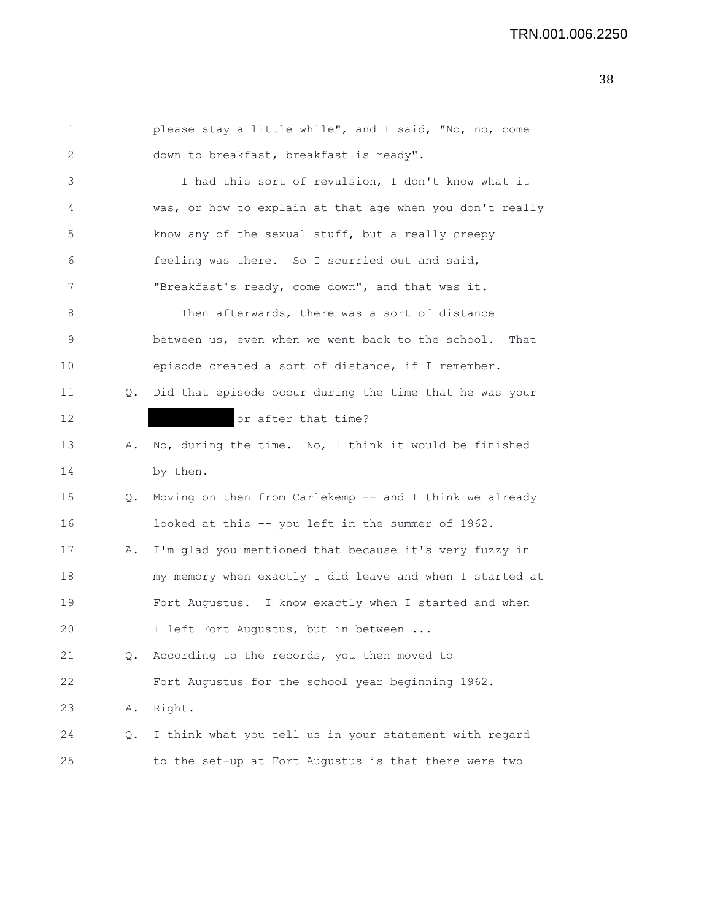please stay a little while", and I said, "No, no, come down to breakfast, breakfast is ready".

I had this sort of revulsion, I don't know what it was, or how to explain at that age when you don't really know any of the sexual stuff, but a really creepy feeling was there. So I scurried out and said, "Breakfast's ready, come down", and that was it.

Then afterwards, there was a sort of distance between us, even when we went back to the school. That episode created a sort of distance, if I remember.

Q. Did that episode occur during the time that he was your ██████████ or after that time?

A. No, during the time. No, I think it would be finished by then.

Q. Moving on then from Carlekemp -- and I think we already looked at this -- you left in the summer of 1962.

A. I'm glad you mentioned that because it's very fuzzy in my memory when exactly I did leave and when I started at Fort Augustus. I know exactly when I started and when I left Fort Augustus, but in between ...

Q. According to the records, you then moved to Fort Augustus for the school year beginning 1962.

A. Right.

Q. I think what you tell us in your statement with regard to the set-up at Fort Augustus is that there were two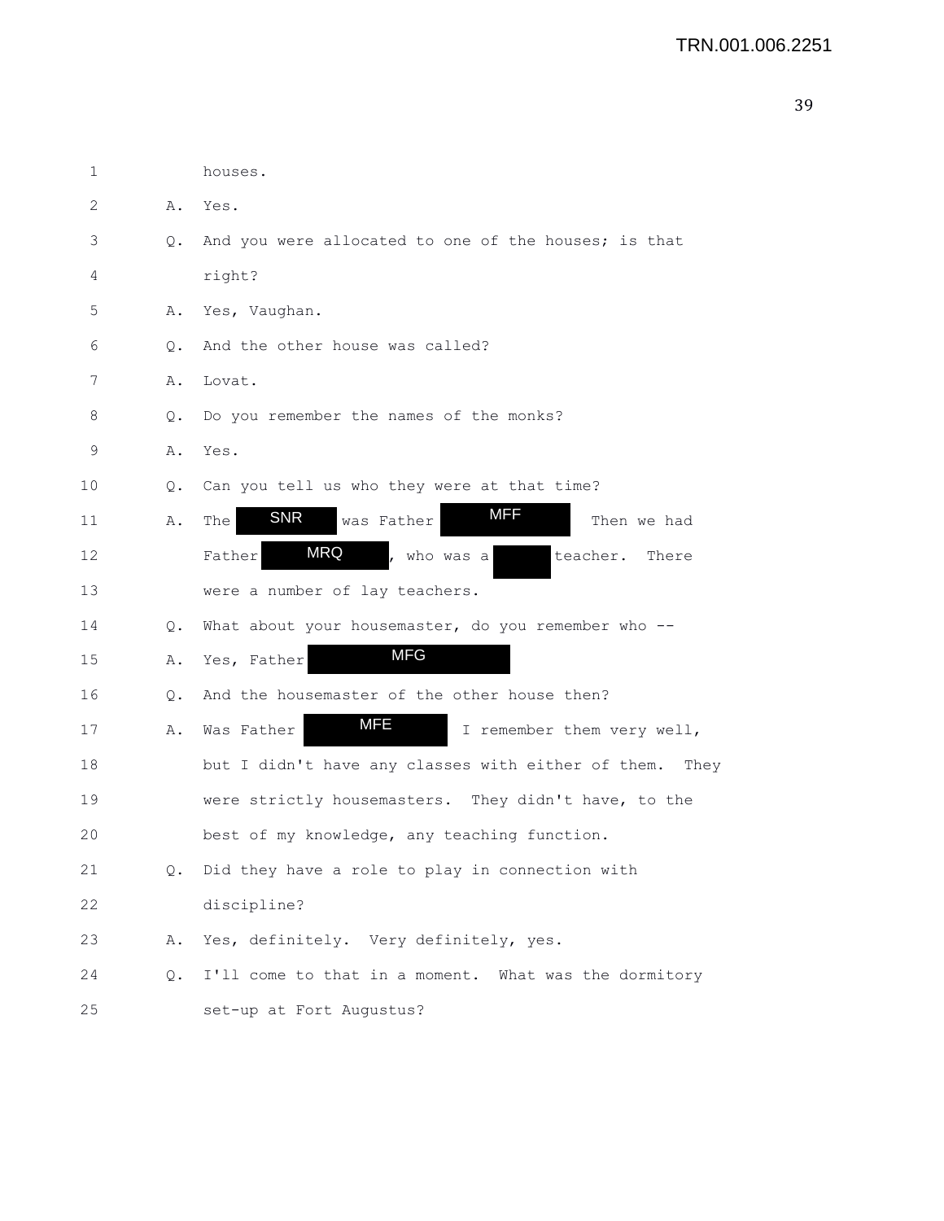1 houses.

2 A. Yes.

3 Q. And you were allocated to one of the houses; is that

4 right?

5 A. Yes, Vaughan.

6 Q. And the other house was called?

7 A. Lovat.

8 Q. Do you remember the names of the monks?

9 A. Yes.

10 Q. Can you tell us who they were at that time?

11 A. The SNR was Father MFF Then we had

12 Father MRQ, who was a teacher. There

13 were a number of lay teachers.

14 Q. What about your housemaster, do you remember who --

15 A. Yes, Father MFG

16 Q. And the housemaster of the other house then?

17 A. Was Father MFE I remember them very well,

18 but I didn't have any classes with either of them. They

19 were strictly housemasters. They didn't have, to the

20 best of my knowledge, any teaching function.

21 Q. Did they have a role to play in connection with

22 discipline?

23 A. Yes, definitely. Very definitely, yes.

24 Q. I'll come to that in a moment. What was the dormitory

25 set-up at Fort Augustus?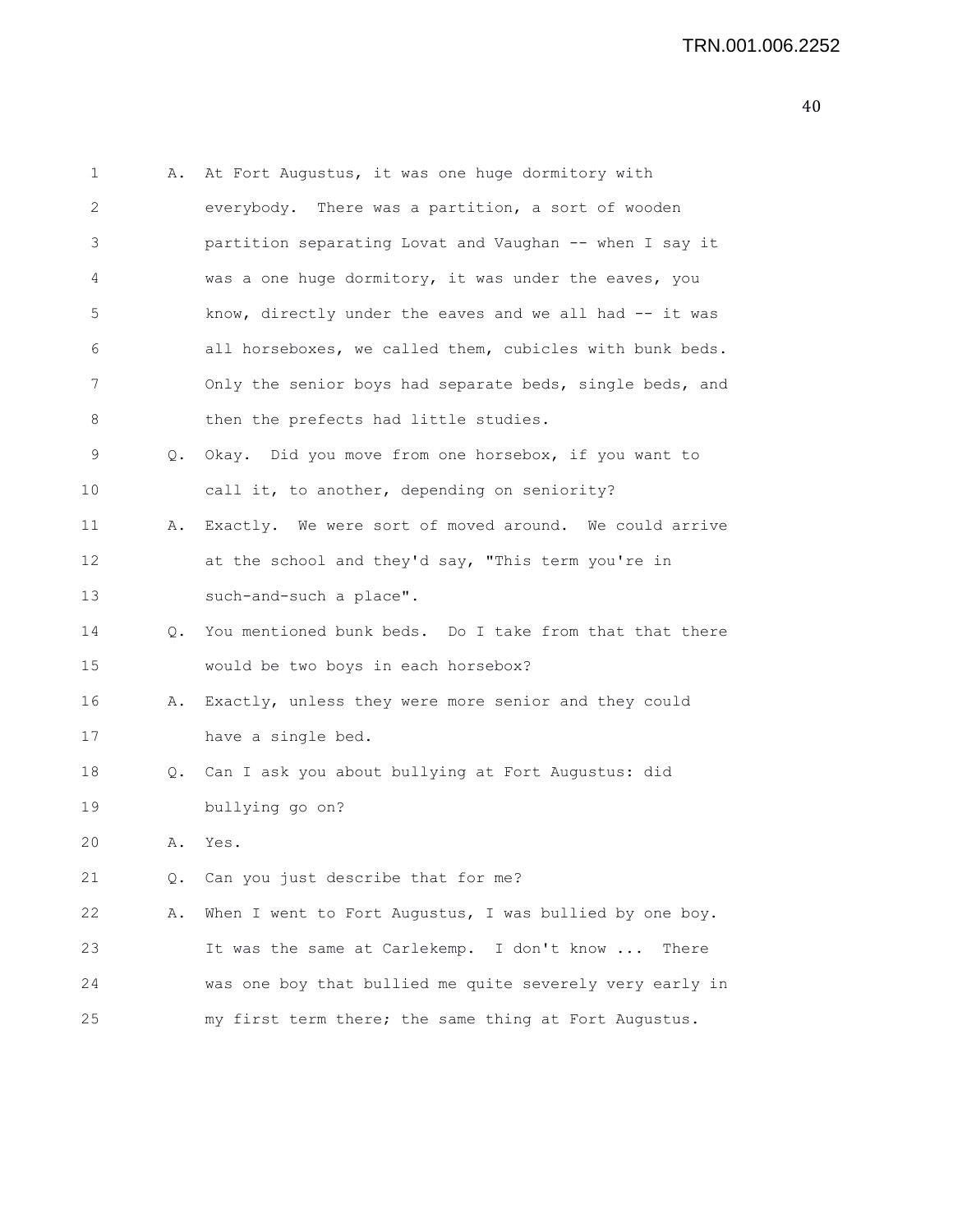A. At Fort Augustus, it was one huge dormitory with everybody. There was a partition, a sort of wooden partition separating Lovat and Vaughan -- when I say it was a one huge dormitory, it was under the eaves, you know, directly under the eaves and we all had -- it was all horseboxes, we called them, cubicles with bunk beds. Only the senior boys had separate beds, single beds, and then the prefects had little studies.

Q. Okay. Did you move from one horsebox, if you want to call it, to another, depending on seniority?

A. Exactly. We were sort of moved around. We could arrive at the school and they'd say, "This term you're in such-and-such a place".

Q. You mentioned bunk beds. Do I take from that that there would be two boys in each horsebox?

A. Exactly, unless they were more senior and they could have a single bed.

Q. Can I ask you about bullying at Fort Augustus: did bullying go on?

A. Yes.

Q. Can you just describe that for me?

A. When I went to Fort Augustus, I was bullied by one boy. It was the same at Carlekemp. I don't know ... There was one boy that bullied me quite severely very early in my first term there; the same thing at Fort Augustus.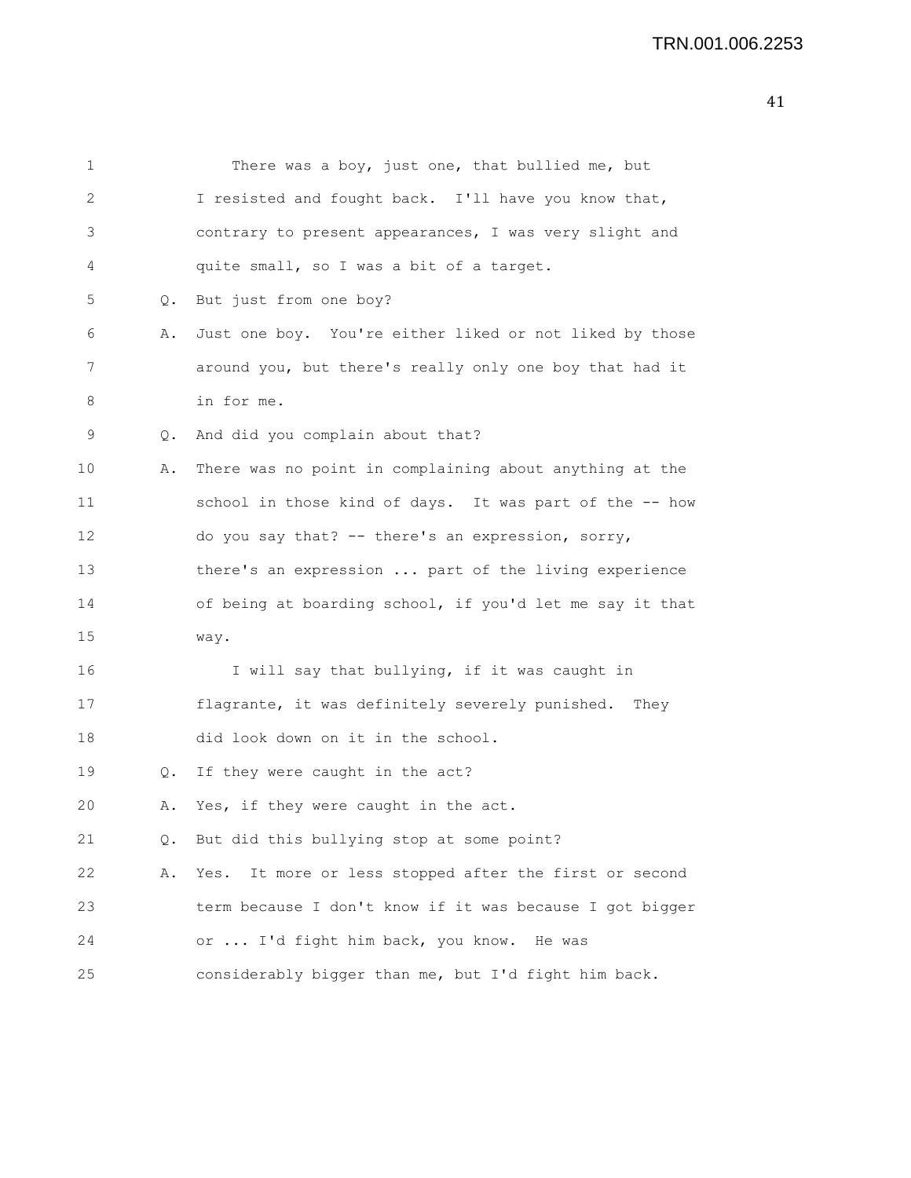There was a boy, just one, that bullied me, but I resisted and fought back. I'll have you know that, contrary to present appearances, I was very slight and quite small, so I was a bit of a target.

Q. But just from one boy?

A. Just one boy. You're either liked or not liked by those around you, but there's really only one boy that had it in for me.

Q. And did you complain about that?

A. There was no point in complaining about anything at the school in those kind of days. It was part of the -- how do you say that? -- there's an expression, sorry, there's an expression ... part of the living experience of being at boarding school, if you'd let me say it that way.

I will say that bullying, if it was caught in flagrante, it was definitely severely punished. They did look down on it in the school.

Q. If they were caught in the act?

A. Yes, if they were caught in the act.

Q. But did this bullying stop at some point?

A. Yes. It more or less stopped after the first or second term because I don't know if it was because I got bigger or ... I'd fight him back, you know. He was considerably bigger than me, but I'd fight him back.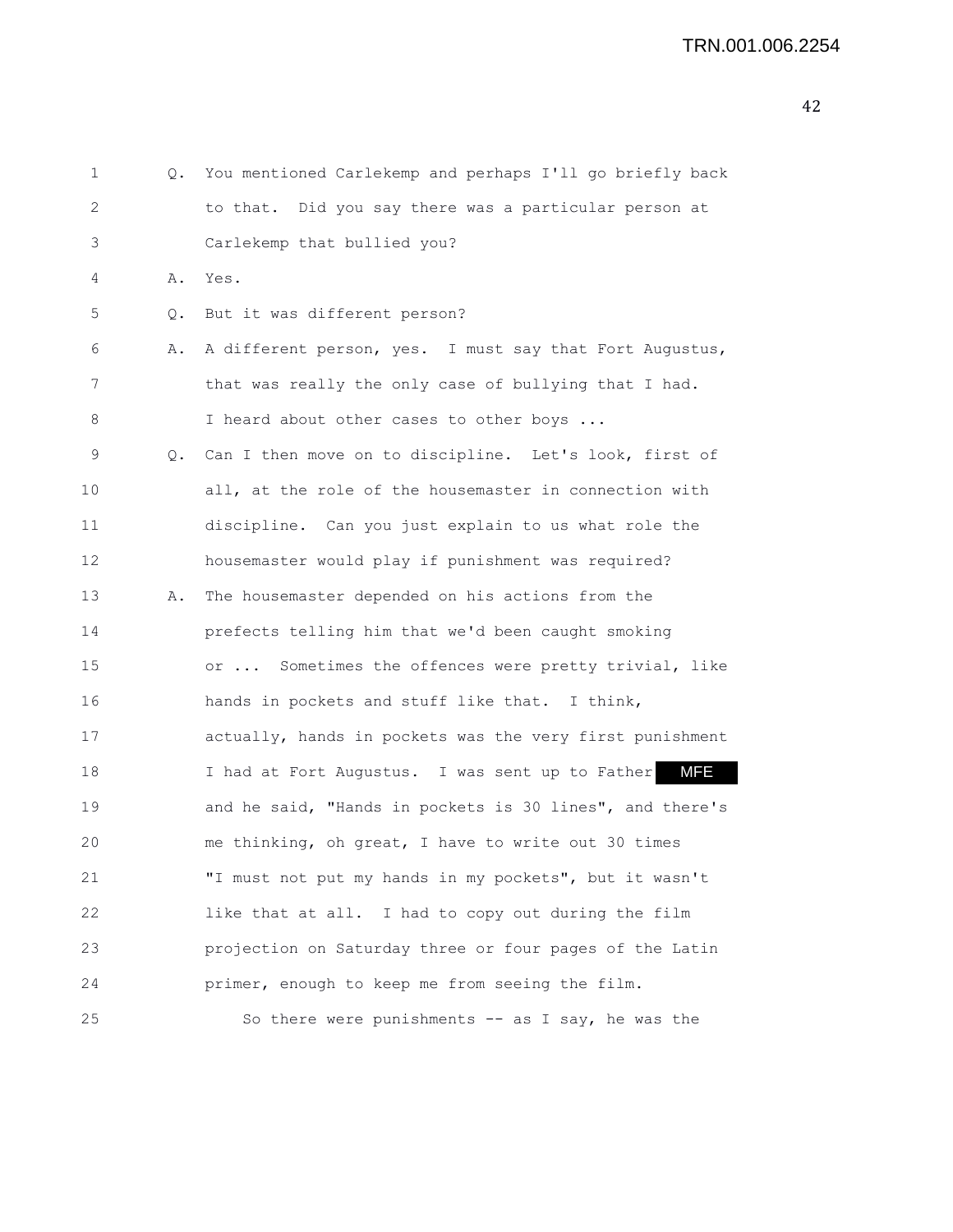Q. You mentioned Carlekemp and perhaps I'll go briefly back to that. Did you say there was a particular person at Carlekemp that bullied you?

A. Yes.

Q. But it was different person?

A. A different person, yes. I must say that Fort Augustus, that was really the only case of bullying that I had. I heard about other cases to other boys ...

Q. Can I then move on to discipline. Let's look, first of all, at the role of the housemaster in connection with discipline. Can you just explain to us what role the housemaster would play if punishment was required?

A. The housemaster depended on his actions from the prefects telling him that we'd been caught smoking or ... Sometimes the offences were pretty trivial, like hands in pockets and stuff like that. I think, actually, hands in pockets was the very first punishment I had at Fort Augustus. I was sent up to Father MFE and he said, "Hands in pockets is 30 lines", and there's me thinking, oh great, I have to write out 30 times "I must not put my hands in my pockets", but it wasn't like that at all. I had to copy out during the film projection on Saturday three or four pages of the Latin primer, enough to keep me from seeing the film.

So there were punishments -- as I say, he was the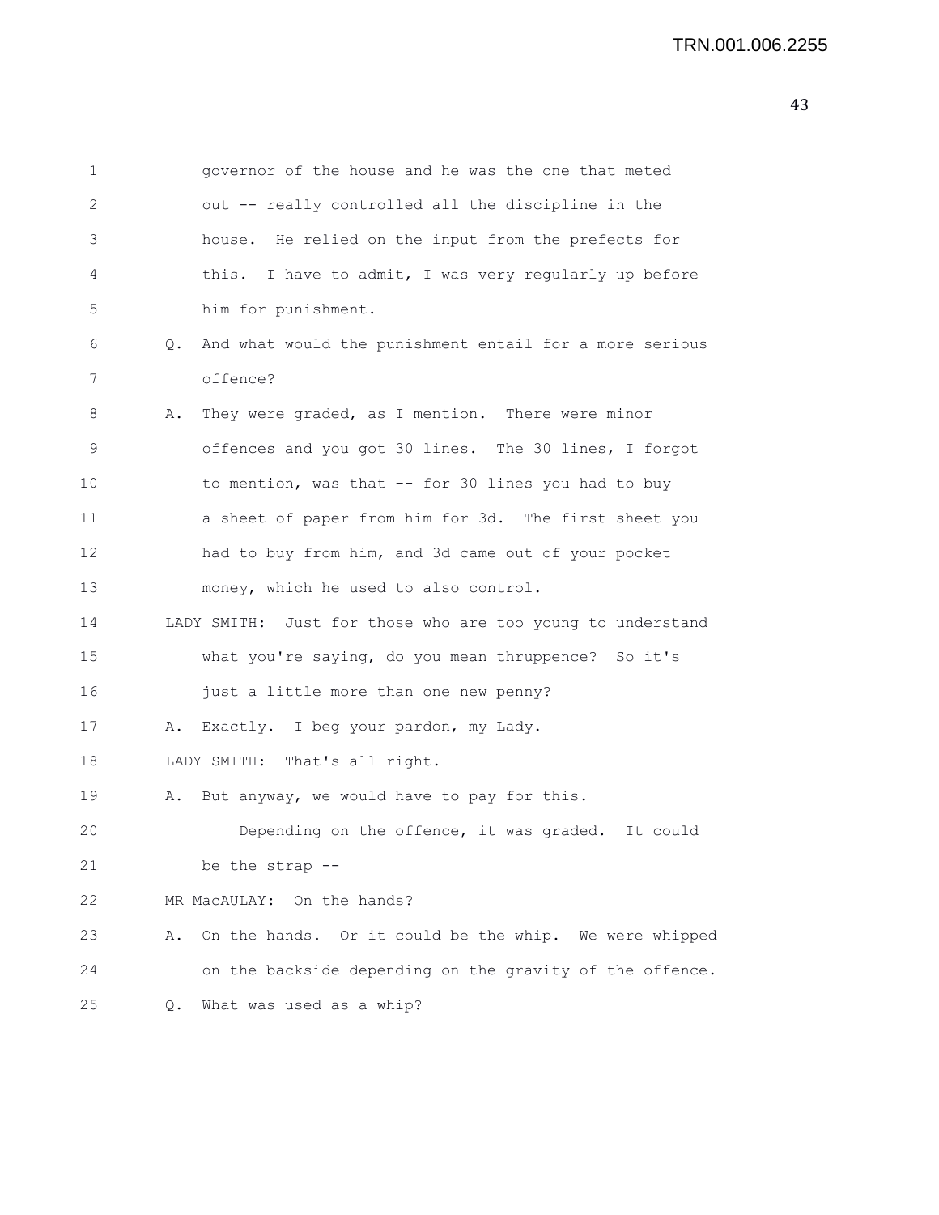1 governor of the house and he was the one that meted
2 out -- really controlled all the discipline in the
3 house. He relied on the input from the prefects for
4 this. I have to admit, I was very regularly up before
5 him for punishment.
6 Q. And what would the punishment entail for a more serious
7 offence?
8 A. They were graded, as I mention. There were minor
9 offences and you got 30 lines. The 30 lines, I forgot
10 to mention, was that -- for 30 lines you had to buy
11 a sheet of paper from him for 3d. The first sheet you
12 had to buy from him, and 3d came out of your pocket
13 money, which he used to also control.
14 LADY SMITH: Just for those who are too young to understand
15 what you're saying, do you mean thruppence? So it's
16 just a little more than one new penny?
17 A. Exactly. I beg your pardon, my Lady.
18 LADY SMITH: That's all right.
19 A. But anyway, we would have to pay for this.
20 Depending on the offence, it was graded. It could
21 be the strap --
22 MR MacAULAY: On the hands?
23 A. On the hands. Or it could be the whip. We were whipped
24 on the backside depending on the gravity of the offence.
25 Q. What was used as a whip?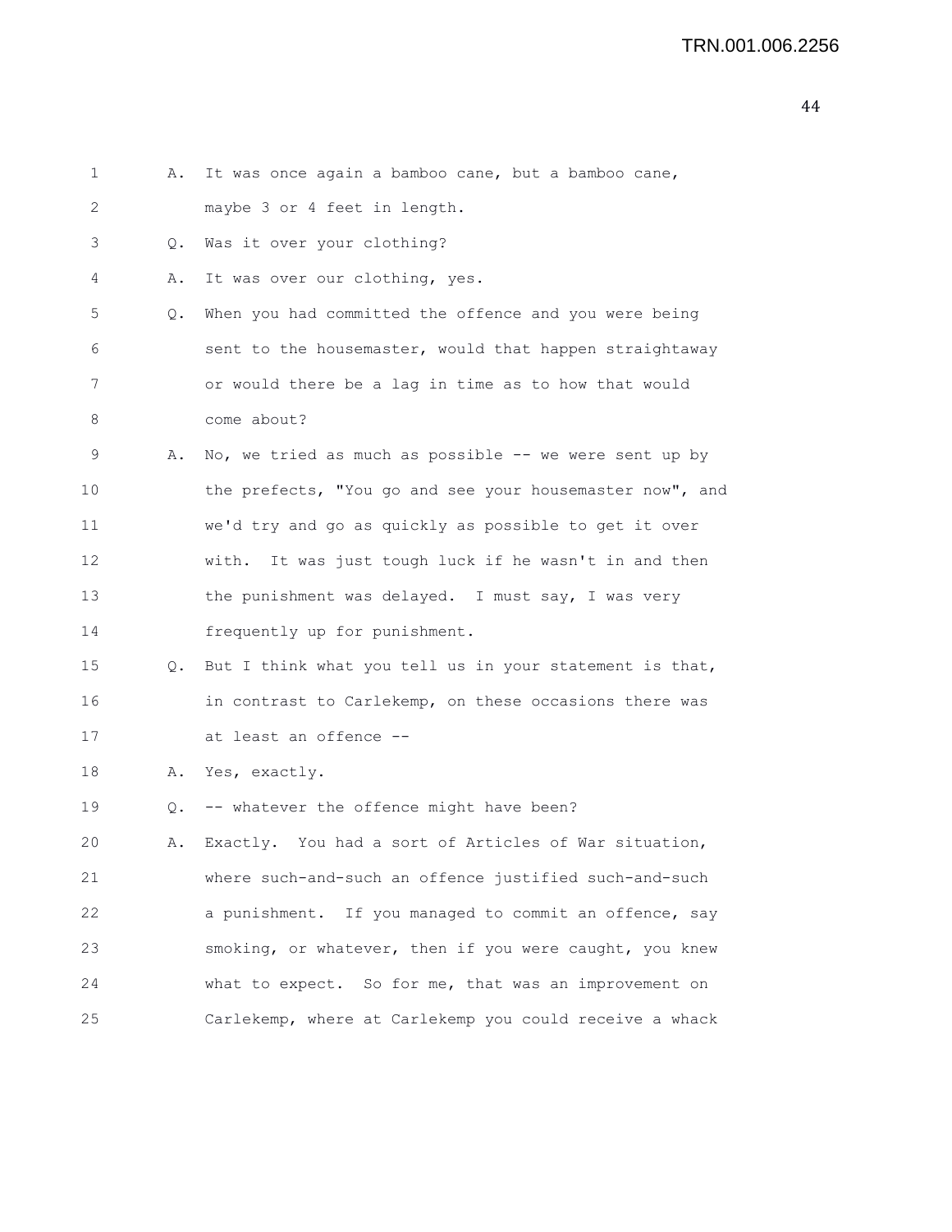1 A. It was once again a bamboo cane, but a bamboo cane,
2 maybe 3 or 4 feet in length.
3 Q. Was it over your clothing?
4 A. It was over our clothing, yes.
5 Q. When you had committed the offence and you were being
6 sent to the housemaster, would that happen straightaway
7 or would there be a lag in time as to how that would
8 come about?
9 A. No, we tried as much as possible -- we were sent up by
10 the prefects, "You go and see your housemaster now", and
11 we'd try and go as quickly as possible to get it over
12 with. It was just tough luck if he wasn't in and then
13 the punishment was delayed. I must say, I was very
14 frequently up for punishment.
15 Q. But I think what you tell us in your statement is that,
16 in contrast to Carlekemp, on these occasions there was
17 at least an offence --
18 A. Yes, exactly.
19 Q. -- whatever the offence might have been?
20 A. Exactly. You had a sort of Articles of War situation,
21 where such-and-such an offence justified such-and-such
22 a punishment. If you managed to commit an offence, say
23 smoking, or whatever, then if you were caught, you knew
24 what to expect. So for me, that was an improvement on
25 Carlekemp, where at Carlekemp you could receive a whack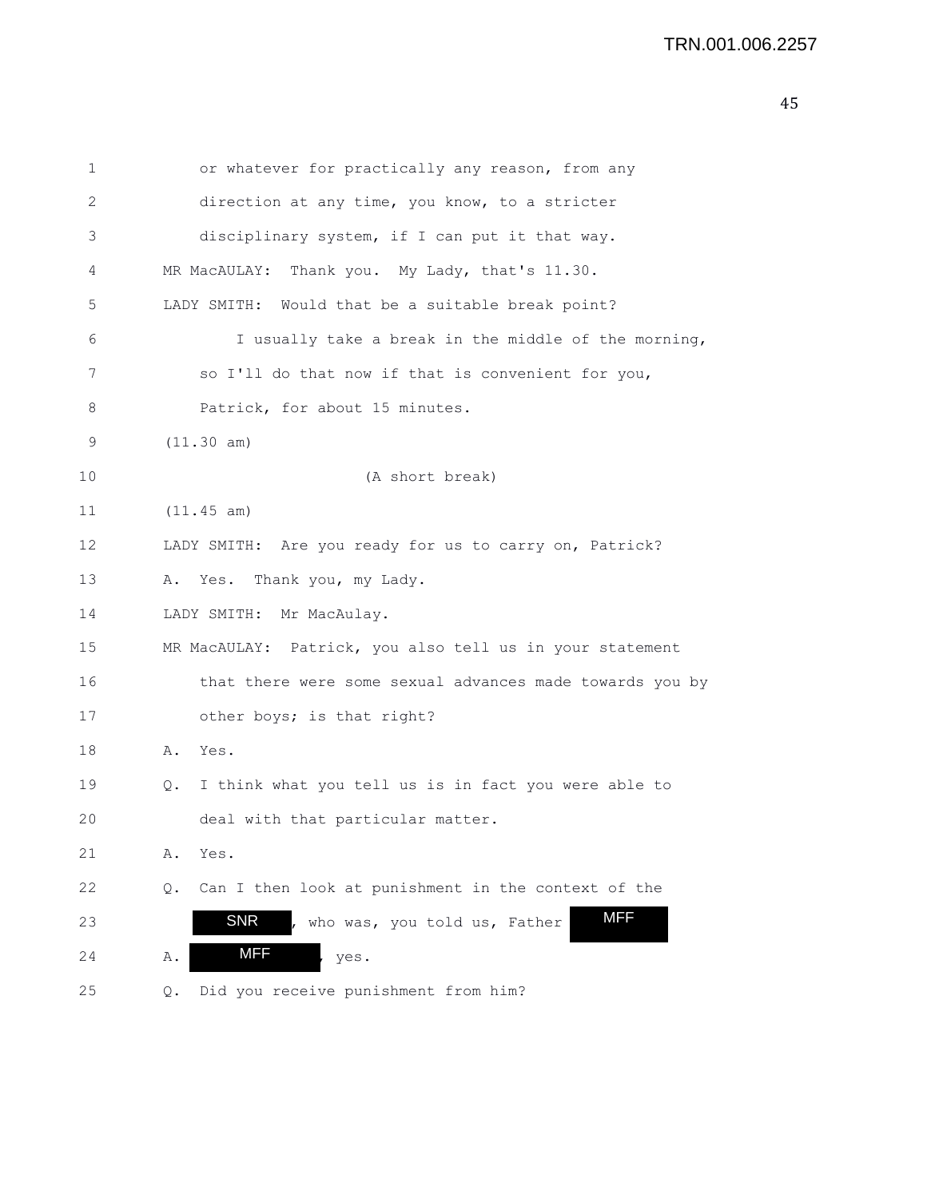1 or whatever for practically any reason, from any
2 direction at any time, you know, to a stricter
3 disciplinary system, if I can put it that way.
4 MR MacAULAY: Thank you. My Lady, that's 11.30.
5 LADY SMITH: Would that be a suitable break point?
6 I usually take a break in the middle of the morning,
7 so I'll do that now if that is convenient for you,
8 Patrick, for about 15 minutes.
9 (11.30 am)
10 (A short break)
11 (11.45 am)
12 LADY SMITH: Are you ready for us to carry on, Patrick?
13 A. Yes. Thank you, my Lady.
14 LADY SMITH: Mr MacAulay.
15 MR MacAULAY: Patrick, you also tell us in your statement
16 that there were some sexual advances made towards you by
17 other boys; is that right?
18 A. Yes.
19 Q. I think what you tell us is in fact you were able to
20 deal with that particular matter.
21 A. Yes.
22 Q. Can I then look at punishment in the context of the
23 SNR, who was, you told us, Father MFF
24 A. MFF, yes.
25 Q. Did you receive punishment from him?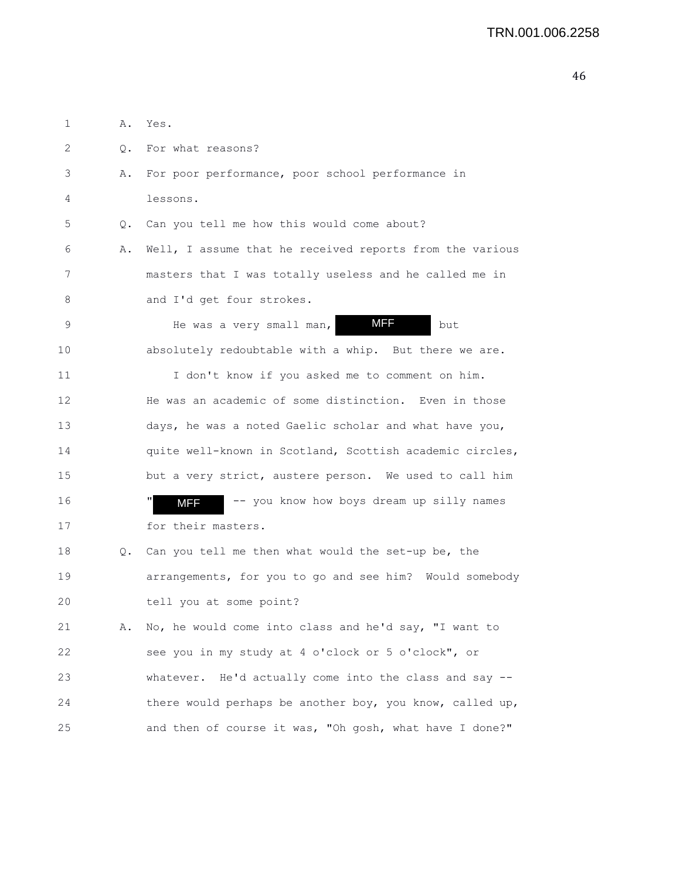A. Yes.

Q. For what reasons?

A. For poor performance, poor school performance in lessons.

Q. Can you tell me how this would come about?

A. Well, I assume that he received reports from the various masters that I was totally useless and he called me in and I'd get four strokes.

He was a very small man, MFF but absolutely redoubtable with a whip. But there we are.

I don't know if you asked me to comment on him. He was an academic of some distinction. Even in those days, he was a noted Gaelic scholar and what have you, quite well-known in Scotland, Scottish academic circles, but a very strict, austere person. We used to call him "MFF -- you know how boys dream up silly names for their masters.

Q. Can you tell me then what would the set-up be, the arrangements, for you to go and see him? Would somebody tell you at some point?

A. No, he would come into class and he'd say, "I want to see you in my study at 4 o'clock or 5 o'clock", or whatever. He'd actually come into the class and say -- there would perhaps be another boy, you know, called up, and then of course it was, "Oh gosh, what have I done?"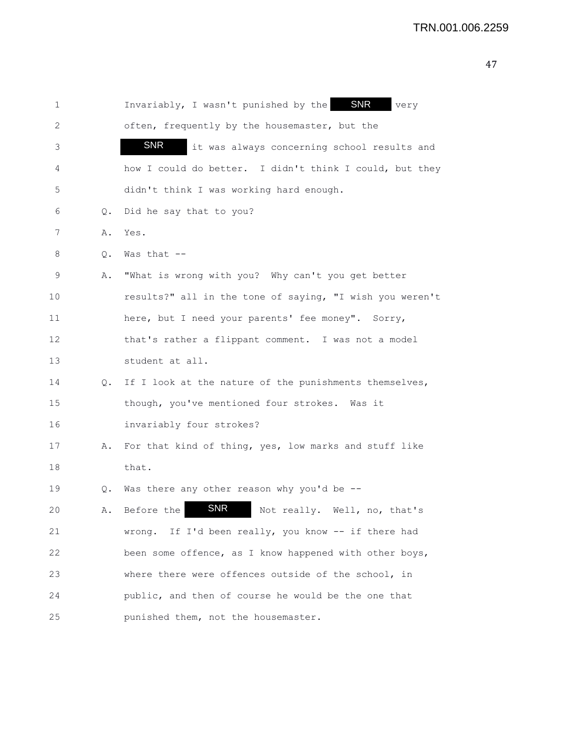1 Invariably, I wasn't punished by the SNR very
2 often, frequently by the housemaster, but the
3 SNR it was always concerning school results and
4 how I could do better. I didn't think I could, but they
5 didn't think I was working hard enough.
6 Q. Did he say that to you?
7 A. Yes.
8 Q. Was that --
9 A. "What is wrong with you? Why can't you get better
10 results?" all in the tone of saying, "I wish you weren't
11 here, but I need your parents' fee money". Sorry,
12 that's rather a flippant comment. I was not a model
13 student at all.
14 Q. If I look at the nature of the punishments themselves,
15 though, you've mentioned four strokes. Was it
16 invariably four strokes?
17 A. For that kind of thing, yes, low marks and stuff like
18 that.
19 Q. Was there any other reason why you'd be --
20 A. Before the SNR Not really. Well, no, that's
21 wrong. If I'd been really, you know -- if there had
22 been some offence, as I know happened with other boys,
23 where there were offences outside of the school, in
24 public, and then of course he would be the one that
25 punished them, not the housemaster.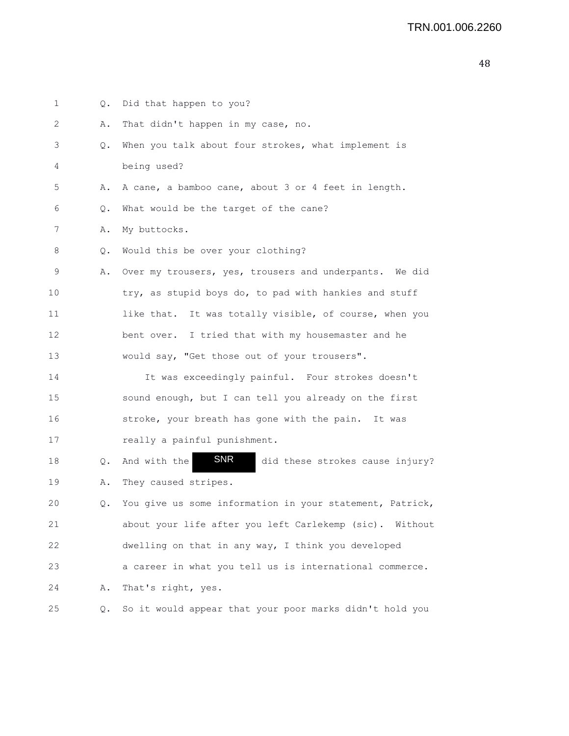1 Q. Did that happen to you?

2 A. That didn't happen in my case, no.

3 Q. When you talk about four strokes, what implement is

4 being used?

5 A. A cane, a bamboo cane, about 3 or 4 feet in length.

6 Q. What would be the target of the cane?

7 A. My buttocks.

8 Q. Would this be over your clothing?

9 A. Over my trousers, yes, trousers and underpants. We did

10 try, as stupid boys do, to pad with hankies and stuff

11 like that. It was totally visible, of course, when you

12 bent over. I tried that with my housemaster and he

13 would say, "Get those out of your trousers".

14 It was exceedingly painful. Four strokes doesn't

15 sound enough, but I can tell you already on the first

16 stroke, your breath has gone with the pain. It was

17 really a painful punishment.

18 Q. And with the SNR did these strokes cause injury?

19 A. They caused stripes.

20 Q. You give us some information in your statement, Patrick,

21 about your life after you left Carlekemp (sic). Without

22 dwelling on that in any way, I think you developed

23 a career in what you tell us is international commerce.

24 A. That's right, yes.

25 Q. So it would appear that your poor marks didn't hold you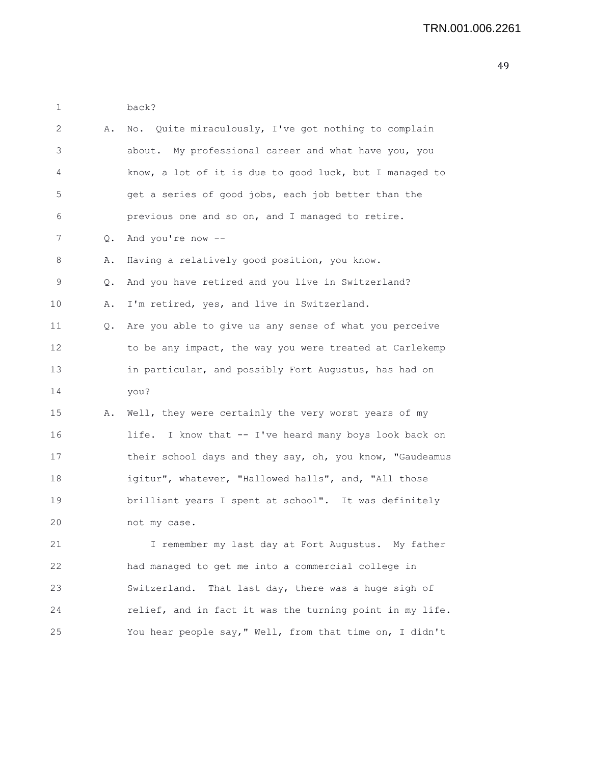back?

A. No. Quite miraculously, I've got nothing to complain about. My professional career and what have you, you know, a lot of it is due to good luck, but I managed to get a series of good jobs, each job better than the previous one and so on, and I managed to retire.

Q. And you're now --

A. Having a relatively good position, you know.

Q. And you have retired and you live in Switzerland?

A. I'm retired, yes, and live in Switzerland.

Q. Are you able to give us any sense of what you perceive to be any impact, the way you were treated at Carlekemp in particular, and possibly Fort Augustus, has had on you?

A. Well, they were certainly the very worst years of my life. I know that -- I've heard many boys look back on their school days and they say, oh, you know, "Gaudeamus igitur", whatever, "Hallowed halls", and, "All those brilliant years I spent at school". It was definitely not my case.

I remember my last day at Fort Augustus. My father had managed to get me into a commercial college in Switzerland. That last day, there was a huge sigh of relief, and in fact it was the turning point in my life. You hear people say," Well, from that time on, I didn't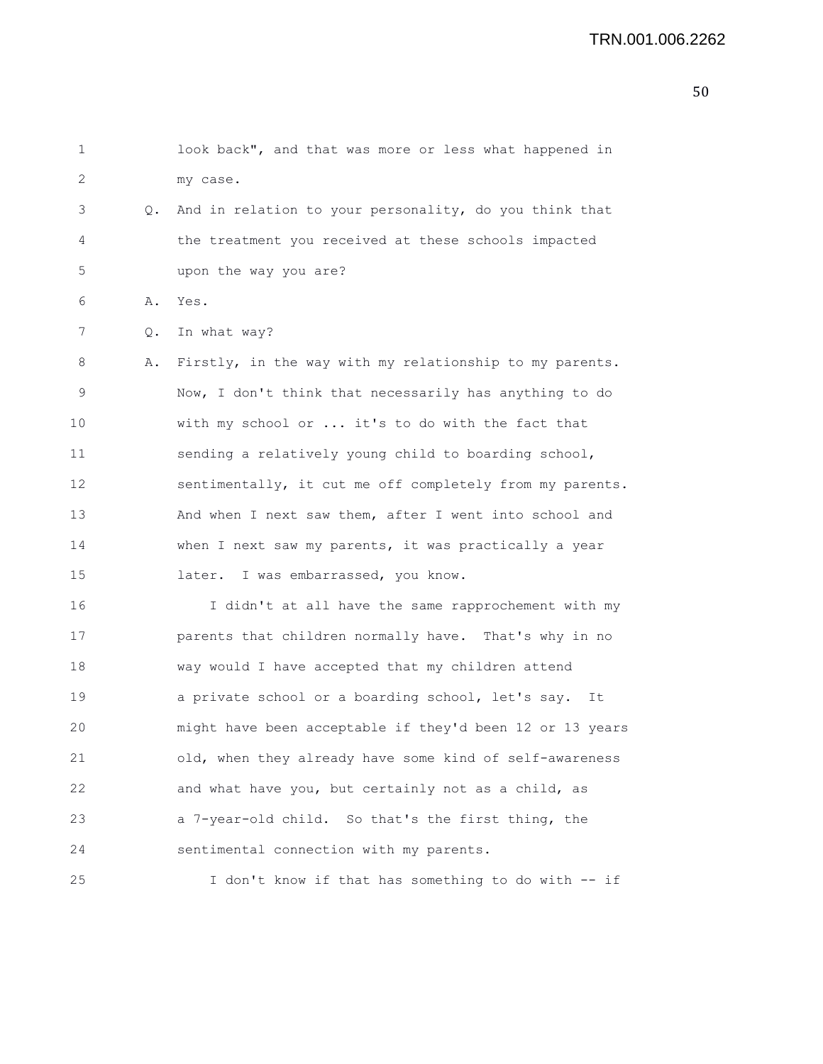look back", and that was more or less what happened in my case.

Q. And in relation to your personality, do you think that the treatment you received at these schools impacted upon the way you are?

A. Yes.

Q. In what way?

A. Firstly, in the way with my relationship to my parents. Now, I don't think that necessarily has anything to do with my school or ... it's to do with the fact that sending a relatively young child to boarding school, sentimentally, it cut me off completely from my parents. And when I next saw them, after I went into school and when I next saw my parents, it was practically a year later. I was embarrassed, you know.

I didn't at all have the same rapprochement with my parents that children normally have. That's why in no way would I have accepted that my children attend a private school or a boarding school, let's say. It might have been acceptable if they'd been 12 or 13 years old, when they already have some kind of self-awareness and what have you, but certainly not as a child, as a 7-year-old child. So that's the first thing, the sentimental connection with my parents.

I don't know if that has something to do with -- if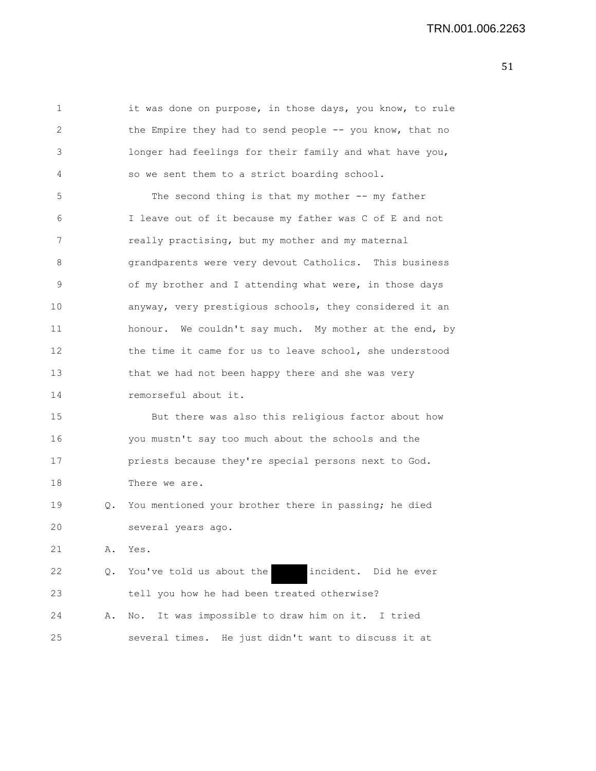1 it was done on purpose, in those days, you know, to rule
2 the Empire they had to send people -- you know, that no
3 longer had feelings for their family and what have you,
4 so we sent them to a strict boarding school.

5 The second thing is that my mother -- my father
6 I leave out of it because my father was C of E and not
7 really practising, but my mother and my maternal
8 grandparents were very devout Catholics. This business
9 of my brother and I attending what were, in those days
10 anyway, very prestigious schools, they considered it an
11 honour. We couldn't say much. My mother at the end, by
12 the time it came for us to leave school, she understood
13 that we had not been happy there and she was very
14 remorseful about it.

15 But there was also this religious factor about how
16 you mustn't say too much about the schools and the
17 priests because they're special persons next to God.
18 There we are.

19 Q. You mentioned your brother there in passing; he died
20 several years ago.

21 A. Yes.

22 Q. You've told us about the [redacted] incident. Did he ever
23 tell you how he had been treated otherwise?

24 A. No. It was impossible to draw him on it. I tried
25 several times. He just didn't want to discuss it at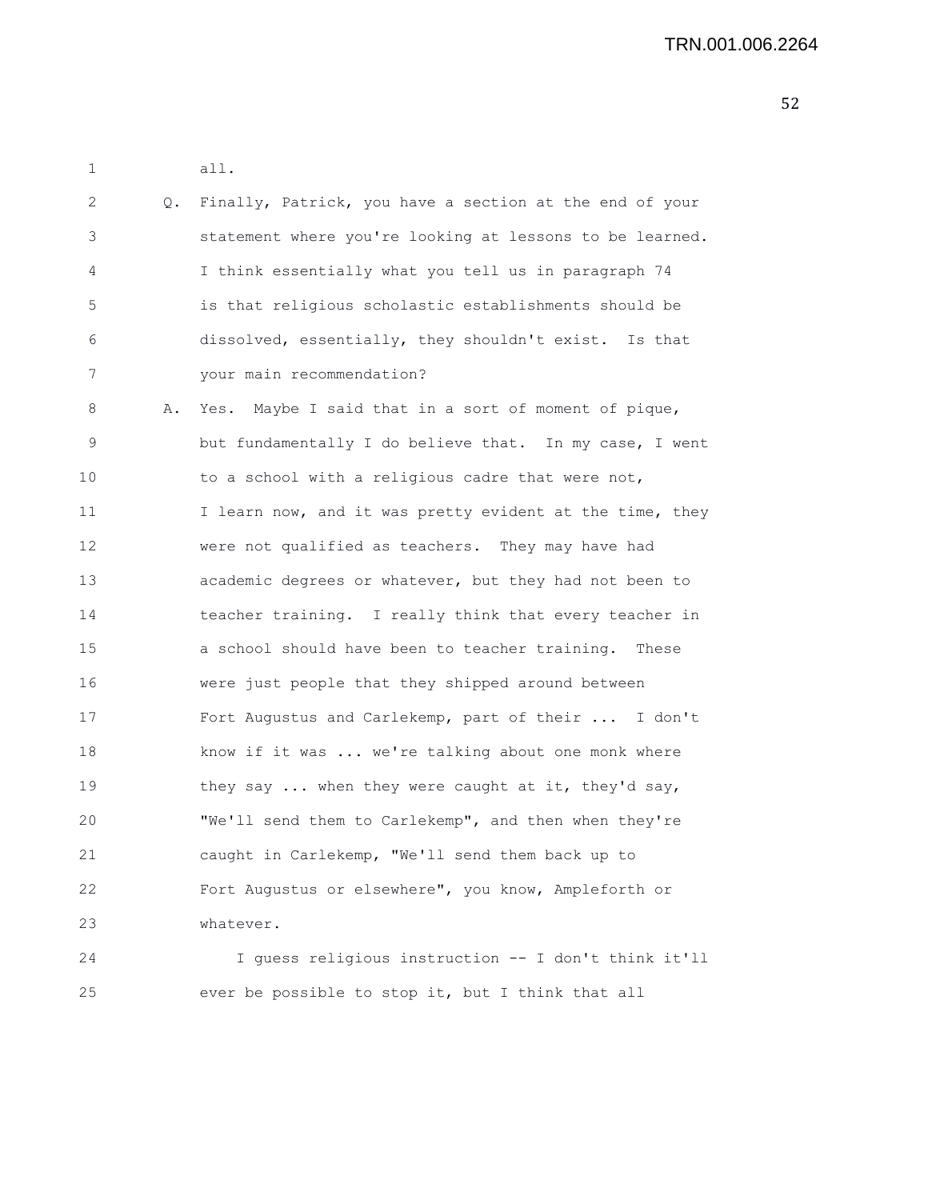all.

Q. Finally, Patrick, you have a section at the end of your statement where you're looking at lessons to be learned. I think essentially what you tell us in paragraph 74 is that religious scholastic establishments should be dissolved, essentially, they shouldn't exist. Is that your main recommendation?

A. Yes. Maybe I said that in a sort of moment of pique, but fundamentally I do believe that. In my case, I went to a school with a religious cadre that were not, I learn now, and it was pretty evident at the time, they were not qualified as teachers. They may have had academic degrees or whatever, but they had not been to teacher training. I really think that every teacher in a school should have been to teacher training. These were just people that they shipped around between Fort Augustus and Carlekemp, part of their ... I don't know if it was ... we're talking about one monk where they say ... when they were caught at it, they'd say, "We'll send them to Carlekemp", and then when they're caught in Carlekemp, "We'll send them back up to Fort Augustus or elsewhere", you know, Ampleforth or whatever.

I guess religious instruction -- I don't think it'll ever be possible to stop it, but I think that all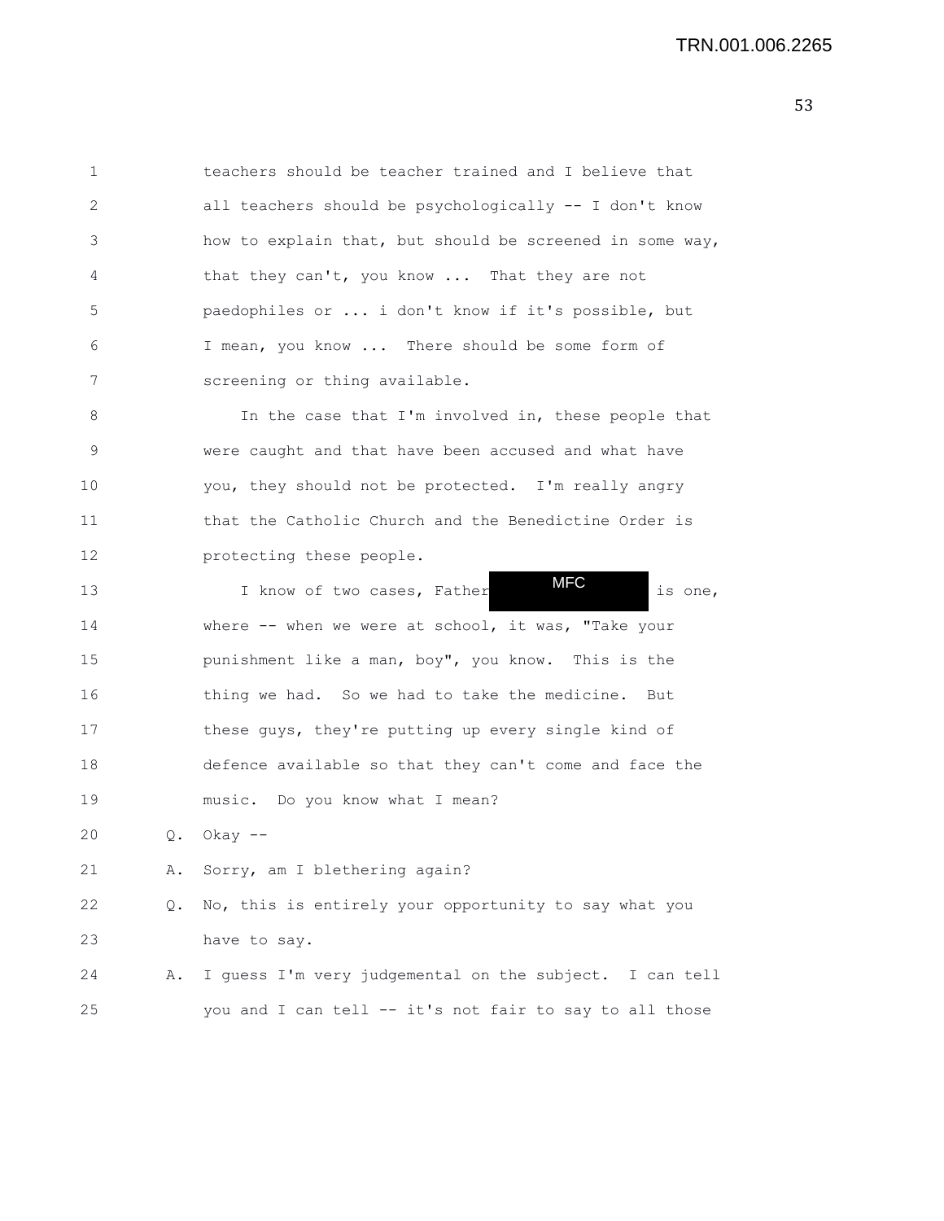teachers should be teacher trained and I believe that all teachers should be psychologically -- I don't know how to explain that, but should be screened in some way, that they can't, you know ... That they are not paedophiles or ... i don't know if it's possible, but I mean, you know ... There should be some form of screening or thing available.

In the case that I'm involved in, these people that were caught and that have been accused and what have you, they should not be protected. I'm really angry that the Catholic Church and the Benedictine Order is protecting these people.

I know of two cases, Father MFC is one, where -- when we were at school, it was, "Take your punishment like a man, boy", you know. This is the thing we had. So we had to take the medicine. But these guys, they're putting up every single kind of defence available so that they can't come and face the music. Do you know what I mean?

Q. Okay --

A. Sorry, am I blethering again?

Q. No, this is entirely your opportunity to say what you have to say.

A. I guess I'm very judgemental on the subject. I can tell you and I can tell -- it's not fair to say to all those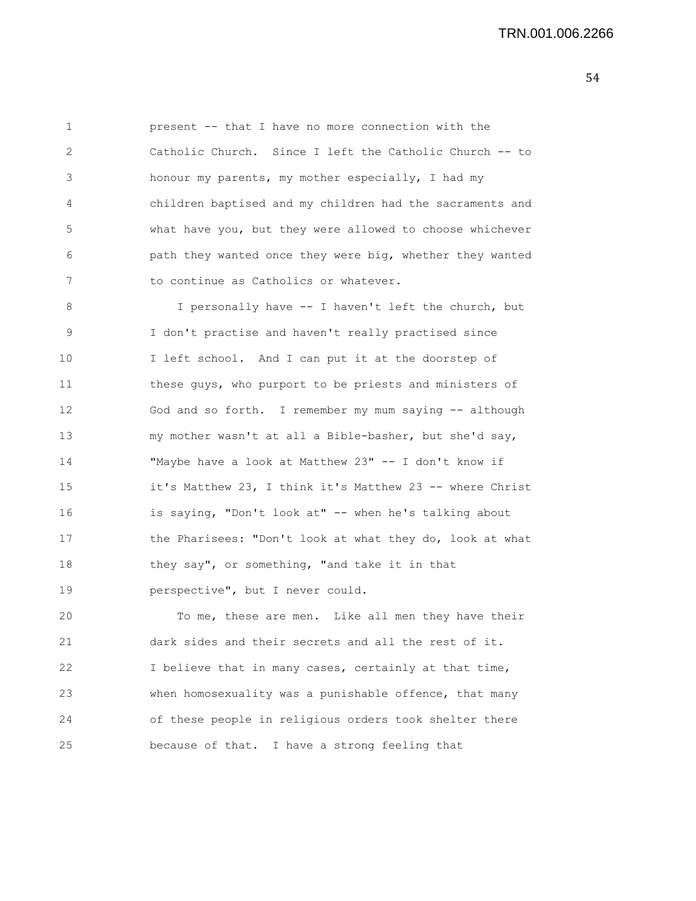present -- that I have no more connection with the Catholic Church. Since I left the Catholic Church -- to honour my parents, my mother especially, I had my children baptised and my children had the sacraments and what have you, but they were allowed to choose whichever path they wanted once they were big, whether they wanted to continue as Catholics or whatever.

I personally have -- I haven't left the church, but I don't practise and haven't really practised since I left school. And I can put it at the doorstep of these guys, who purport to be priests and ministers of God and so forth. I remember my mum saying -- although my mother wasn't at all a Bible-basher, but she'd say, "Maybe have a look at Matthew 23" -- I don't know if it's Matthew 23, I think it's Matthew 23 -- where Christ is saying, "Don't look at" -- when he's talking about the Pharisees: "Don't look at what they do, look at what they say", or something, "and take it in that perspective", but I never could.

To me, these are men. Like all men they have their dark sides and their secrets and all the rest of it. I believe that in many cases, certainly at that time, when homosexuality was a punishable offence, that many of these people in religious orders took shelter there because of that. I have a strong feeling that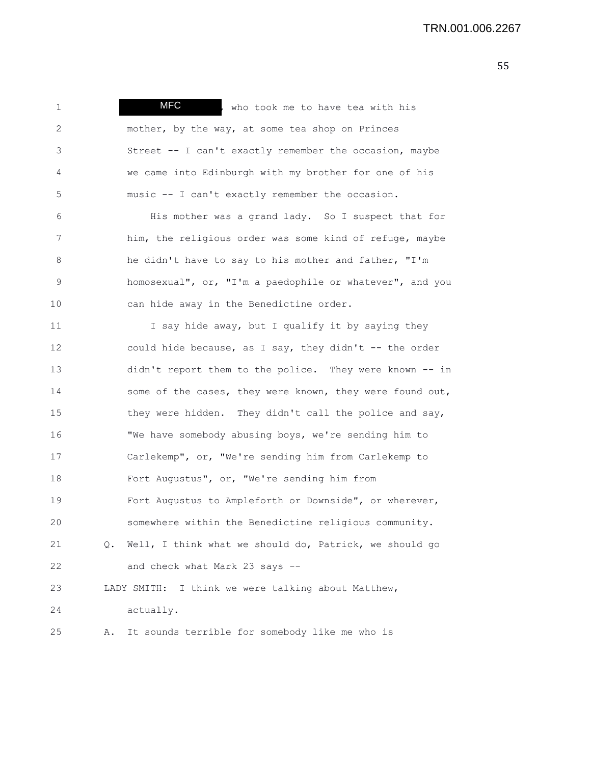MFC, who took me to have tea with his mother, by the way, at some tea shop on Princes Street -- I can't exactly remember the occasion, maybe we came into Edinburgh with my brother for one of his music -- I can't exactly remember the occasion.

His mother was a grand lady. So I suspect that for him, the religious order was some kind of refuge, maybe he didn't have to say to his mother and father, "I'm homosexual", or, "I'm a paedophile or whatever", and you can hide away in the Benedictine order.

I say hide away, but I qualify it by saying they could hide because, as I say, they didn't -- the order didn't report them to the police. They were known -- in some of the cases, they were known, they were found out, they were hidden. They didn't call the police and say, "We have somebody abusing boys, we're sending him to Carlekemp", or, "We're sending him from Carlekemp to Fort Augustus", or, "We're sending him from Fort Augustus to Ampleforth or Downside", or wherever, somewhere within the Benedictine religious community.

Q. Well, I think what we should do, Patrick, we should go and check what Mark 23 says --

LADY SMITH: I think we were talking about Matthew, actually.

A. It sounds terrible for somebody like me who is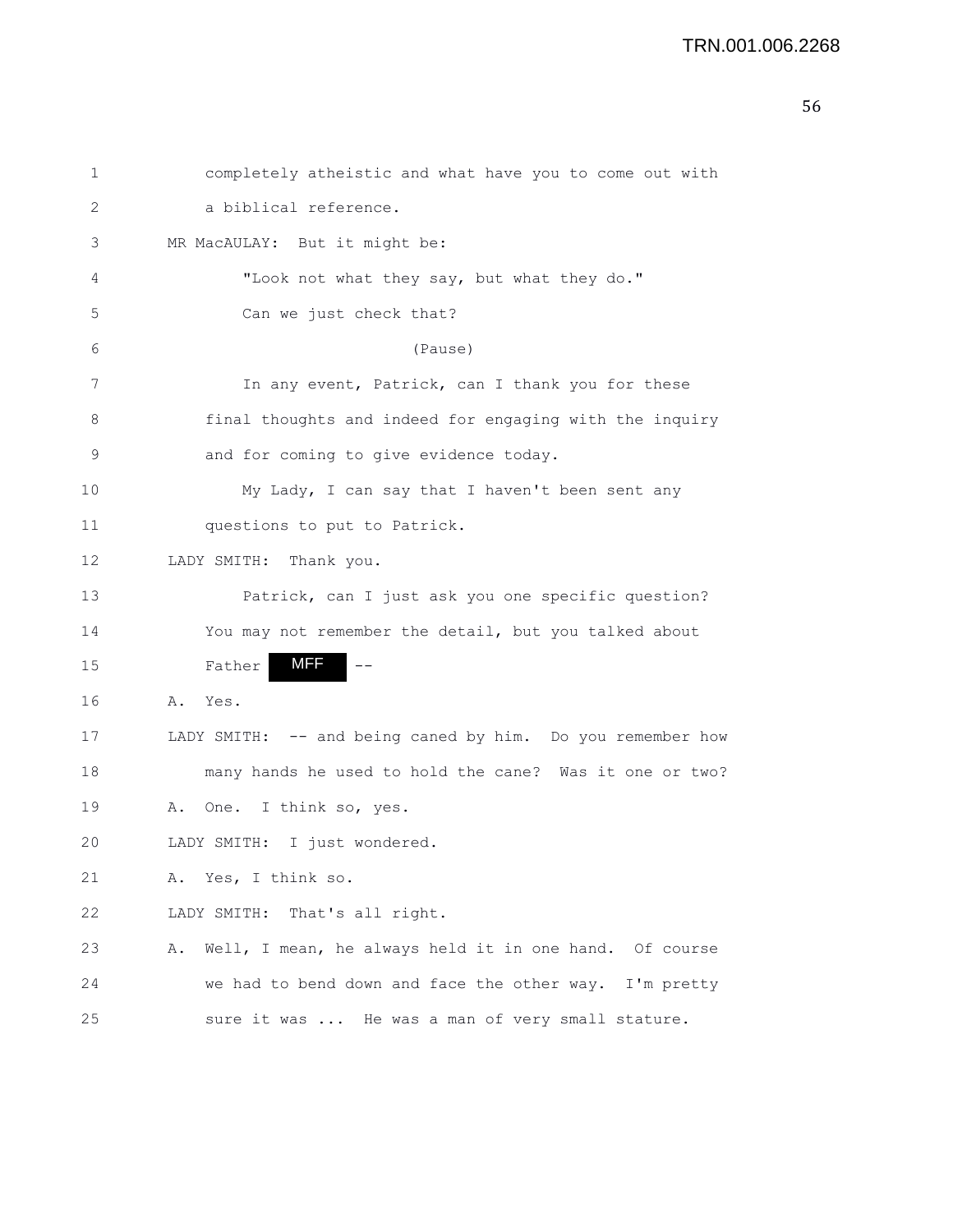completely atheistic and what have you to come out with a biblical reference.

MR MacAULAY: But it might be:

"Look not what they say, but what they do."

Can we just check that?

(Pause)

In any event, Patrick, can I thank you for these final thoughts and indeed for engaging with the inquiry and for coming to give evidence today.

My Lady, I can say that I haven't been sent any questions to put to Patrick.

LADY SMITH: Thank you.

Patrick, can I just ask you one specific question? You may not remember the detail, but you talked about Father MFF --

A. Yes.

LADY SMITH: -- and being caned by him. Do you remember how many hands he used to hold the cane? Was it one or two?

A. One. I think so, yes.

LADY SMITH: I just wondered.

A. Yes, I think so.

LADY SMITH: That's all right.

A. Well, I mean, he always held it in one hand. Of course we had to bend down and face the other way. I'm pretty sure it was ... He was a man of very small stature.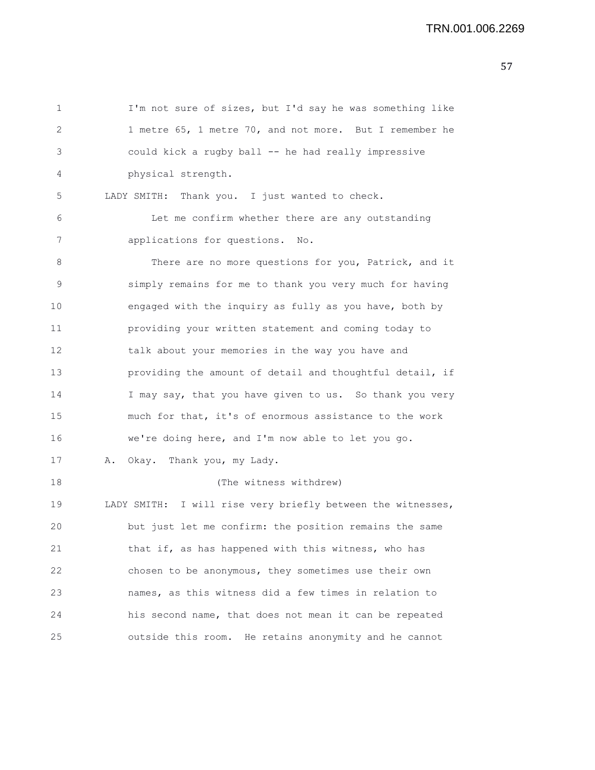1 I'm not sure of sizes, but I'd say he was something like
2 1 metre 65, 1 metre 70, and not more. But I remember he
3 could kick a rugby ball -- he had really impressive
4 physical strength.

5 LADY SMITH: Thank you. I just wanted to check.

6 Let me confirm whether there are any outstanding
7 applications for questions. No.

8 There are no more questions for you, Patrick, and it
9 simply remains for me to thank you very much for having
10 engaged with the inquiry as fully as you have, both by
11 providing your written statement and coming today to
12 talk about your memories in the way you have and
13 providing the amount of detail and thoughtful detail, if
14 I may say, that you have given to us. So thank you very
15 much for that, it's of enormous assistance to the work
16 we're doing here, and I'm now able to let you go.

17 A. Okay. Thank you, my Lady.

18 (The witness withdrew)

19 LADY SMITH: I will rise very briefly between the witnesses,
20 but just let me confirm: the position remains the same
21 that if, as has happened with this witness, who has
22 chosen to be anonymous, they sometimes use their own
23 names, as this witness did a few times in relation to
24 his second name, that does not mean it can be repeated
25 outside this room. He retains anonymity and he cannot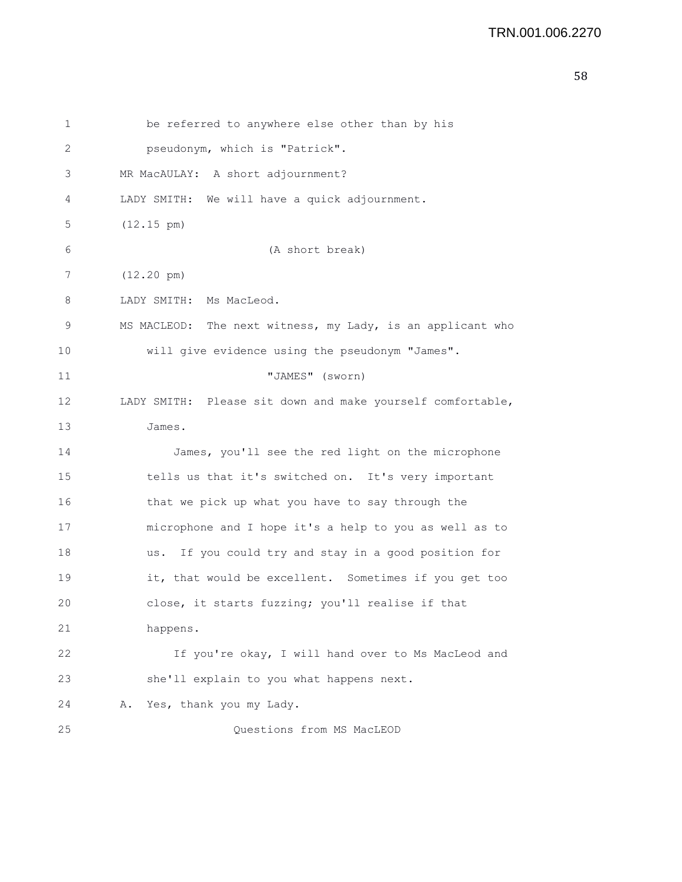be referred to anywhere else other than by his pseudonym, which is "Patrick".

MR MacAULAY: A short adjournment?

LADY SMITH: We will have a quick adjournment.

(12.15 pm)

(A short break)

(12.20 pm)

LADY SMITH: Ms MacLeod.

MS MACLEOD: The next witness, my Lady, is an applicant who will give evidence using the pseudonym "James".

"JAMES" (sworn)

LADY SMITH: Please sit down and make yourself comfortable, James.

James, you'll see the red light on the microphone tells us that it's switched on. It's very important that we pick up what you have to say through the microphone and I hope it's a help to you as well as to us. If you could try and stay in a good position for it, that would be excellent. Sometimes if you get too close, it starts fuzzing; you'll realise if that happens.

If you're okay, I will hand over to Ms MacLeod and she'll explain to you what happens next.

A. Yes, thank you my Lady.

Questions from MS MacLEOD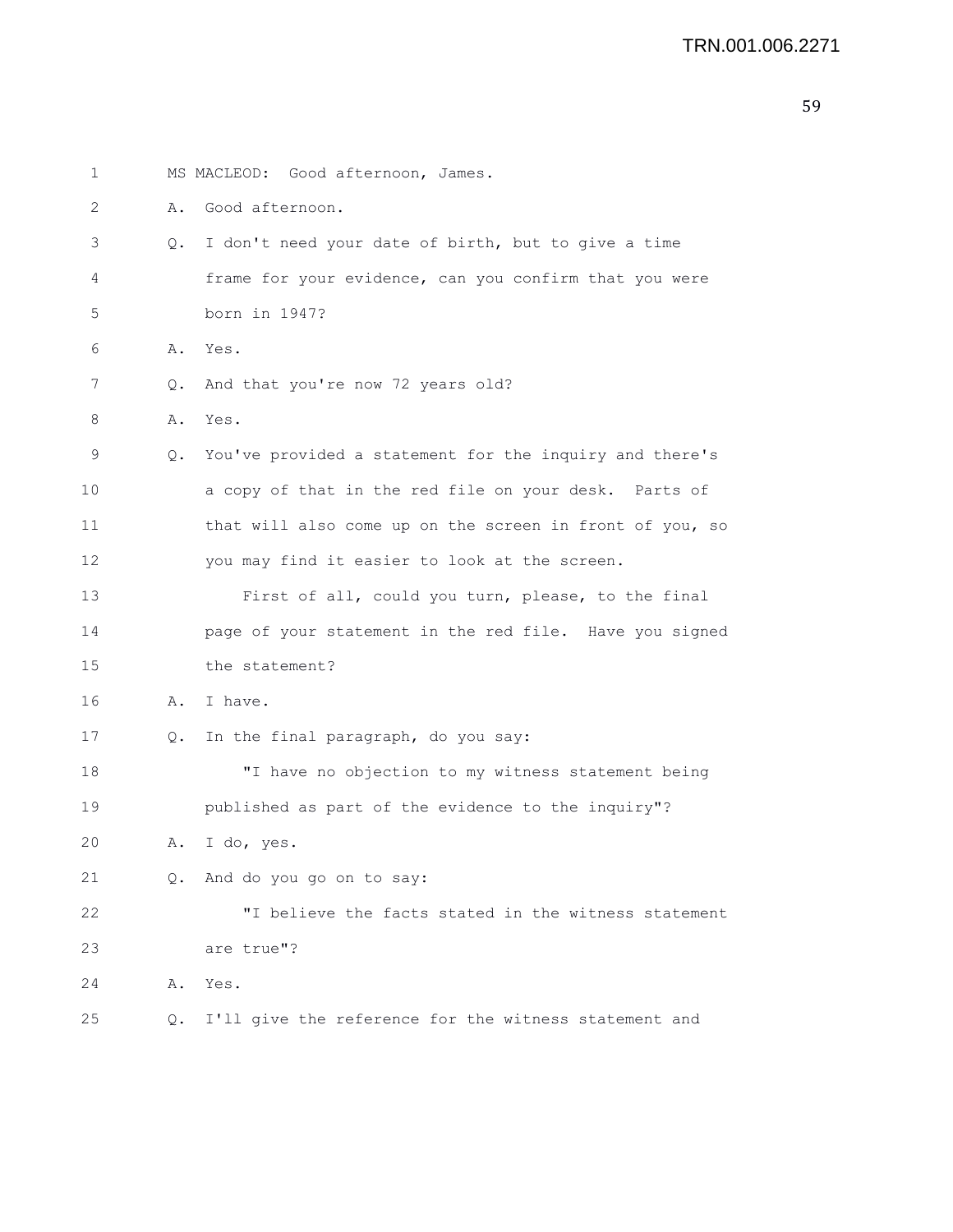1 MS MACLEOD: Good afternoon, James.

2 A. Good afternoon.

3 Q. I don't need your date of birth, but to give a time

4 frame for your evidence, can you confirm that you were

5 born in 1947?

6 A. Yes.

7 Q. And that you're now 72 years old?

8 A. Yes.

9 Q. You've provided a statement for the inquiry and there's

10 a copy of that in the red file on your desk. Parts of

11 that will also come up on the screen in front of you, so

12 you may find it easier to look at the screen.

13 First of all, could you turn, please, to the final

14 page of your statement in the red file. Have you signed

15 the statement?

16 A. I have.

17 Q. In the final paragraph, do you say:

18 "I have no objection to my witness statement being

19 published as part of the evidence to the inquiry"?

20 A. I do, yes.

21 Q. And do you go on to say:

22 "I believe the facts stated in the witness statement

23 are true"?

24 A. Yes.

25 Q. I'll give the reference for the witness statement and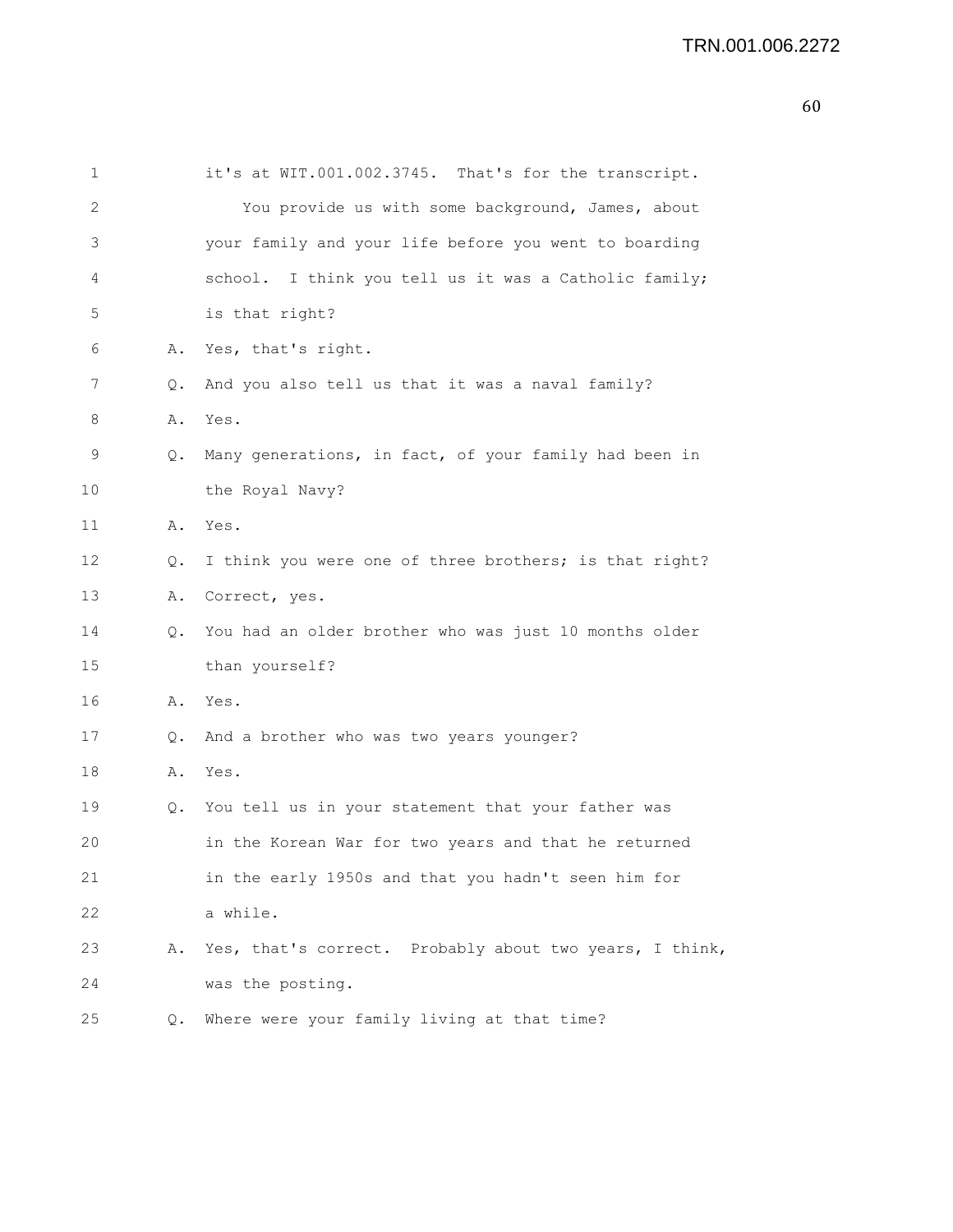1 it's at WIT.001.002.3745. That's for the transcript.

2 You provide us with some background, James, about

3 your family and your life before you went to boarding

4 school. I think you tell us it was a Catholic family;

5 is that right?

6 A. Yes, that's right.

7 Q. And you also tell us that it was a naval family?

8 A. Yes.

9 Q. Many generations, in fact, of your family had been in

10 the Royal Navy?

11 A. Yes.

12 Q. I think you were one of three brothers; is that right?

13 A. Correct, yes.

14 Q. You had an older brother who was just 10 months older

15 than yourself?

16 A. Yes.

17 Q. And a brother who was two years younger?

18 A. Yes.

19 Q. You tell us in your statement that your father was

20 in the Korean War for two years and that he returned

21 in the early 1950s and that you hadn't seen him for

22 a while.

23 A. Yes, that's correct. Probably about two years, I think,

24 was the posting.

25 Q. Where were your family living at that time?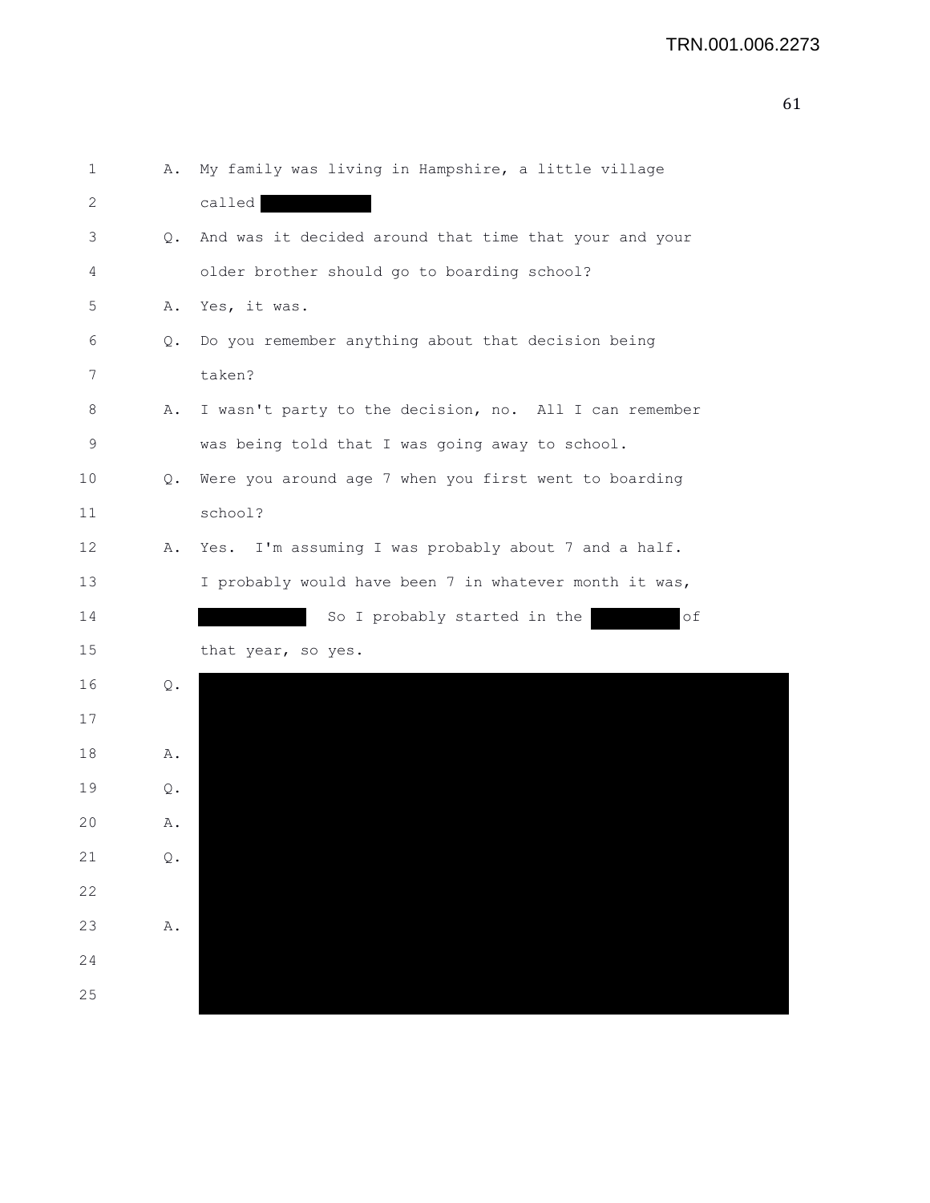A. My family was living in Hampshire, a little village called [REDACTED]

Q. And was it decided around that time that your and your older brother should go to boarding school?

A. Yes, it was.

Q. Do you remember anything about that decision being taken?

A. I wasn't party to the decision, no. All I can remember was being told that I was going away to school.

Q. Were you around age 7 when you first went to boarding school?

A. Yes. I'm assuming I was probably about 7 and a half. I probably would have been 7 in whatever month it was, [REDACTED] So I probably started in the [REDACTED] of that year, so yes.

Q. [REDACTED]

A. [REDACTED]

Q. [REDACTED]

A. [REDACTED]

Q. [REDACTED]

A. [REDACTED]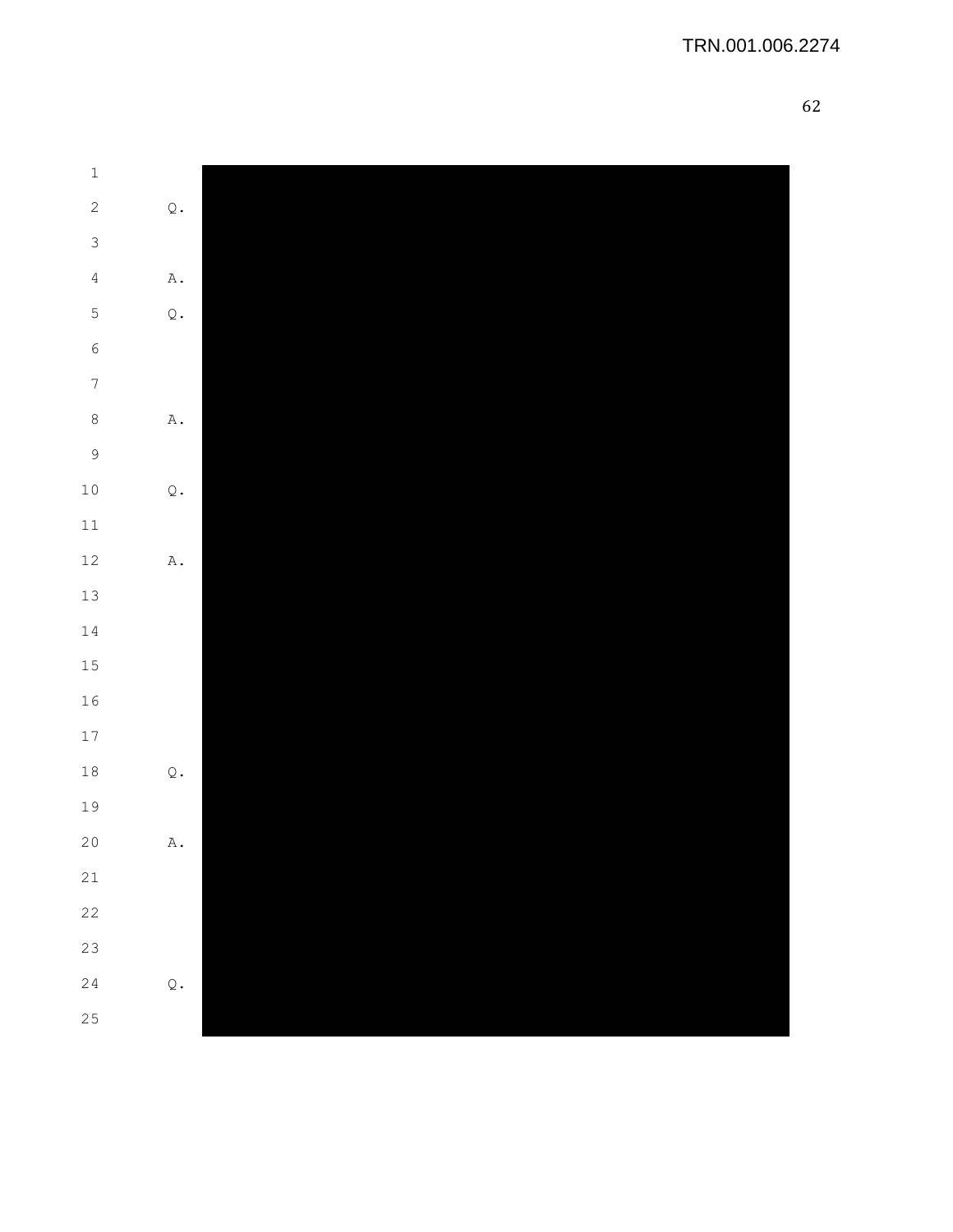TRN.001.006.2274

1
2 Q.
3
4 A.
5 Q.
6
7
8 A.
9
10 Q.
11
12 A.
13
14
15
16
17
18 Q.
19
20 A.
21
22
23
24 Q.
25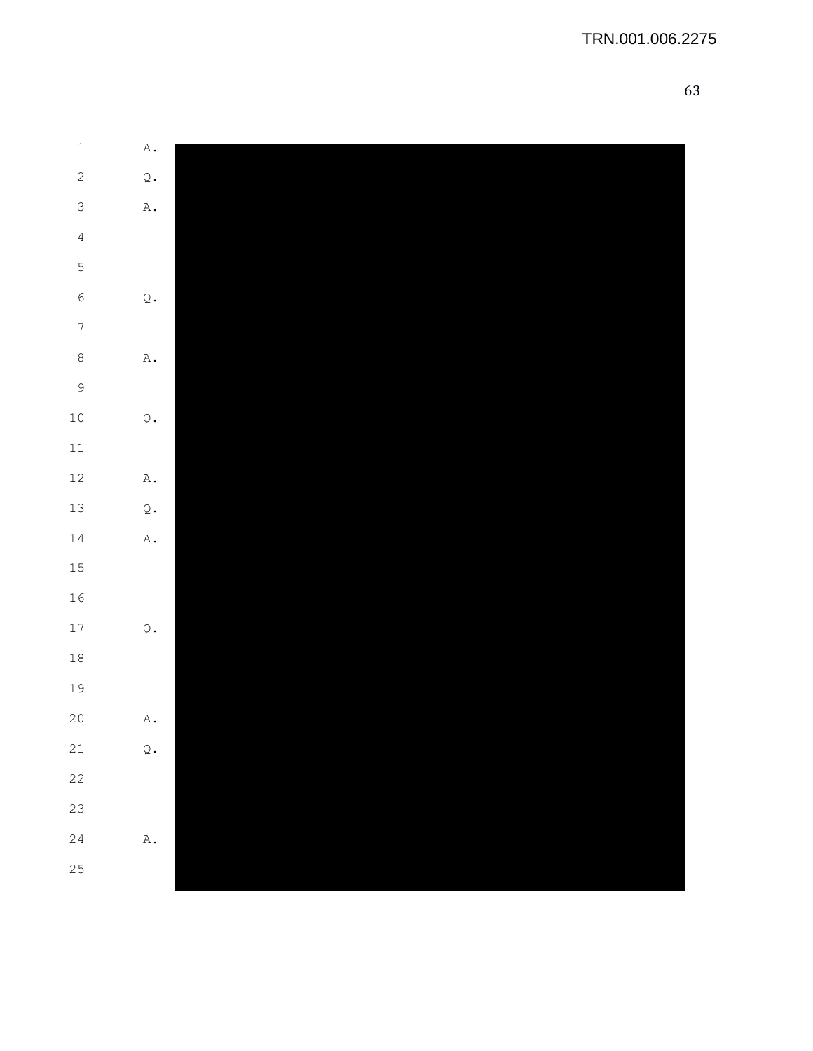1 A.
2 Q.
3 A.
4
5
6 Q.
7
8 A.
9
10 Q.
11
12 A.
13 Q.
14 A.
15
16
17 Q.
18
19
20 A.
21 Q.
22
23
24 A.
25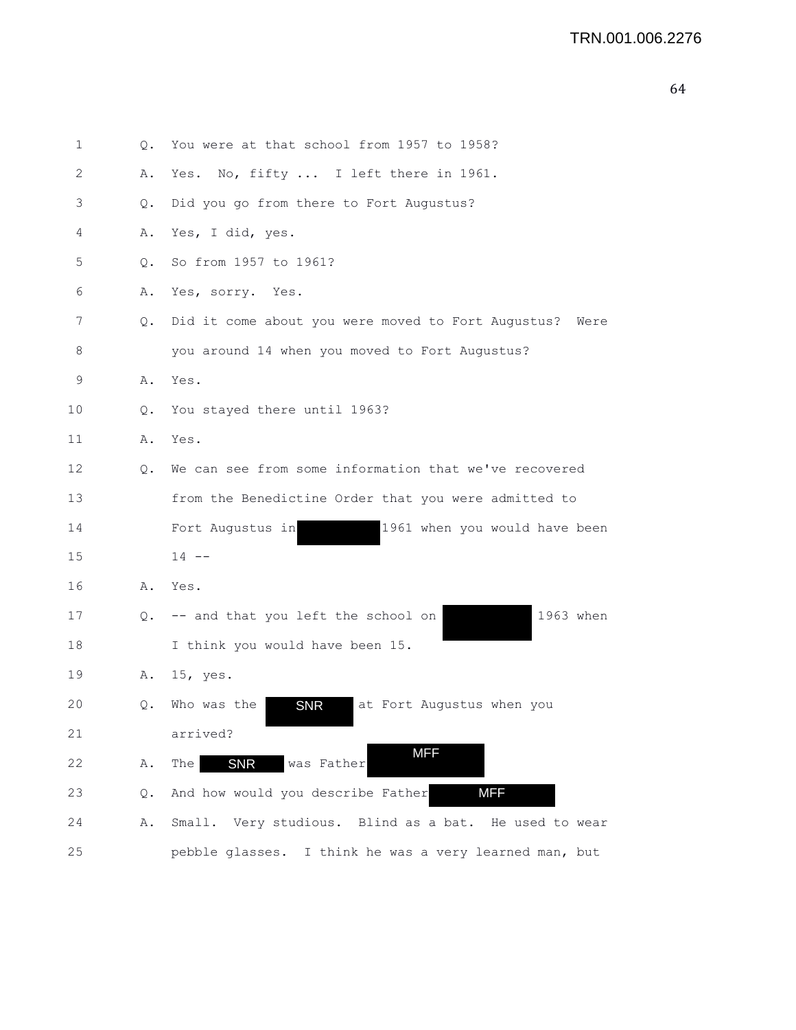1 Q. You were at that school from 1957 to 1958?

2 A. Yes. No, fifty ... I left there in 1961.

3 Q. Did you go from there to Fort Augustus?

4 A. Yes, I did, yes.

5 Q. So from 1957 to 1961?

6 A. Yes, sorry. Yes.

7 Q. Did it come about you were moved to Fort Augustus? Were

8 you around 14 when you moved to Fort Augustus?

9 A. Yes.

10 Q. You stayed there until 1963?

11 A. Yes.

12 Q. We can see from some information that we've recovered

13 from the Benedictine Order that you were admitted to

14 Fort Augustus in [REDACTED] 1961 when you would have been

15 14 --

16 A. Yes.

17 Q. -- and that you left the school on [REDACTED] 1963 when

18 I think you would have been 15.

19 A. 15, yes.

20 Q. Who was the SNR at Fort Augustus when you

21 arrived?

22 A. The SNR was Father MFF

23 Q. And how would you describe Father MFF

24 A. Small. Very studious. Blind as a bat. He used to wear

25 pebble glasses. I think he was a very learned man, but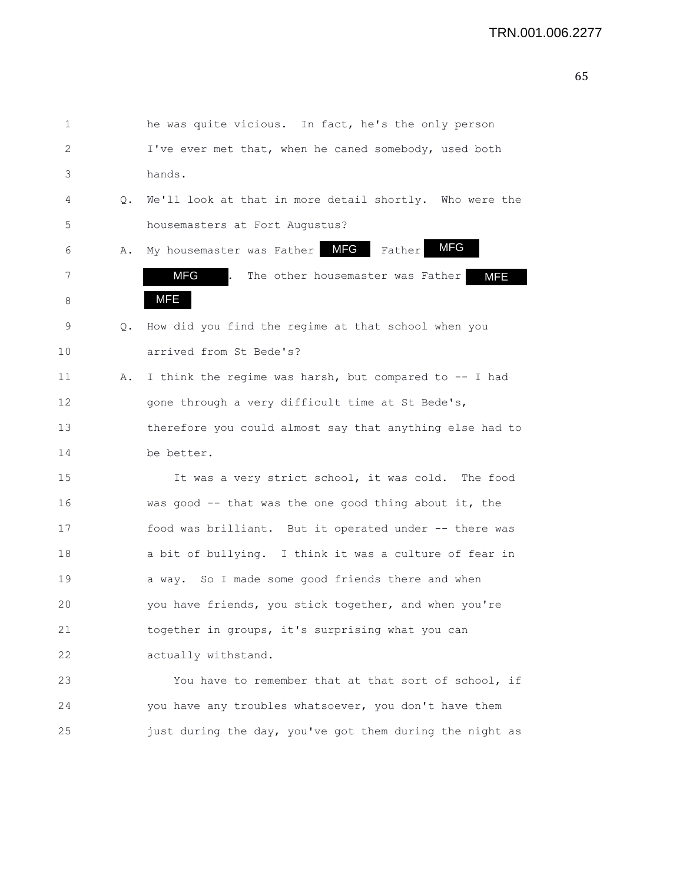1 he was quite vicious. In fact, he's the only person
2 I've ever met that, when he caned somebody, used both
3 hands.

4 Q. We'll look at that in more detail shortly. Who were the
5 housemasters at Fort Augustus?

6 A. My housemaster was Father MFG Father MFG
7 MFG . The other housemaster was Father MFE
8 MFE

9 Q. How did you find the regime at that school when you
10 arrived from St Bede's?

11 A. I think the regime was harsh, but compared to -- I had
12 gone through a very difficult time at St Bede's,
13 therefore you could almost say that anything else had to
14 be better.

15 It was a very strict school, it was cold. The food
16 was good -- that was the one good thing about it, the
17 food was brilliant. But it operated under -- there was
18 a bit of bullying. I think it was a culture of fear in
19 a way. So I made some good friends there and when
20 you have friends, you stick together, and when you're
21 together in groups, it's surprising what you can
22 actually withstand.

23 You have to remember that at that sort of school, if
24 you have any troubles whatsoever, you don't have them
25 just during the day, you've got them during the night as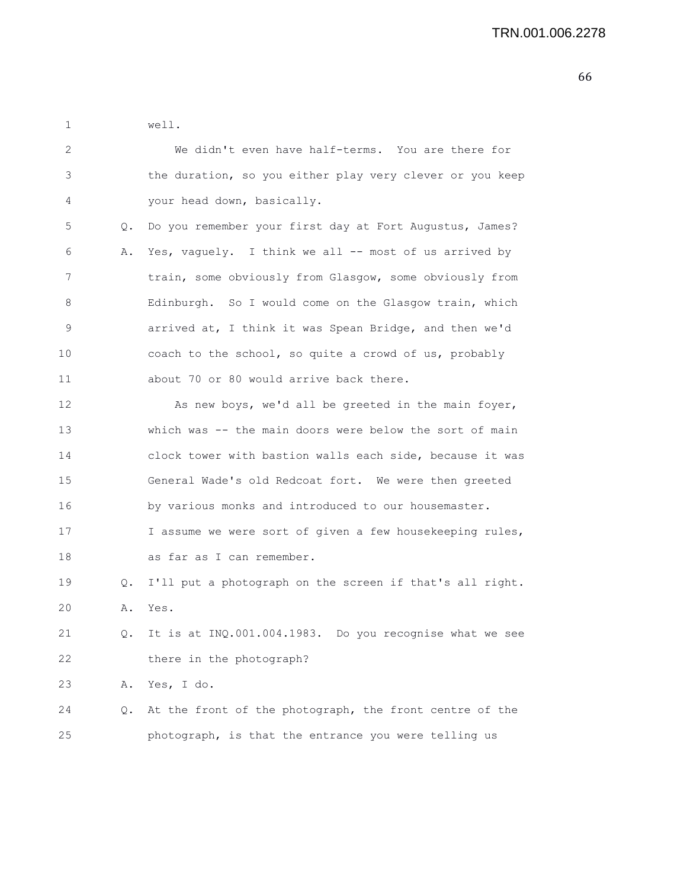well.

We didn't even have half-terms. You are there for the duration, so you either play very clever or you keep your head down, basically.

Q. Do you remember your first day at Fort Augustus, James?

A. Yes, vaguely. I think we all -- most of us arrived by train, some obviously from Glasgow, some obviously from Edinburgh. So I would come on the Glasgow train, which arrived at, I think it was Spean Bridge, and then we'd coach to the school, so quite a crowd of us, probably about 70 or 80 would arrive back there.

As new boys, we'd all be greeted in the main foyer, which was -- the main doors were below the sort of main clock tower with bastion walls each side, because it was General Wade's old Redcoat fort. We were then greeted by various monks and introduced to our housemaster. I assume we were sort of given a few housekeeping rules, as far as I can remember.

Q. I'll put a photograph on the screen if that's all right.

A. Yes.

Q. It is at INQ.001.004.1983. Do you recognise what we see there in the photograph?

A. Yes, I do.

Q. At the front of the photograph, the front centre of the photograph, is that the entrance you were telling us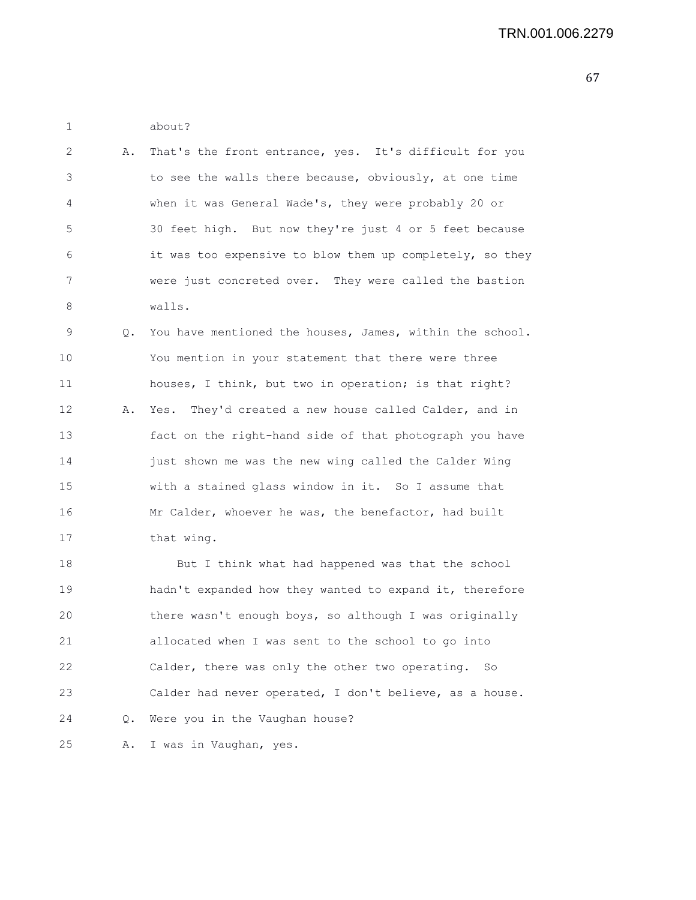1 about?

2 A. That's the front entrance, yes. It's difficult for you
3 to see the walls there because, obviously, at one time
4 when it was General Wade's, they were probably 20 or
5 30 feet high. But now they're just 4 or 5 feet because
6 it was too expensive to blow them up completely, so they
7 were just concreted over. They were called the bastion
8 walls.

9 Q. You have mentioned the houses, James, within the school.
10 You mention in your statement that there were three
11 houses, I think, but two in operation; is that right?

12 A. Yes. They'd created a new house called Calder, and in
13 fact on the right-hand side of that photograph you have
14 just shown me was the new wing called the Calder Wing
15 with a stained glass window in it. So I assume that
16 Mr Calder, whoever he was, the benefactor, had built
17 that wing.

18 But I think what had happened was that the school
19 hadn't expanded how they wanted to expand it, therefore
20 there wasn't enough boys, so although I was originally
21 allocated when I was sent to the school to go into
22 Calder, there was only the other two operating. So
23 Calder had never operated, I don't believe, as a house.

24 Q. Were you in the Vaughan house?

25 A. I was in Vaughan, yes.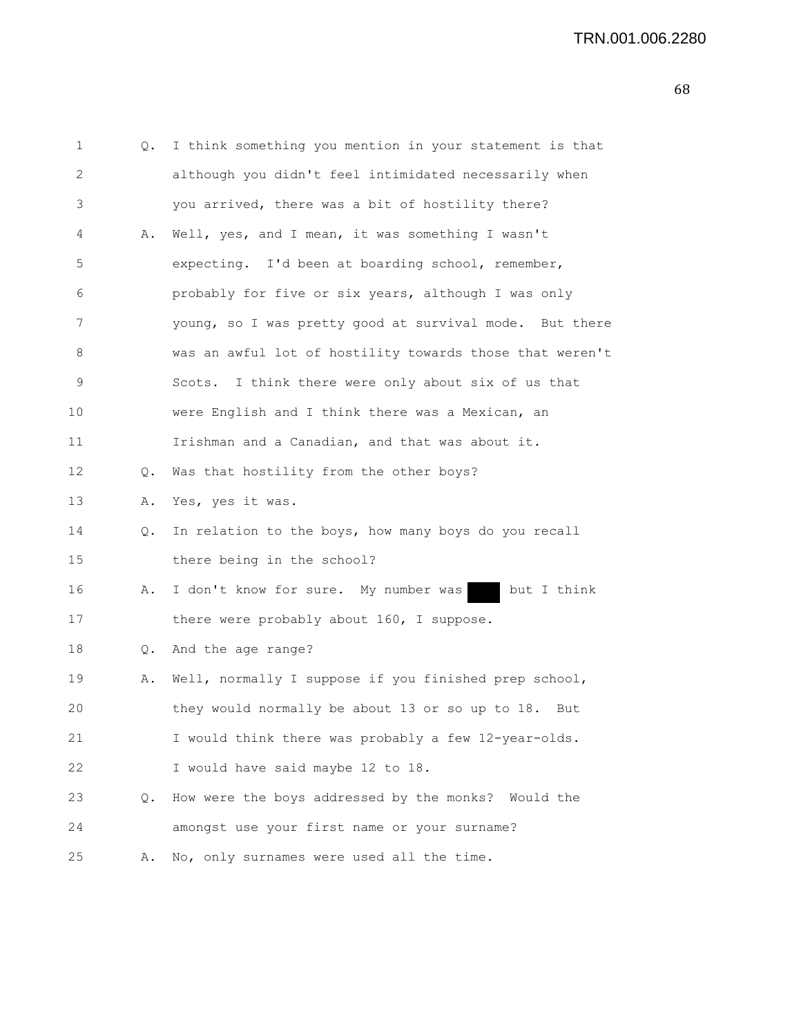1 Q. I think something you mention in your statement is that
2 although you didn't feel intimidated necessarily when
3 you arrived, there was a bit of hostility there?
4 A. Well, yes, and I mean, it was something I wasn't
5 expecting. I'd been at boarding school, remember,
6 probably for five or six years, although I was only
7 young, so I was pretty good at survival mode. But there
8 was an awful lot of hostility towards those that weren't
9 Scots. I think there were only about six of us that
10 were English and I think there was a Mexican, an
11 Irishman and a Canadian, and that was about it.
12 Q. Was that hostility from the other boys?
13 A. Yes, yes it was.
14 Q. In relation to the boys, how many boys do you recall
15 there being in the school?
16 A. I don't know for sure. My number was ████ but I think
17 there were probably about 160, I suppose.
18 Q. And the age range?
19 A. Well, normally I suppose if you finished prep school,
20 they would normally be about 13 or so up to 18. But
21 I would think there was probably a few 12-year-olds.
22 I would have said maybe 12 to 18.
23 Q. How were the boys addressed by the monks? Would the
24 amongst use your first name or your surname?
25 A. No, only surnames were used all the time.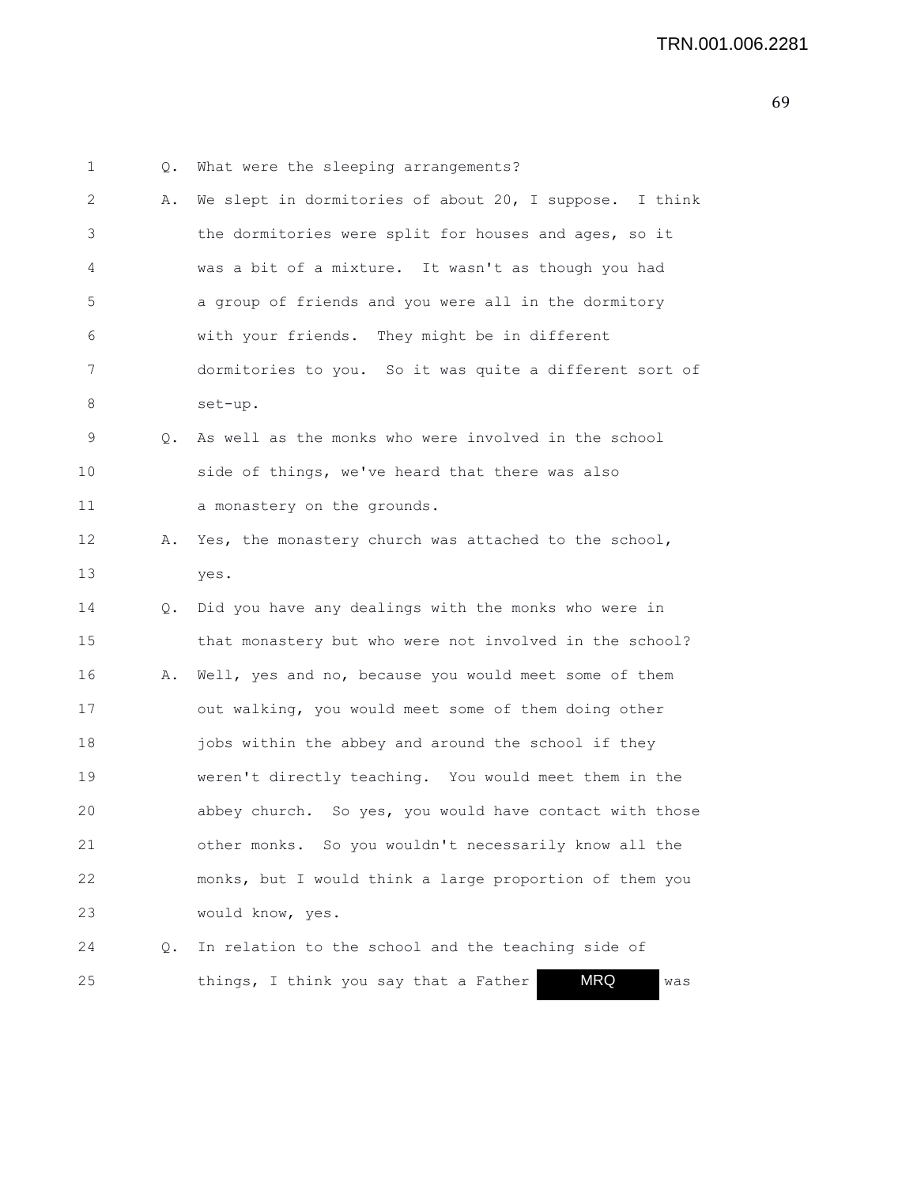1 Q. What were the sleeping arrangements?

2 A. We slept in dormitories of about 20, I suppose. I think
3 the dormitories were split for houses and ages, so it
4 was a bit of a mixture. It wasn't as though you had
5 a group of friends and you were all in the dormitory
6 with your friends. They might be in different
7 dormitories to you. So it was quite a different sort of
8 set-up.

9 Q. As well as the monks who were involved in the school
10 side of things, we've heard that there was also
11 a monastery on the grounds.

12 A. Yes, the monastery church was attached to the school,
13 yes.

14 Q. Did you have any dealings with the monks who were in
15 that monastery but who were not involved in the school?

16 A. Well, yes and no, because you would meet some of them
17 out walking, you would meet some of them doing other
18 jobs within the abbey and around the school if they
19 weren't directly teaching. You would meet them in the
20 abbey church. So yes, you would have contact with those
21 other monks. So you wouldn't necessarily know all the
22 monks, but I would think a large proportion of them you
23 would know, yes.

24 Q. In relation to the school and the teaching side of
25 things, I think you say that a Father MRQ was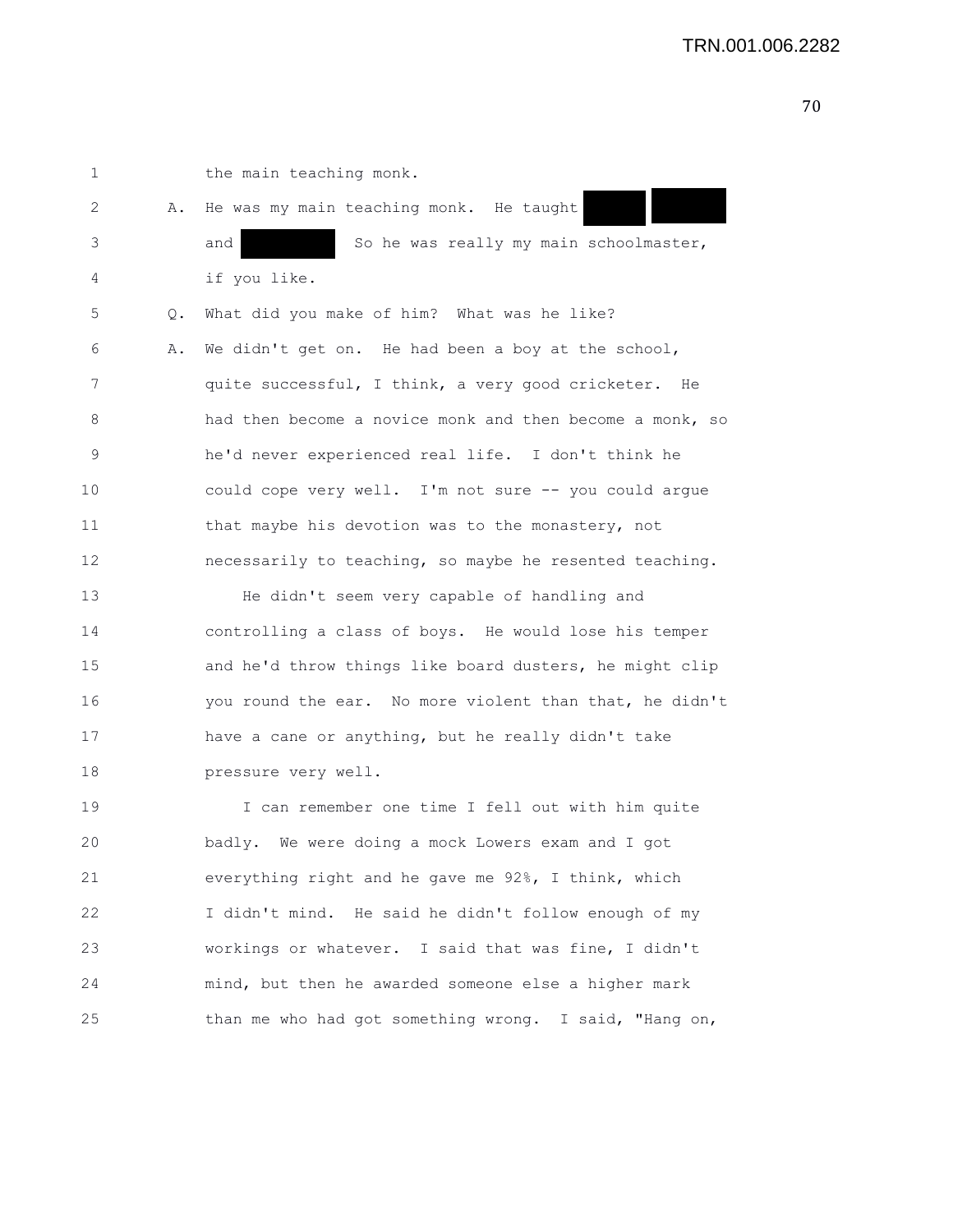the main teaching monk.

A. He was my main teaching monk. He taught [REDACTED] [REDACTED] and [REDACTED] So he was really my main schoolmaster, if you like.

Q. What did you make of him? What was he like?

A. We didn't get on. He had been a boy at the school, quite successful, I think, a very good cricketer. He had then become a novice monk and then become a monk, so he'd never experienced real life. I don't think he could cope very well. I'm not sure -- you could argue that maybe his devotion was to the monastery, not necessarily to teaching, so maybe he resented teaching.

He didn't seem very capable of handling and controlling a class of boys. He would lose his temper and he'd throw things like board dusters, he might clip you round the ear. No more violent than that, he didn't have a cane or anything, but he really didn't take pressure very well.

I can remember one time I fell out with him quite badly. We were doing a mock Lowers exam and I got everything right and he gave me 92%, I think, which I didn't mind. He said he didn't follow enough of my workings or whatever. I said that was fine, I didn't mind, but then he awarded someone else a higher mark than me who had got something wrong. I said, "Hang on,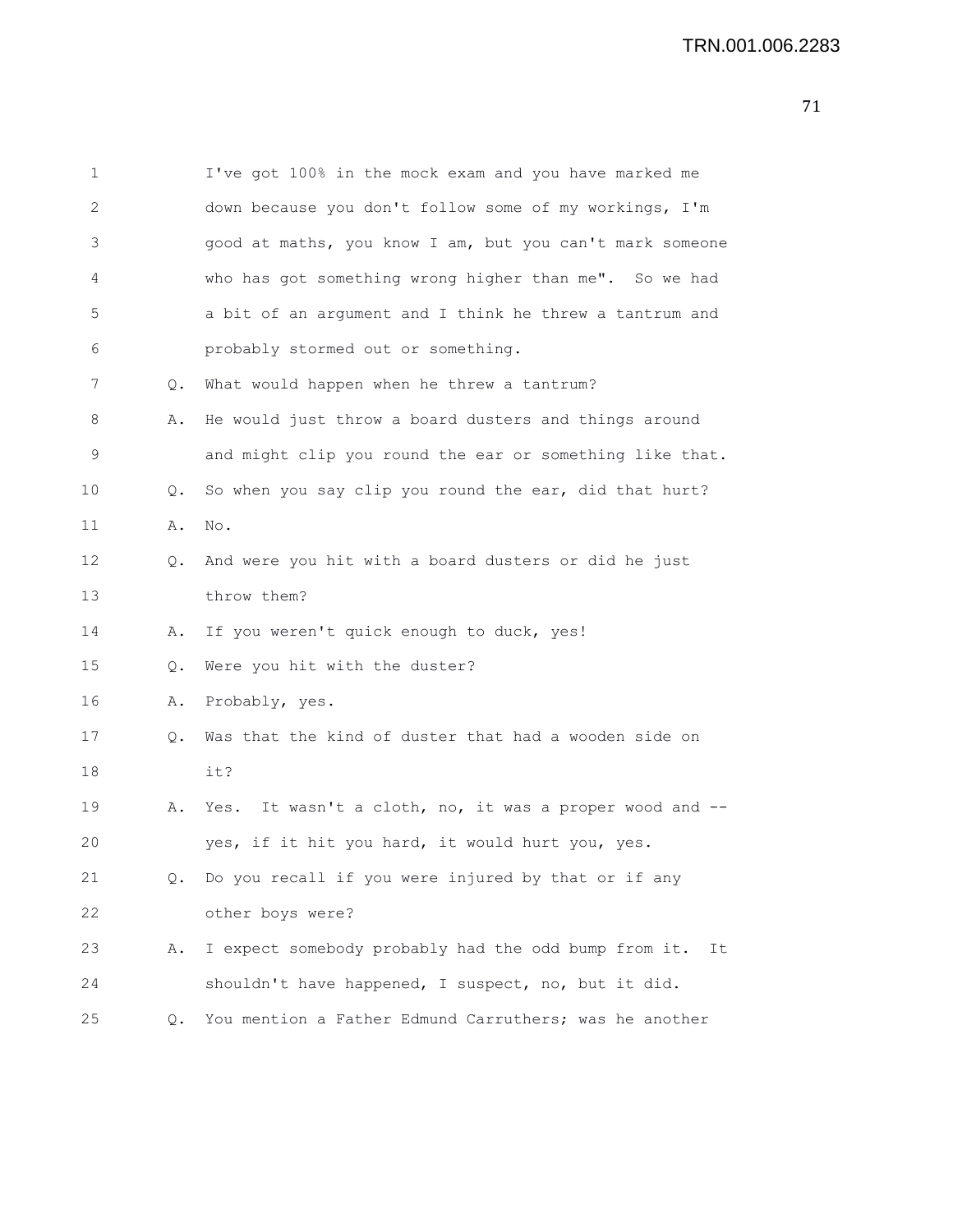I've got 100% in the mock exam and you have marked me down because you don't follow some of my workings, I'm good at maths, you know I am, but you can't mark someone who has got something wrong higher than me". So we had a bit of an argument and I think he threw a tantrum and probably stormed out or something.

Q. What would happen when he threw a tantrum?

A. He would just throw a board dusters and things around and might clip you round the ear or something like that.

Q. So when you say clip you round the ear, did that hurt?

A. No.

Q. And were you hit with a board dusters or did he just throw them?

A. If you weren't quick enough to duck, yes!

Q. Were you hit with the duster?

A. Probably, yes.

Q. Was that the kind of duster that had a wooden side on it?

A. Yes. It wasn't a cloth, no, it was a proper wood and -- yes, if it hit you hard, it would hurt you, yes.

Q. Do you recall if you were injured by that or if any other boys were?

A. I expect somebody probably had the odd bump from it. It shouldn't have happened, I suspect, no, but it did.

Q. You mention a Father Edmund Carruthers; was he another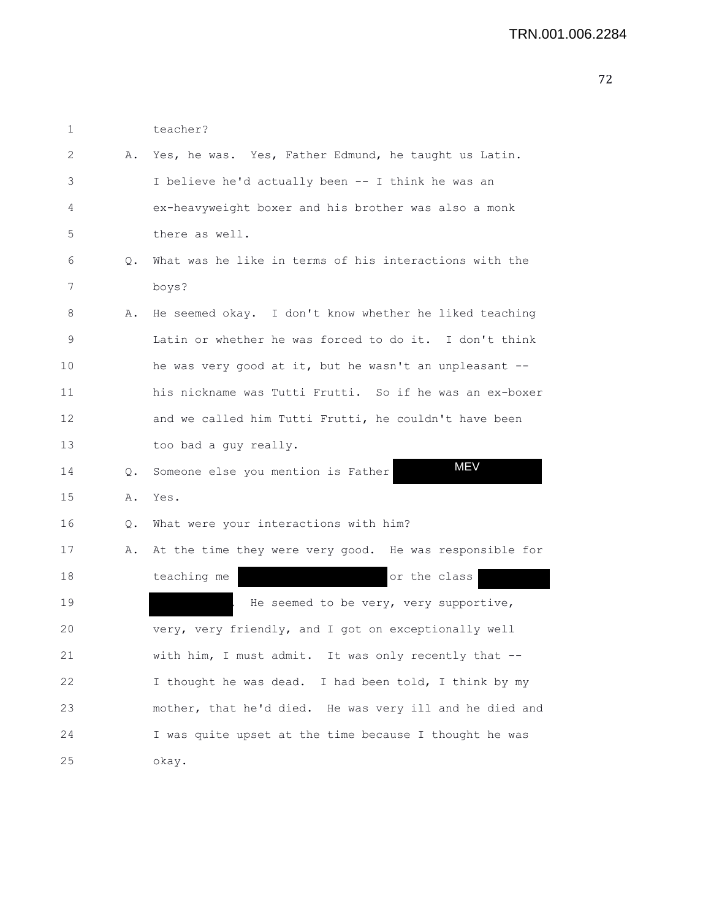1 teacher?

2 A. Yes, he was. Yes, Father Edmund, he taught us Latin.

3 I believe he'd actually been -- I think he was an

4 ex-heavyweight boxer and his brother was also a monk

5 there as well.

6 Q. What was he like in terms of his interactions with the

7 boys?

8 A. He seemed okay. I don't know whether he liked teaching

9 Latin or whether he was forced to do it. I don't think

10 he was very good at it, but he wasn't an unpleasant --

11 his nickname was Tutti Frutti. So if he was an ex-boxer

12 and we called him Tutti Frutti, he couldn't have been

13 too bad a guy really.

14 Q. Someone else you mention is Father MEV

15 A. Yes.

16 Q. What were your interactions with him?

17 A. At the time they were very good. He was responsible for

18 teaching me [REDACTED] or the class [REDACTED]

19 [REDACTED]. He seemed to be very, very supportive,

20 very, very friendly, and I got on exceptionally well

21 with him, I must admit. It was only recently that --

22 I thought he was dead. I had been told, I think by my

23 mother, that he'd died. He was very ill and he died and

24 I was quite upset at the time because I thought he was

25 okay.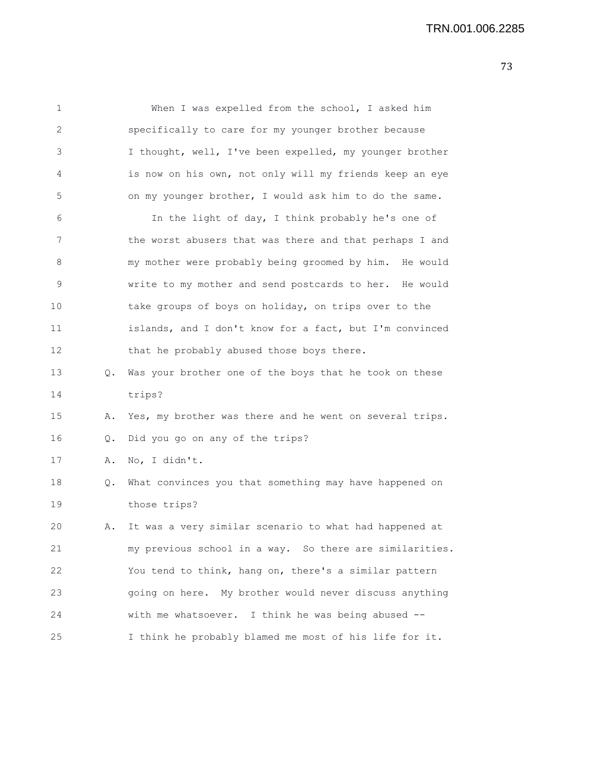When I was expelled from the school, I asked him specifically to care for my younger brother because I thought, well, I've been expelled, my younger brother is now on his own, not only will my friends keep an eye on my younger brother, I would ask him to do the same.

In the light of day, I think probably he's one of the worst abusers that was there and that perhaps I and my mother were probably being groomed by him. He would write to my mother and send postcards to her. He would take groups of boys on holiday, on trips over to the islands, and I don't know for a fact, but I'm convinced that he probably abused those boys there.

Q. Was your brother one of the boys that he took on these trips?

A. Yes, my brother was there and he went on several trips.

Q. Did you go on any of the trips?

A. No, I didn't.

Q. What convinces you that something may have happened on those trips?

A. It was a very similar scenario to what had happened at my previous school in a way. So there are similarities. You tend to think, hang on, there's a similar pattern going on here. My brother would never discuss anything with me whatsoever. I think he was being abused -- I think he probably blamed me most of his life for it.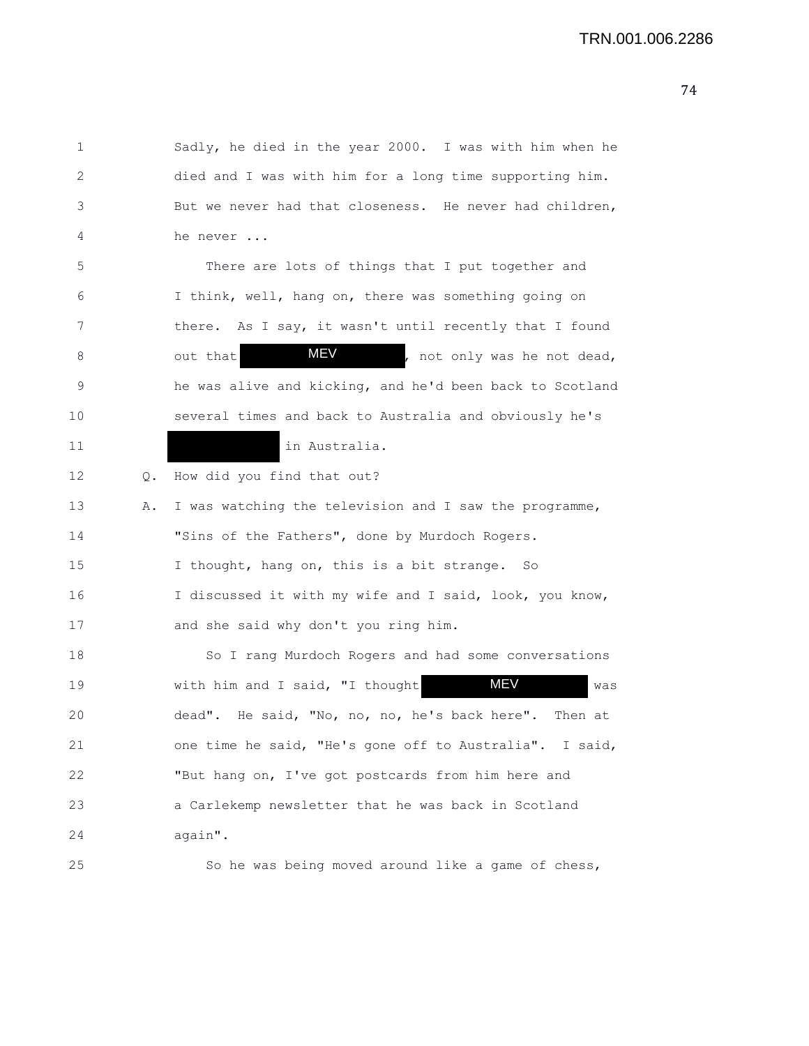Sadly, he died in the year 2000. I was with him when he died and I was with him for a long time supporting him. But we never had that closeness. He never had children, he never ...

There are lots of things that I put together and I think, well, hang on, there was something going on there. As I say, it wasn't until recently that I found out that [MEV], not only was he not dead, he was alive and kicking, and he'd been back to Scotland several times and back to Australia and obviously he's [redacted] in Australia.

Q. How did you find that out?

A. I was watching the television and I saw the programme, "Sins of the Fathers", done by Murdoch Rogers. I thought, hang on, this is a bit strange. So I discussed it with my wife and I said, look, you know, and she said why don't you ring him.

So I rang Murdoch Rogers and had some conversations with him and I said, "I thought [MEV] was dead". He said, "No, no, no, he's back here". Then at one time he said, "He's gone off to Australia". I said, "But hang on, I've got postcards from him here and a Carlekemp newsletter that he was back in Scotland again".

So he was being moved around like a game of chess,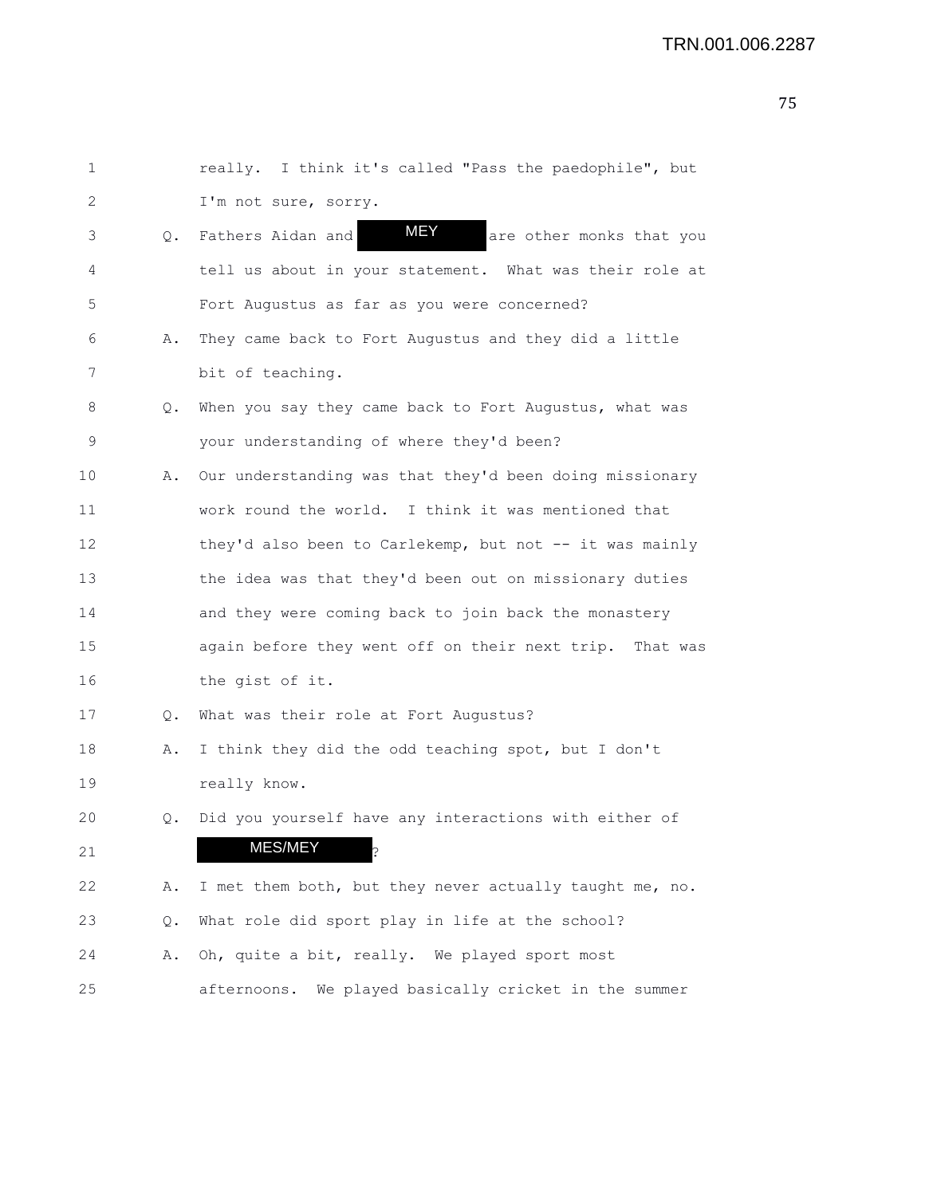1 really. I think it's called "Pass the paedophile", but
2 I'm not sure, sorry.
3 Q. Fathers Aidan and MEY are other monks that you
4 tell us about in your statement. What was their role at
5 Fort Augustus as far as you were concerned?
6 A. They came back to Fort Augustus and they did a little
7 bit of teaching.
8 Q. When you say they came back to Fort Augustus, what was
9 your understanding of where they'd been?
10 A. Our understanding was that they'd been doing missionary
11 work round the world. I think it was mentioned that
12 they'd also been to Carlekemp, but not -- it was mainly
13 the idea was that they'd been out on missionary duties
14 and they were coming back to join back the monastery
15 again before they went off on their next trip. That was
16 the gist of it.
17 Q. What was their role at Fort Augustus?
18 A. I think they did the odd teaching spot, but I don't
19 really know.
20 Q. Did you yourself have any interactions with either of
21 MES/MEY?
22 A. I met them both, but they never actually taught me, no.
23 Q. What role did sport play in life at the school?
24 A. Oh, quite a bit, really. We played sport most
25 afternoons. We played basically cricket in the summer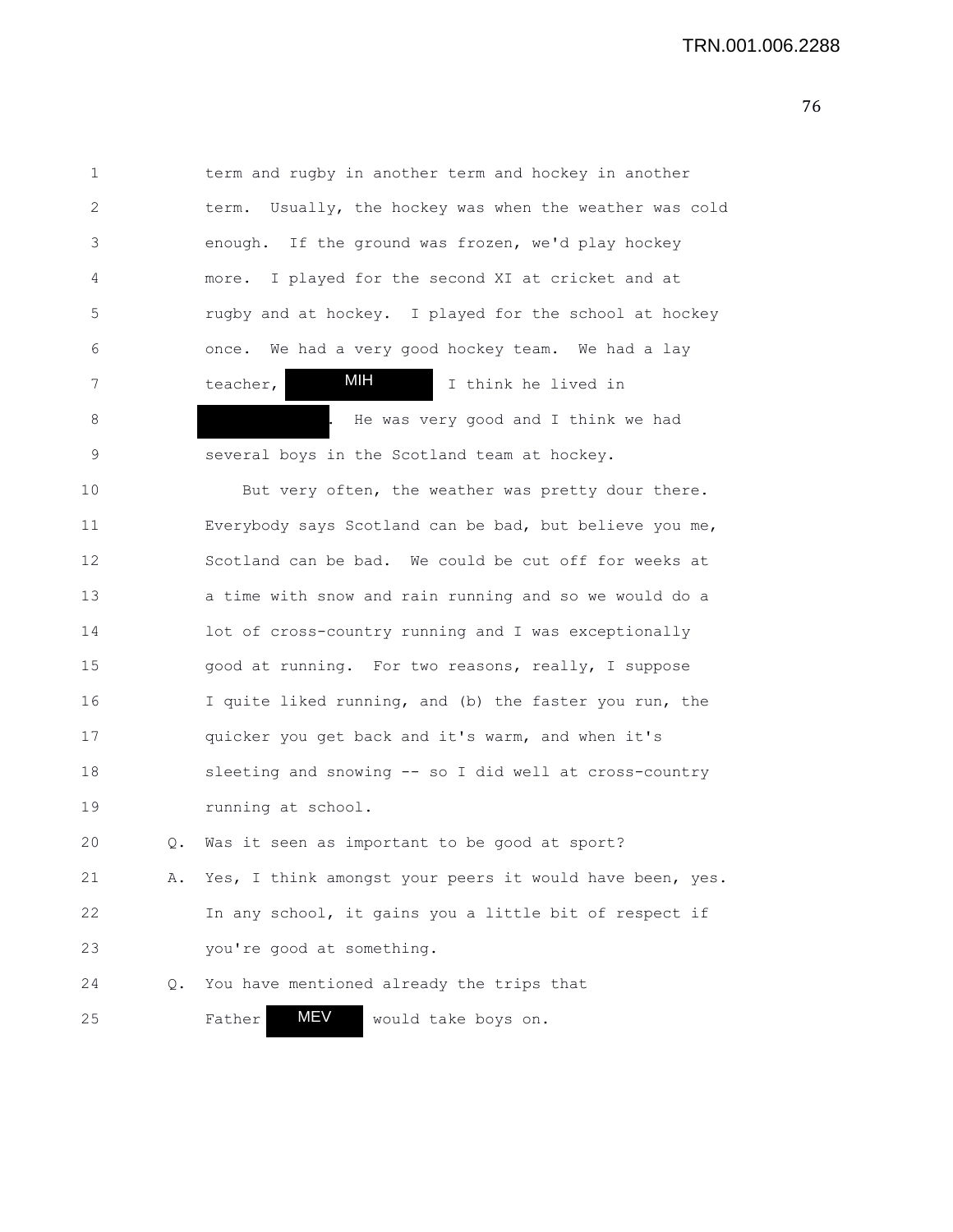1 term and rugby in another term and hockey in another
2 term. Usually, the hockey was when the weather was cold
3 enough. If the ground was frozen, we'd play hockey
4 more. I played for the second XI at cricket and at
5 rugby and at hockey. I played for the school at hockey
6 once. We had a very good hockey team. We had a lay
7 teacher, MIH I think he lived in
8 . He was very good and I think we had
9 several boys in the Scotland team at hockey.
10 But very often, the weather was pretty dour there.
11 Everybody says Scotland can be bad, but believe you me,
12 Scotland can be bad. We could be cut off for weeks at
13 a time with snow and rain running and so we would do a
14 lot of cross-country running and I was exceptionally
15 good at running. For two reasons, really, I suppose
16 I quite liked running, and (b) the faster you run, the
17 quicker you get back and it's warm, and when it's
18 sleeting and snowing -- so I did well at cross-country
19 running at school.
20 Q. Was it seen as important to be good at sport?
21 A. Yes, I think amongst your peers it would have been, yes.
22 In any school, it gains you a little bit of respect if
23 you're good at something.
24 Q. You have mentioned already the trips that
25 Father MEV would take boys on.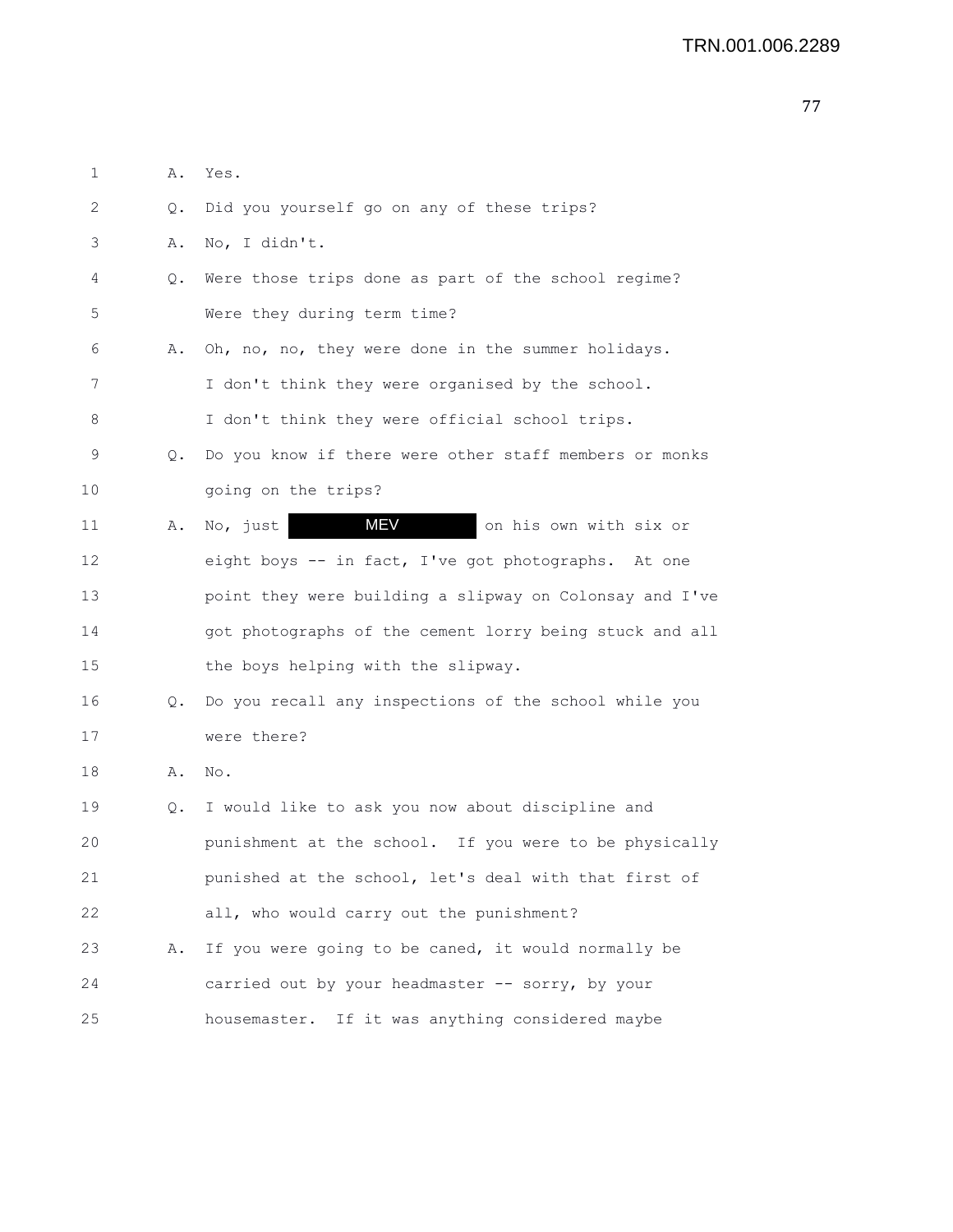1 A. Yes.

2 Q. Did you yourself go on any of these trips?

3 A. No, I didn't.

4 Q. Were those trips done as part of the school regime?

5 Were they during term time?

6 A. Oh, no, no, they were done in the summer holidays.

7 I don't think they were organised by the school.

8 I don't think they were official school trips.

9 Q. Do you know if there were other staff members or monks

10 going on the trips?

11 A. No, just MEV on his own with six or

12 eight boys -- in fact, I've got photographs. At one

13 point they were building a slipway on Colonsay and I've

14 got photographs of the cement lorry being stuck and all

15 the boys helping with the slipway.

16 Q. Do you recall any inspections of the school while you

17 were there?

18 A. No.

19 Q. I would like to ask you now about discipline and

20 punishment at the school. If you were to be physically

21 punished at the school, let's deal with that first of

22 all, who would carry out the punishment?

23 A. If you were going to be caned, it would normally be

24 carried out by your headmaster -- sorry, by your

25 housemaster. If it was anything considered maybe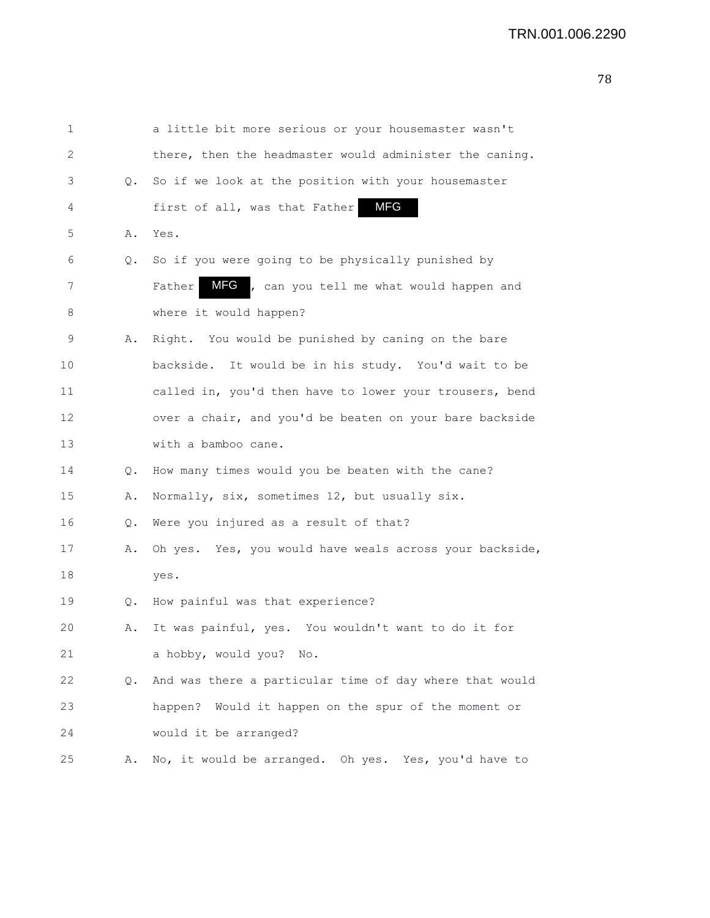1 a little bit more serious or your housemaster wasn't
2 there, then the headmaster would administer the caning.
3 Q. So if we look at the position with your housemaster
4 first of all, was that Father MFG
5 A. Yes.
6 Q. So if you were going to be physically punished by
7 Father MFG, can you tell me what would happen and
8 where it would happen?
9 A. Right. You would be punished by caning on the bare
10 backside. It would be in his study. You'd wait to be
11 called in, you'd then have to lower your trousers, bend
12 over a chair, and you'd be beaten on your bare backside
13 with a bamboo cane.
14 Q. How many times would you be beaten with the cane?
15 A. Normally, six, sometimes 12, but usually six.
16 Q. Were you injured as a result of that?
17 A. Oh yes. Yes, you would have weals across your backside,
18 yes.
19 Q. How painful was that experience?
20 A. It was painful, yes. You wouldn't want to do it for
21 a hobby, would you? No.
22 Q. And was there a particular time of day where that would
23 happen? Would it happen on the spur of the moment or
24 would it be arranged?
25 A. No, it would be arranged. Oh yes. Yes, you'd have to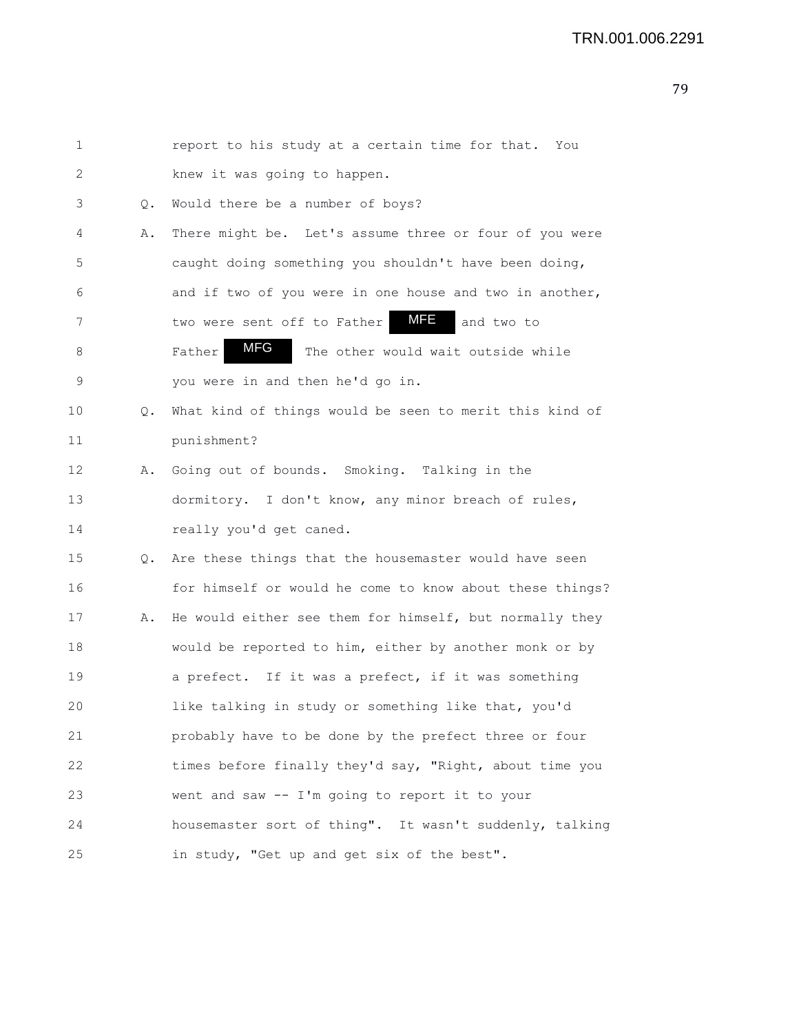1 report to his study at a certain time for that. You
2 knew it was going to happen.

3 Q. Would there be a number of boys?

4 A. There might be. Let's assume three or four of you were
5 caught doing something you shouldn't have been doing,
6 and if two of you were in one house and two in another,
7 two were sent off to Father MFE and two to
8 Father MFG The other would wait outside while
9 you were in and then he'd go in.

10 Q. What kind of things would be seen to merit this kind of
11 punishment?

12 A. Going out of bounds. Smoking. Talking in the
13 dormitory. I don't know, any minor breach of rules,
14 really you'd get caned.

15 Q. Are these things that the housemaster would have seen
16 for himself or would he come to know about these things?

17 A. He would either see them for himself, but normally they
18 would be reported to him, either by another monk or by
19 a prefect. If it was a prefect, if it was something
20 like talking in study or something like that, you'd
21 probably have to be done by the prefect three or four
22 times before finally they'd say, "Right, about time you
23 went and saw -- I'm going to report it to your
24 housemaster sort of thing". It wasn't suddenly, talking
25 in study, "Get up and get six of the best".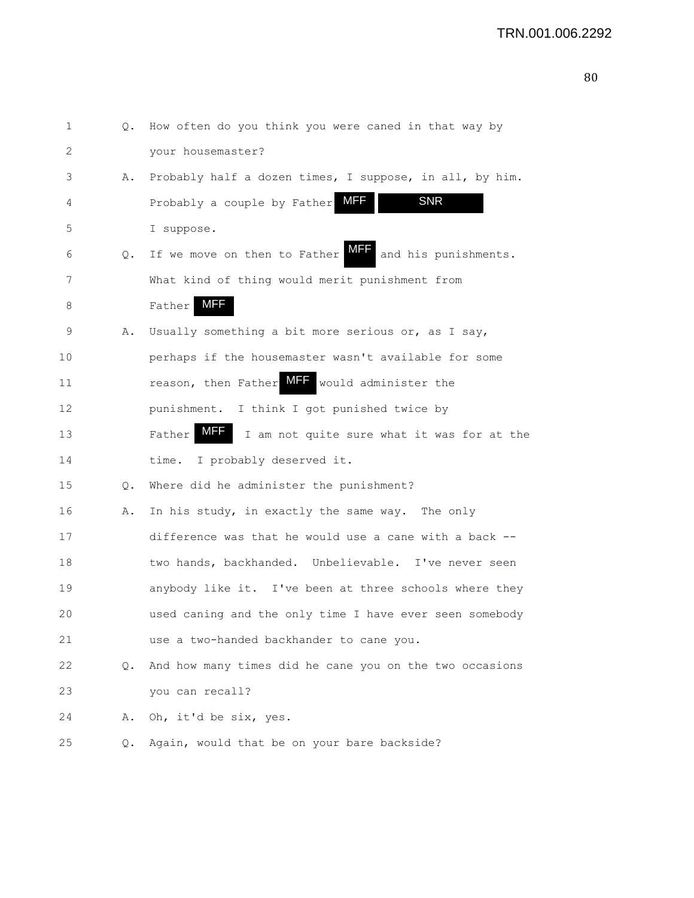1 Q. How often do you think you were caned in that way by
2 your housemaster?
3 A. Probably half a dozen times, I suppose, in all, by him.
4 Probably a couple by Father MFF SNR
5 I suppose.
6 Q. If we move on then to Father MFF and his punishments.
7 What kind of thing would merit punishment from
8 Father MFF
9 A. Usually something a bit more serious or, as I say,
10 perhaps if the housemaster wasn't available for some
11 reason, then Father MFF would administer the
12 punishment. I think I got punished twice by
13 Father MFF I am not quite sure what it was for at the
14 time. I probably deserved it.
15 Q. Where did he administer the punishment?
16 A. In his study, in exactly the same way. The only
17 difference was that he would use a cane with a back --
18 two hands, backhanded. Unbelievable. I've never seen
19 anybody like it. I've been at three schools where they
20 used caning and the only time I have ever seen somebody
21 use a two-handed backhander to cane you.
22 Q. And how many times did he cane you on the two occasions
23 you can recall?
24 A. Oh, it'd be six, yes.
25 Q. Again, would that be on your bare backside?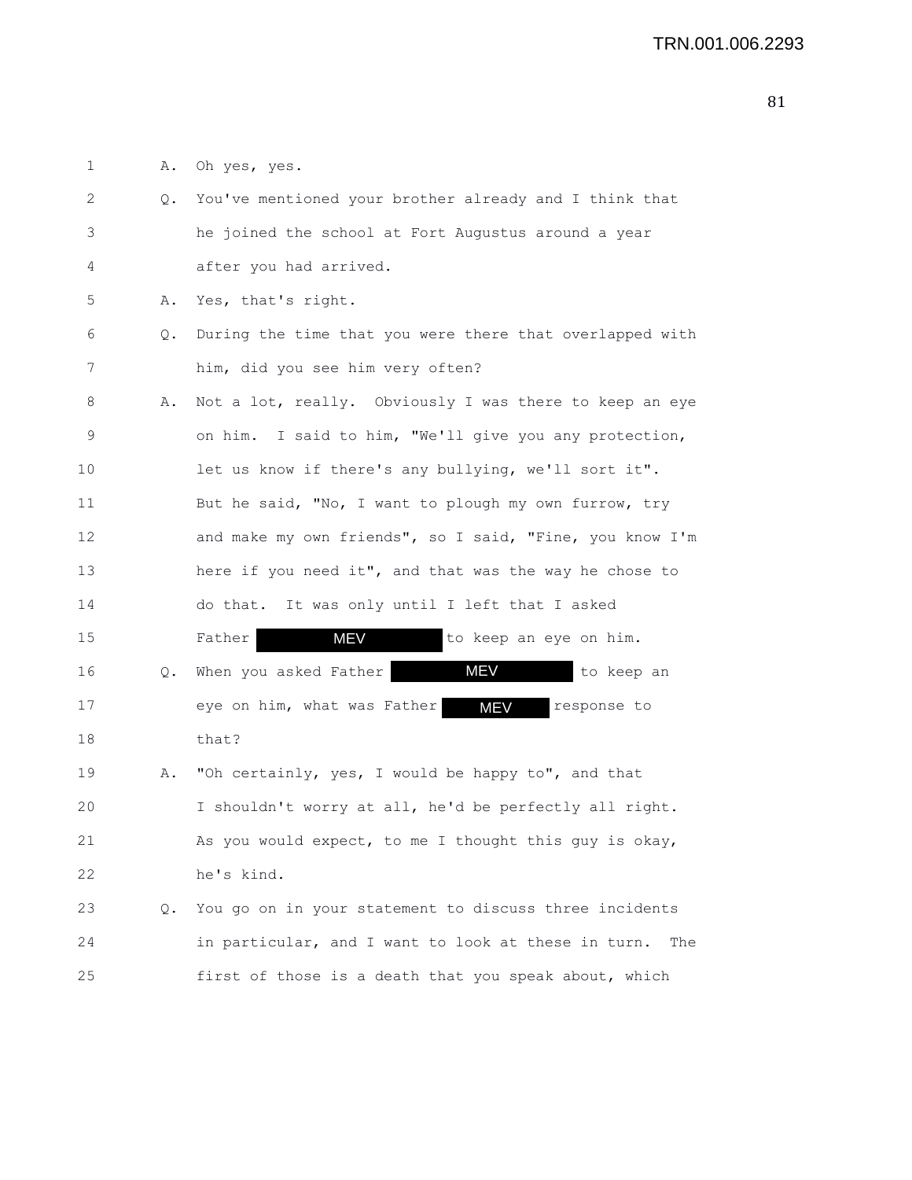1 A. Oh yes, yes.

2 Q. You've mentioned your brother already and I think that

3 he joined the school at Fort Augustus around a year

4 after you had arrived.

5 A. Yes, that's right.

6 Q. During the time that you were there that overlapped with

7 him, did you see him very often?

8 A. Not a lot, really. Obviously I was there to keep an eye

9 on him. I said to him, "We'll give you any protection,

10 let us know if there's any bullying, we'll sort it".

11 But he said, "No, I want to plough my own furrow, try

12 and make my own friends", so I said, "Fine, you know I'm

13 here if you need it", and that was the way he chose to

14 do that. It was only until I left that I asked

15 Father MEV to keep an eye on him.

16 Q. When you asked Father MEV to keep an

17 eye on him, what was Father MEV response to

18 that?

19 A. "Oh certainly, yes, I would be happy to", and that

20 I shouldn't worry at all, he'd be perfectly all right.

21 As you would expect, to me I thought this guy is okay,

22 he's kind.

23 Q. You go on in your statement to discuss three incidents

24 in particular, and I want to look at these in turn. The

25 first of those is a death that you speak about, which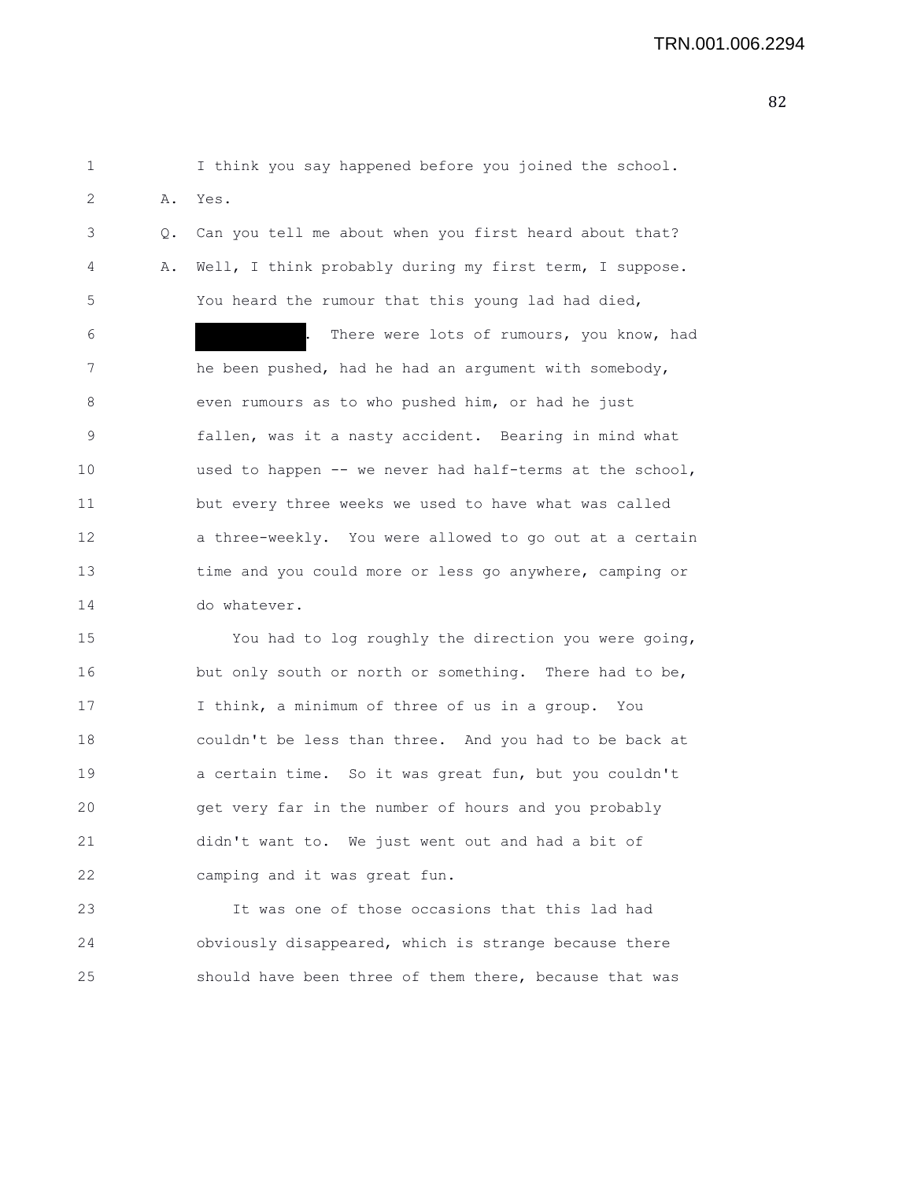I think you say happened before you joined the school.

A. Yes.

Q. Can you tell me about when you first heard about that?

A. Well, I think probably during my first term, I suppose. You heard the rumour that this young lad had died, [redacted]. There were lots of rumours, you know, had he been pushed, had he had an argument with somebody, even rumours as to who pushed him, or had he just fallen, was it a nasty accident. Bearing in mind what used to happen -- we never had half-terms at the school, but every three weeks we used to have what was called a three-weekly. You were allowed to go out at a certain time and you could more or less go anywhere, camping or do whatever.

You had to log roughly the direction you were going, but only south or north or something. There had to be, I think, a minimum of three of us in a group. You couldn't be less than three. And you had to be back at a certain time. So it was great fun, but you couldn't get very far in the number of hours and you probably didn't want to. We just went out and had a bit of camping and it was great fun.

It was one of those occasions that this lad had obviously disappeared, which is strange because there should have been three of them there, because that was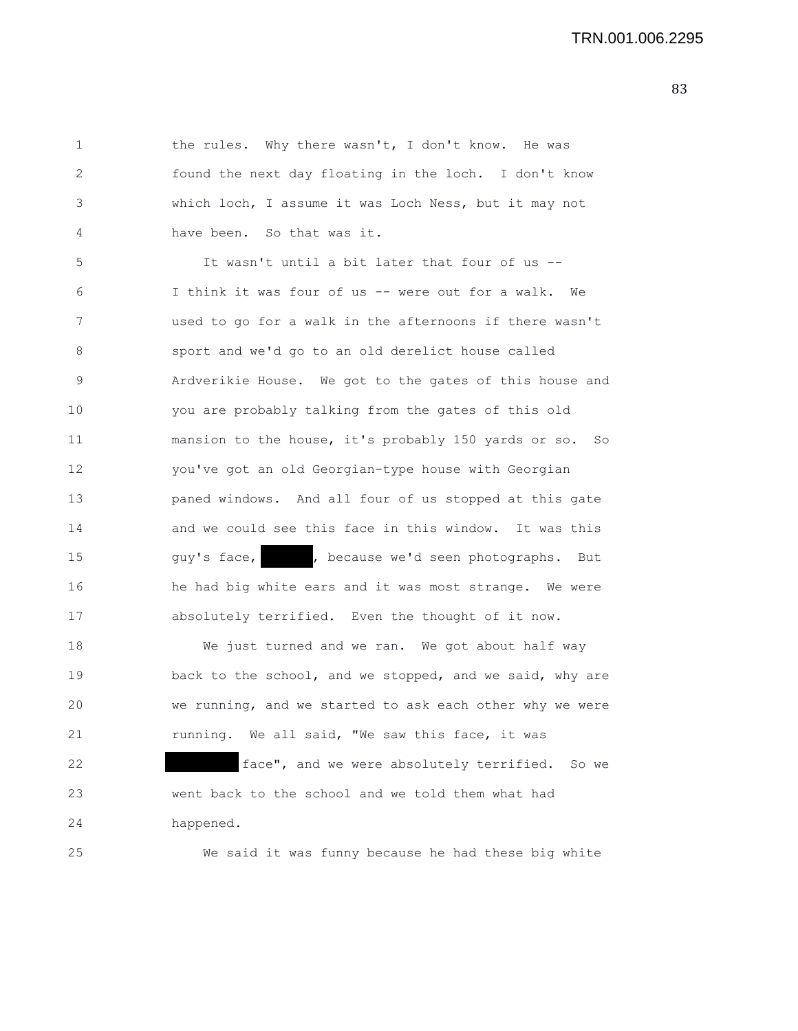the rules. Why there wasn't, I don't know. He was found the next day floating in the loch. I don't know which loch, I assume it was Loch Ness, but it may not have been. So that was it.

It wasn't until a bit later that four of us -- I think it was four of us -- were out for a walk. We used to go for a walk in the afternoons if there wasn't sport and we'd go to an old derelict house called Ardverikie House. We got to the gates of this house and you are probably talking from the gates of this old mansion to the house, it's probably 150 yards or so. So you've got an old Georgian-type house with Georgian paned windows. And all four of us stopped at this gate and we could see this face in this window. It was this guy's face, ██████, because we'd seen photographs. But he had big white ears and it was most strange. We were absolutely terrified. Even the thought of it now.

We just turned and we ran. We got about half way back to the school, and we stopped, and we said, why are we running, and we started to ask each other why we were running. We all said, "We saw this face, it was ████████ face", and we were absolutely terrified. So we went back to the school and we told them what had happened.

We said it was funny because he had these big white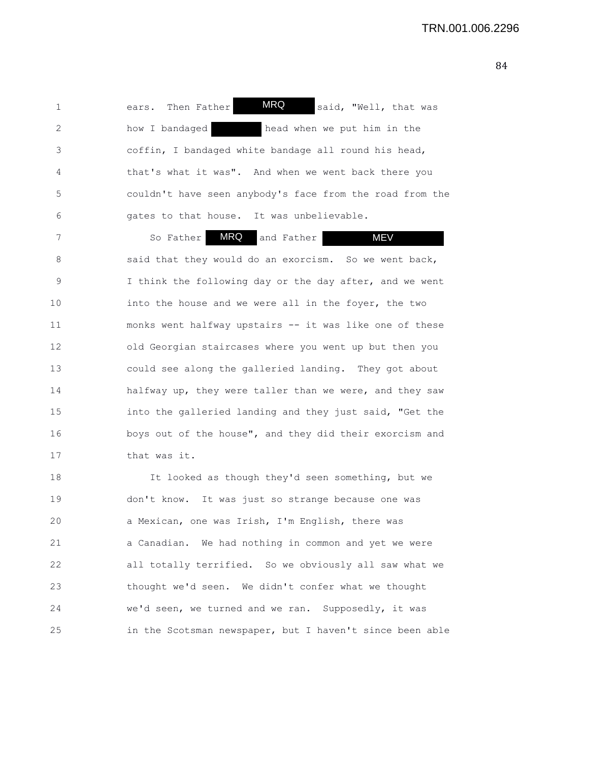ears. Then Father MRQ said, "Well, that was how I bandaged [redacted] head when we put him in the coffin, I bandaged white bandage all round his head, that's what it was". And when we went back there you couldn't have seen anybody's face from the road from the gates to that house. It was unbelievable.

So Father MRQ and Father MEV said that they would do an exorcism. So we went back, I think the following day or the day after, and we went into the house and we were all in the foyer, the two monks went halfway upstairs -- it was like one of these old Georgian staircases where you went up but then you could see along the galleried landing. They got about halfway up, they were taller than we were, and they saw into the galleried landing and they just said, "Get the boys out of the house", and they did their exorcism and that was it.

It looked as though they'd seen something, but we don't know. It was just so strange because one was a Mexican, one was Irish, I'm English, there was a Canadian. We had nothing in common and yet we were all totally terrified. So we obviously all saw what we thought we'd seen. We didn't confer what we thought we'd seen, we turned and we ran. Supposedly, it was in the Scotsman newspaper, but I haven't since been able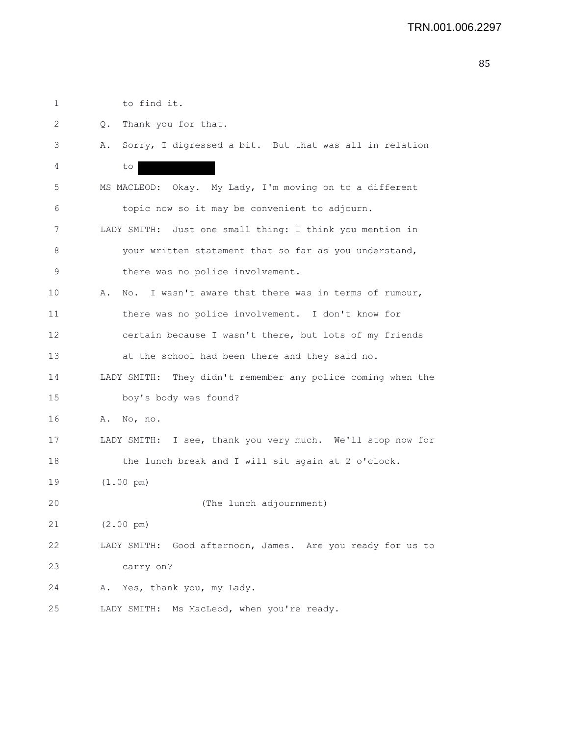1 to find it.

2 Q. Thank you for that.

3 A. Sorry, I digressed a bit. But that was all in relation

4 to [redacted]

5 MS MACLEOD: Okay. My Lady, I'm moving on to a different

6 topic now so it may be convenient to adjourn.

7 LADY SMITH: Just one small thing: I think you mention in

8 your written statement that so far as you understand,

9 there was no police involvement.

10 A. No. I wasn't aware that there was in terms of rumour,

11 there was no police involvement. I don't know for

12 certain because I wasn't there, but lots of my friends

13 at the school had been there and they said no.

14 LADY SMITH: They didn't remember any police coming when the

15 boy's body was found?

16 A. No, no.

17 LADY SMITH: I see, thank you very much. We'll stop now for

18 the lunch break and I will sit again at 2 o'clock.

19 (1.00 pm)

20 (The lunch adjournment)

21 (2.00 pm)

22 LADY SMITH: Good afternoon, James. Are you ready for us to

23 carry on?

24 A. Yes, thank you, my Lady.

25 LADY SMITH: Ms MacLeod, when you're ready.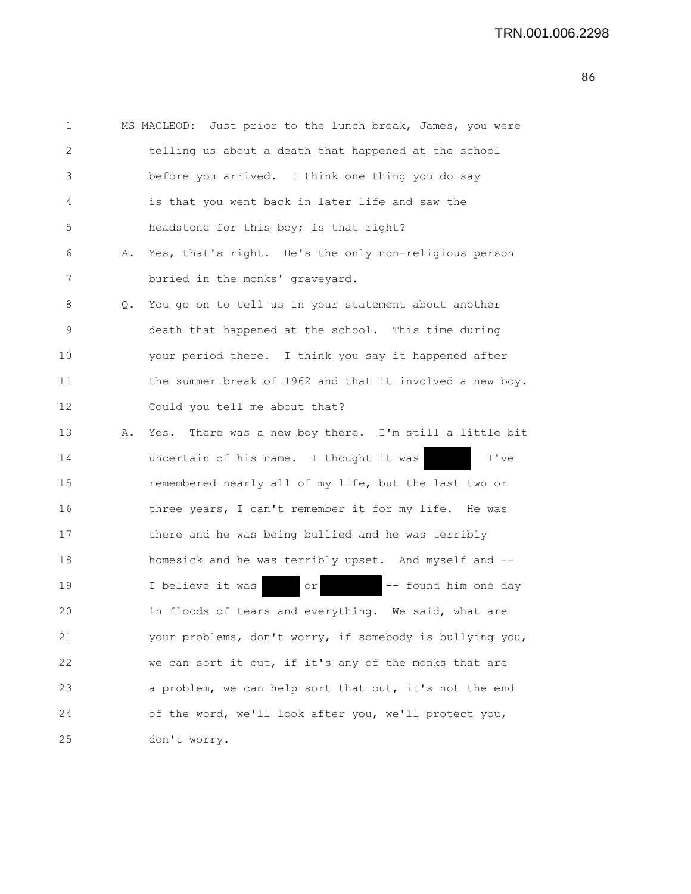1 MS MACLEOD: Just prior to the lunch break, James, you were
2 telling us about a death that happened at the school
3 before you arrived. I think one thing you do say
4 is that you went back in later life and saw the
5 headstone for this boy; is that right?
6 A. Yes, that's right. He's the only non-religious person
7 buried in the monks' graveyard.
8 Q. You go on to tell us in your statement about another
9 death that happened at the school. This time during
10 your period there. I think you say it happened after
11 the summer break of 1962 and that it involved a new boy.
12 Could you tell me about that?
13 A. Yes. There was a new boy there. I'm still a little bit
14 uncertain of his name. I thought it was [redacted] I've
15 remembered nearly all of my life, but the last two or
16 three years, I can't remember it for my life. He was
17 there and he was being bullied and he was terribly
18 homesick and he was terribly upset. And myself and --
19 I believe it was [redacted] or [redacted] -- found him one day
20 in floods of tears and everything. We said, what are
21 your problems, don't worry, if somebody is bullying you,
22 we can sort it out, if it's any of the monks that are
23 a problem, we can help sort that out, it's not the end
24 of the word, we'll look after you, we'll protect you,
25 don't worry.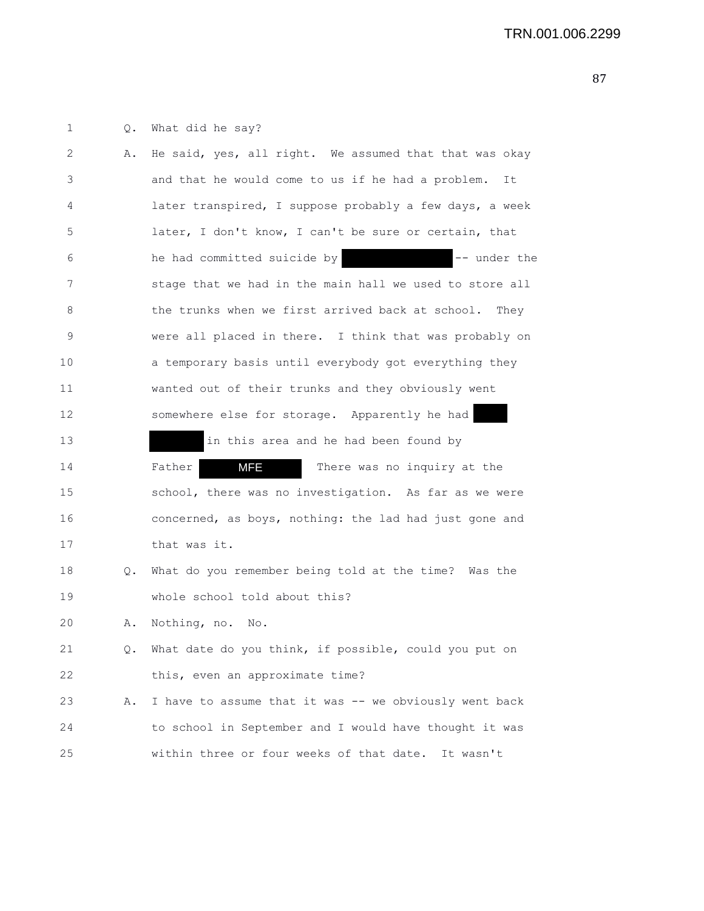1 Q. What did he say?

2 A. He said, yes, all right. We assumed that that was okay

3 and that he would come to us if he had a problem. It

4 later transpired, I suppose probably a few days, a week

5 later, I don't know, I can't be sure or certain, that

6 he had committed suicide by ████████ -- under the

7 stage that we had in the main hall we used to store all

8 the trunks when we first arrived back at school. They

9 were all placed in there. I think that was probably on

10 a temporary basis until everybody got everything they

11 wanted out of their trunks and they obviously went

12 somewhere else for storage. Apparently he had ███

13 ████ in this area and he had been found by

14 Father MFE There was no inquiry at the

15 school, there was no investigation. As far as we were

16 concerned, as boys, nothing: the lad had just gone and

17 that was it.

18 Q. What do you remember being told at the time? Was the

19 whole school told about this?

20 A. Nothing, no. No.

21 Q. What date do you think, if possible, could you put on

22 this, even an approximate time?

23 A. I have to assume that it was -- we obviously went back

24 to school in September and I would have thought it was

25 within three or four weeks of that date. It wasn't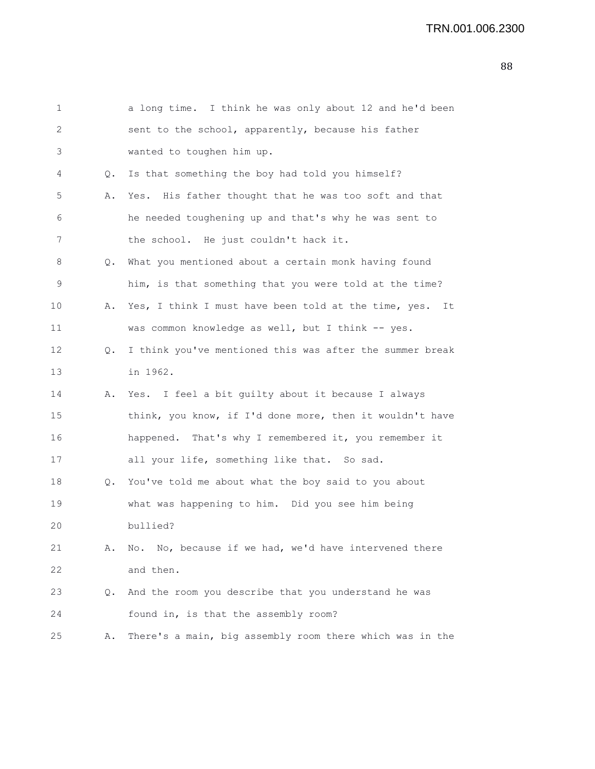a long time. I think he was only about 12 and he'd been sent to the school, apparently, because his father wanted to toughen him up.

Q. Is that something the boy had told you himself?

A. Yes. His father thought that he was too soft and that he needed toughening up and that's why he was sent to the school. He just couldn't hack it.

Q. What you mentioned about a certain monk having found him, is that something that you were told at the time?

A. Yes, I think I must have been told at the time, yes. It was common knowledge as well, but I think -- yes.

Q. I think you've mentioned this was after the summer break in 1962.

A. Yes. I feel a bit guilty about it because I always think, you know, if I'd done more, then it wouldn't have happened. That's why I remembered it, you remember it all your life, something like that. So sad.

Q. You've told me about what the boy said to you about what was happening to him. Did you see him being bullied?

A. No. No, because if we had, we'd have intervened there and then.

Q. And the room you describe that you understand he was found in, is that the assembly room?

A. There's a main, big assembly room there which was in the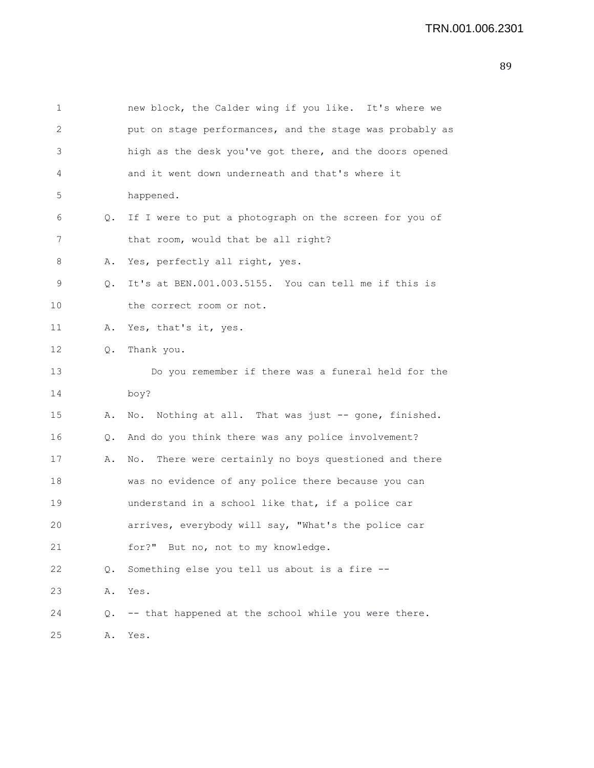1 new block, the Calder wing if you like. It's where we
2 put on stage performances, and the stage was probably as
3 high as the desk you've got there, and the doors opened
4 and it went down underneath and that's where it
5 happened.

6 Q. If I were to put a photograph on the screen for you of
7 that room, would that be all right?

8 A. Yes, perfectly all right, yes.

9 Q. It's at BEN.001.003.5155. You can tell me if this is
10 the correct room or not.

11 A. Yes, that's it, yes.

12 Q. Thank you.

13 Do you remember if there was a funeral held for the
14 boy?

15 A. No. Nothing at all. That was just -- gone, finished.

16 Q. And do you think there was any police involvement?

17 A. No. There were certainly no boys questioned and there
18 was no evidence of any police there because you can
19 understand in a school like that, if a police car
20 arrives, everybody will say, "What's the police car
21 for?" But no, not to my knowledge.

22 Q. Something else you tell us about is a fire --

23 A. Yes.

24 Q. -- that happened at the school while you were there.

25 A. Yes.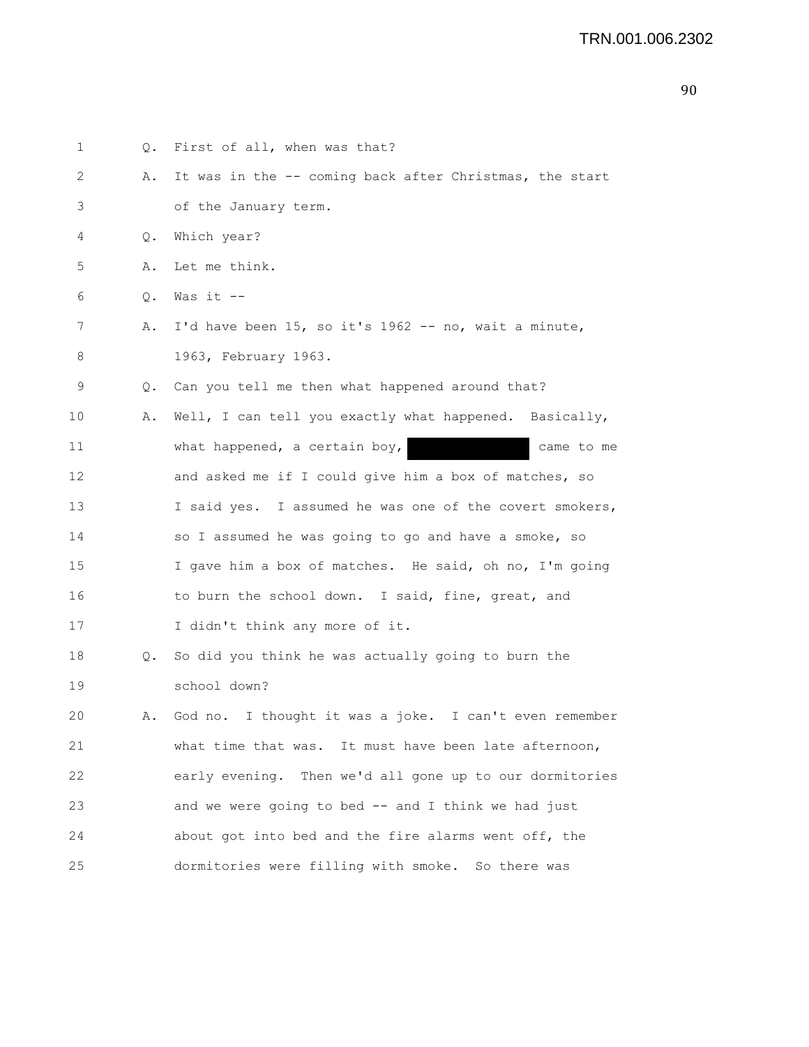1 Q. First of all, when was that?

2 A. It was in the -- coming back after Christmas, the start

3 of the January term.

4 Q. Which year?

5 A. Let me think.

6 Q. Was it --

7 A. I'd have been 15, so it's 1962 -- no, wait a minute,

8 1963, February 1963.

9 Q. Can you tell me then what happened around that?

10 A. Well, I can tell you exactly what happened. Basically,

11 what happened, a certain boy, [REDACTED] came to me

12 and asked me if I could give him a box of matches, so

13 I said yes. I assumed he was one of the covert smokers,

14 so I assumed he was going to go and have a smoke, so

15 I gave him a box of matches. He said, oh no, I'm going

16 to burn the school down. I said, fine, great, and

17 I didn't think any more of it.

18 Q. So did you think he was actually going to burn the

19 school down?

20 A. God no. I thought it was a joke. I can't even remember

21 what time that was. It must have been late afternoon,

22 early evening. Then we'd all gone up to our dormitories

23 and we were going to bed -- and I think we had just

24 about got into bed and the fire alarms went off, the

25 dormitories were filling with smoke. So there was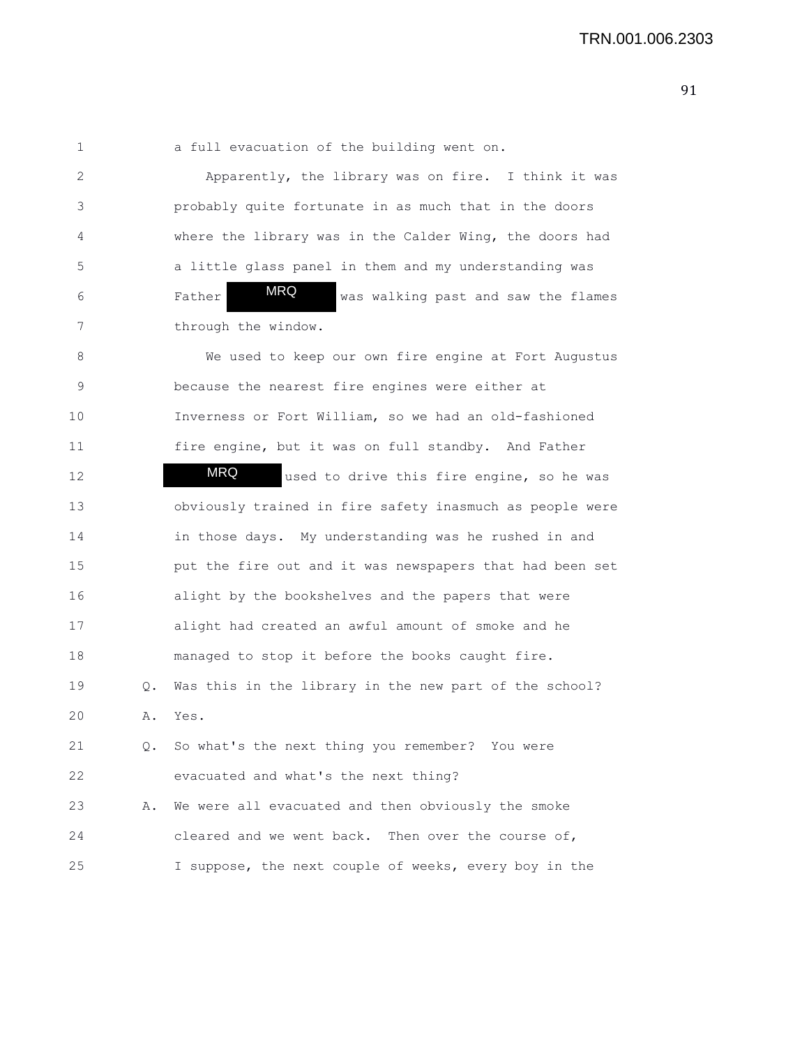a full evacuation of the building went on.

Apparently, the library was on fire. I think it was probably quite fortunate in as much that in the doors where the library was in the Calder Wing, the doors had a little glass panel in them and my understanding was Father MRQ was walking past and saw the flames through the window.

We used to keep our own fire engine at Fort Augustus because the nearest fire engines were either at Inverness or Fort William, so we had an old-fashioned fire engine, but it was on full standby. And Father MRQ used to drive this fire engine, so he was obviously trained in fire safety inasmuch as people were in those days. My understanding was he rushed in and put the fire out and it was newspapers that had been set alight by the bookshelves and the papers that were alight had created an awful amount of smoke and he managed to stop it before the books caught fire.

Q. Was this in the library in the new part of the school?

A. Yes.

Q. So what's the next thing you remember? You were evacuated and what's the next thing?

A. We were all evacuated and then obviously the smoke cleared and we went back. Then over the course of, I suppose, the next couple of weeks, every boy in the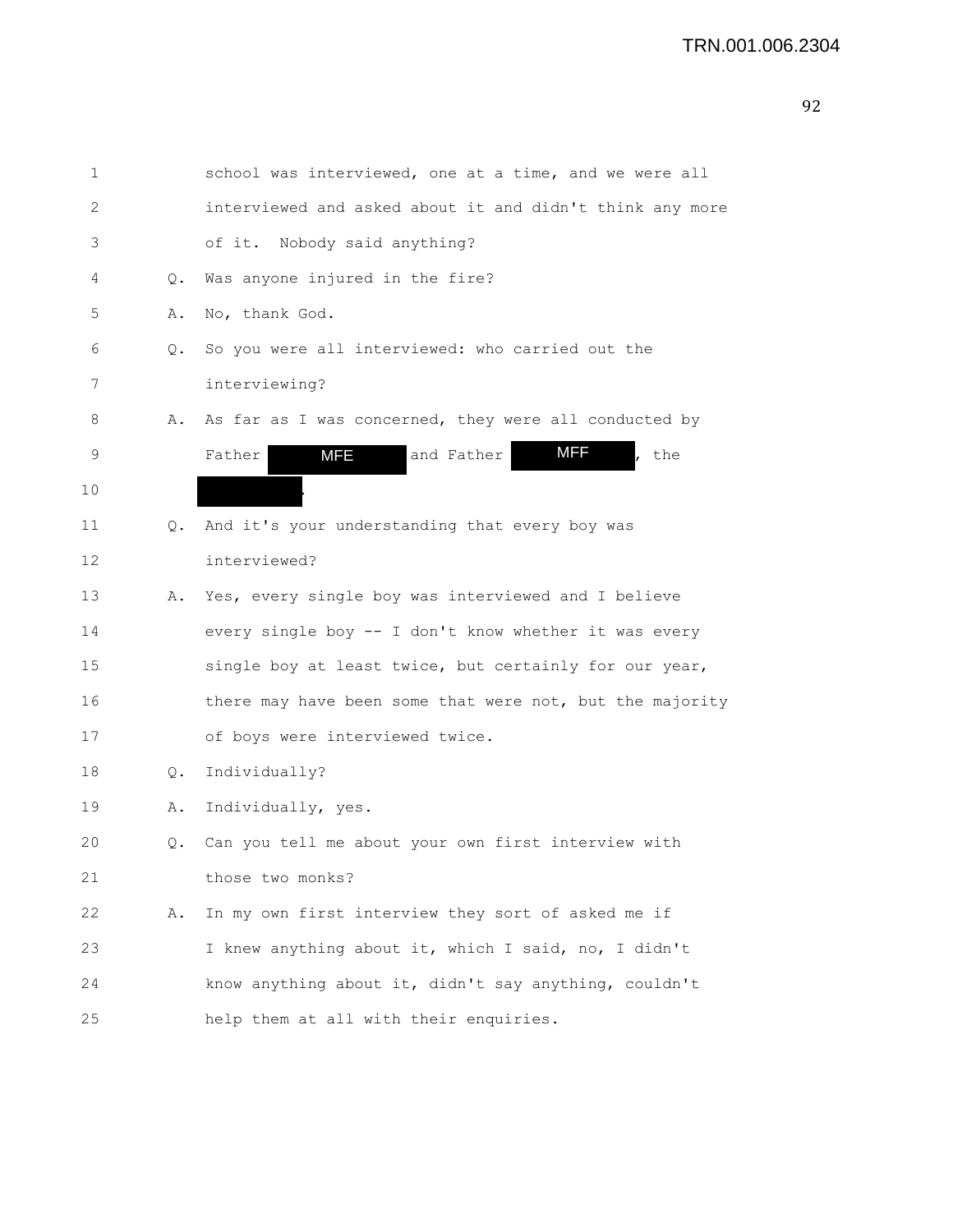1 school was interviewed, one at a time, and we were all
2 interviewed and asked about it and didn't think any more
3 of it. Nobody said anything?

4 Q. Was anyone injured in the fire?

5 A. No, thank God.

6 Q. So you were all interviewed: who carried out the
7 interviewing?

8 A. As far as I was concerned, they were all conducted by
9 Father MFE and Father MFF, the
10 [redacted].

11 Q. And it's your understanding that every boy was
12 interviewed?

13 A. Yes, every single boy was interviewed and I believe
14 every single boy -- I don't know whether it was every
15 single boy at least twice, but certainly for our year,
16 there may have been some that were not, but the majority
17 of boys were interviewed twice.

18 Q. Individually?

19 A. Individually, yes.

20 Q. Can you tell me about your own first interview with
21 those two monks?

22 A. In my own first interview they sort of asked me if
23 I knew anything about it, which I said, no, I didn't
24 know anything about it, didn't say anything, couldn't
25 help them at all with their enquiries.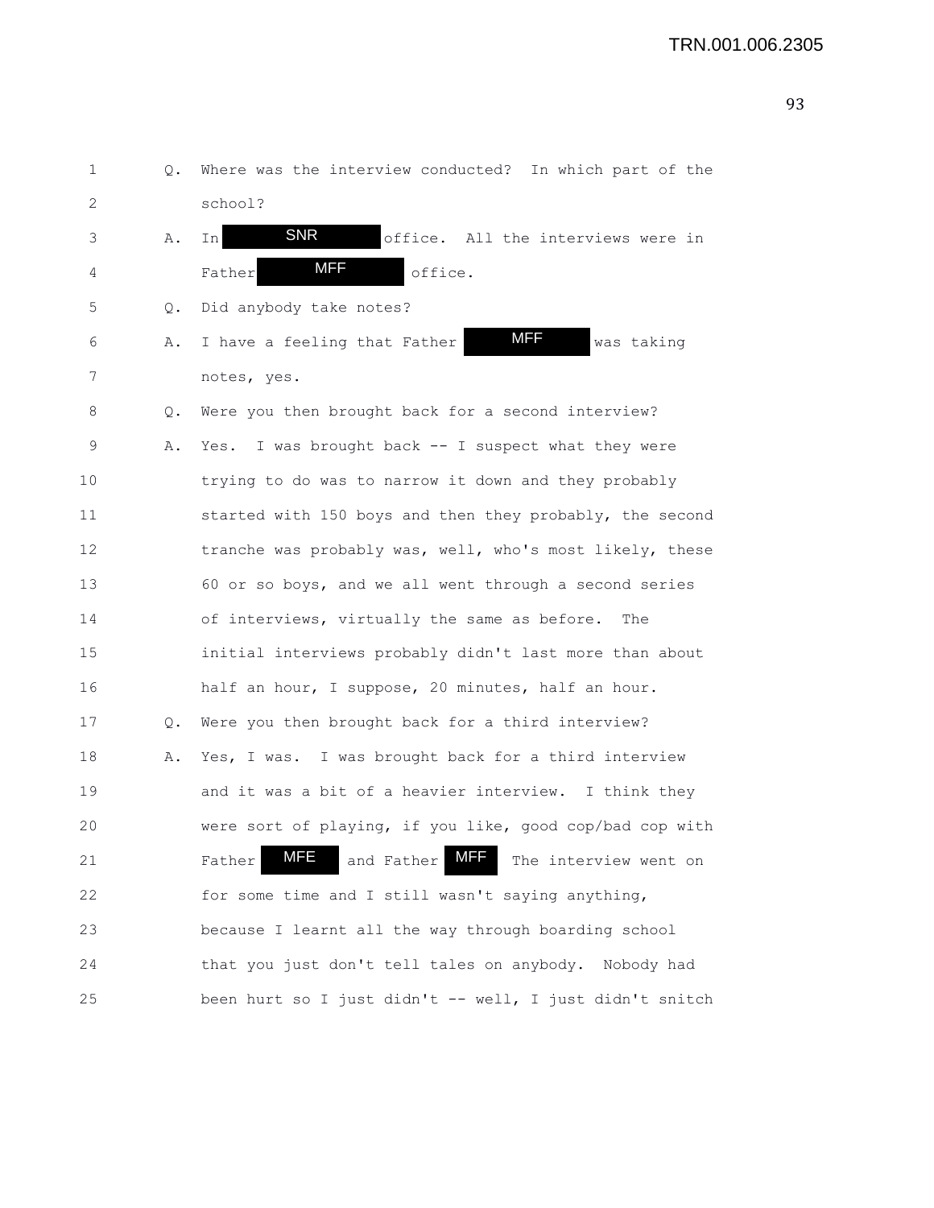1 Q. Where was the interview conducted? In which part of the
2 school?
3 A. In SNR office. All the interviews were in
4 Father MFF office.
5 Q. Did anybody take notes?
6 A. I have a feeling that Father MFF was taking
7 notes, yes.
8 Q. Were you then brought back for a second interview?
9 A. Yes. I was brought back -- I suspect what they were
10 trying to do was to narrow it down and they probably
11 started with 150 boys and then they probably, the second
12 tranche was probably was, well, who's most likely, these
13 60 or so boys, and we all went through a second series
14 of interviews, virtually the same as before. The
15 initial interviews probably didn't last more than about
16 half an hour, I suppose, 20 minutes, half an hour.
17 Q. Were you then brought back for a third interview?
18 A. Yes, I was. I was brought back for a third interview
19 and it was a bit of a heavier interview. I think they
20 were sort of playing, if you like, good cop/bad cop with
21 Father MFE and Father MFF The interview went on
22 for some time and I still wasn't saying anything,
23 because I learnt all the way through boarding school
24 that you just don't tell tales on anybody. Nobody had
25 been hurt so I just didn't -- well, I just didn't snitch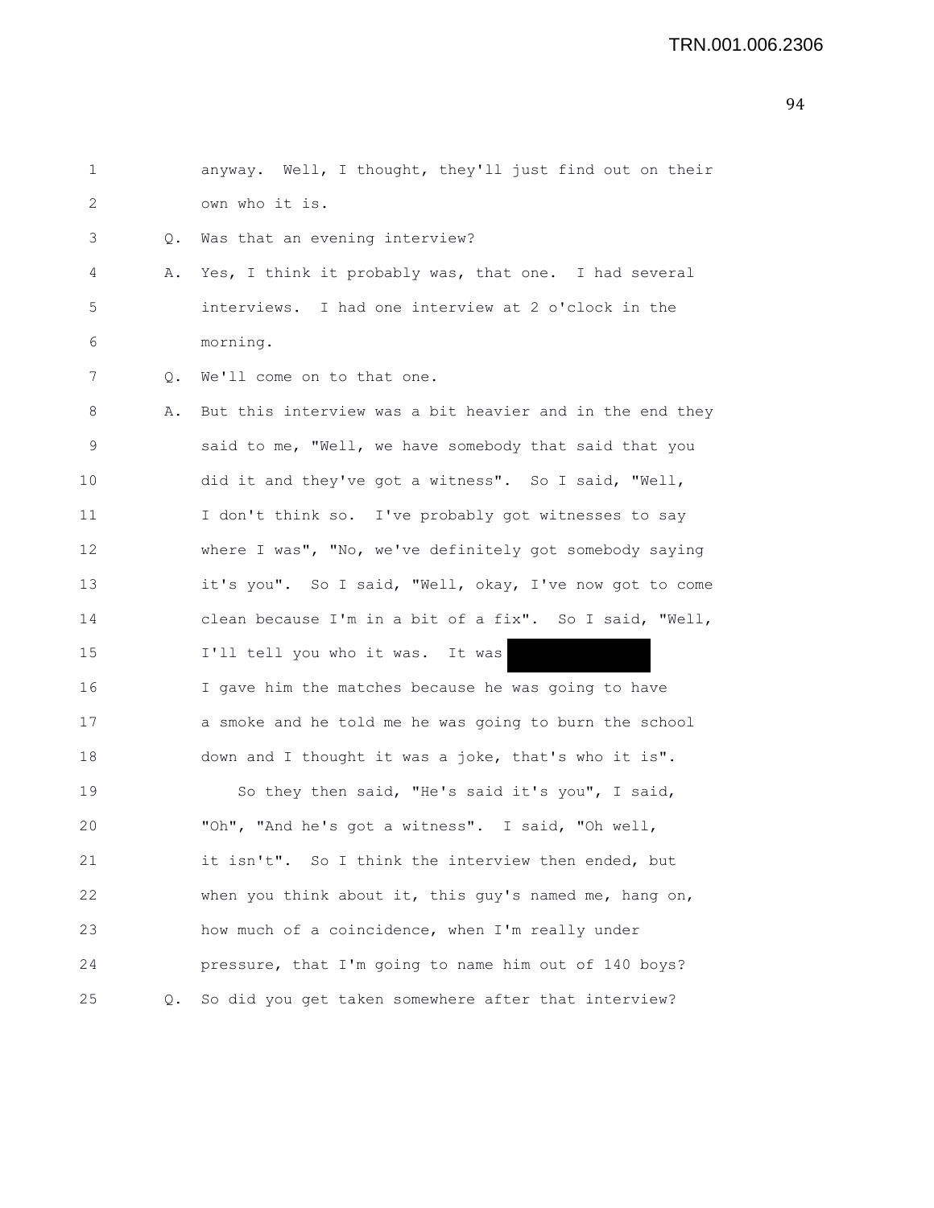anyway. Well, I thought, they'll just find out on their own who it is.

Q. Was that an evening interview?

A. Yes, I think it probably was, that one. I had several interviews. I had one interview at 2 o'clock in the morning.

Q. We'll come on to that one.

A. But this interview was a bit heavier and in the end they said to me, "Well, we have somebody that said that you did it and they've got a witness". So I said, "Well, I don't think so. I've probably got witnesses to say where I was", "No, we've definitely got somebody saying it's you". So I said, "Well, okay, I've now got to come clean because I'm in a bit of a fix". So I said, "Well, I'll tell you who it was. It was [REDACTED] I gave him the matches because he was going to have a smoke and he told me he was going to burn the school down and I thought it was a joke, that's who it is".

So they then said, "He's said it's you", I said, "Oh", "And he's got a witness". I said, "Oh well, it isn't". So I think the interview then ended, but when you think about it, this guy's named me, hang on, how much of a coincidence, when I'm really under pressure, that I'm going to name him out of 140 boys?

Q. So did you get taken somewhere after that interview?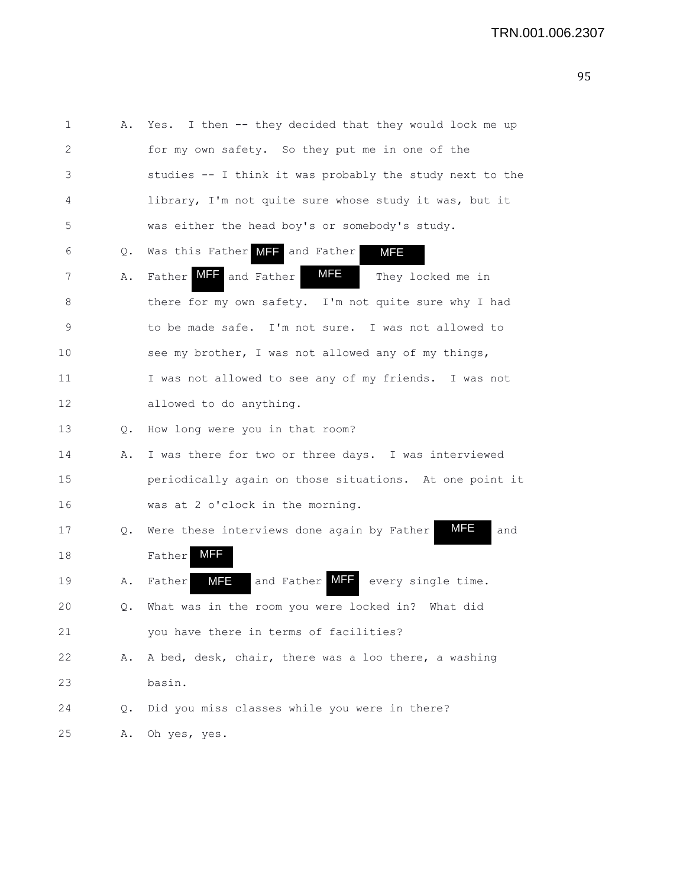1 A. Yes. I then -- they decided that they would lock me up
2 for my own safety. So they put me in one of the
3 studies -- I think it was probably the study next to the
4 library, I'm not quite sure whose study it was, but it
5 was either the head boy's or somebody's study.
6 Q. Was this Father MFF and Father MFE
7 A. Father MFF and Father MFE They locked me in
8 there for my own safety. I'm not quite sure why I had
9 to be made safe. I'm not sure. I was not allowed to
10 see my brother, I was not allowed any of my things,
11 I was not allowed to see any of my friends. I was not
12 allowed to do anything.
13 Q. How long were you in that room?
14 A. I was there for two or three days. I was interviewed
15 periodically again on those situations. At one point it
16 was at 2 o'clock in the morning.
17 Q. Were these interviews done again by Father MFE and
18 Father MFF
19 A. Father MFE and Father MFF every single time.
20 Q. What was in the room you were locked in? What did
21 you have there in terms of facilities?
22 A. A bed, desk, chair, there was a loo there, a washing
23 basin.
24 Q. Did you miss classes while you were in there?
25 A. Oh yes, yes.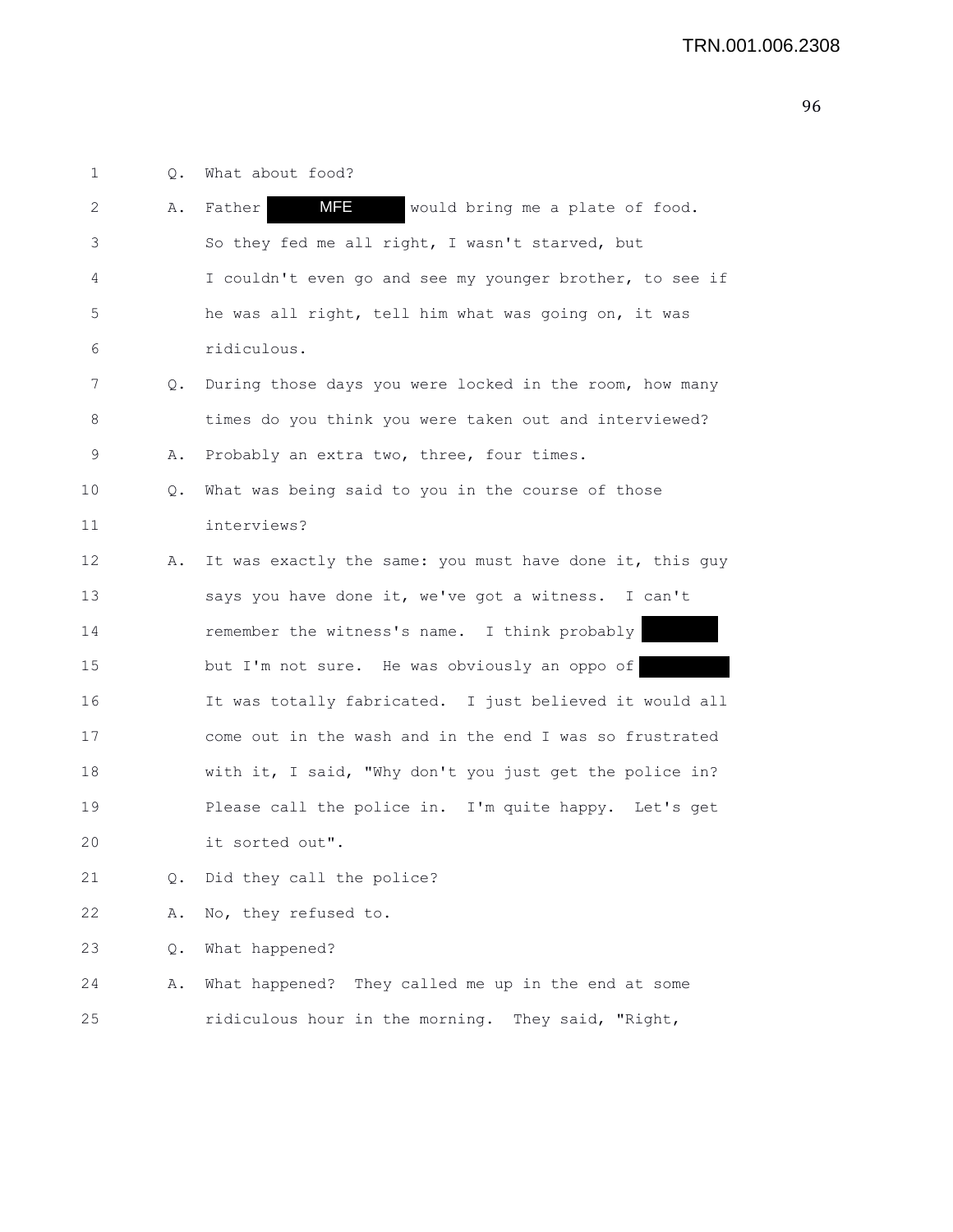1 Q. What about food?

2 A. Father MFE would bring me a plate of food.

3 So they fed me all right, I wasn't starved, but

4 I couldn't even go and see my younger brother, to see if

5 he was all right, tell him what was going on, it was

6 ridiculous.

7 Q. During those days you were locked in the room, how many

8 times do you think you were taken out and interviewed?

9 A. Probably an extra two, three, four times.

10 Q. What was being said to you in the course of those

11 interviews?

12 A. It was exactly the same: you must have done it, this guy

13 says you have done it, we've got a witness. I can't

14 remember the witness's name. I think probably

15 but I'm not sure. He was obviously an oppo of

16 It was totally fabricated. I just believed it would all

17 come out in the wash and in the end I was so frustrated

18 with it, I said, "Why don't you just get the police in?

19 Please call the police in. I'm quite happy. Let's get

20 it sorted out".

21 Q. Did they call the police?

22 A. No, they refused to.

23 Q. What happened?

24 A. What happened? They called me up in the end at some

25 ridiculous hour in the morning. They said, "Right,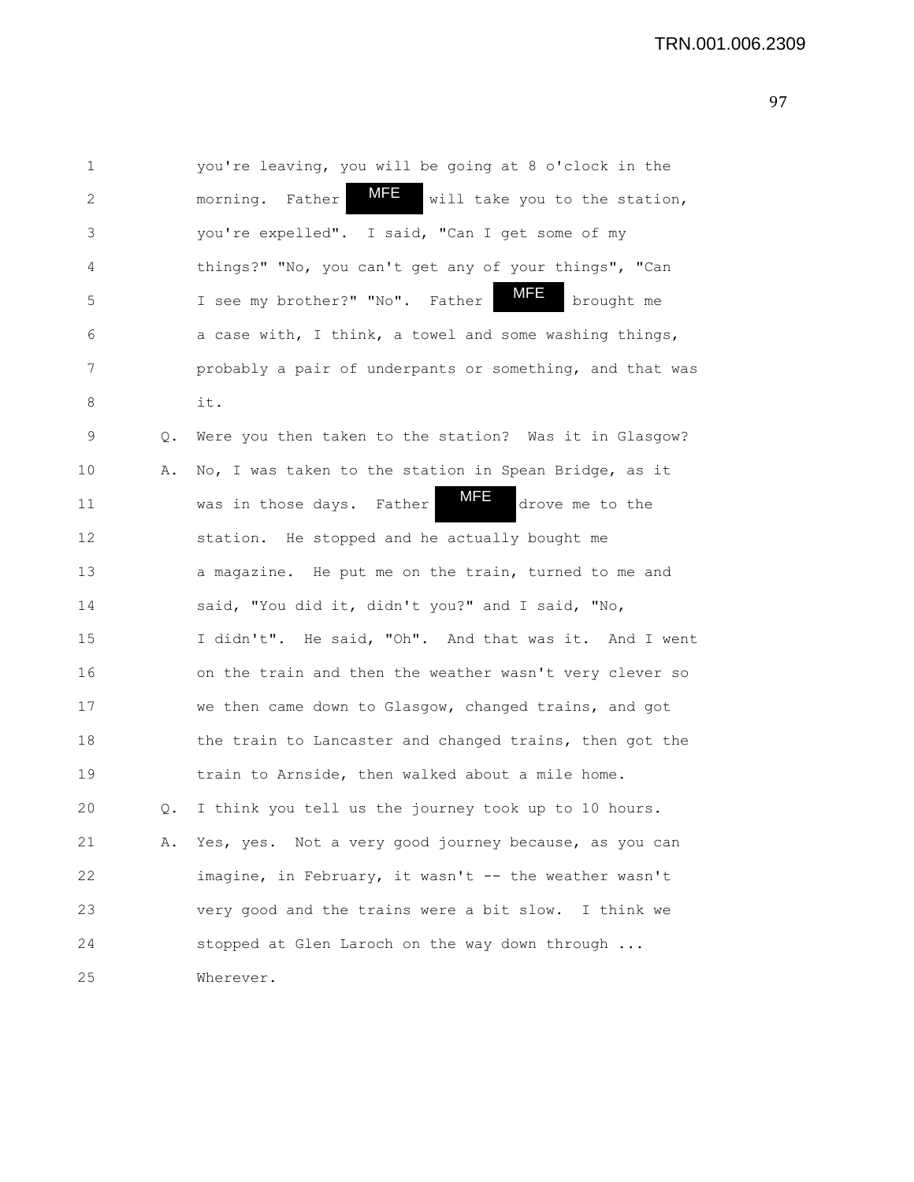1 you're leaving, you will be going at 8 o'clock in the
2 morning. Father MFE will take you to the station,
3 you're expelled". I said, "Can I get some of my
4 things?" "No, you can't get any of your things", "Can
5 I see my brother?" "No". Father MFE brought me
6 a case with, I think, a towel and some washing things,
7 probably a pair of underpants or something, and that was
8 it.

9 Q. Were you then taken to the station? Was it in Glasgow?

10 A. No, I was taken to the station in Spean Bridge, as it
11 was in those days. Father MFE drove me to the
12 station. He stopped and he actually bought me
13 a magazine. He put me on the train, turned to me and
14 said, "You did it, didn't you?" and I said, "No,
15 I didn't". He said, "Oh". And that was it. And I went
16 on the train and then the weather wasn't very clever so
17 we then came down to Glasgow, changed trains, and got
18 the train to Lancaster and changed trains, then got the
19 train to Arnside, then walked about a mile home.

20 Q. I think you tell us the journey took up to 10 hours.

21 A. Yes, yes. Not a very good journey because, as you can
22 imagine, in February, it wasn't -- the weather wasn't
23 very good and the trains were a bit slow. I think we
24 stopped at Glen Laroch on the way down through ...
25 Wherever.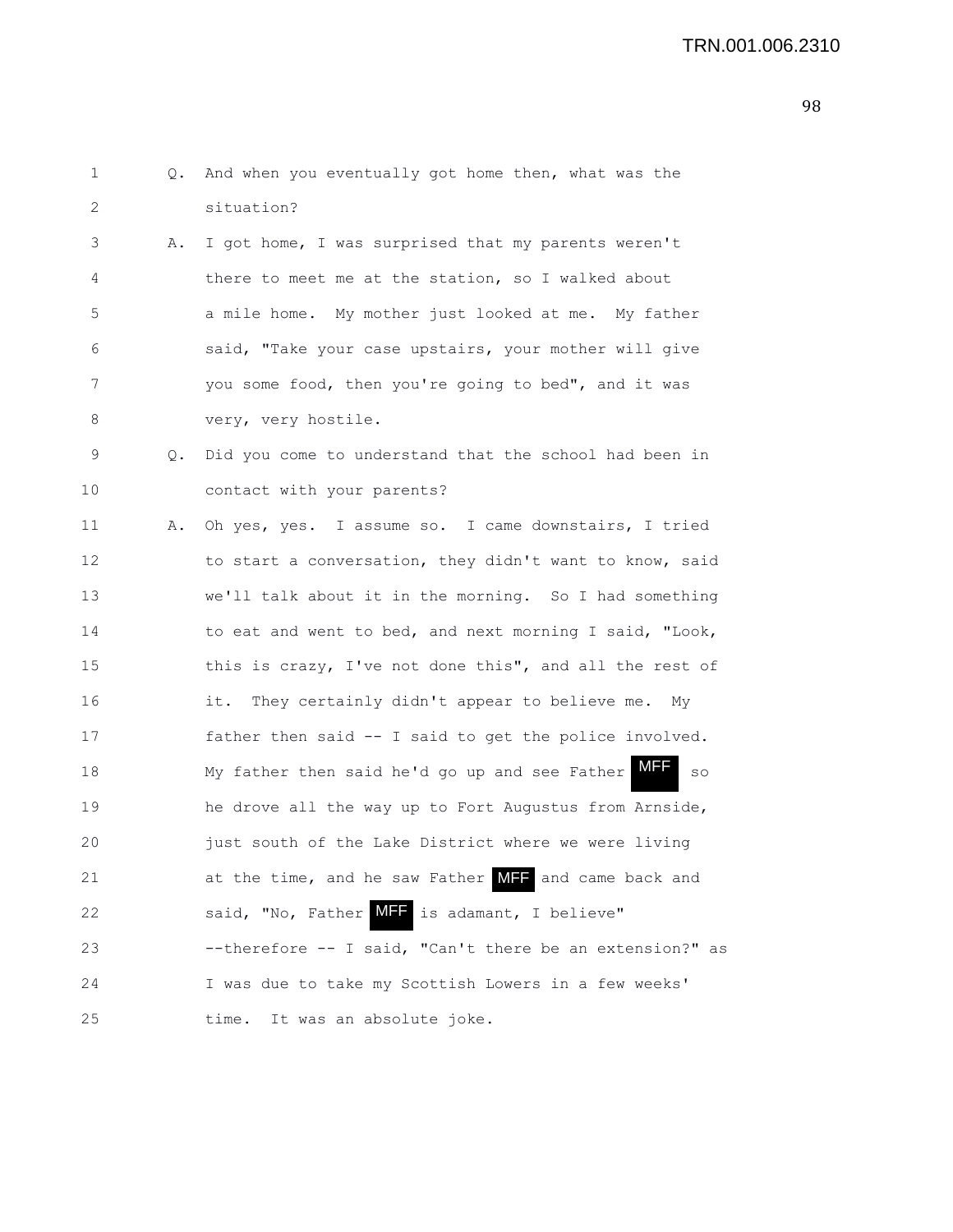Q. And when you eventually got home then, what was the situation?

A. I got home, I was surprised that my parents weren't there to meet me at the station, so I walked about a mile home. My mother just looked at me. My father said, "Take your case upstairs, your mother will give you some food, then you're going to bed", and it was very, very hostile.

Q. Did you come to understand that the school had been in contact with your parents?

A. Oh yes, yes. I assume so. I came downstairs, I tried to start a conversation, they didn't want to know, said we'll talk about it in the morning. So I had something to eat and went to bed, and next morning I said, "Look, this is crazy, I've not done this", and all the rest of it. They certainly didn't appear to believe me. My father then said -- I said to get the police involved. My father then said he'd go up and see Father MFF so he drove all the way up to Fort Augustus from Arnside, just south of the Lake District where we were living at the time, and he saw Father MFF and came back and said, "No, Father MFF is adamant, I believe" --therefore -- I said, "Can't there be an extension?" as I was due to take my Scottish Lowers in a few weeks' time. It was an absolute joke.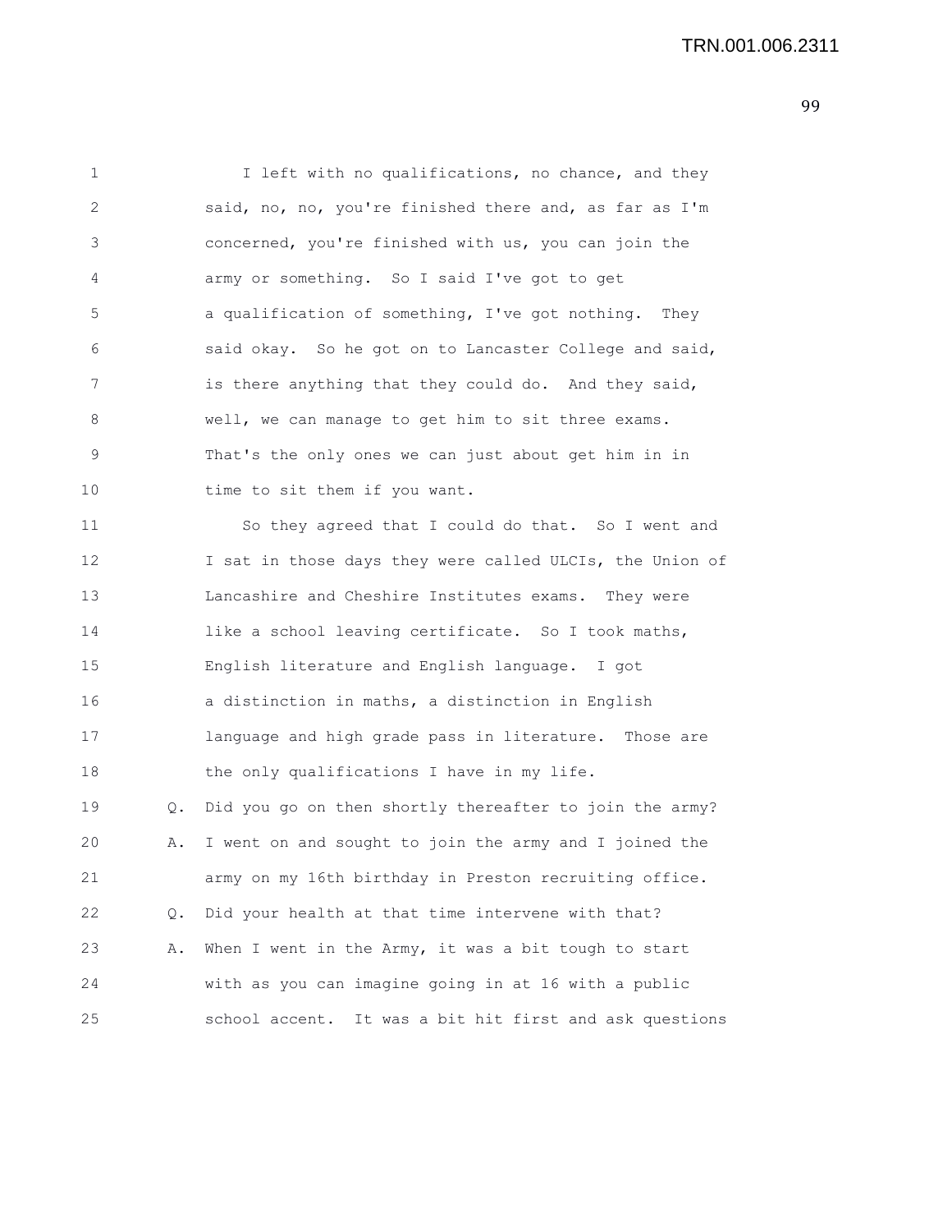I left with no qualifications, no chance, and they said, no, no, you're finished there and, as far as I'm concerned, you're finished with us, you can join the army or something. So I said I've got to get a qualification of something, I've got nothing. They said okay. So he got on to Lancaster College and said, is there anything that they could do. And they said, well, we can manage to get him to sit three exams. That's the only ones we can just about get him in in time to sit them if you want.

So they agreed that I could do that. So I went and I sat in those days they were called ULCIs, the Union of Lancashire and Cheshire Institutes exams. They were like a school leaving certificate. So I took maths, English literature and English language. I got a distinction in maths, a distinction in English language and high grade pass in literature. Those are the only qualifications I have in my life.

Q. Did you go on then shortly thereafter to join the army?

A. I went on and sought to join the army and I joined the army on my 16th birthday in Preston recruiting office.

Q. Did your health at that time intervene with that?

A. When I went in the Army, it was a bit tough to start with as you can imagine going in at 16 with a public school accent. It was a bit hit first and ask questions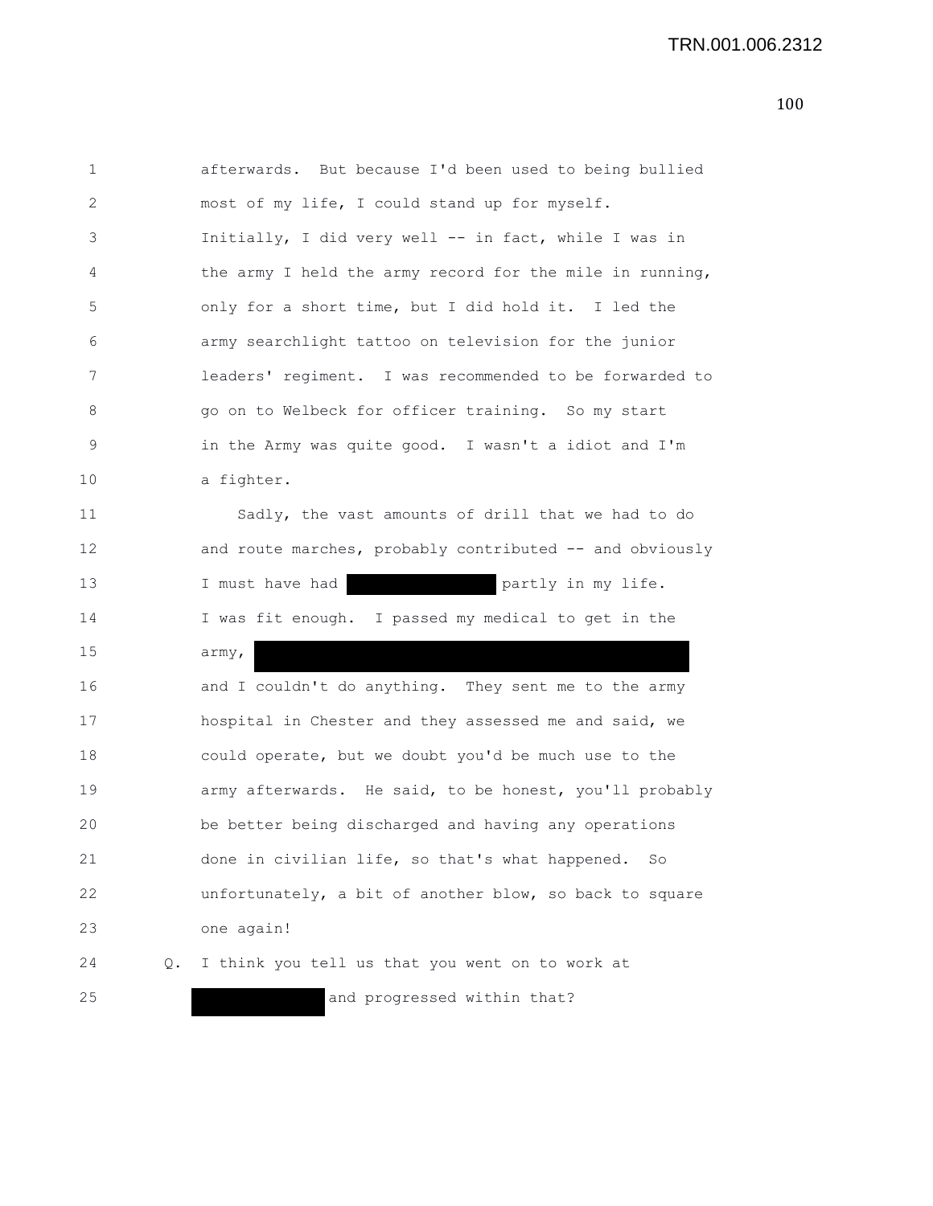afterwards. But because I'd been used to being bullied most of my life, I could stand up for myself. Initially, I did very well -- in fact, while I was in the army I held the army record for the mile in running, only for a short time, but I did hold it. I led the army searchlight tattoo on television for the junior leaders' regiment. I was recommended to be forwarded to go on to Welbeck for officer training. So my start in the Army was quite good. I wasn't a idiot and I'm a fighter.

Sadly, the vast amounts of drill that we had to do and route marches, probably contributed -- and obviously I must have had [REDACTED] partly in my life. I was fit enough. I passed my medical to get in the army, [REDACTED] and I couldn't do anything. They sent me to the army hospital in Chester and they assessed me and said, we could operate, but we doubt you'd be much use to the army afterwards. He said, to be honest, you'll probably be better being discharged and having any operations done in civilian life, so that's what happened. So unfortunately, a bit of another blow, so back to square one again!

Q. I think you tell us that you went on to work at [REDACTED] and progressed within that?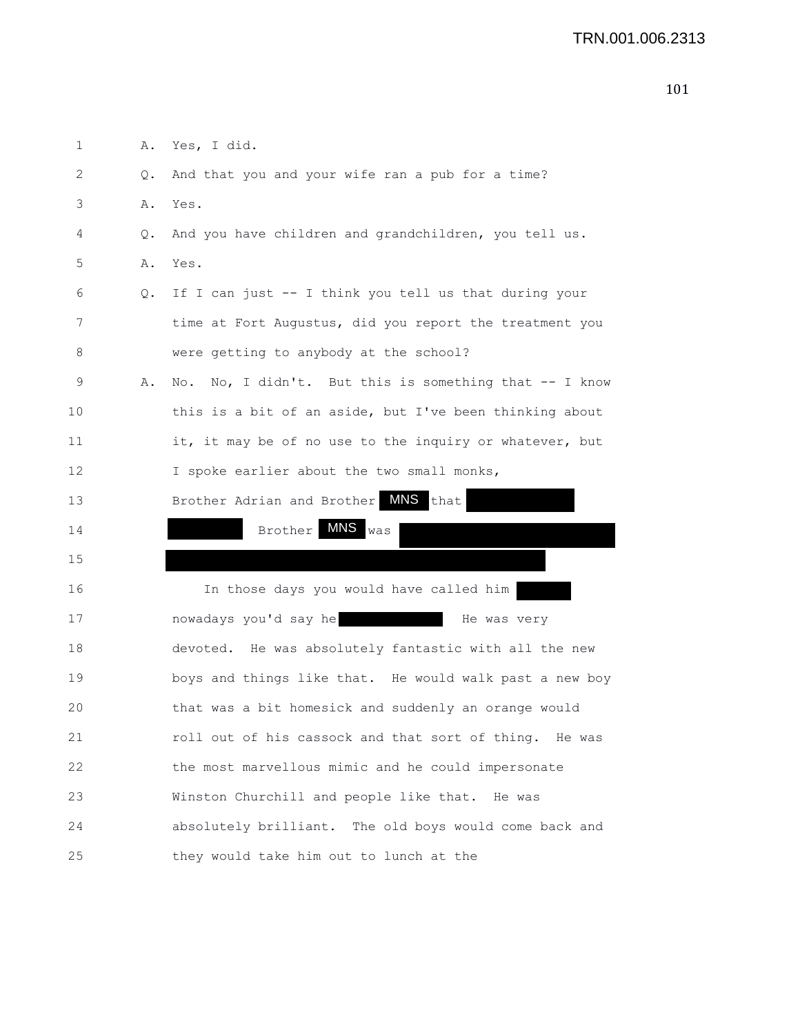1 A. Yes, I did.

2 Q. And that you and your wife ran a pub for a time?

3 A. Yes.

4 Q. And you have children and grandchildren, you tell us.

5 A. Yes.

6 Q. If I can just -- I think you tell us that during your

7 time at Fort Augustus, did you report the treatment you

8 were getting to anybody at the school?

9 A. No. No, I didn't. But this is something that -- I know

10 this is a bit of an aside, but I've been thinking about

11 it, it may be of no use to the inquiry or whatever, but

12 I spoke earlier about the two small monks,

13 Brother Adrian and Brother MNS that

14 Brother MNS was

15

16 In those days you would have called him

17 nowadays you'd say he He was very

18 devoted. He was absolutely fantastic with all the new

19 boys and things like that. He would walk past a new boy

20 that was a bit homesick and suddenly an orange would

21 roll out of his cassock and that sort of thing. He was

22 the most marvellous mimic and he could impersonate

23 Winston Churchill and people like that. He was

24 absolutely brilliant. The old boys would come back and

25 they would take him out to lunch at the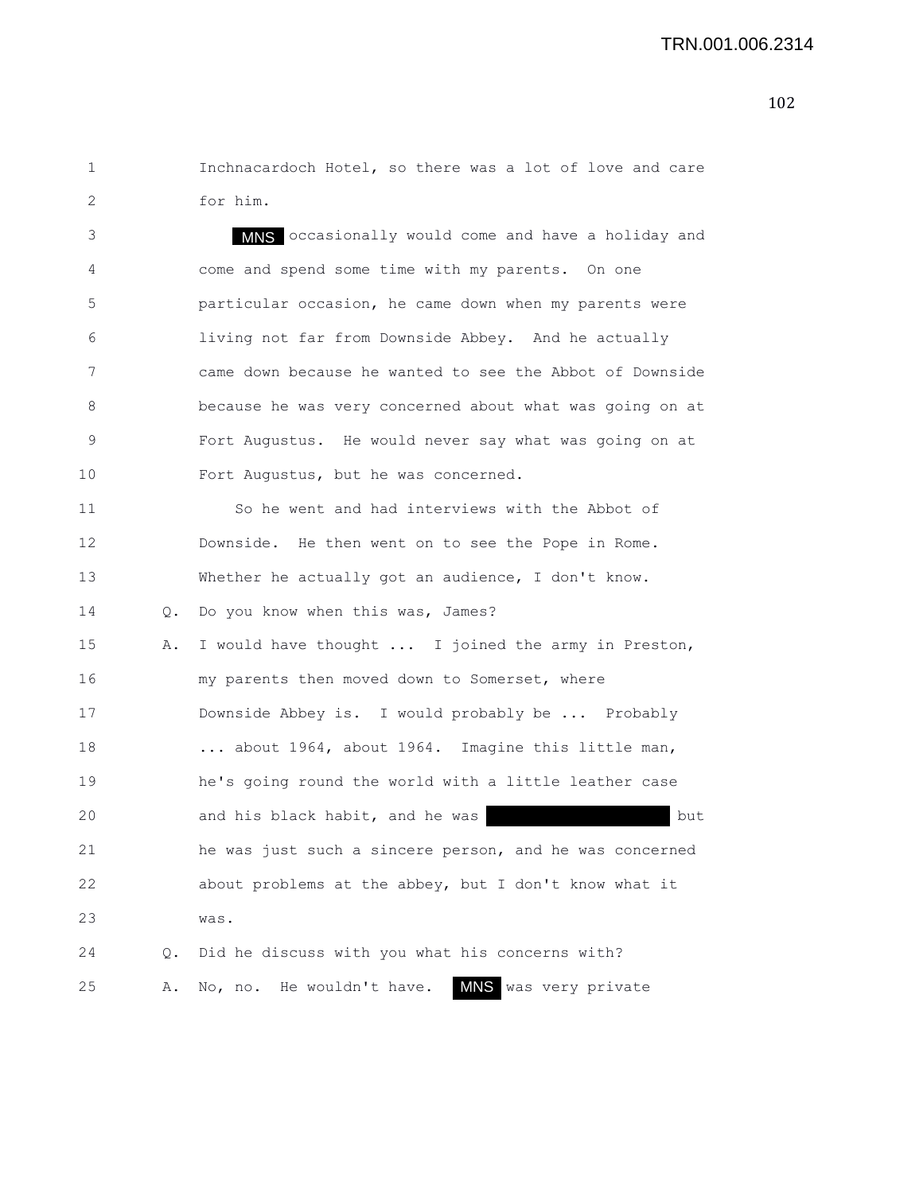Inchnacardoch Hotel, so there was a lot of love and care for him.

MNS occasionally would come and have a holiday and come and spend some time with my parents. On one particular occasion, he came down when my parents were living not far from Downside Abbey. And he actually came down because he wanted to see the Abbot of Downside because he was very concerned about what was going on at Fort Augustus. He would never say what was going on at Fort Augustus, but he was concerned.

So he went and had interviews with the Abbot of Downside. He then went on to see the Pope in Rome. Whether he actually got an audience, I don't know.

Q. Do you know when this was, James?

A. I would have thought ... I joined the army in Preston, my parents then moved down to Somerset, where Downside Abbey is. I would probably be ... Probably ... about 1964, about 1964. Imagine this little man, he's going round the world with a little leather case and his black habit, and he was [redacted] but he was just such a sincere person, and he was concerned about problems at the abbey, but I don't know what it was.

Q. Did he discuss with you what his concerns with?

A. No, no. He wouldn't have. MNS was very private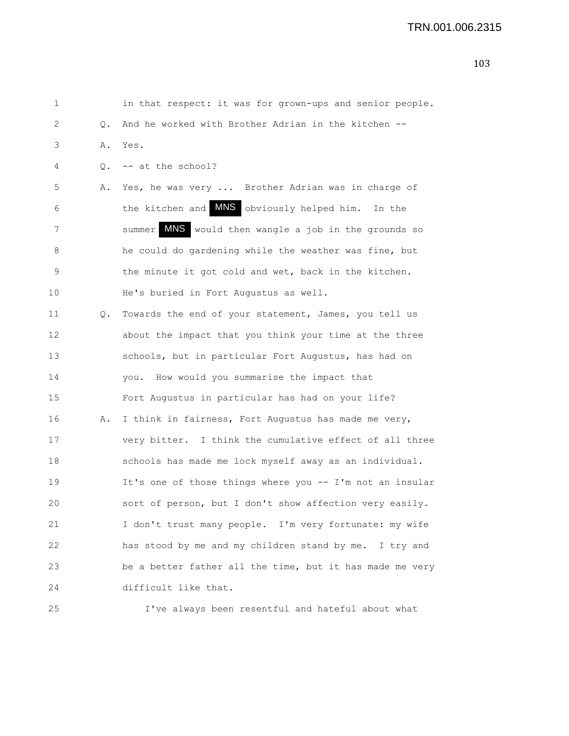1 in that respect: it was for grown-ups and senior people.

2 Q. And he worked with Brother Adrian in the kitchen --

3 A. Yes.

4 Q. -- at the school?

5 A. Yes, he was very ... Brother Adrian was in charge of

6 the kitchen and MNS obviously helped him. In the

7 summer MNS would then wangle a job in the grounds so

8 he could do gardening while the weather was fine, but

9 the minute it got cold and wet, back in the kitchen.

10 He's buried in Fort Augustus as well.

11 Q. Towards the end of your statement, James, you tell us

12 about the impact that you think your time at the three

13 schools, but in particular Fort Augustus, has had on

14 you. How would you summarise the impact that

15 Fort Augustus in particular has had on your life?

16 A. I think in fairness, Fort Augustus has made me very,

17 very bitter. I think the cumulative effect of all three

18 schools has made me lock myself away as an individual.

19 It's one of those things where you -- I'm not an insular

20 sort of person, but I don't show affection very easily.

21 I don't trust many people. I'm very fortunate: my wife

22 has stood by me and my children stand by me. I try and

23 be a better father all the time, but it has made me very

24 difficult like that.

25 I've always been resentful and hateful about what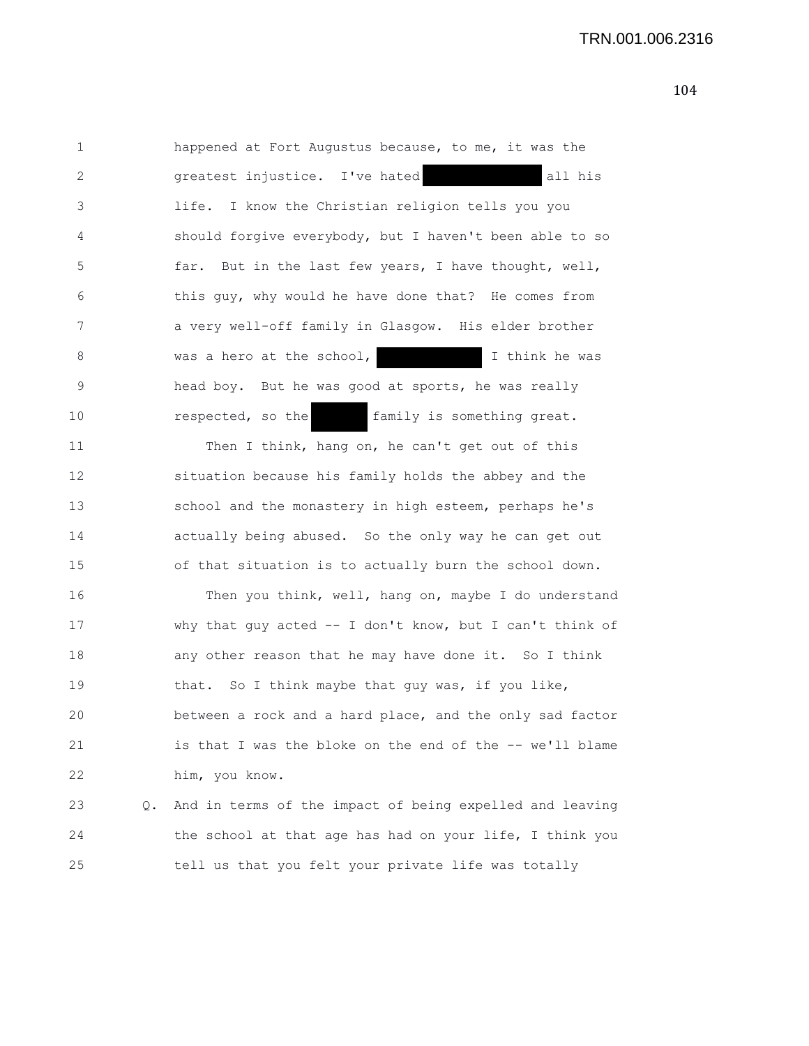happened at Fort Augustus because, to me, it was the greatest injustice. I've hated [REDACTED] all his life. I know the Christian religion tells you you should forgive everybody, but I haven't been able to so far. But in the last few years, I have thought, well, this guy, why would he have done that? He comes from a very well-off family in Glasgow. His elder brother was a hero at the school, [REDACTED] I think he was head boy. But he was good at sports, he was really respected, so the [REDACTED] family is something great.

Then I think, hang on, he can't get out of this situation because his family holds the abbey and the school and the monastery in high esteem, perhaps he's actually being abused. So the only way he can get out of that situation is to actually burn the school down.

Then you think, well, hang on, maybe I do understand why that guy acted -- I don't know, but I can't think of any other reason that he may have done it. So I think that. So I think maybe that guy was, if you like, between a rock and a hard place, and the only sad factor is that I was the bloke on the end of the -- we'll blame him, you know.

Q. And in terms of the impact of being expelled and leaving the school at that age has had on your life, I think you tell us that you felt your private life was totally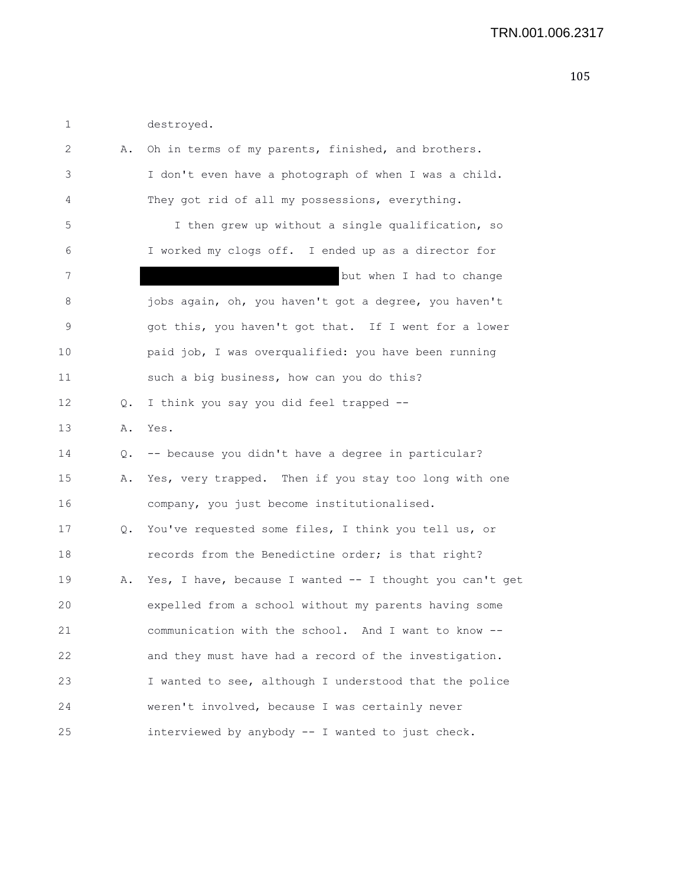destroyed.

A. Oh in terms of my parents, finished, and brothers. I don't even have a photograph of when I was a child. They got rid of all my possessions, everything.

I then grew up without a single qualification, so I worked my clogs off. I ended up as a director for [REDACTED] but when I had to change jobs again, oh, you haven't got a degree, you haven't got this, you haven't got that. If I went for a lower paid job, I was overqualified: you have been running such a big business, how can you do this?

Q. I think you say you did feel trapped --

A. Yes.

Q. -- because you didn't have a degree in particular?

A. Yes, very trapped. Then if you stay too long with one company, you just become institutionalised.

Q. You've requested some files, I think you tell us, or records from the Benedictine order; is that right?

A. Yes, I have, because I wanted -- I thought you can't get expelled from a school without my parents having some communication with the school. And I want to know -- and they must have had a record of the investigation. I wanted to see, although I understood that the police weren't involved, because I was certainly never interviewed by anybody -- I wanted to just check.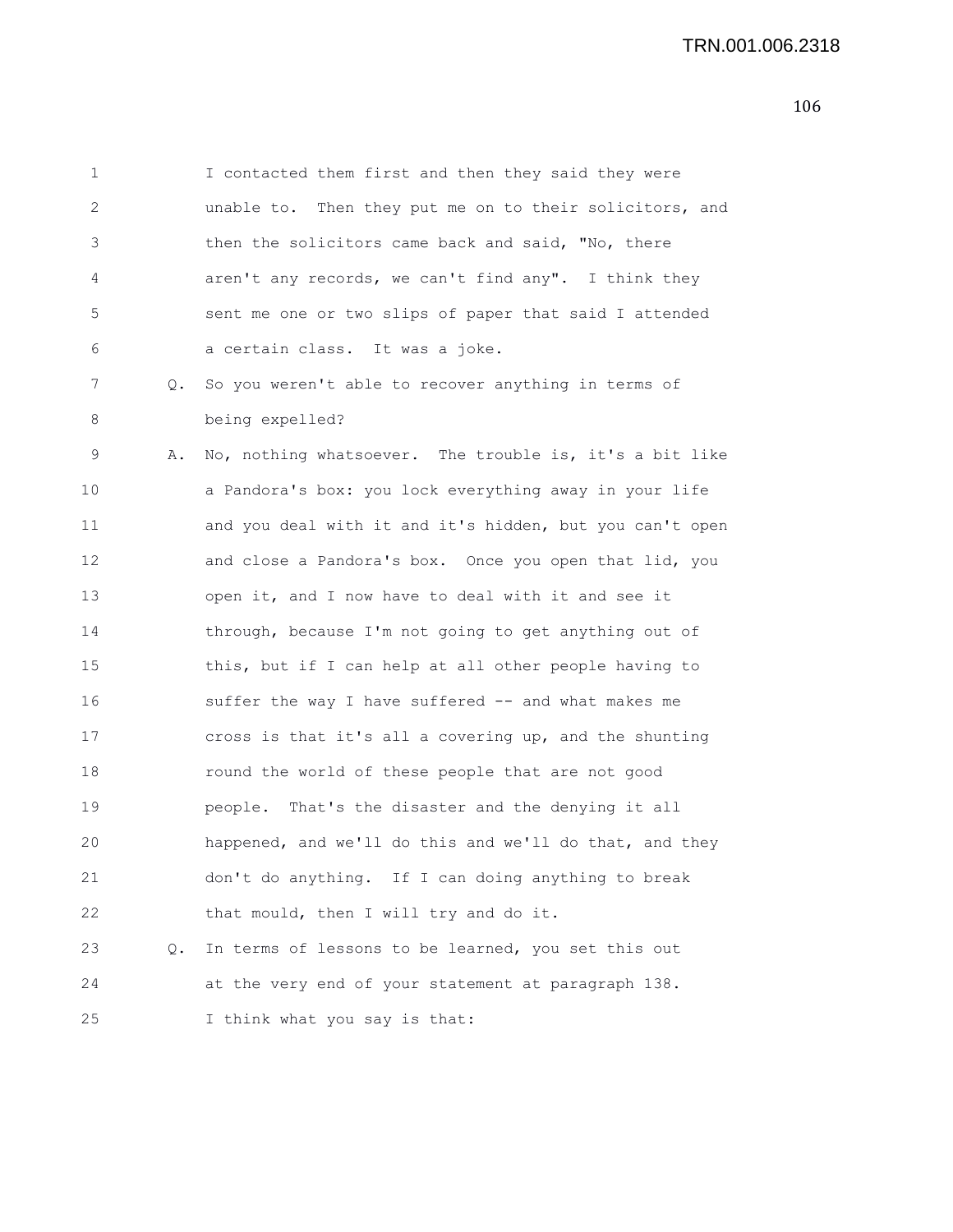I contacted them first and then they said they were unable to. Then they put me on to their solicitors, and then the solicitors came back and said, "No, there aren't any records, we can't find any". I think they sent me one or two slips of paper that said I attended a certain class. It was a joke.

Q. So you weren't able to recover anything in terms of being expelled?

A. No, nothing whatsoever. The trouble is, it's a bit like a Pandora's box: you lock everything away in your life and you deal with it and it's hidden, but you can't open and close a Pandora's box. Once you open that lid, you open it, and I now have to deal with it and see it through, because I'm not going to get anything out of this, but if I can help at all other people having to suffer the way I have suffered -- and what makes me cross is that it's all a covering up, and the shunting round the world of these people that are not good people. That's the disaster and the denying it all happened, and we'll do this and we'll do that, and they don't do anything. If I can doing anything to break that mould, then I will try and do it.

Q. In terms of lessons to be learned, you set this out at the very end of your statement at paragraph 138. I think what you say is that: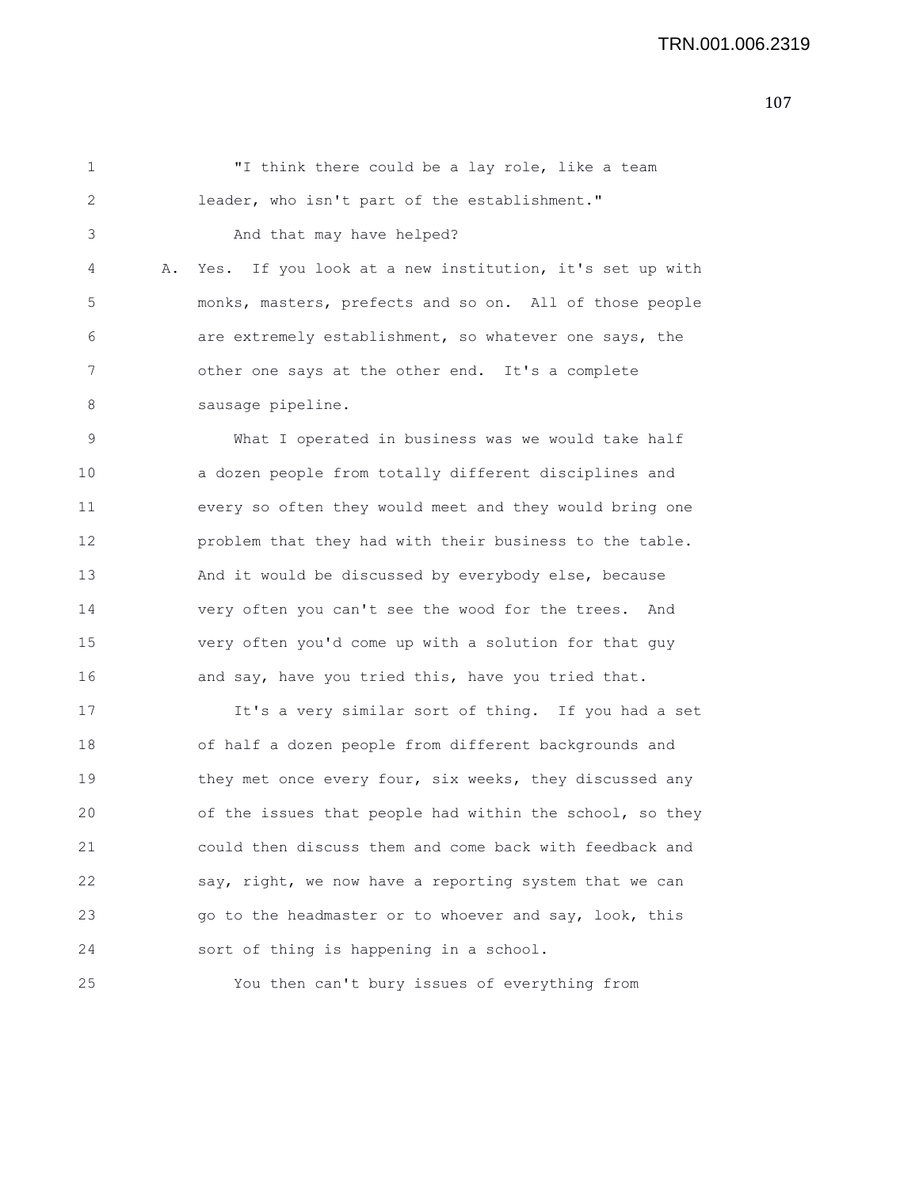"I think there could be a lay role, like a team leader, who isn't part of the establishment."

And that may have helped?

A. Yes. If you look at a new institution, it's set up with monks, masters, prefects and so on. All of those people are extremely establishment, so whatever one says, the other one says at the other end. It's a complete sausage pipeline.

What I operated in business was we would take half a dozen people from totally different disciplines and every so often they would meet and they would bring one problem that they had with their business to the table. And it would be discussed by everybody else, because very often you can't see the wood for the trees. And very often you'd come up with a solution for that guy and say, have you tried this, have you tried that.

It's a very similar sort of thing. If you had a set of half a dozen people from different backgrounds and they met once every four, six weeks, they discussed any of the issues that people had within the school, so they could then discuss them and come back with feedback and say, right, we now have a reporting system that we can go to the headmaster or to whoever and say, look, this sort of thing is happening in a school.

You then can't bury issues of everything from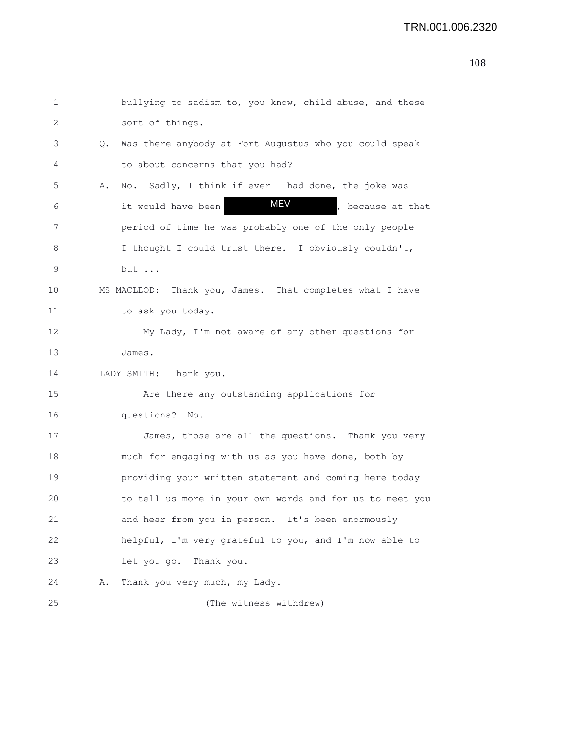bullying to sadism to, you know, child abuse, and these sort of things.

Q. Was there anybody at Fort Augustus who you could speak to about concerns that you had?

A. No. Sadly, I think if ever I had done, the joke was it would have been MEV, because at that period of time he was probably one of the only people I thought I could trust there. I obviously couldn't, but ...

MS MACLEOD: Thank you, James. That completes what I have to ask you today.

My Lady, I'm not aware of any other questions for James.

LADY SMITH: Thank you.

Are there any outstanding applications for questions? No.

James, those are all the questions. Thank you very much for engaging with us as you have done, both by providing your written statement and coming here today to tell us more in your own words and for us to meet you and hear from you in person. It's been enormously helpful, I'm very grateful to you, and I'm now able to let you go. Thank you.

A. Thank you very much, my Lady.

(The witness withdrew)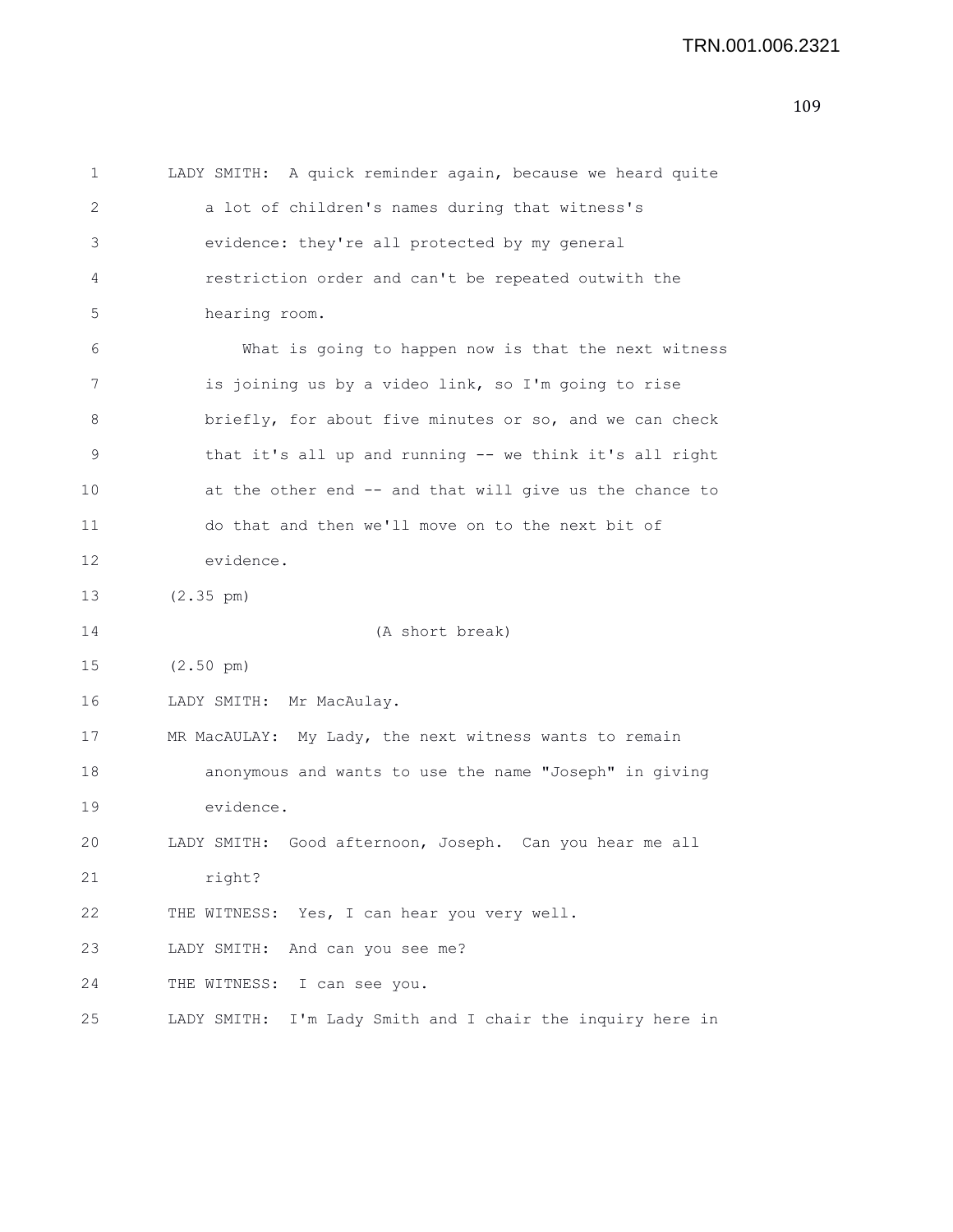LADY SMITH: A quick reminder again, because we heard quite a lot of children's names during that witness's evidence: they're all protected by my general restriction order and can't be repeated outwith the hearing room.

What is going to happen now is that the next witness is joining us by a video link, so I'm going to rise briefly, for about five minutes or so, and we can check that it's all up and running -- we think it's all right at the other end -- and that will give us the chance to do that and then we'll move on to the next bit of evidence.

(2.35 pm)

(A short break)

(2.50 pm)

LADY SMITH: Mr MacAulay.

MR MacAULAY: My Lady, the next witness wants to remain anonymous and wants to use the name "Joseph" in giving evidence.

LADY SMITH: Good afternoon, Joseph. Can you hear me all right?

THE WITNESS: Yes, I can hear you very well.

LADY SMITH: And can you see me?

THE WITNESS: I can see you.

LADY SMITH: I'm Lady Smith and I chair the inquiry here in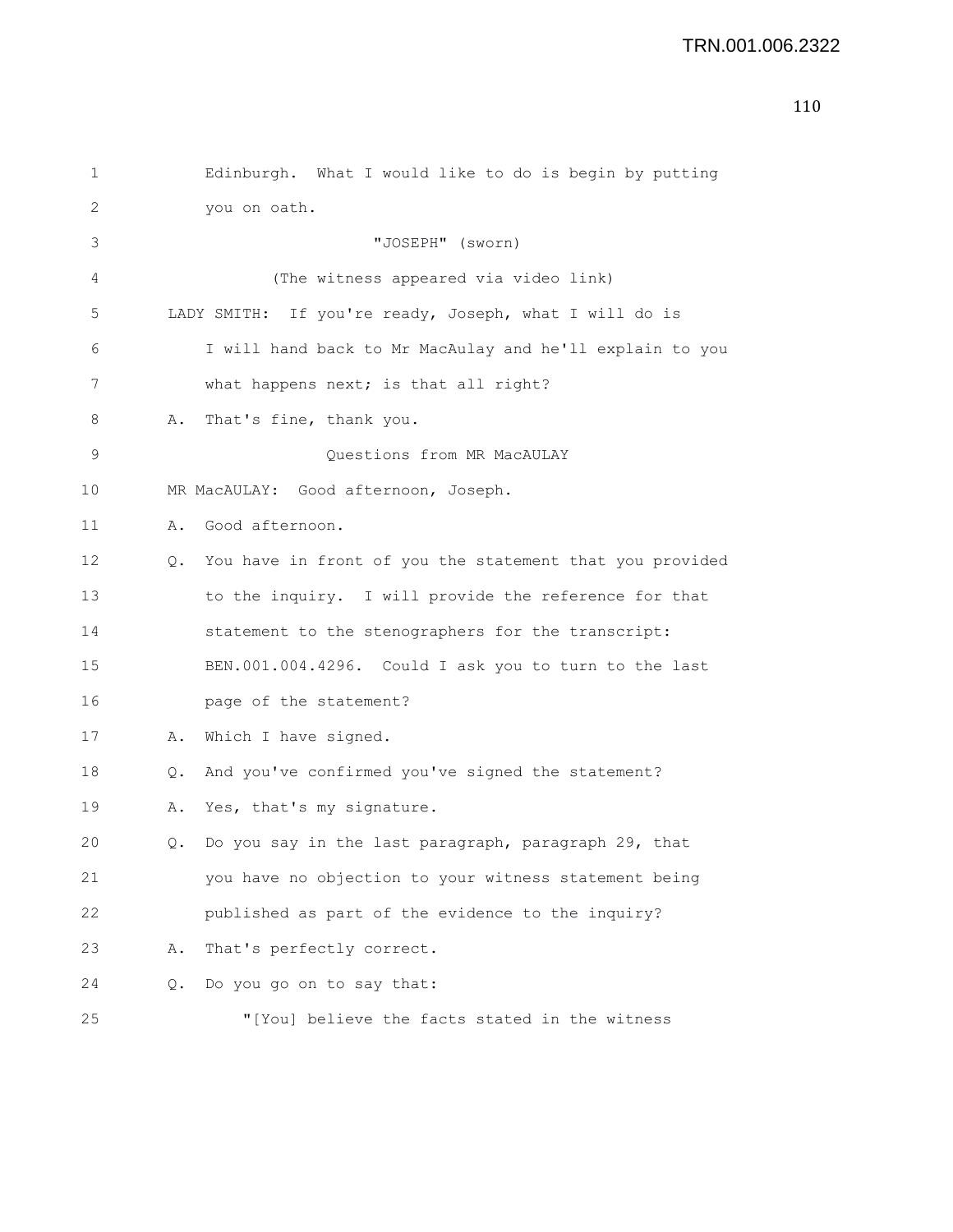1 Edinburgh. What I would like to do is begin by putting
2 you on oath.
3 "JOSEPH" (sworn)
4 (The witness appeared via video link)
5 LADY SMITH: If you're ready, Joseph, what I will do is
6 I will hand back to Mr MacAulay and he'll explain to you
7 what happens next; is that all right?
8 A. That's fine, thank you.
9 Questions from MR MacAULAY
10 MR MacAULAY: Good afternoon, Joseph.
11 A. Good afternoon.
12 Q. You have in front of you the statement that you provided
13 to the inquiry. I will provide the reference for that
14 statement to the stenographers for the transcript:
15 BEN.001.004.4296. Could I ask you to turn to the last
16 page of the statement?
17 A. Which I have signed.
18 Q. And you've confirmed you've signed the statement?
19 A. Yes, that's my signature.
20 Q. Do you say in the last paragraph, paragraph 29, that
21 you have no objection to your witness statement being
22 published as part of the evidence to the inquiry?
23 A. That's perfectly correct.
24 Q. Do you go on to say that:
25 "[You] believe the facts stated in the witness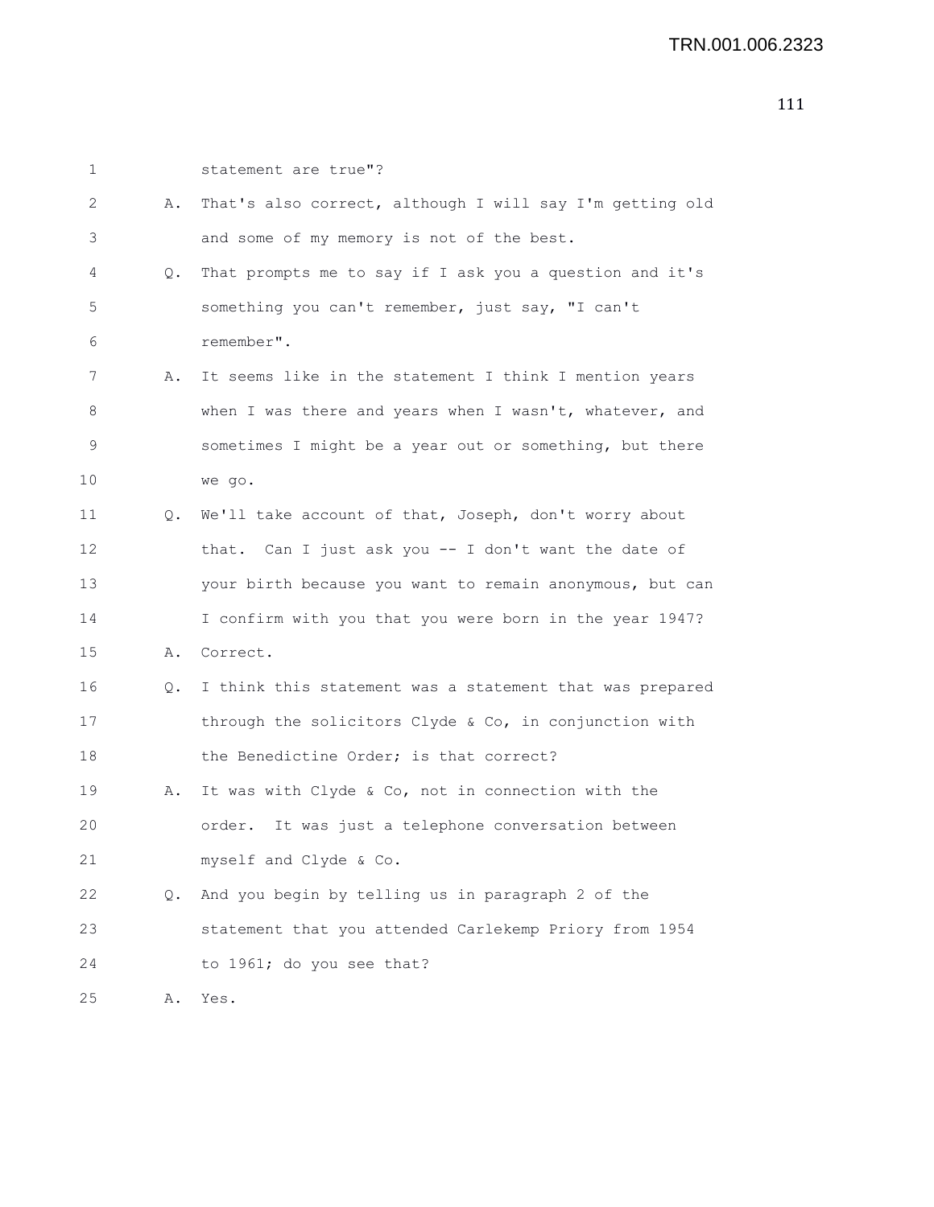1 statement are true"?

2 A. That's also correct, although I will say I'm getting old

3 and some of my memory is not of the best.

4 Q. That prompts me to say if I ask you a question and it's

5 something you can't remember, just say, "I can't

6 remember".

7 A. It seems like in the statement I think I mention years

8 when I was there and years when I wasn't, whatever, and

9 sometimes I might be a year out or something, but there

10 we go.

11 Q. We'll take account of that, Joseph, don't worry about

12 that. Can I just ask you -- I don't want the date of

13 your birth because you want to remain anonymous, but can

14 I confirm with you that you were born in the year 1947?

15 A. Correct.

16 Q. I think this statement was a statement that was prepared

17 through the solicitors Clyde & Co, in conjunction with

18 the Benedictine Order; is that correct?

19 A. It was with Clyde & Co, not in connection with the

20 order. It was just a telephone conversation between

21 myself and Clyde & Co.

22 Q. And you begin by telling us in paragraph 2 of the

23 statement that you attended Carlekemp Priory from 1954

24 to 1961; do you see that?

25 A. Yes.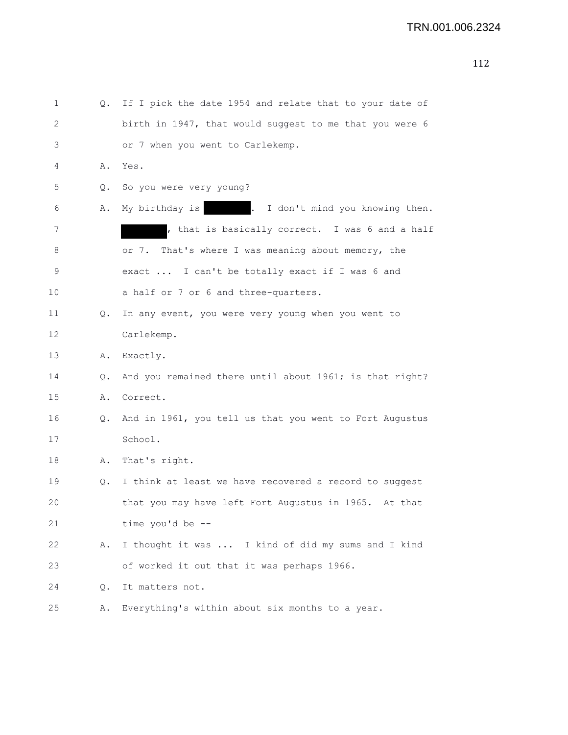1 Q. If I pick the date 1954 and relate that to your date of
2 birth in 1947, that would suggest to me that you were 6
3 or 7 when you went to Carlekemp.
4 A. Yes.
5 Q. So you were very young?
6 A. My birthday is ████████. I don't mind you knowing then.
7 ████████, that is basically correct. I was 6 and a half
8 or 7. That's where I was meaning about memory, the
9 exact ... I can't be totally exact if I was 6 and
10 a half or 7 or 6 and three-quarters.
11 Q. In any event, you were very young when you went to
12 Carlekemp.
13 A. Exactly.
14 Q. And you remained there until about 1961; is that right?
15 A. Correct.
16 Q. And in 1961, you tell us that you went to Fort Augustus
17 School.
18 A. That's right.
19 Q. I think at least we have recovered a record to suggest
20 that you may have left Fort Augustus in 1965. At that
21 time you'd be --
22 A. I thought it was ... I kind of did my sums and I kind
23 of worked it out that it was perhaps 1966.
24 Q. It matters not.
25 A. Everything's within about six months to a year.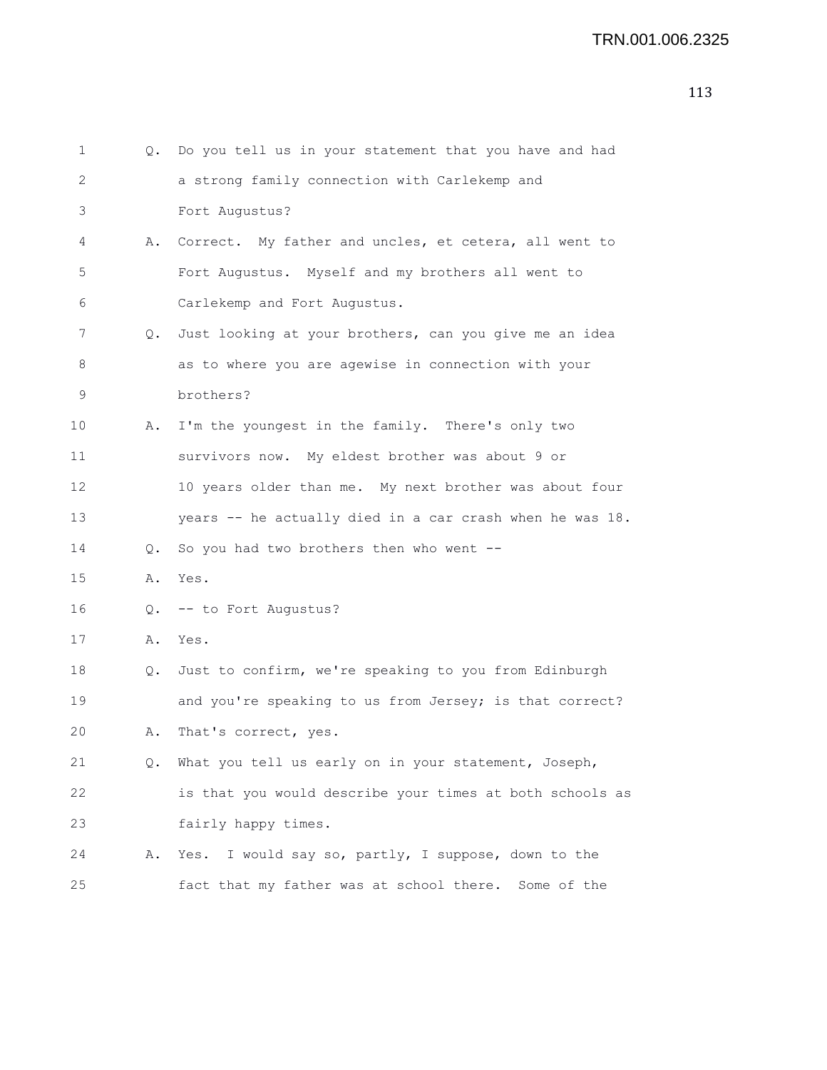1 Q. Do you tell us in your statement that you have and had
2 a strong family connection with Carlekemp and
3 Fort Augustus?
4 A. Correct. My father and uncles, et cetera, all went to
5 Fort Augustus. Myself and my brothers all went to
6 Carlekemp and Fort Augustus.
7 Q. Just looking at your brothers, can you give me an idea
8 as to where you are agewise in connection with your
9 brothers?
10 A. I'm the youngest in the family. There's only two
11 survivors now. My eldest brother was about 9 or
12 10 years older than me. My next brother was about four
13 years -- he actually died in a car crash when he was 18.
14 Q. So you had two brothers then who went --
15 A. Yes.
16 Q. -- to Fort Augustus?
17 A. Yes.
18 Q. Just to confirm, we're speaking to you from Edinburgh
19 and you're speaking to us from Jersey; is that correct?
20 A. That's correct, yes.
21 Q. What you tell us early on in your statement, Joseph,
22 is that you would describe your times at both schools as
23 fairly happy times.
24 A. Yes. I would say so, partly, I suppose, down to the
25 fact that my father was at school there. Some of the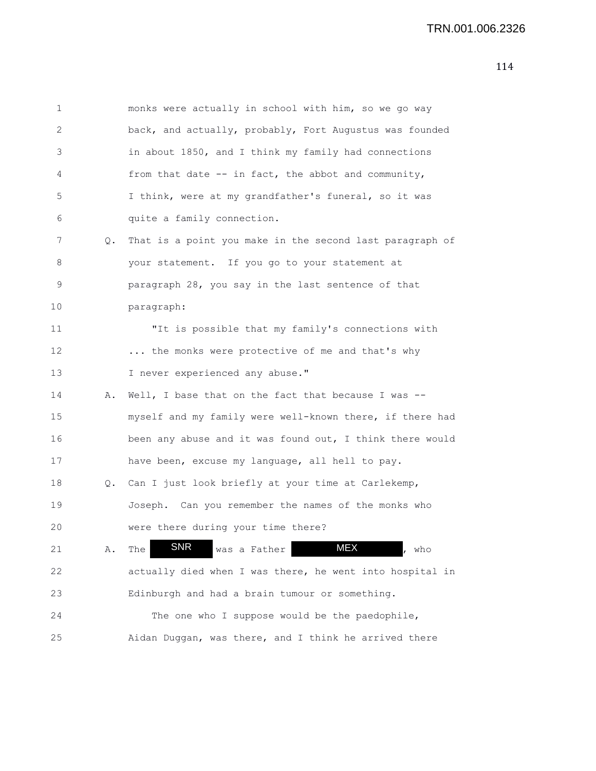1 monks were actually in school with him, so we go way
2 back, and actually, probably, Fort Augustus was founded
3 in about 1850, and I think my family had connections
4 from that date -- in fact, the abbot and community,
5 I think, were at my grandfather's funeral, so it was
6 quite a family connection.

7 Q. That is a point you make in the second last paragraph of
8 your statement. If you go to your statement at
9 paragraph 28, you say in the last sentence of that
10 paragraph:

11 "It is possible that my family's connections with
12 ... the monks were protective of me and that's why
13 I never experienced any abuse."

14 A. Well, I base that on the fact that because I was --
15 myself and my family were well-known there, if there had
16 been any abuse and it was found out, I think there would
17 have been, excuse my language, all hell to pay.

18 Q. Can I just look briefly at your time at Carlekemp,
19 Joseph. Can you remember the names of the monks who
20 were there during your time there?

21 A. The SNR was a Father MEX, who
22 actually died when I was there, he went into hospital in
23 Edinburgh and had a brain tumour or something.

24 The one who I suppose would be the paedophile,
25 Aidan Duggan, was there, and I think he arrived there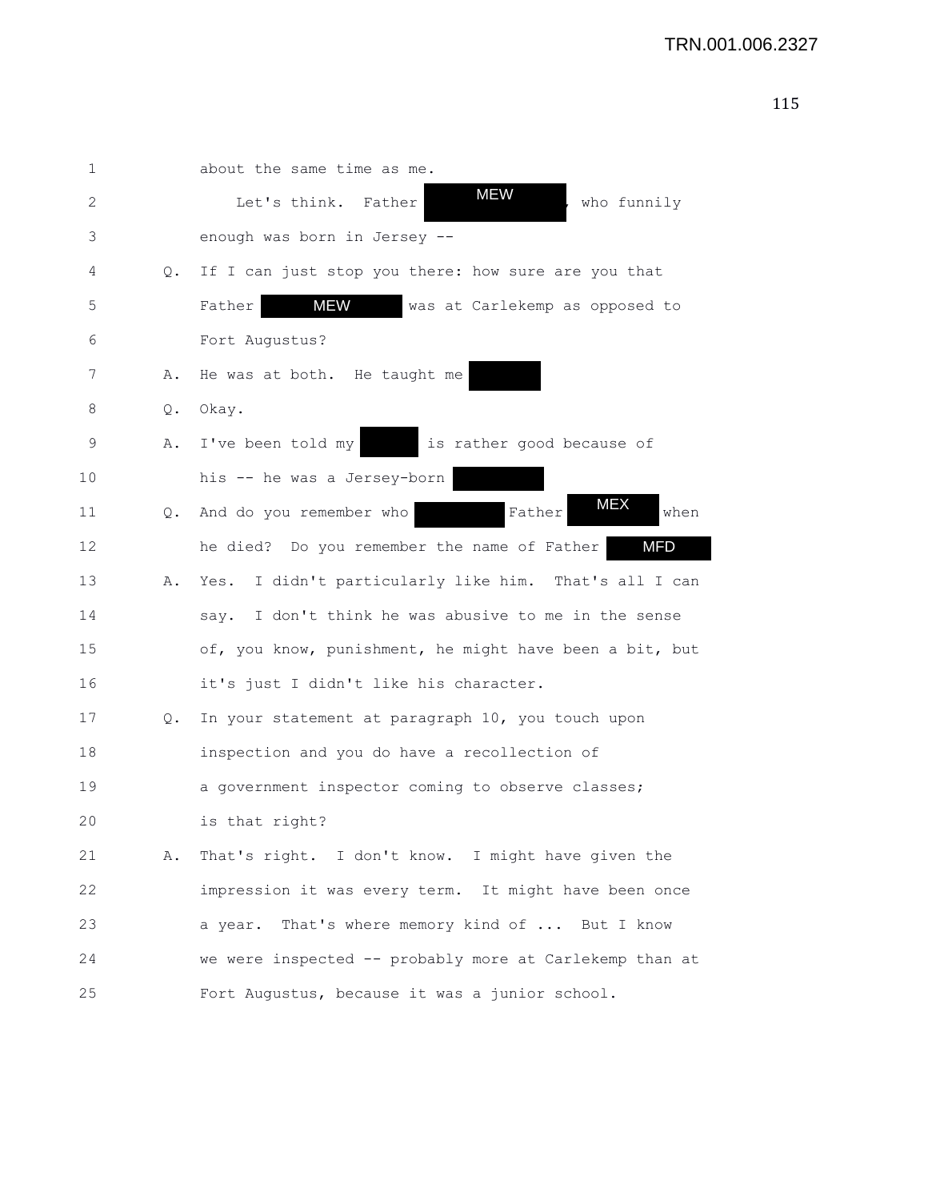1 about the same time as me.

2 Let's think. Father [MEW], who funnily

3 enough was born in Jersey --

4 Q. If I can just stop you there: how sure are you that

5 Father [MEW] was at Carlekemp as opposed to

6 Fort Augustus?

7 A. He was at both. He taught me [redacted]

8 Q. Okay.

9 A. I've been told my [redacted] is rather good because of

10 his -- he was a Jersey-born [redacted]

11 Q. And do you remember who [redacted] Father [MEX] when

12 he died? Do you remember the name of Father [MFD]

13 A. Yes. I didn't particularly like him. That's all I can

14 say. I don't think he was abusive to me in the sense

15 of, you know, punishment, he might have been a bit, but

16 it's just I didn't like his character.

17 Q. In your statement at paragraph 10, you touch upon

18 inspection and you do have a recollection of

19 a government inspector coming to observe classes;

20 is that right?

21 A. That's right. I don't know. I might have given the

22 impression it was every term. It might have been once

23 a year. That's where memory kind of ... But I know

24 we were inspected -- probably more at Carlekemp than at

25 Fort Augustus, because it was a junior school.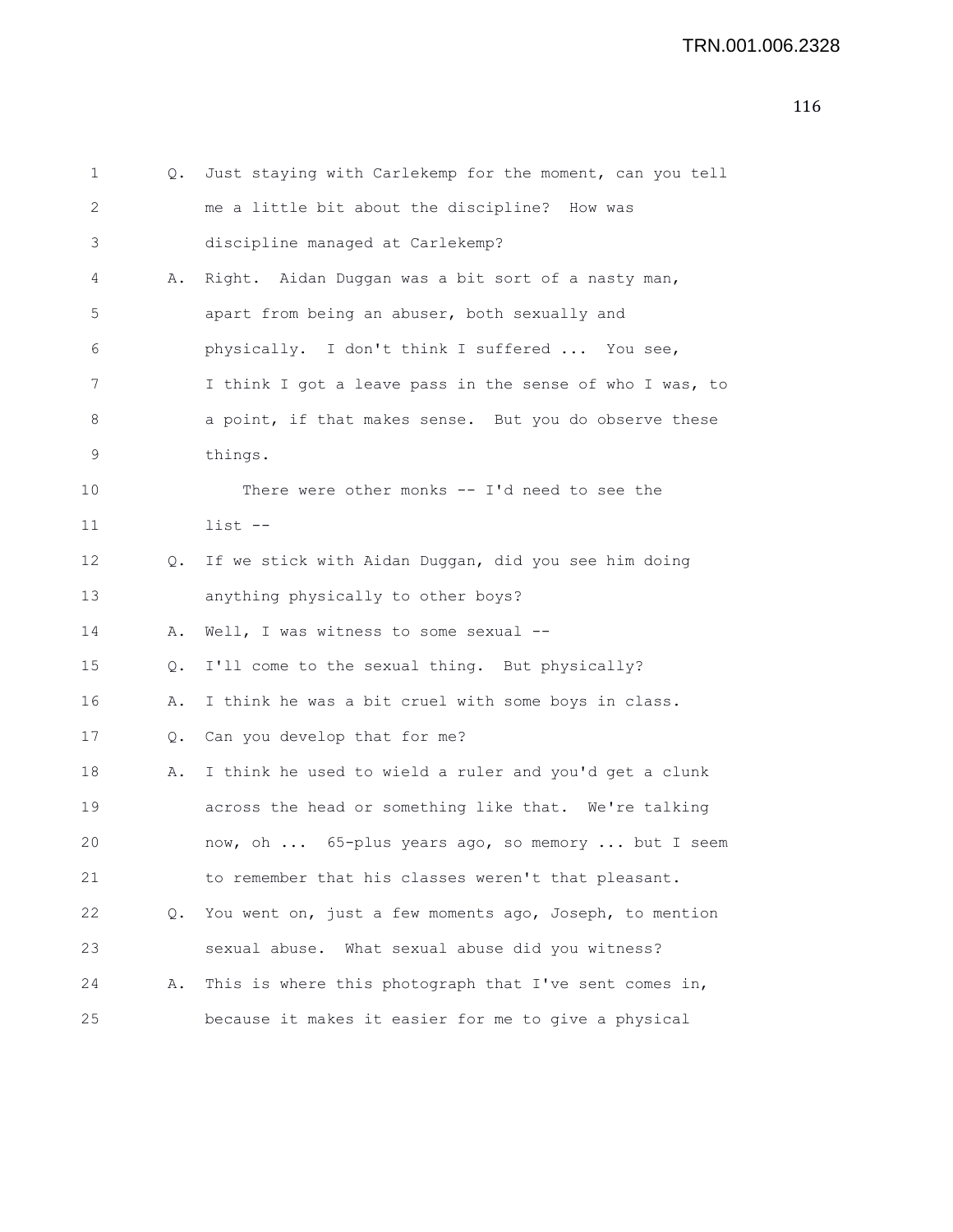Q. Just staying with Carlekemp for the moment, can you tell me a little bit about the discipline? How was discipline managed at Carlekemp?

A. Right. Aidan Duggan was a bit sort of a nasty man, apart from being an abuser, both sexually and physically. I don't think I suffered ... You see, I think I got a leave pass in the sense of who I was, to a point, if that makes sense. But you do observe these things.

There were other monks -- I'd need to see the list --

Q. If we stick with Aidan Duggan, did you see him doing anything physically to other boys?

A. Well, I was witness to some sexual --

Q. I'll come to the sexual thing. But physically?

A. I think he was a bit cruel with some boys in class.

Q. Can you develop that for me?

A. I think he used to wield a ruler and you'd get a clunk across the head or something like that. We're talking now, oh ... 65-plus years ago, so memory ... but I seem to remember that his classes weren't that pleasant.

Q. You went on, just a few moments ago, Joseph, to mention sexual abuse. What sexual abuse did you witness?

A. This is where this photograph that I've sent comes in, because it makes it easier for me to give a physical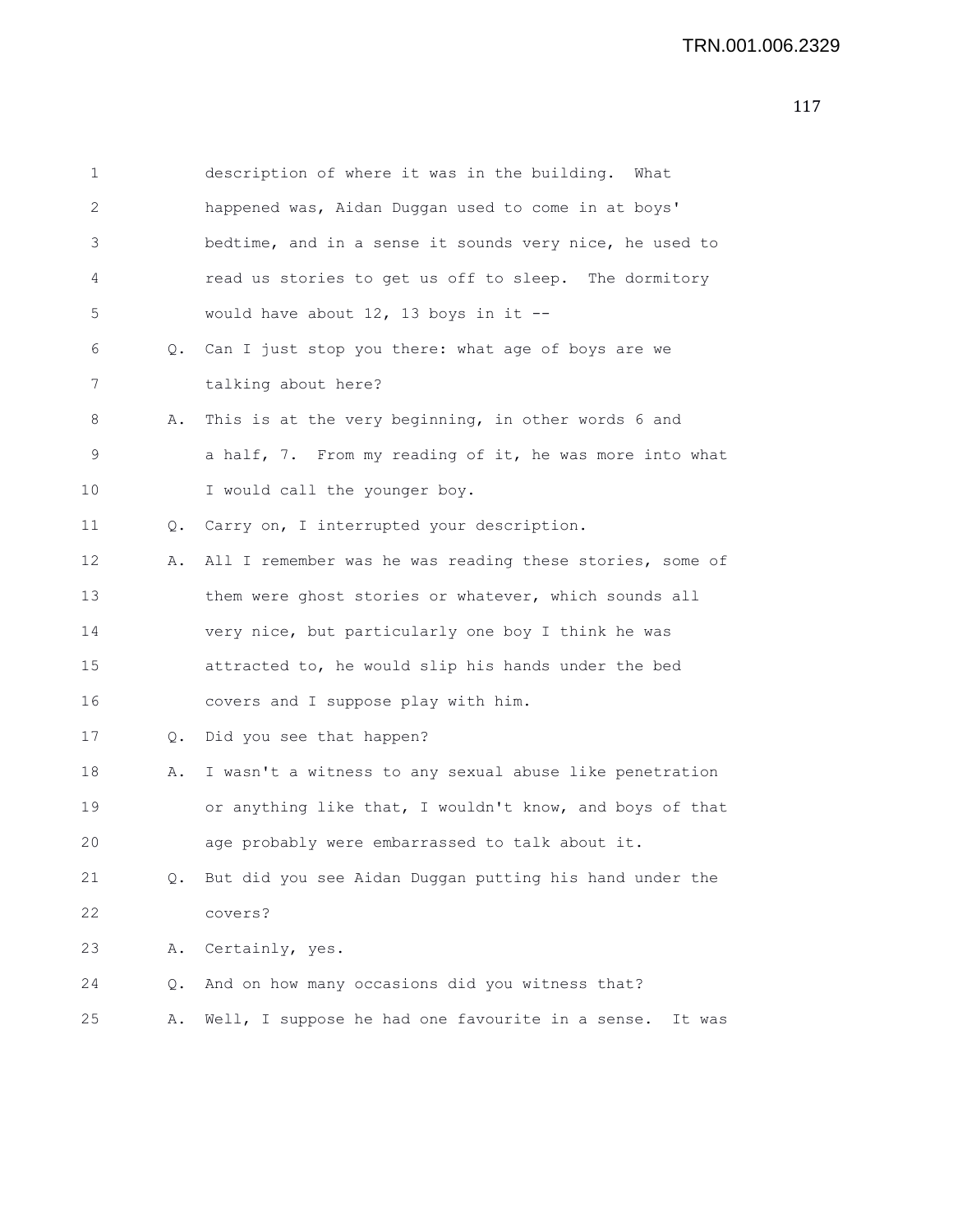1 description of where it was in the building. What
2 happened was, Aidan Duggan used to come in at boys'
3 bedtime, and in a sense it sounds very nice, he used to
4 read us stories to get us off to sleep. The dormitory
5 would have about 12, 13 boys in it --
6 Q. Can I just stop you there: what age of boys are we
7 talking about here?
8 A. This is at the very beginning, in other words 6 and
9 a half, 7. From my reading of it, he was more into what
10 I would call the younger boy.
11 Q. Carry on, I interrupted your description.
12 A. All I remember was he was reading these stories, some of
13 them were ghost stories or whatever, which sounds all
14 very nice, but particularly one boy I think he was
15 attracted to, he would slip his hands under the bed
16 covers and I suppose play with him.
17 Q. Did you see that happen?
18 A. I wasn't a witness to any sexual abuse like penetration
19 or anything like that, I wouldn't know, and boys of that
20 age probably were embarrassed to talk about it.
21 Q. But did you see Aidan Duggan putting his hand under the
22 covers?
23 A. Certainly, yes.
24 Q. And on how many occasions did you witness that?
25 A. Well, I suppose he had one favourite in a sense. It was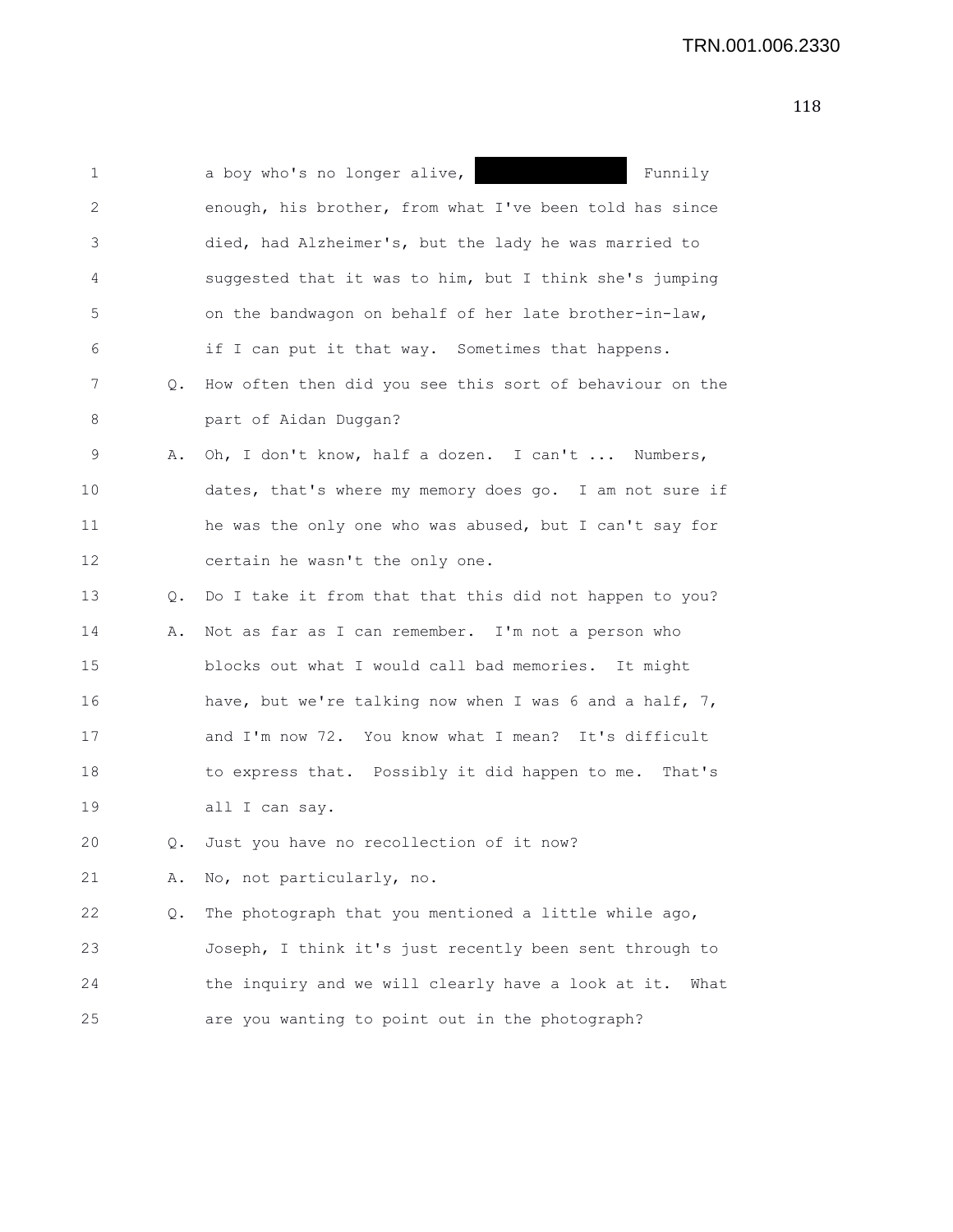1 a boy who's no longer alive, ███████ Funnily
2 enough, his brother, from what I've been told has since
3 died, had Alzheimer's, but the lady he was married to
4 suggested that it was to him, but I think she's jumping
5 on the bandwagon on behalf of her late brother-in-law,
6 if I can put it that way. Sometimes that happens.
7 Q. How often then did you see this sort of behaviour on the
8 part of Aidan Duggan?
9 A. Oh, I don't know, half a dozen. I can't ... Numbers,
10 dates, that's where my memory does go. I am not sure if
11 he was the only one who was abused, but I can't say for
12 certain he wasn't the only one.
13 Q. Do I take it from that that this did not happen to you?
14 A. Not as far as I can remember. I'm not a person who
15 blocks out what I would call bad memories. It might
16 have, but we're talking now when I was 6 and a half, 7,
17 and I'm now 72. You know what I mean? It's difficult
18 to express that. Possibly it did happen to me. That's
19 all I can say.
20 Q. Just you have no recollection of it now?
21 A. No, not particularly, no.
22 Q. The photograph that you mentioned a little while ago,
23 Joseph, I think it's just recently been sent through to
24 the inquiry and we will clearly have a look at it. What
25 are you wanting to point out in the photograph?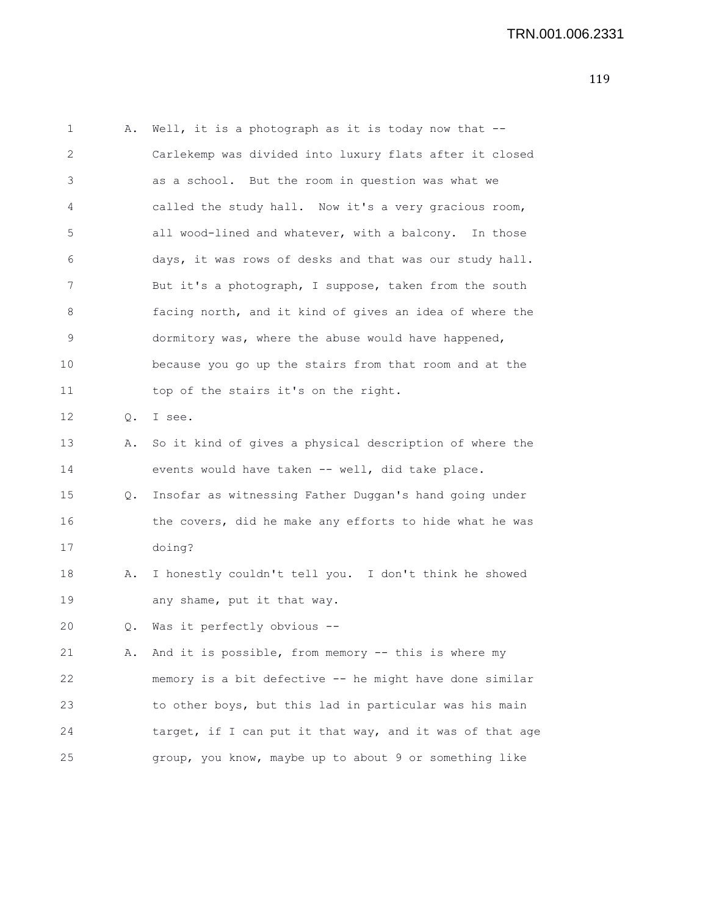1 A. Well, it is a photograph as it is today now that --
2 Carlekemp was divided into luxury flats after it closed
3 as a school. But the room in question was what we
4 called the study hall. Now it's a very gracious room,
5 all wood-lined and whatever, with a balcony. In those
6 days, it was rows of desks and that was our study hall.
7 But it's a photograph, I suppose, taken from the south
8 facing north, and it kind of gives an idea of where the
9 dormitory was, where the abuse would have happened,
10 because you go up the stairs from that room and at the
11 top of the stairs it's on the right.
12 Q. I see.
13 A. So it kind of gives a physical description of where the
14 events would have taken -- well, did take place.
15 Q. Insofar as witnessing Father Duggan's hand going under
16 the covers, did he make any efforts to hide what he was
17 doing?
18 A. I honestly couldn't tell you. I don't think he showed
19 any shame, put it that way.
20 Q. Was it perfectly obvious --
21 A. And it is possible, from memory -- this is where my
22 memory is a bit defective -- he might have done similar
23 to other boys, but this lad in particular was his main
24 target, if I can put it that way, and it was of that age
25 group, you know, maybe up to about 9 or something like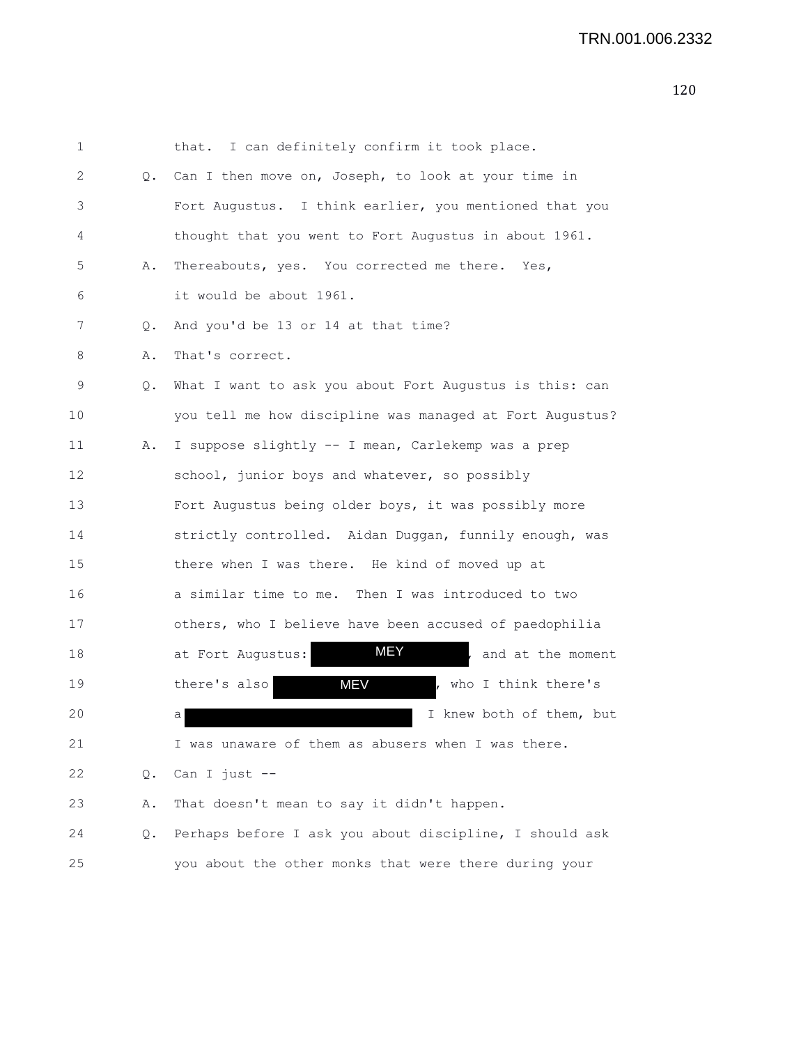1 that. I can definitely confirm it took place.

2 Q. Can I then move on, Joseph, to look at your time in

3 Fort Augustus. I think earlier, you mentioned that you

4 thought that you went to Fort Augustus in about 1961.

5 A. Thereabouts, yes. You corrected me there. Yes,

6 it would be about 1961.

7 Q. And you'd be 13 or 14 at that time?

8 A. That's correct.

9 Q. What I want to ask you about Fort Augustus is this: can

10 you tell me how discipline was managed at Fort Augustus?

11 A. I suppose slightly -- I mean, Carlekemp was a prep

12 school, junior boys and whatever, so possibly

13 Fort Augustus being older boys, it was possibly more

14 strictly controlled. Aidan Duggan, funnily enough, was

15 there when I was there. He kind of moved up at

16 a similar time to me. Then I was introduced to two

17 others, who I believe have been accused of paedophilia

18 at Fort Augustus: MEY, and at the moment

19 there's also MEV, who I think there's

20 a [redacted] I knew both of them, but

21 I was unaware of them as abusers when I was there.

22 Q. Can I just --

23 A. That doesn't mean to say it didn't happen.

24 Q. Perhaps before I ask you about discipline, I should ask

25 you about the other monks that were there during your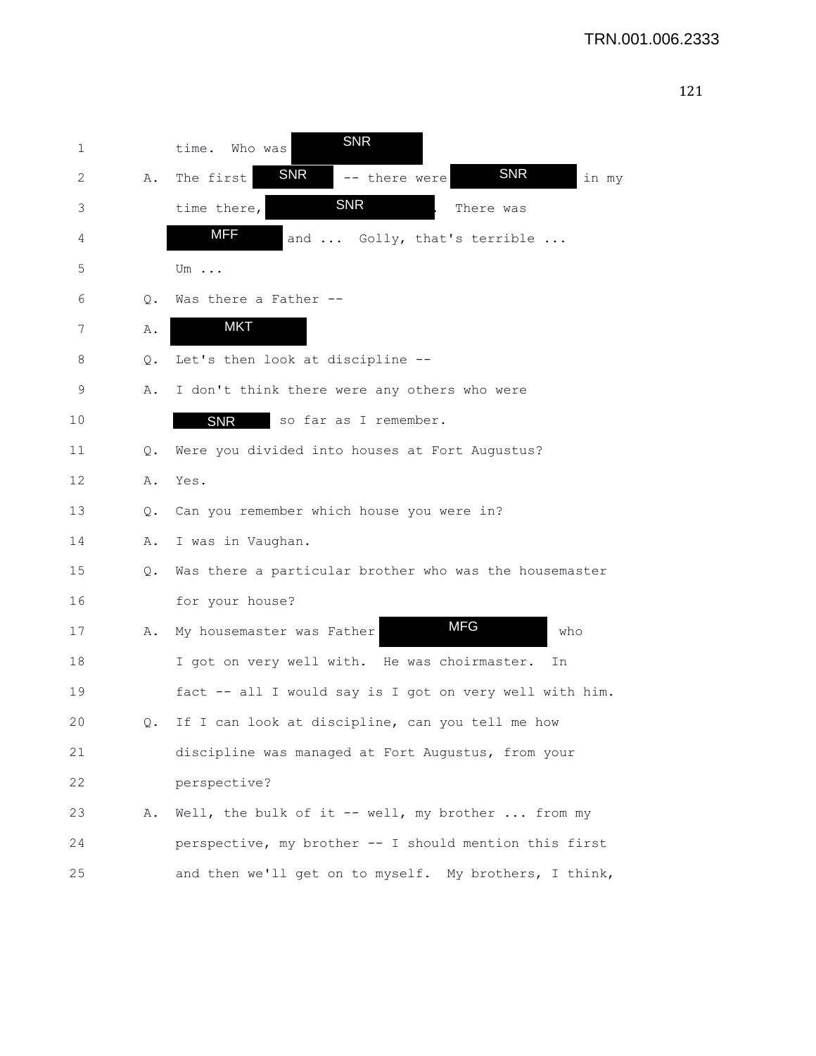1 time. Who was SNR

2 A. The first SNR -- there were SNR in my

3 time there, SNR . There was

4 MFF and ... Golly, that's terrible ...

5 Um ...

6 Q. Was there a Father --

7 A. MKT

8 Q. Let's then look at discipline --

9 A. I don't think there were any others who were

10 SNR so far as I remember.

11 Q. Were you divided into houses at Fort Augustus?

12 A. Yes.

13 Q. Can you remember which house you were in?

14 A. I was in Vaughan.

15 Q. Was there a particular brother who was the housemaster

16 for your house?

17 A. My housemaster was Father MFG who

18 I got on very well with. He was choirmaster. In

19 fact -- all I would say is I got on very well with him.

20 Q. If I can look at discipline, can you tell me how

21 discipline was managed at Fort Augustus, from your

22 perspective?

23 A. Well, the bulk of it -- well, my brother ... from my

24 perspective, my brother -- I should mention this first

25 and then we'll get on to myself. My brothers, I think,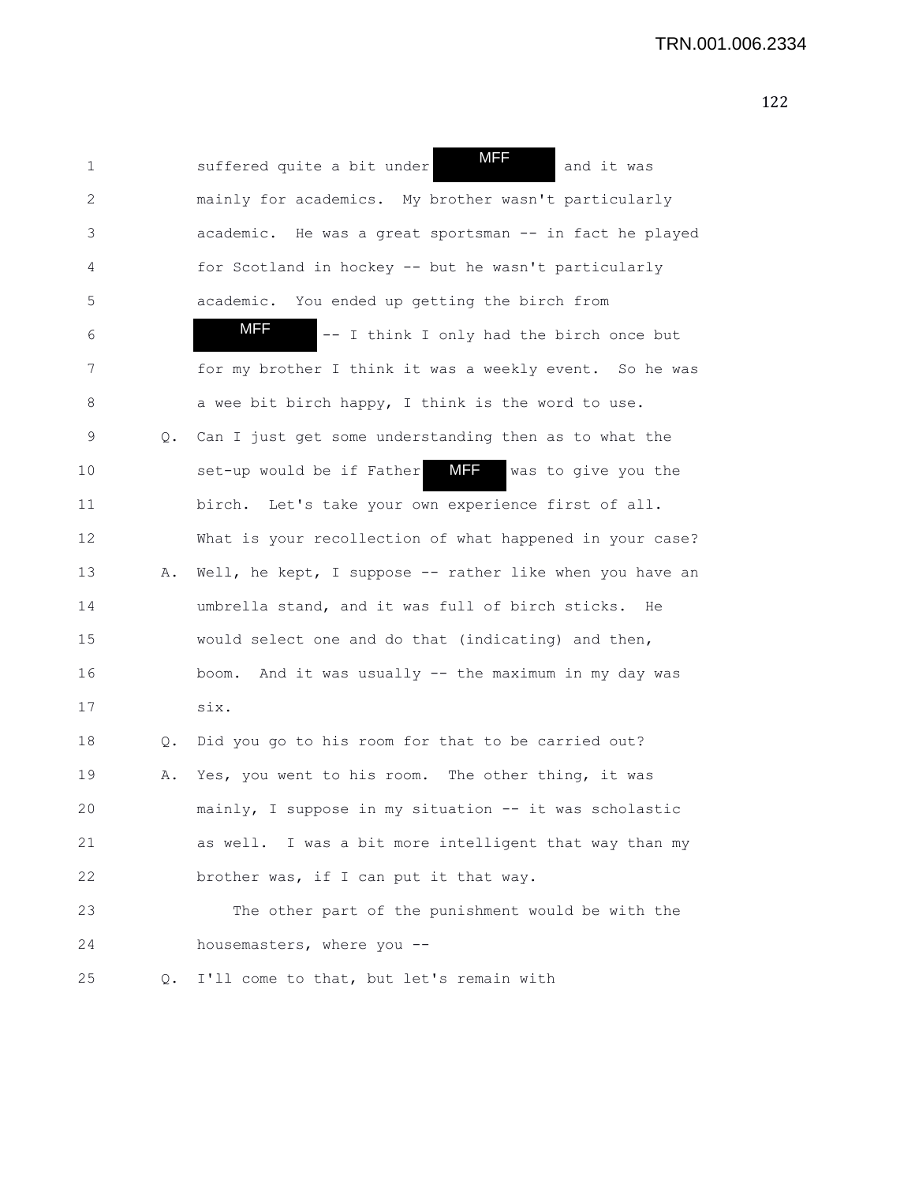suffered quite a bit under MFF and it was mainly for academics. My brother wasn't particularly academic. He was a great sportsman -- in fact he played for Scotland in hockey -- but he wasn't particularly academic. You ended up getting the birch from MFF -- I think I only had the birch once but for my brother I think it was a weekly event. So he was a wee bit birch happy, I think is the word to use.

Q. Can I just get some understanding then as to what the set-up would be if Father MFF was to give you the birch. Let's take your own experience first of all. What is your recollection of what happened in your case?

A. Well, he kept, I suppose -- rather like when you have an umbrella stand, and it was full of birch sticks. He would select one and do that (indicating) and then, boom. And it was usually -- the maximum in my day was six.

Q. Did you go to his room for that to be carried out?

A. Yes, you went to his room. The other thing, it was mainly, I suppose in my situation -- it was scholastic as well. I was a bit more intelligent that way than my brother was, if I can put it that way.

The other part of the punishment would be with the housemasters, where you --

Q. I'll come to that, but let's remain with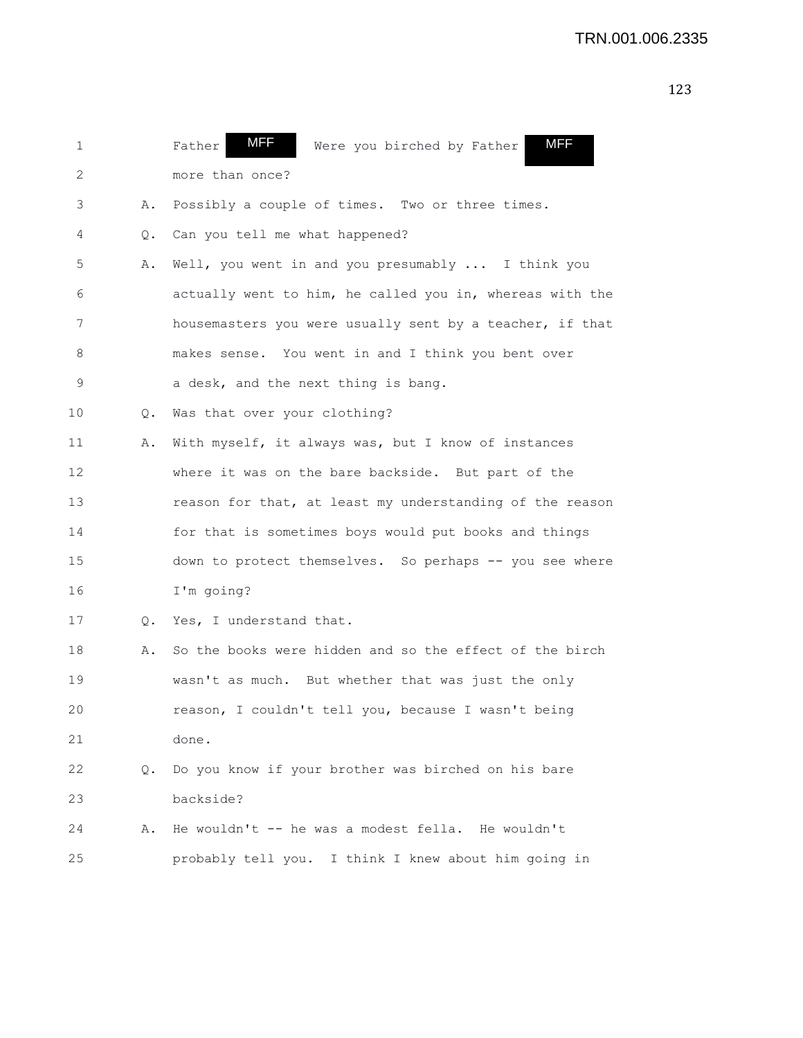TRN.001.006.2335

1 Father MFF Were you birched by Father MFF
2 more than once?
3 A. Possibly a couple of times. Two or three times.
4 Q. Can you tell me what happened?
5 A. Well, you went in and you presumably ... I think you
6 actually went to him, he called you in, whereas with the
7 housemasters you were usually sent by a teacher, if that
8 makes sense. You went in and I think you bent over
9 a desk, and the next thing is bang.
10 Q. Was that over your clothing?
11 A. With myself, it always was, but I know of instances
12 where it was on the bare backside. But part of the
13 reason for that, at least my understanding of the reason
14 for that is sometimes boys would put books and things
15 down to protect themselves. So perhaps -- you see where
16 I'm going?
17 Q. Yes, I understand that.
18 A. So the books were hidden and so the effect of the birch
19 wasn't as much. But whether that was just the only
20 reason, I couldn't tell you, because I wasn't being
21 done.
22 Q. Do you know if your brother was birched on his bare
23 backside?
24 A. He wouldn't -- he was a modest fella. He wouldn't
25 probably tell you. I think I knew about him going in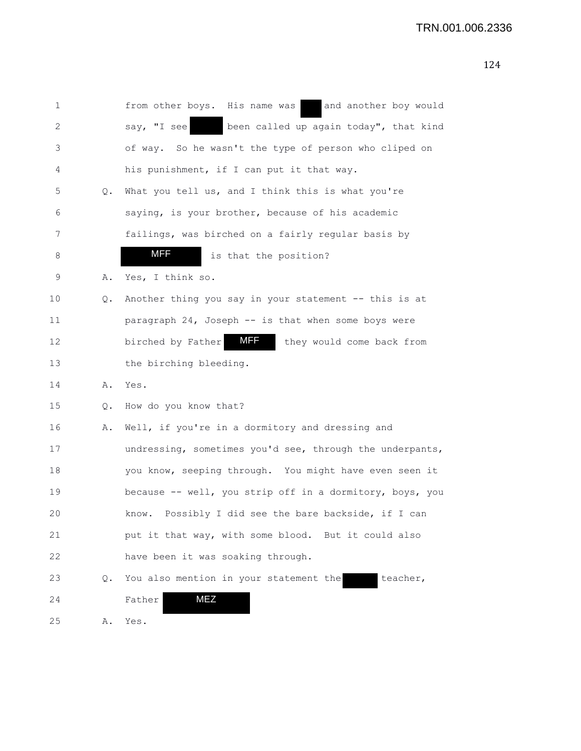1 from other boys. His name was [REDACTED] and another boy would
2 say, "I see [REDACTED] been called up again today", that kind
3 of way. So he wasn't the type of person who cliped on
4 his punishment, if I can put it that way.

5 Q. What you tell us, and I think this is what you're
6 saying, is your brother, because of his academic
7 failings, was birched on a fairly regular basis by
8 MFF is that the position?

9 A. Yes, I think so.

10 Q. Another thing you say in your statement -- this is at
11 paragraph 24, Joseph -- is that when some boys were
12 birched by Father MFF they would come back from
13 the birching bleeding.

14 A. Yes.

15 Q. How do you know that?

16 A. Well, if you're in a dormitory and dressing and
17 undressing, sometimes you'd see, through the underpants,
18 you know, seeping through. You might have even seen it
19 because -- well, you strip off in a dormitory, boys, you
20 know. Possibly I did see the bare backside, if I can
21 put it that way, with some blood. But it could also
22 have been it was soaking through.

23 Q. You also mention in your statement the [REDACTED] teacher,
24 Father MEZ

25 A. Yes.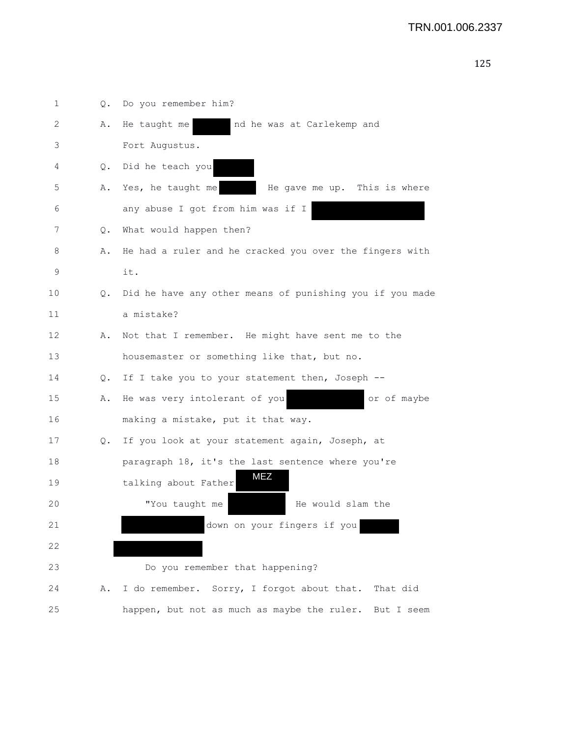Q. Do you remember him?

A. He taught me [REDACTED] nd he was at Carlekemp and Fort Augustus.

Q. Did he teach you [REDACTED]

A. Yes, he taught me [REDACTED] He gave me up. This is where any abuse I got from him was if I [REDACTED]

Q. What would happen then?

A. He had a ruler and he cracked you over the fingers with it.

Q. Did he have any other means of punishing you if you made a mistake?

A. Not that I remember. He might have sent me to the housemaster or something like that, but no.

Q. If I take you to your statement then, Joseph --

A. He was very intolerant of you [REDACTED] or of maybe making a mistake, put it that way.

Q. If you look at your statement again, Joseph, at paragraph 18, it's the last sentence where you're talking about Father MEZ

"You taught me [REDACTED] He would slam the [REDACTED] down on your fingers if you [REDACTED] [REDACTED]

Do you remember that happening?

A. I do remember. Sorry, I forgot about that. That did happen, but not as much as maybe the ruler. But I seem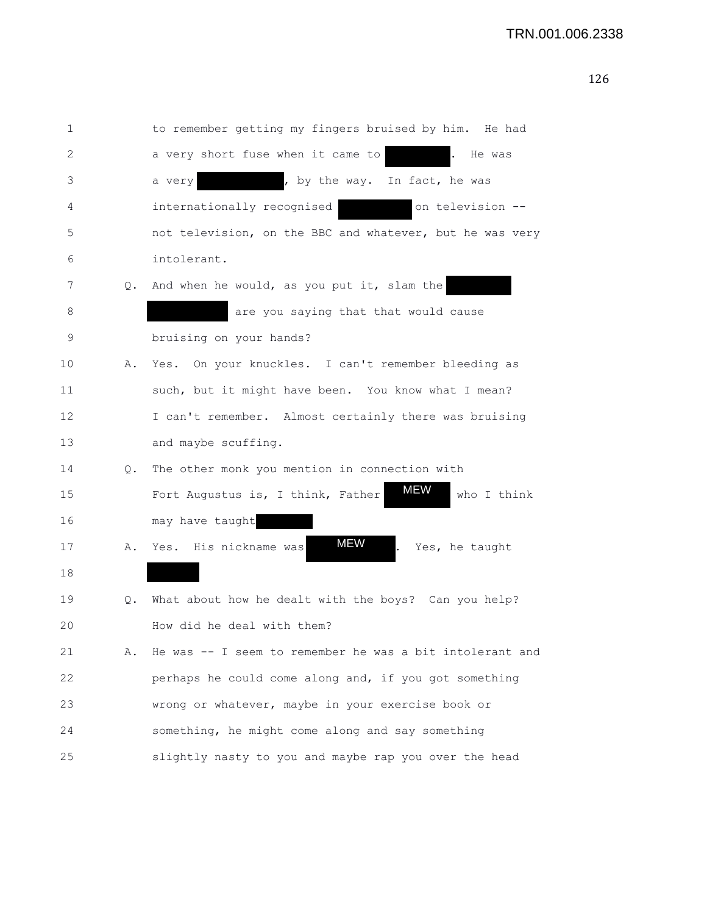1 to remember getting my fingers bruised by him. He had
2 a very short fuse when it came to [redacted]. He was
3 a very [redacted], by the way. In fact, he was
4 internationally recognised [redacted] on television --
5 not television, on the BBC and whatever, but he was very
6 intolerant.

7 Q. And when he would, as you put it, slam the [redacted]
8 [redacted] are you saying that that would cause
9 bruising on your hands?

10 A. Yes. On your knuckles. I can't remember bleeding as
11 such, but it might have been. You know what I mean?
12 I can't remember. Almost certainly there was bruising
13 and maybe scuffing.

14 Q. The other monk you mention in connection with
15 Fort Augustus is, I think, Father MEW who I think
16 may have taught [redacted]

17 A. Yes. His nickname was MEW. Yes, he taught
18 [redacted]

19 Q. What about how he dealt with the boys? Can you help?
20 How did he deal with them?

21 A. He was -- I seem to remember he was a bit intolerant and
22 perhaps he could come along and, if you got something
23 wrong or whatever, maybe in your exercise book or
24 something, he might come along and say something
25 slightly nasty to you and maybe rap you over the head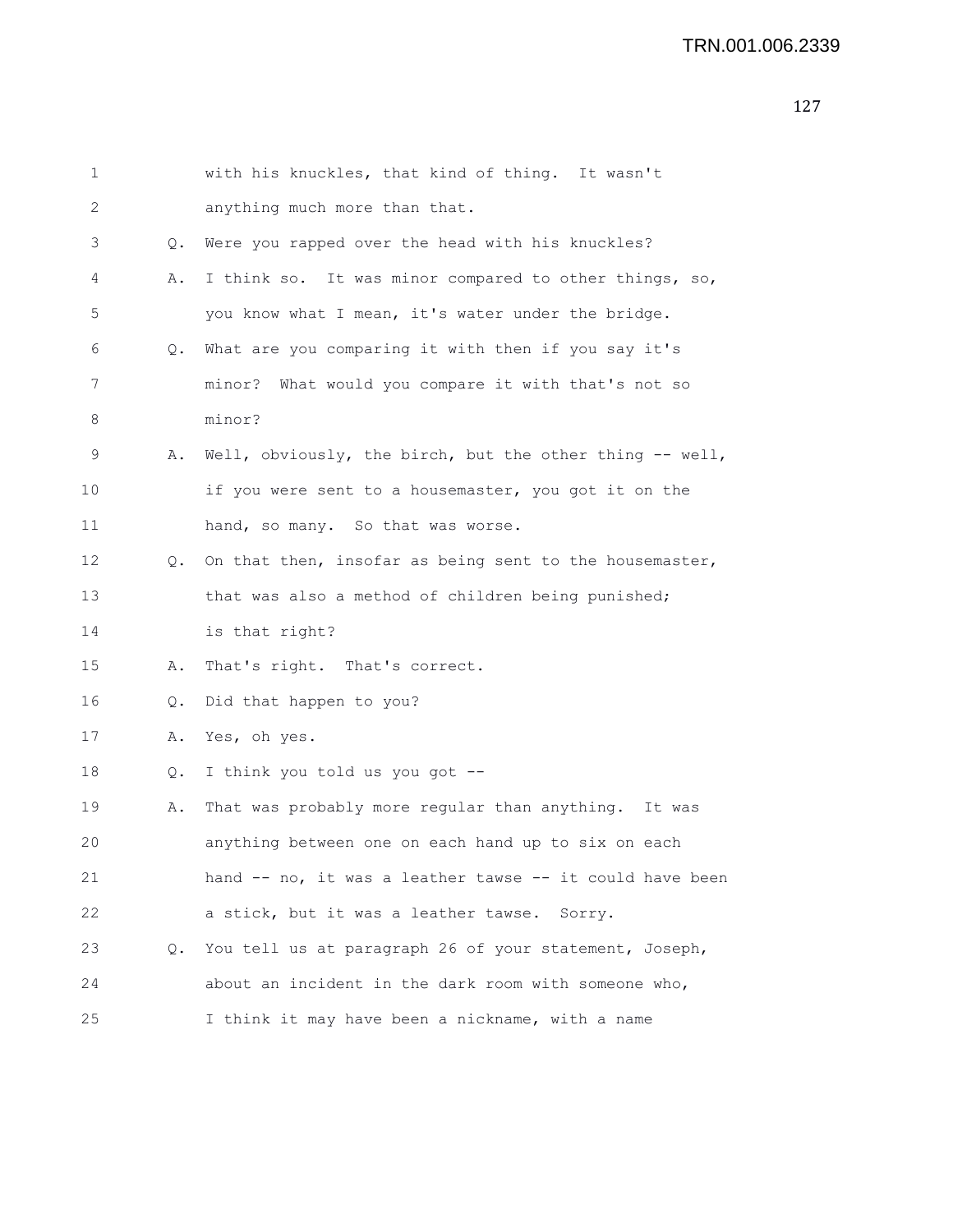with his knuckles, that kind of thing. It wasn't anything much more than that.

Q. Were you rapped over the head with his knuckles?

A. I think so. It was minor compared to other things, so, you know what I mean, it's water under the bridge.

Q. What are you comparing it with then if you say it's minor? What would you compare it with that's not so minor?

A. Well, obviously, the birch, but the other thing -- well, if you were sent to a housemaster, you got it on the hand, so many. So that was worse.

Q. On that then, insofar as being sent to the housemaster, that was also a method of children being punished; is that right?

A. That's right. That's correct.

Q. Did that happen to you?

A. Yes, oh yes.

Q. I think you told us you got --

A. That was probably more regular than anything. It was anything between one on each hand up to six on each hand -- no, it was a leather tawse -- it could have been a stick, but it was a leather tawse. Sorry.

Q. You tell us at paragraph 26 of your statement, Joseph, about an incident in the dark room with someone who, I think it may have been a nickname, with a name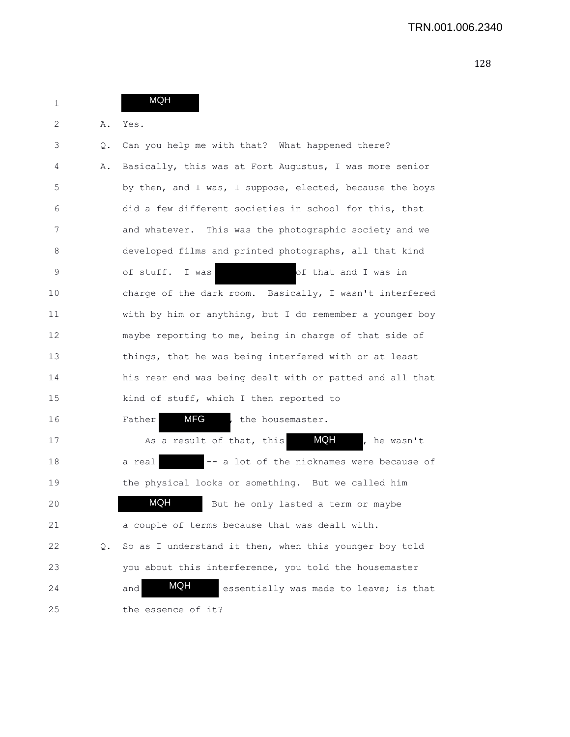1 MQH

2 A. Yes.

3 Q. Can you help me with that? What happened there?

4 A. Basically, this was at Fort Augustus, I was more senior
5 by then, and I was, I suppose, elected, because the boys
6 did a few different societies in school for this, that
7 and whatever. This was the photographic society and we
8 developed films and printed photographs, all that kind
9 of stuff. I was [redacted] of that and I was in
10 charge of the dark room. Basically, I wasn't interfered
11 with by him or anything, but I do remember a younger boy
12 maybe reporting to me, being in charge of that side of
13 things, that he was being interfered with or at least
14 his rear end was being dealt with or patted and all that
15 kind of stuff, which I then reported to
16 Father MFG, the housemaster.

17 As a result of that, this MQH, he wasn't
18 a real [redacted] -- a lot of the nicknames were because of
19 the physical looks or something. But we called him
20 MQH. But he only lasted a term or maybe
21 a couple of terms because that was dealt with.

22 Q. So as I understand it then, when this younger boy told
23 you about this interference, you told the housemaster
24 and MQH essentially was made to leave; is that
25 the essence of it?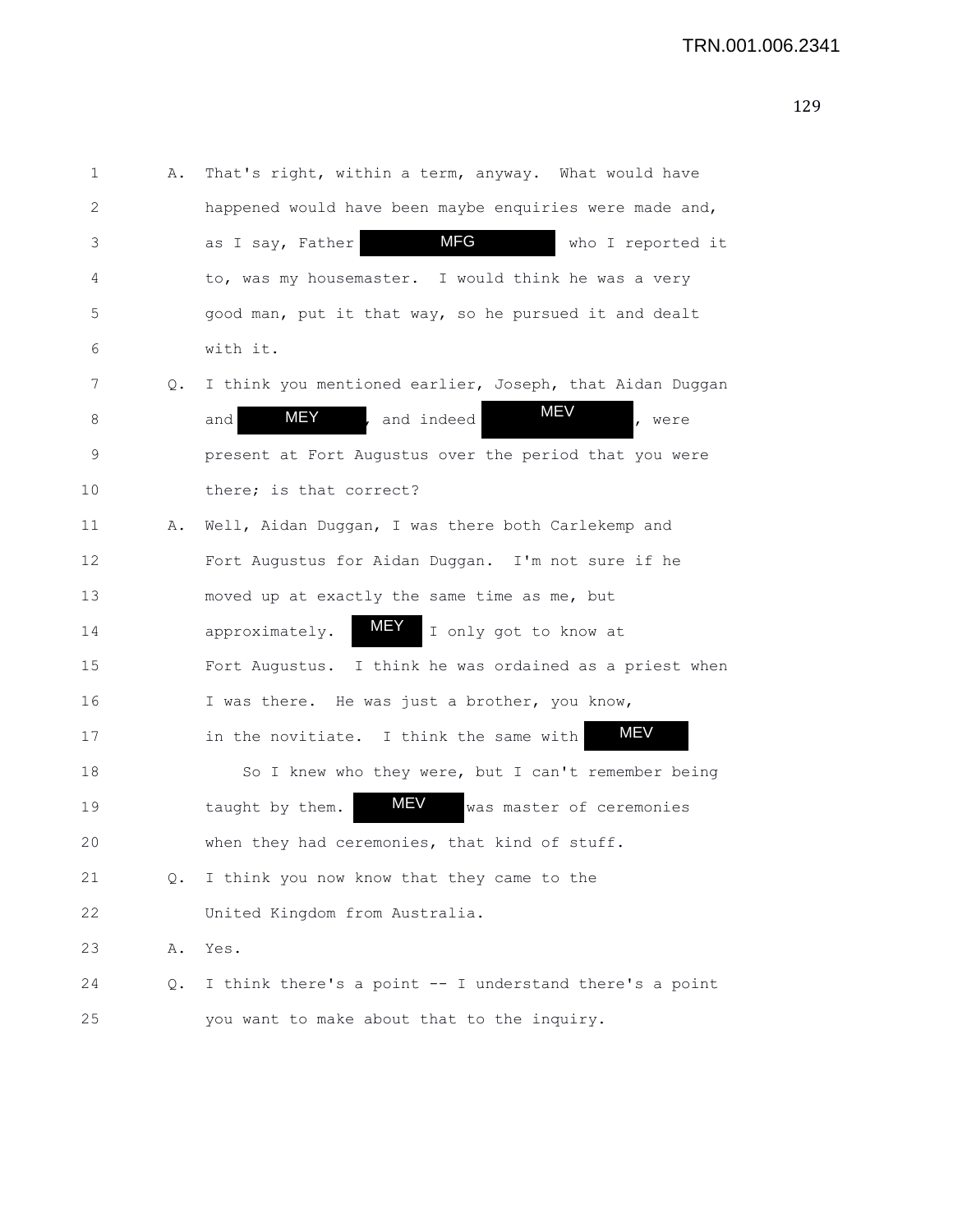1 A. That's right, within a term, anyway. What would have
2 happened would have been maybe enquiries were made and,
3 as I say, Father MFG who I reported it
4 to, was my housemaster. I would think he was a very
5 good man, put it that way, so he pursued it and dealt
6 with it.
7 Q. I think you mentioned earlier, Joseph, that Aidan Duggan
8 and MEY, and indeed MEV, were
9 present at Fort Augustus over the period that you were
10 there; is that correct?
11 A. Well, Aidan Duggan, I was there both Carlekemp and
12 Fort Augustus for Aidan Duggan. I'm not sure if he
13 moved up at exactly the same time as me, but
14 approximately. MEY I only got to know at
15 Fort Augustus. I think he was ordained as a priest when
16 I was there. He was just a brother, you know,
17 in the novitiate. I think the same with MEV
18 So I knew who they were, but I can't remember being
19 taught by them. MEV was master of ceremonies
20 when they had ceremonies, that kind of stuff.
21 Q. I think you now know that they came to the
22 United Kingdom from Australia.
23 A. Yes.
24 Q. I think there's a point -- I understand there's a point
25 you want to make about that to the inquiry.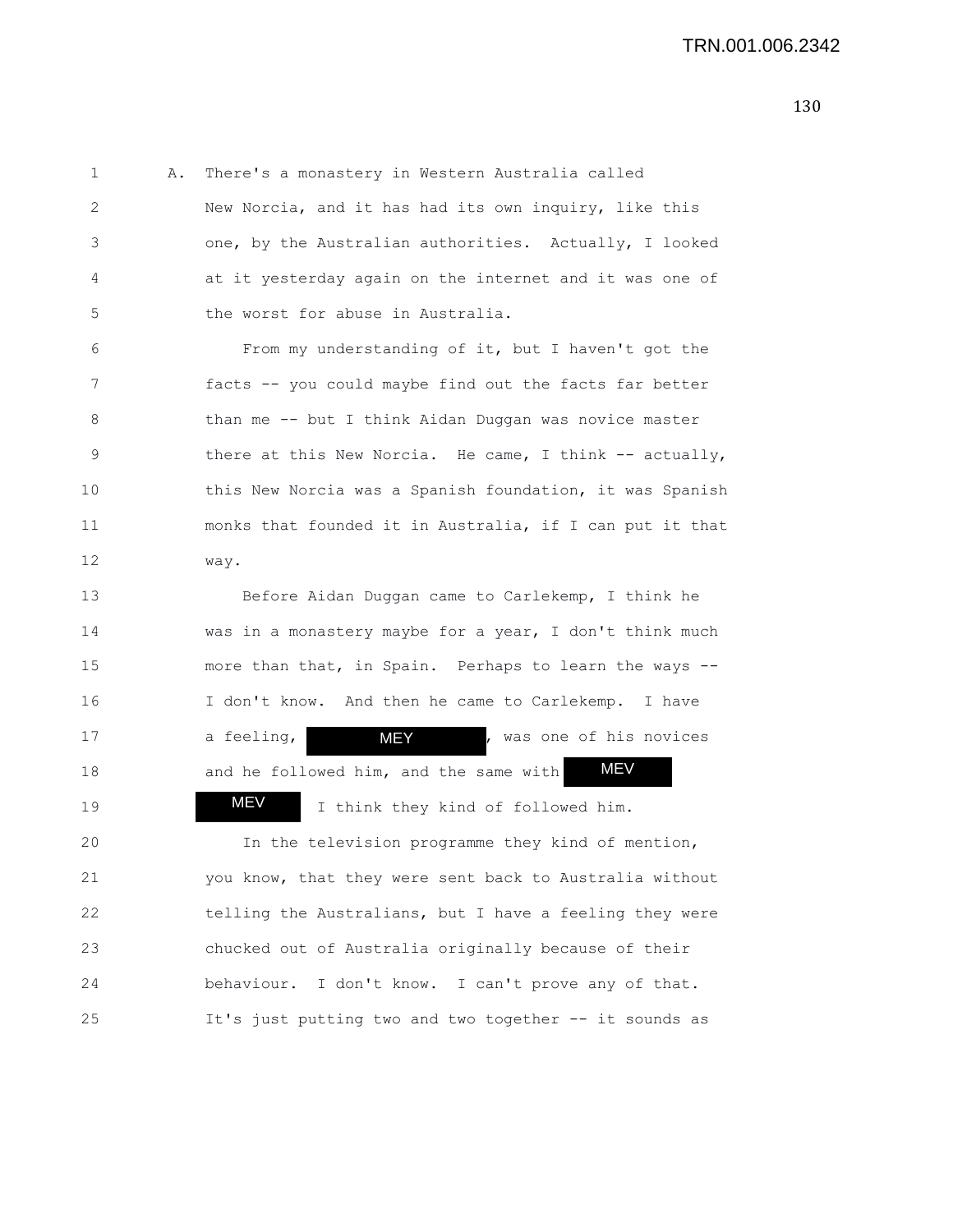A. There's a monastery in Western Australia called New Norcia, and it has had its own inquiry, like this one, by the Australian authorities. Actually, I looked at it yesterday again on the internet and it was one of the worst for abuse in Australia.

From my understanding of it, but I haven't got the facts -- you could maybe find out the facts far better than me -- but I think Aidan Duggan was novice master there at this New Norcia. He came, I think -- actually, this New Norcia was a Spanish foundation, it was Spanish monks that founded it in Australia, if I can put it that way.

Before Aidan Duggan came to Carlekemp, I think he was in a monastery maybe for a year, I don't think much more than that, in Spain. Perhaps to learn the ways -- I don't know. And then he came to Carlekemp. I have a feeling, MEY, was one of his novices and he followed him, and the same with MEV MEV I think they kind of followed him.

In the television programme they kind of mention, you know, that they were sent back to Australia without telling the Australians, but I have a feeling they were chucked out of Australia originally because of their behaviour. I don't know. I can't prove any of that. It's just putting two and two together -- it sounds as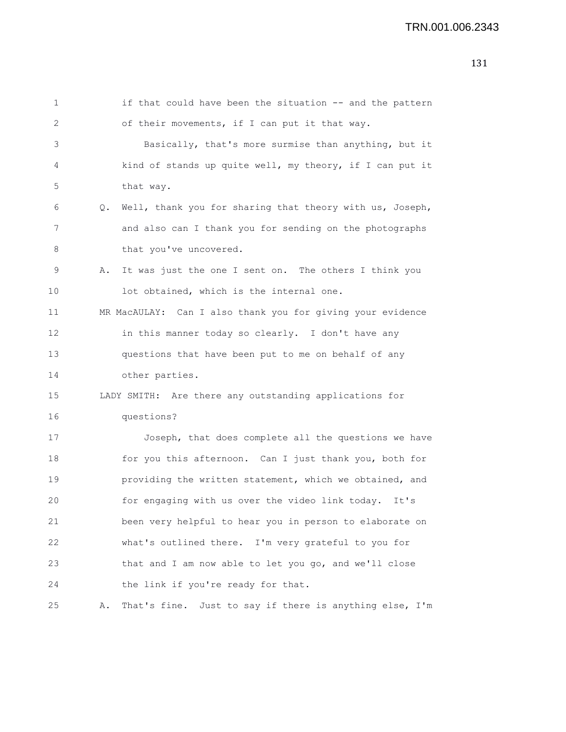1 if that could have been the situation -- and the pattern
2 of their movements, if I can put it that way.
3 Basically, that's more surmise than anything, but it
4 kind of stands up quite well, my theory, if I can put it
5 that way.
6 Q. Well, thank you for sharing that theory with us, Joseph,
7 and also can I thank you for sending on the photographs
8 that you've uncovered.
9 A. It was just the one I sent on. The others I think you
10 lot obtained, which is the internal one.
11 MR MacAULAY: Can I also thank you for giving your evidence
12 in this manner today so clearly. I don't have any
13 questions that have been put to me on behalf of any
14 other parties.
15 LADY SMITH: Are there any outstanding applications for
16 questions?
17 Joseph, that does complete all the questions we have
18 for you this afternoon. Can I just thank you, both for
19 providing the written statement, which we obtained, and
20 for engaging with us over the video link today. It's
21 been very helpful to hear you in person to elaborate on
22 what's outlined there. I'm very grateful to you for
23 that and I am now able to let you go, and we'll close
24 the link if you're ready for that.
25 A. That's fine. Just to say if there is anything else, I'm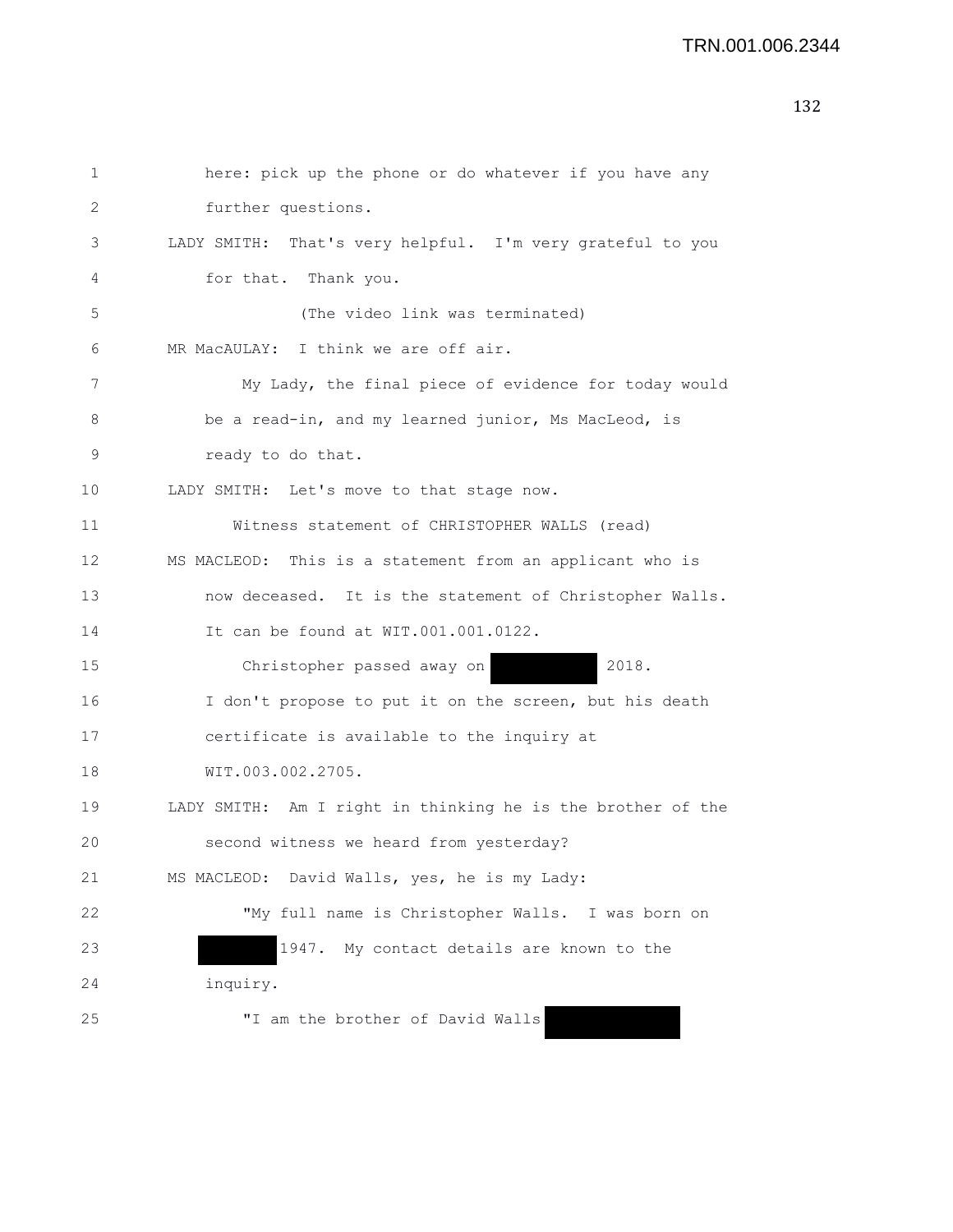here: pick up the phone or do whatever if you have any further questions.

LADY SMITH: That's very helpful. I'm very grateful to you for that. Thank you.

(The video link was terminated)

MR MacAULAY: I think we are off air.

My Lady, the final piece of evidence for today would be a read-in, and my learned junior, Ms MacLeod, is ready to do that.

LADY SMITH: Let's move to that stage now.

Witness statement of CHRISTOPHER WALLS (read)

MS MACLEOD: This is a statement from an applicant who is now deceased. It is the statement of Christopher Walls. It can be found at WIT.001.001.0122.

Christopher passed away on [REDACTED] 2018. I don't propose to put it on the screen, but his death certificate is available to the inquiry at WIT.003.002.2705.

LADY SMITH: Am I right in thinking he is the brother of the second witness we heard from yesterday?

MS MACLEOD: David Walls, yes, he is my Lady:

"My full name is Christopher Walls. I was born on [REDACTED] 1947. My contact details are known to the inquiry.

"I am the brother of David Walls [REDACTED]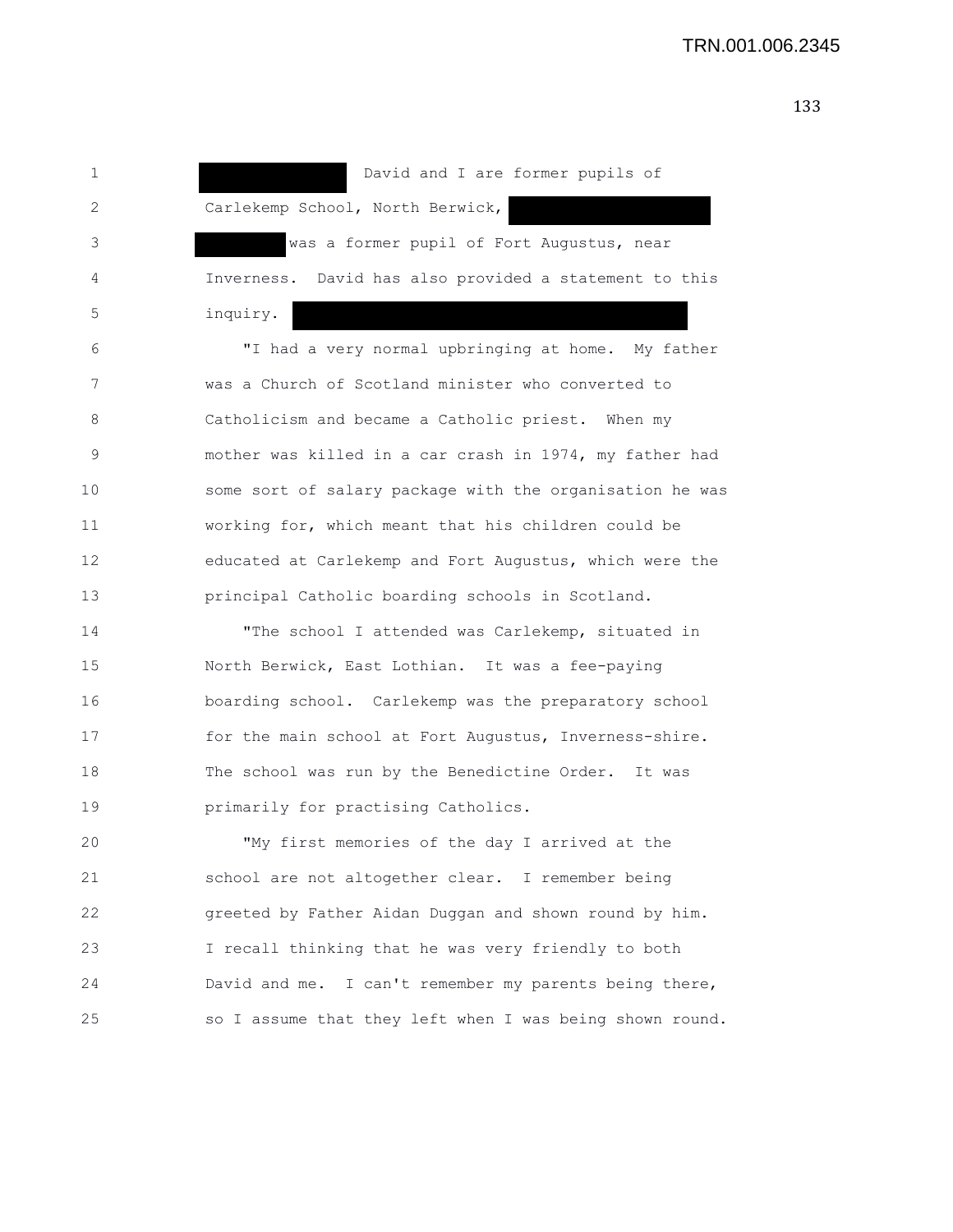David and I are former pupils of Carlekemp School, North Berwick, was a former pupil of Fort Augustus, near Inverness. David has also provided a statement to this inquiry.

"I had a very normal upbringing at home. My father was a Church of Scotland minister who converted to Catholicism and became a Catholic priest. When my mother was killed in a car crash in 1974, my father had some sort of salary package with the organisation he was working for, which meant that his children could be educated at Carlekemp and Fort Augustus, which were the principal Catholic boarding schools in Scotland.

"The school I attended was Carlekemp, situated in North Berwick, East Lothian. It was a fee-paying boarding school. Carlekemp was the preparatory school for the main school at Fort Augustus, Inverness-shire. The school was run by the Benedictine Order. It was primarily for practising Catholics.

"My first memories of the day I arrived at the school are not altogether clear. I remember being greeted by Father Aidan Duggan and shown round by him. I recall thinking that he was very friendly to both David and me. I can't remember my parents being there, so I assume that they left when I was being shown round.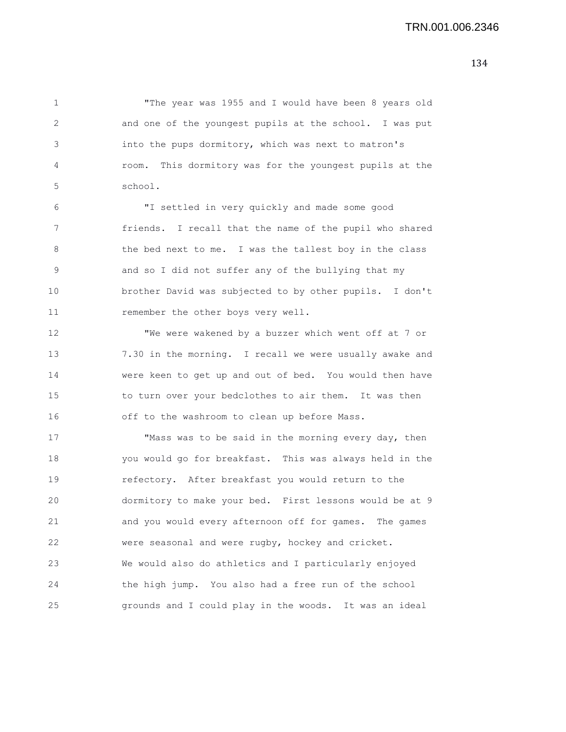"The year was 1955 and I would have been 8 years old and one of the youngest pupils at the school. I was put into the pups dormitory, which was next to matron's room. This dormitory was for the youngest pupils at the school.

"I settled in very quickly and made some good friends. I recall that the name of the pupil who shared the bed next to me. I was the tallest boy in the class and so I did not suffer any of the bullying that my brother David was subjected to by other pupils. I don't remember the other boys very well.

"We were wakened by a buzzer which went off at 7 or 7.30 in the morning. I recall we were usually awake and were keen to get up and out of bed. You would then have to turn over your bedclothes to air them. It was then off to the washroom to clean up before Mass.

"Mass was to be said in the morning every day, then you would go for breakfast. This was always held in the refectory. After breakfast you would return to the dormitory to make your bed. First lessons would be at 9 and you would every afternoon off for games. The games were seasonal and were rugby, hockey and cricket. We would also do athletics and I particularly enjoyed the high jump. You also had a free run of the school grounds and I could play in the woods. It was an ideal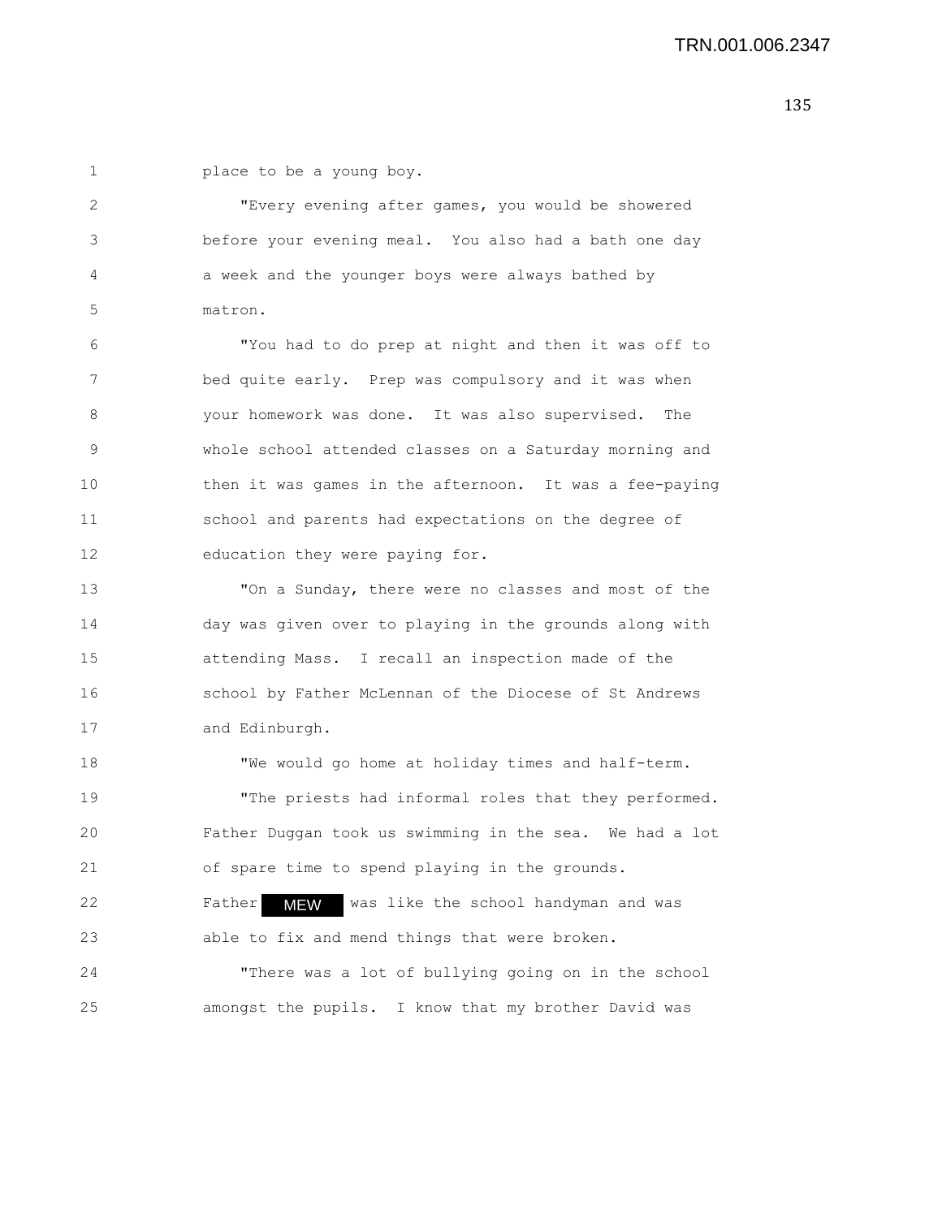place to be a young boy.

"Every evening after games, you would be showered before your evening meal. You also had a bath one day a week and the younger boys were always bathed by matron.

"You had to do prep at night and then it was off to bed quite early. Prep was compulsory and it was when your homework was done. It was also supervised. The whole school attended classes on a Saturday morning and then it was games in the afternoon. It was a fee-paying school and parents had expectations on the degree of education they were paying for.

"On a Sunday, there were no classes and most of the day was given over to playing in the grounds along with attending Mass. I recall an inspection made of the school by Father McLennan of the Diocese of St Andrews and Edinburgh.

"We would go home at holiday times and half-term.

"The priests had informal roles that they performed. Father Duggan took us swimming in the sea. We had a lot of spare time to spend playing in the grounds. Father MEW was like the school handyman and was able to fix and mend things that were broken.

"There was a lot of bullying going on in the school amongst the pupils. I know that my brother David was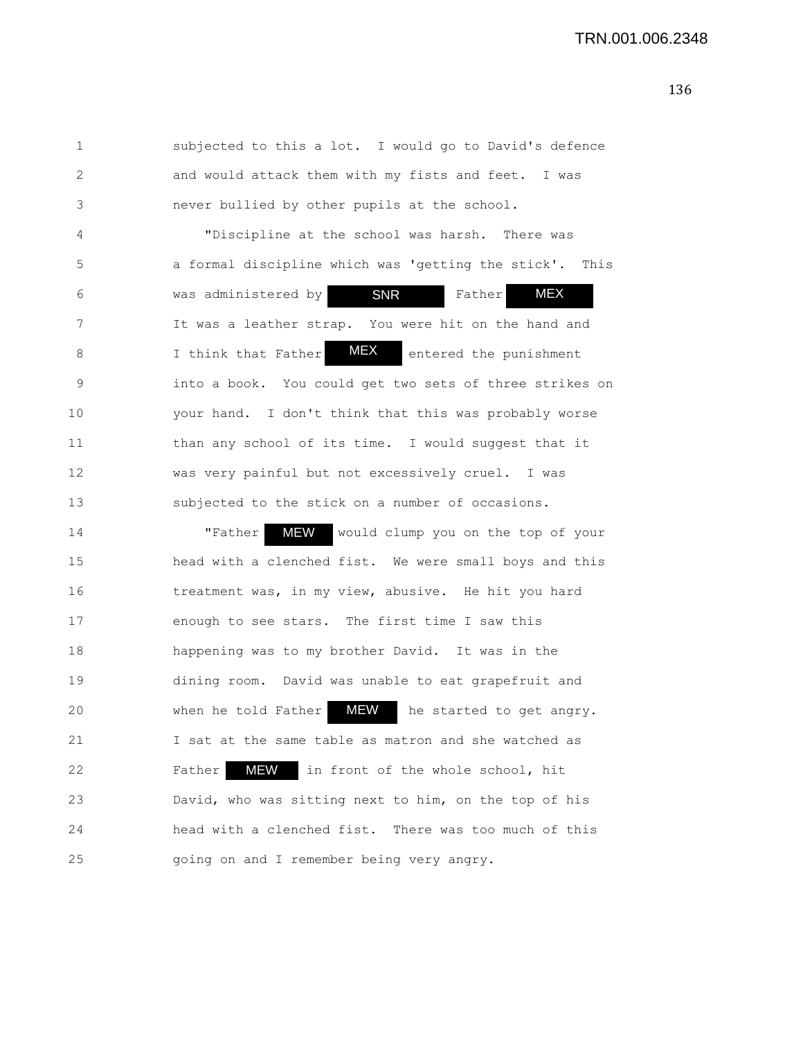subjected to this a lot. I would go to David's defence and would attack them with my fists and feet. I was never bullied by other pupils at the school.

"Discipline at the school was harsh. There was a formal discipline which was 'getting the stick'. This was administered by SNR Father MEX. It was a leather strap. You were hit on the hand and I think that Father MEX entered the punishment into a book. You could get two sets of three strikes on your hand. I don't think that this was probably worse than any school of its time. I would suggest that it was very painful but not excessively cruel. I was subjected to the stick on a number of occasions.

"Father MEW would clump you on the top of your head with a clenched fist. We were small boys and this treatment was, in my view, abusive. He hit you hard enough to see stars. The first time I saw this happening was to my brother David. It was in the dining room. David was unable to eat grapefruit and when he told Father MEW he started to get angry. I sat at the same table as matron and she watched as Father MEW in front of the whole school, hit David, who was sitting next to him, on the top of his head with a clenched fist. There was too much of this going on and I remember being very angry.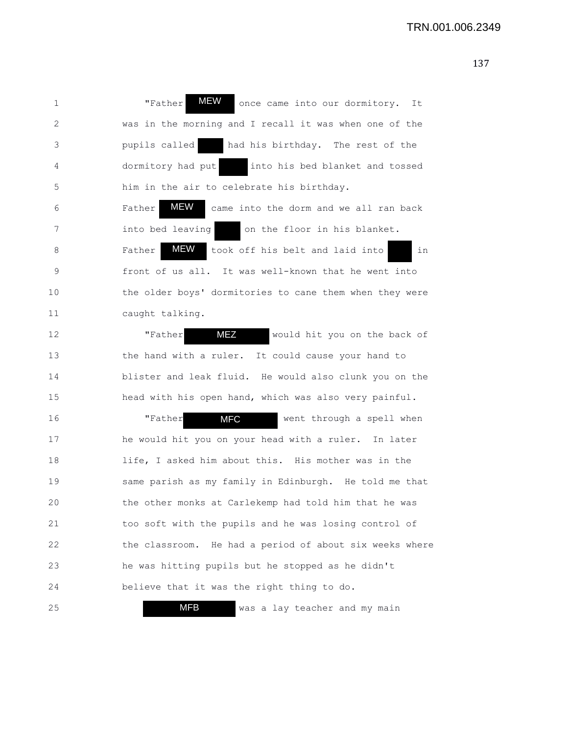"Father MEW once came into our dormitory. It was in the morning and I recall it was when one of the pupils called [redacted] had his birthday. The rest of the dormitory had put [redacted] into his bed blanket and tossed him in the air to celebrate his birthday. Father MEW came into the dorm and we all ran back into bed leaving [redacted] on the floor in his blanket. Father MEW took off his belt and laid into [redacted] in front of us all. It was well-known that he went into the older boys' dormitories to cane them when they were caught talking.

"Father MEZ would hit you on the back of the hand with a ruler. It could cause your hand to blister and leak fluid. He would also clunk you on the head with his open hand, which was also very painful.

"Father MFC went through a spell when he would hit you on your head with a ruler. In later life, I asked him about this. His mother was in the same parish as my family in Edinburgh. He told me that the other monks at Carlekemp had told him that he was too soft with the pupils and he was losing control of the classroom. He had a period of about six weeks where he was hitting pupils but he stopped as he didn't believe that it was the right thing to do.

MFB was a lay teacher and my main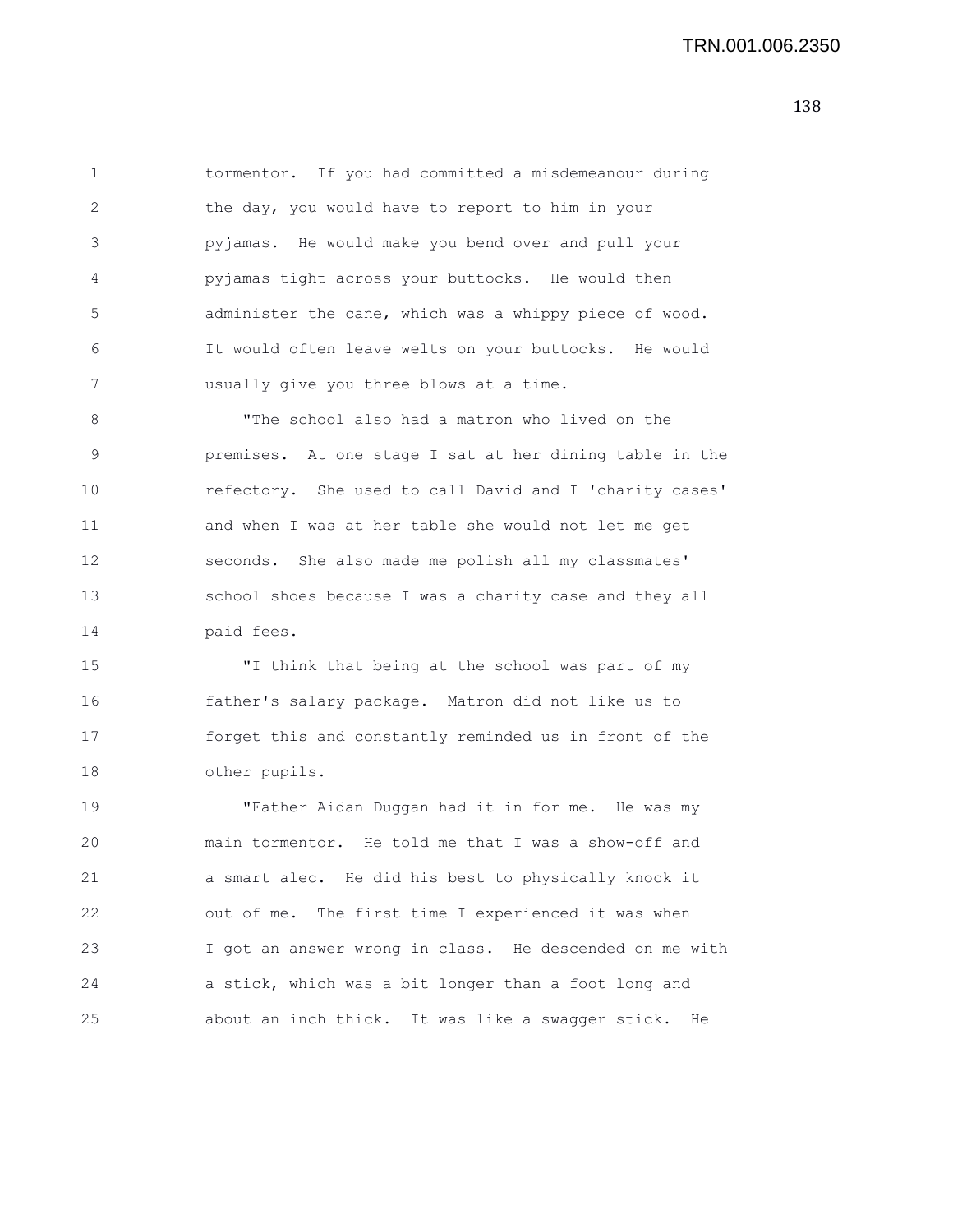tormentor. If you had committed a misdemeanour during the day, you would have to report to him in your pyjamas. He would make you bend over and pull your pyjamas tight across your buttocks. He would then administer the cane, which was a whippy piece of wood. It would often leave welts on your buttocks. He would usually give you three blows at a time.

"The school also had a matron who lived on the premises. At one stage I sat at her dining table in the refectory. She used to call David and I 'charity cases' and when I was at her table she would not let me get seconds. She also made me polish all my classmates' school shoes because I was a charity case and they all paid fees.

"I think that being at the school was part of my father's salary package. Matron did not like us to forget this and constantly reminded us in front of the other pupils.

"Father Aidan Duggan had it in for me. He was my main tormentor. He told me that I was a show-off and a smart alec. He did his best to physically knock it out of me. The first time I experienced it was when I got an answer wrong in class. He descended on me with a stick, which was a bit longer than a foot long and about an inch thick. It was like a swagger stick. He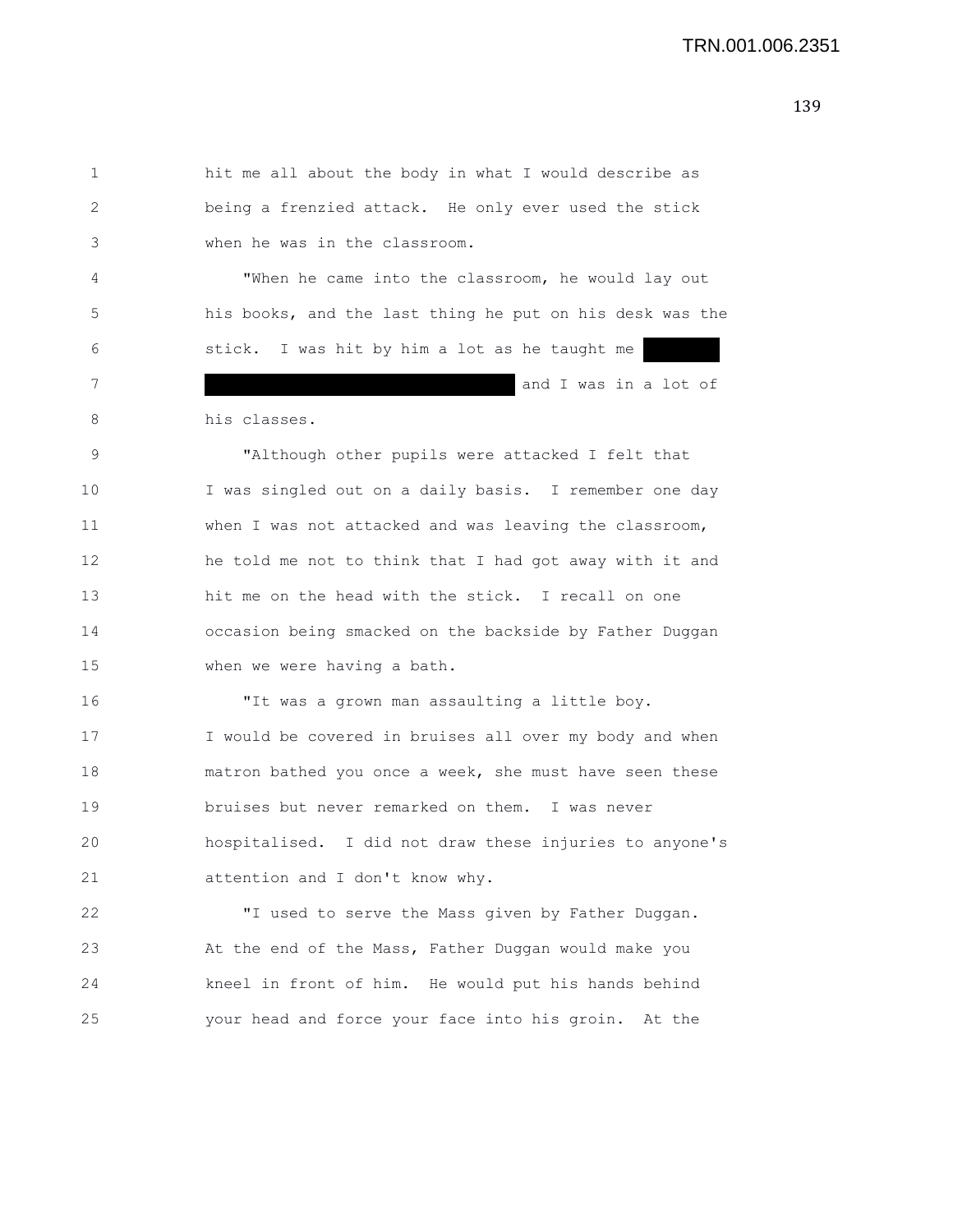hit me all about the body in what I would describe as being a frenzied attack. He only ever used the stick when he was in the classroom.

"When he came into the classroom, he would lay out his books, and the last thing he put on his desk was the stick. I was hit by him a lot as he taught me ███ ████████ and I was in a lot of his classes.

"Although other pupils were attacked I felt that I was singled out on a daily basis. I remember one day when I was not attacked and was leaving the classroom, he told me not to think that I had got away with it and hit me on the head with the stick. I recall on one occasion being smacked on the backside by Father Duggan when we were having a bath.

"It was a grown man assaulting a little boy. I would be covered in bruises all over my body and when matron bathed you once a week, she must have seen these bruises but never remarked on them. I was never hospitalised. I did not draw these injuries to anyone's attention and I don't know why.

"I used to serve the Mass given by Father Duggan. At the end of the Mass, Father Duggan would make you kneel in front of him. He would put his hands behind your head and force your face into his groin. At the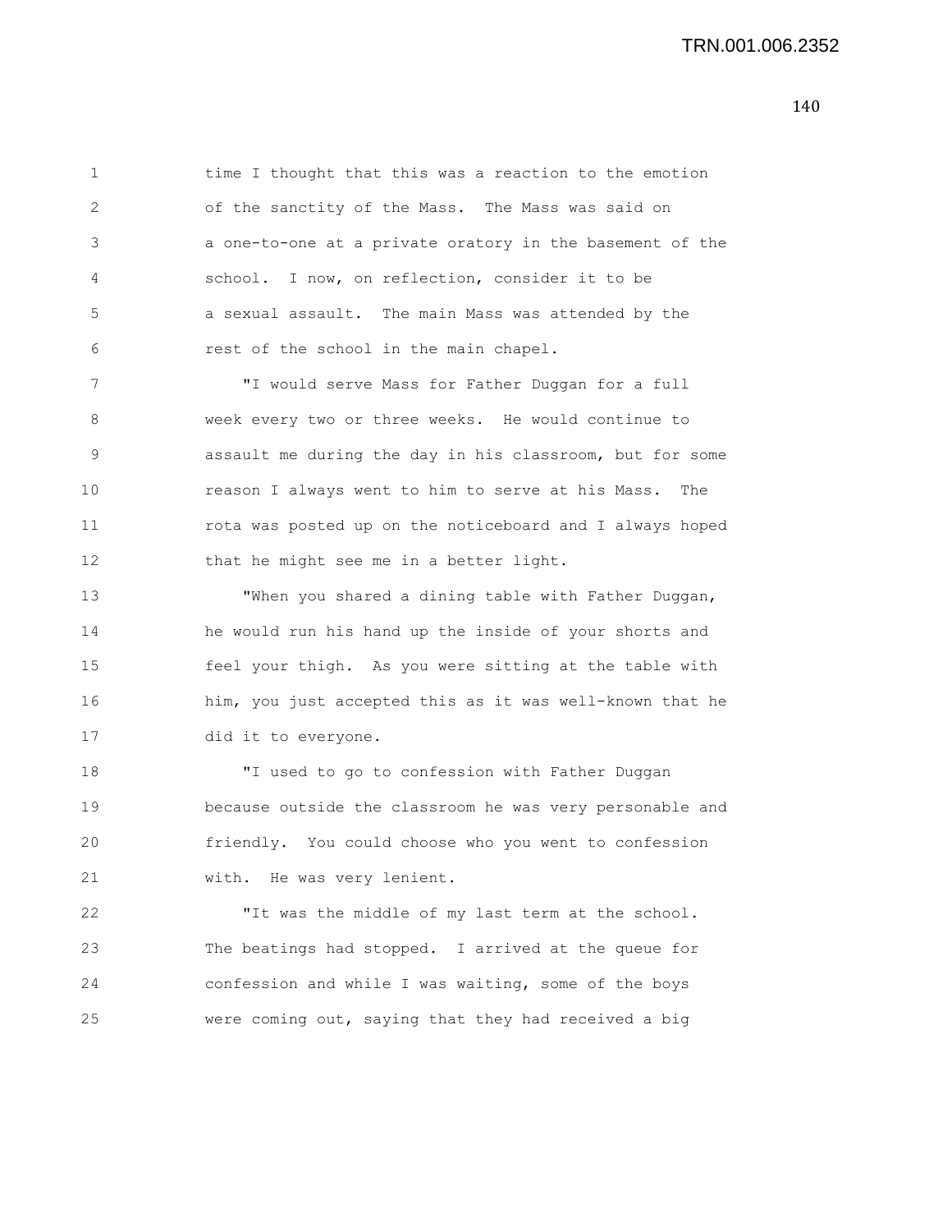time I thought that this was a reaction to the emotion of the sanctity of the Mass. The Mass was said on a one-to-one at a private oratory in the basement of the school. I now, on reflection, consider it to be a sexual assault. The main Mass was attended by the rest of the school in the main chapel.

"I would serve Mass for Father Duggan for a full week every two or three weeks. He would continue to assault me during the day in his classroom, but for some reason I always went to him to serve at his Mass. The rota was posted up on the noticeboard and I always hoped that he might see me in a better light.

"When you shared a dining table with Father Duggan, he would run his hand up the inside of your shorts and feel your thigh. As you were sitting at the table with him, you just accepted this as it was well-known that he did it to everyone.

"I used to go to confession with Father Duggan because outside the classroom he was very personable and friendly. You could choose who you went to confession with. He was very lenient.

"It was the middle of my last term at the school. The beatings had stopped. I arrived at the queue for confession and while I was waiting, some of the boys were coming out, saying that they had received a big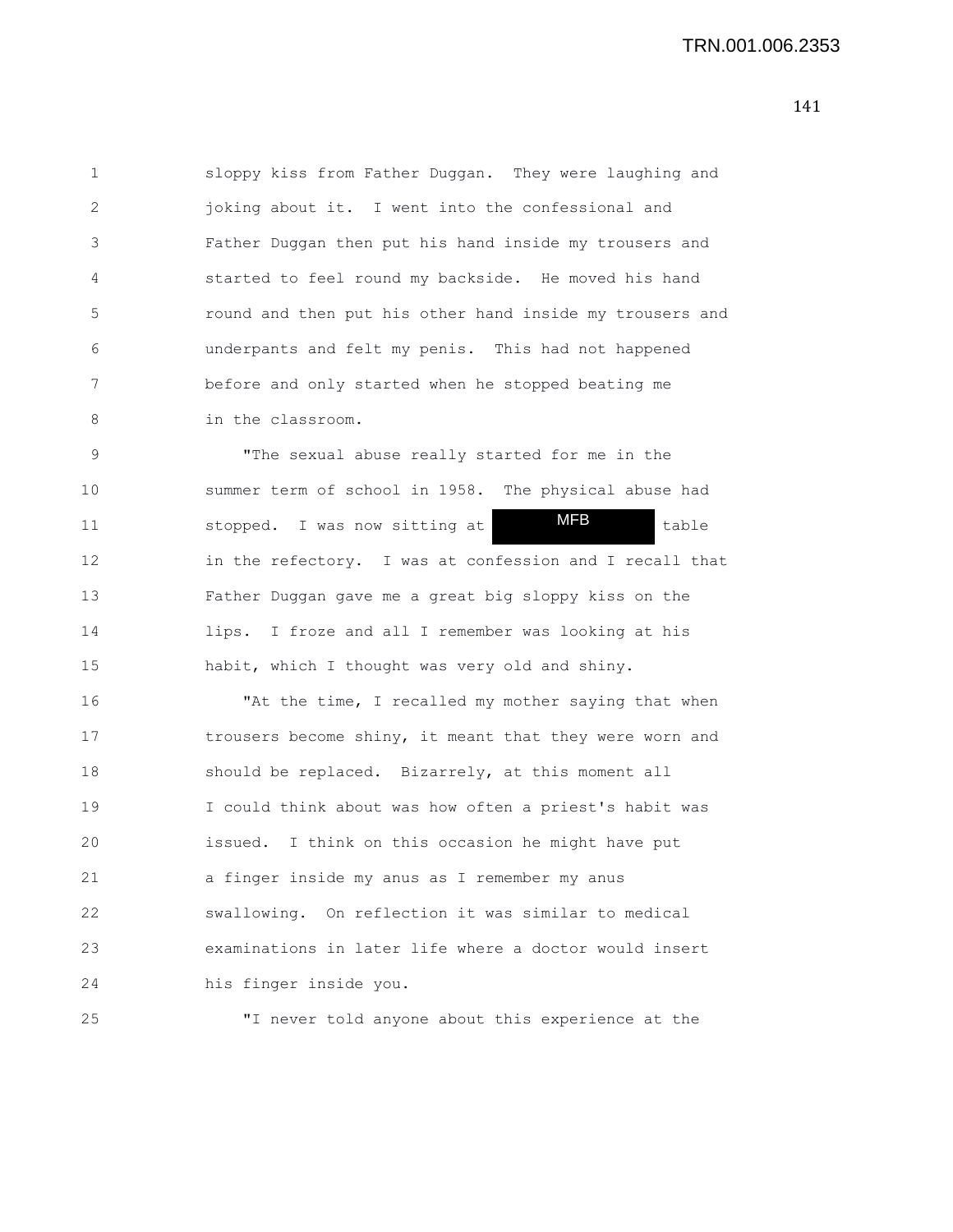sloppy kiss from Father Duggan. They were laughing and joking about it. I went into the confessional and Father Duggan then put his hand inside my trousers and started to feel round my backside. He moved his hand round and then put his other hand inside my trousers and underpants and felt my penis. This had not happened before and only started when he stopped beating me in the classroom.

"The sexual abuse really started for me in the summer term of school in 1958. The physical abuse had stopped. I was now sitting at MFB table in the refectory. I was at confession and I recall that Father Duggan gave me a great big sloppy kiss on the lips. I froze and all I remember was looking at his habit, which I thought was very old and shiny.

"At the time, I recalled my mother saying that when trousers become shiny, it meant that they were worn and should be replaced. Bizarrely, at this moment all I could think about was how often a priest's habit was issued. I think on this occasion he might have put a finger inside my anus as I remember my anus swallowing. On reflection it was similar to medical examinations in later life where a doctor would insert his finger inside you.

"I never told anyone about this experience at the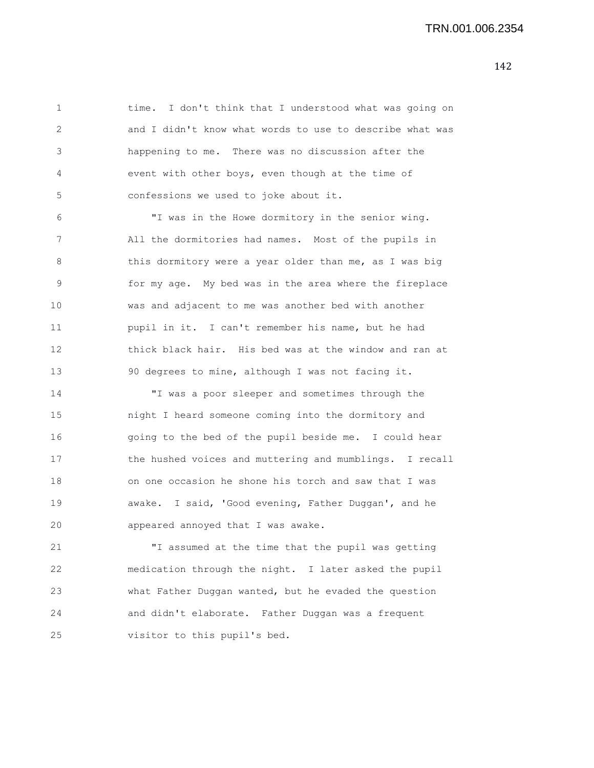time. I don't think that I understood what was going on and I didn't know what words to use to describe what was happening to me. There was no discussion after the event with other boys, even though at the time of confessions we used to joke about it.

"I was in the Howe dormitory in the senior wing. All the dormitories had names. Most of the pupils in this dormitory were a year older than me, as I was big for my age. My bed was in the area where the fireplace was and adjacent to me was another bed with another pupil in it. I can't remember his name, but he had thick black hair. His bed was at the window and ran at 90 degrees to mine, although I was not facing it.

"I was a poor sleeper and sometimes through the night I heard someone coming into the dormitory and going to the bed of the pupil beside me. I could hear the hushed voices and muttering and mumblings. I recall on one occasion he shone his torch and saw that I was awake. I said, 'Good evening, Father Duggan', and he appeared annoyed that I was awake.

"I assumed at the time that the pupil was getting medication through the night. I later asked the pupil what Father Duggan wanted, but he evaded the question and didn't elaborate. Father Duggan was a frequent visitor to this pupil's bed.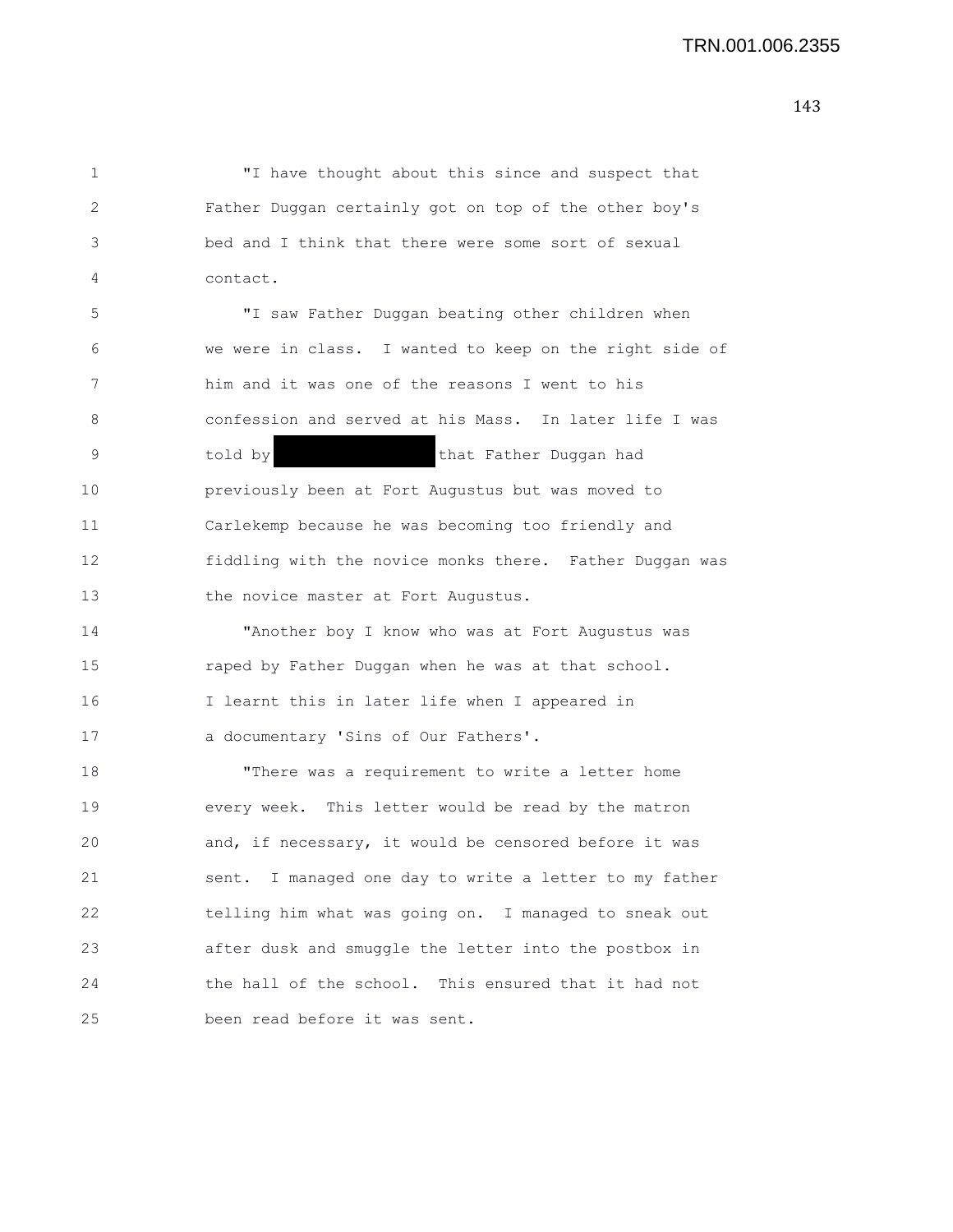"I have thought about this since and suspect that Father Duggan certainly got on top of the other boy's bed and I think that there were some sort of sexual contact.

"I saw Father Duggan beating other children when we were in class. I wanted to keep on the right side of him and it was one of the reasons I went to his confession and served at his Mass. In later life I was told by [REDACTED] that Father Duggan had previously been at Fort Augustus but was moved to Carlekemp because he was becoming too friendly and fiddling with the novice monks there. Father Duggan was the novice master at Fort Augustus.

"Another boy I know who was at Fort Augustus was raped by Father Duggan when he was at that school. I learnt this in later life when I appeared in a documentary 'Sins of Our Fathers'.

"There was a requirement to write a letter home every week. This letter would be read by the matron and, if necessary, it would be censored before it was sent. I managed one day to write a letter to my father telling him what was going on. I managed to sneak out after dusk and smuggle the letter into the postbox in the hall of the school. This ensured that it had not been read before it was sent.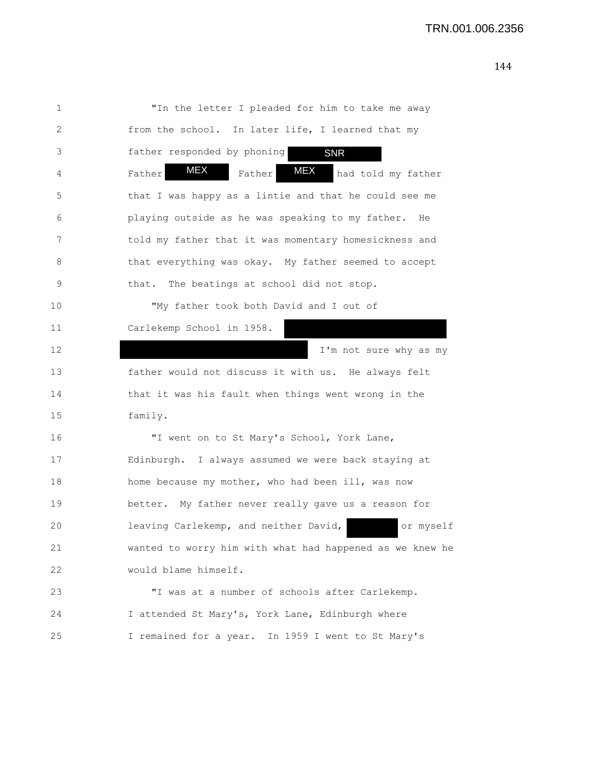"In the letter I pleaded for him to take me away from the school. In later life, I learned that my father responded by phoning SNR Father MEX Father MEX had told my father that I was happy as a lintie and that he could see me playing outside as he was speaking to my father. He told my father that it was momentary homesickness and that everything was okay. My father seemed to accept that. The beatings at school did not stop.

"My father took both David and I out of Carlekemp School in 1958. [REDACTED] I'm not sure why as my father would not discuss it with us. He always felt that it was his fault when things went wrong in the family.

"I went on to St Mary's School, York Lane, Edinburgh. I always assumed we were back staying at home because my mother, who had been ill, was now better. My father never really gave us a reason for leaving Carlekemp, and neither David, [REDACTED] or myself wanted to worry him with what had happened as we knew he would blame himself.

"I was at a number of schools after Carlekemp. I attended St Mary's, York Lane, Edinburgh where I remained for a year. In 1959 I went to St Mary's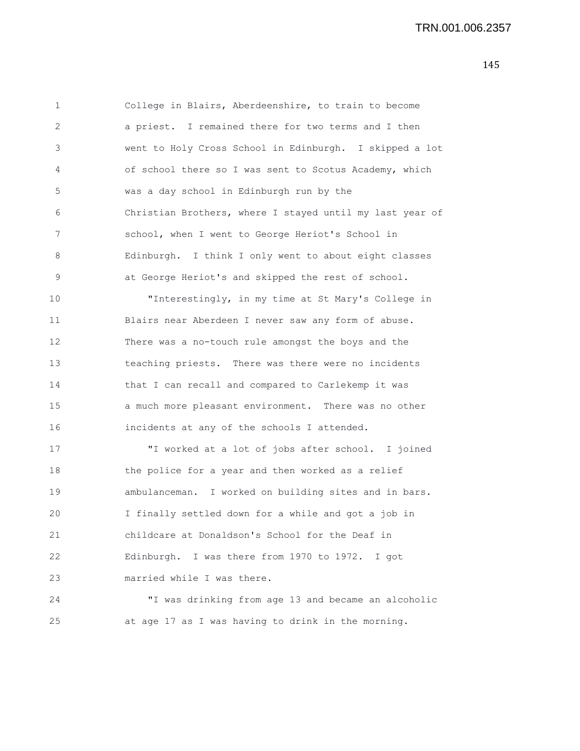College in Blairs, Aberdeenshire, to train to become a priest. I remained there for two terms and I then went to Holy Cross School in Edinburgh. I skipped a lot of school there so I was sent to Scotus Academy, which was a day school in Edinburgh run by the Christian Brothers, where I stayed until my last year of school, when I went to George Heriot's School in Edinburgh. I think I only went to about eight classes at George Heriot's and skipped the rest of school.

"Interestingly, in my time at St Mary's College in Blairs near Aberdeen I never saw any form of abuse. There was a no-touch rule amongst the boys and the teaching priests. There was there were no incidents that I can recall and compared to Carlekemp it was a much more pleasant environment. There was no other incidents at any of the schools I attended.

"I worked at a lot of jobs after school. I joined the police for a year and then worked as a relief ambulanceman. I worked on building sites and in bars. I finally settled down for a while and got a job in childcare at Donaldson's School for the Deaf in Edinburgh. I was there from 1970 to 1972. I got married while I was there.

"I was drinking from age 13 and became an alcoholic at age 17 as I was having to drink in the morning.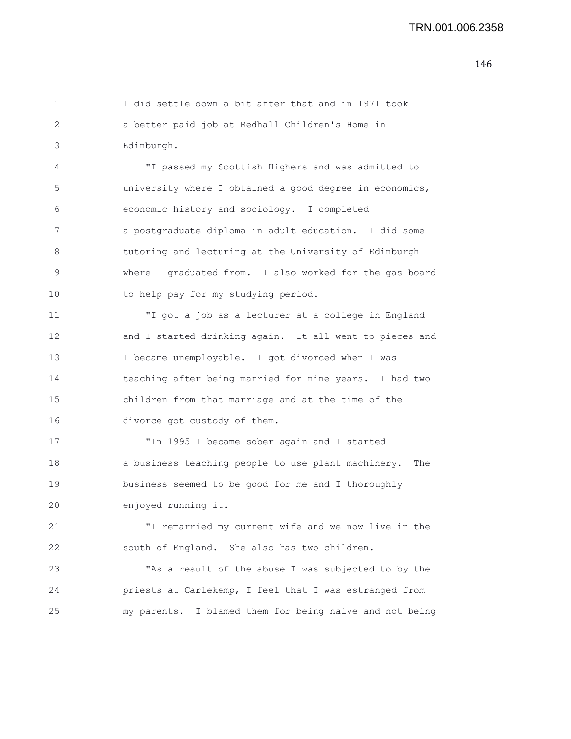I did settle down a bit after that and in 1971 took a better paid job at Redhall Children's Home in Edinburgh.

"I passed my Scottish Highers and was admitted to university where I obtained a good degree in economics, economic history and sociology. I completed a postgraduate diploma in adult education. I did some tutoring and lecturing at the University of Edinburgh where I graduated from. I also worked for the gas board to help pay for my studying period.

"I got a job as a lecturer at a college in England and I started drinking again. It all went to pieces and I became unemployable. I got divorced when I was teaching after being married for nine years. I had two children from that marriage and at the time of the divorce got custody of them.

"In 1995 I became sober again and I started a business teaching people to use plant machinery. The business seemed to be good for me and I thoroughly enjoyed running it.

"I remarried my current wife and we now live in the south of England. She also has two children.

"As a result of the abuse I was subjected to by the priests at Carlekemp, I feel that I was estranged from my parents. I blamed them for being naive and not being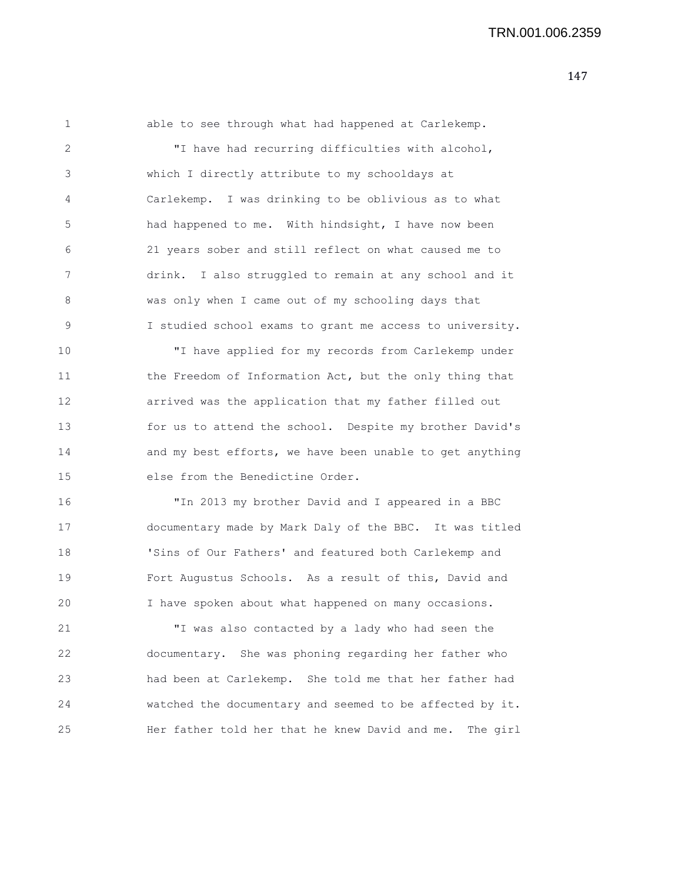able to see through what had happened at Carlekemp.

"I have had recurring difficulties with alcohol, which I directly attribute to my schooldays at Carlekemp. I was drinking to be oblivious as to what had happened to me. With hindsight, I have now been 21 years sober and still reflect on what caused me to drink. I also struggled to remain at any school and it was only when I came out of my schooling days that I studied school exams to grant me access to university.

"I have applied for my records from Carlekemp under the Freedom of Information Act, but the only thing that arrived was the application that my father filled out for us to attend the school. Despite my brother David's and my best efforts, we have been unable to get anything else from the Benedictine Order.

"In 2013 my brother David and I appeared in a BBC documentary made by Mark Daly of the BBC. It was titled 'Sins of Our Fathers' and featured both Carlekemp and Fort Augustus Schools. As a result of this, David and I have spoken about what happened on many occasions.

"I was also contacted by a lady who had seen the documentary. She was phoning regarding her father who had been at Carlekemp. She told me that her father had watched the documentary and seemed to be affected by it. Her father told her that he knew David and me. The girl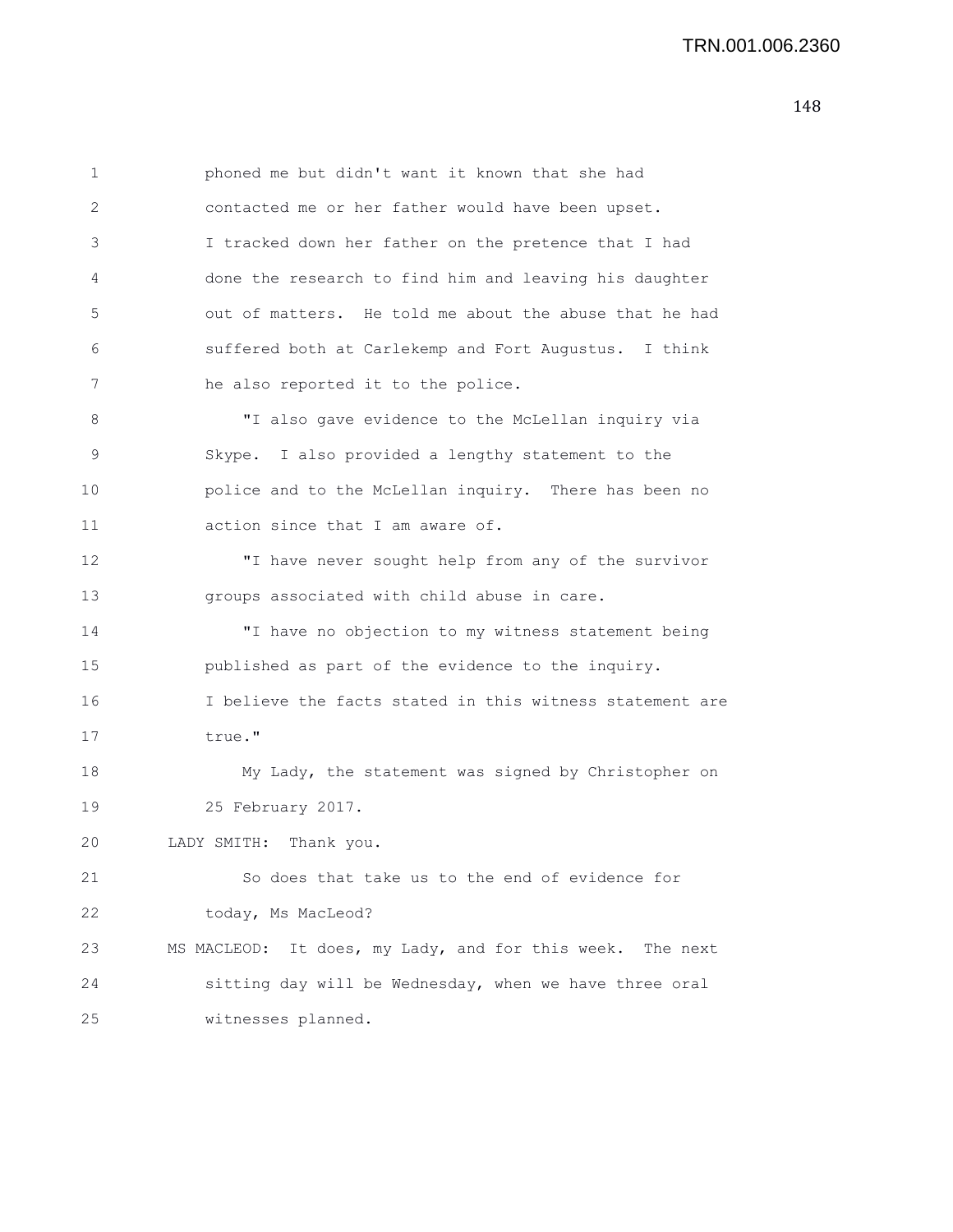phoned me but didn't want it known that she had contacted me or her father would have been upset. I tracked down her father on the pretence that I had done the research to find him and leaving his daughter out of matters. He told me about the abuse that he had suffered both at Carlekemp and Fort Augustus. I think he also reported it to the police.

"I also gave evidence to the McLellan inquiry via Skype. I also provided a lengthy statement to the police and to the McLellan inquiry. There has been no action since that I am aware of.

"I have never sought help from any of the survivor groups associated with child abuse in care.

"I have no objection to my witness statement being published as part of the evidence to the inquiry. I believe the facts stated in this witness statement are true."

My Lady, the statement was signed by Christopher on 25 February 2017.

LADY SMITH: Thank you.

So does that take us to the end of evidence for today, Ms MacLeod?

MS MACLEOD: It does, my Lady, and for this week. The next sitting day will be Wednesday, when we have three oral witnesses planned.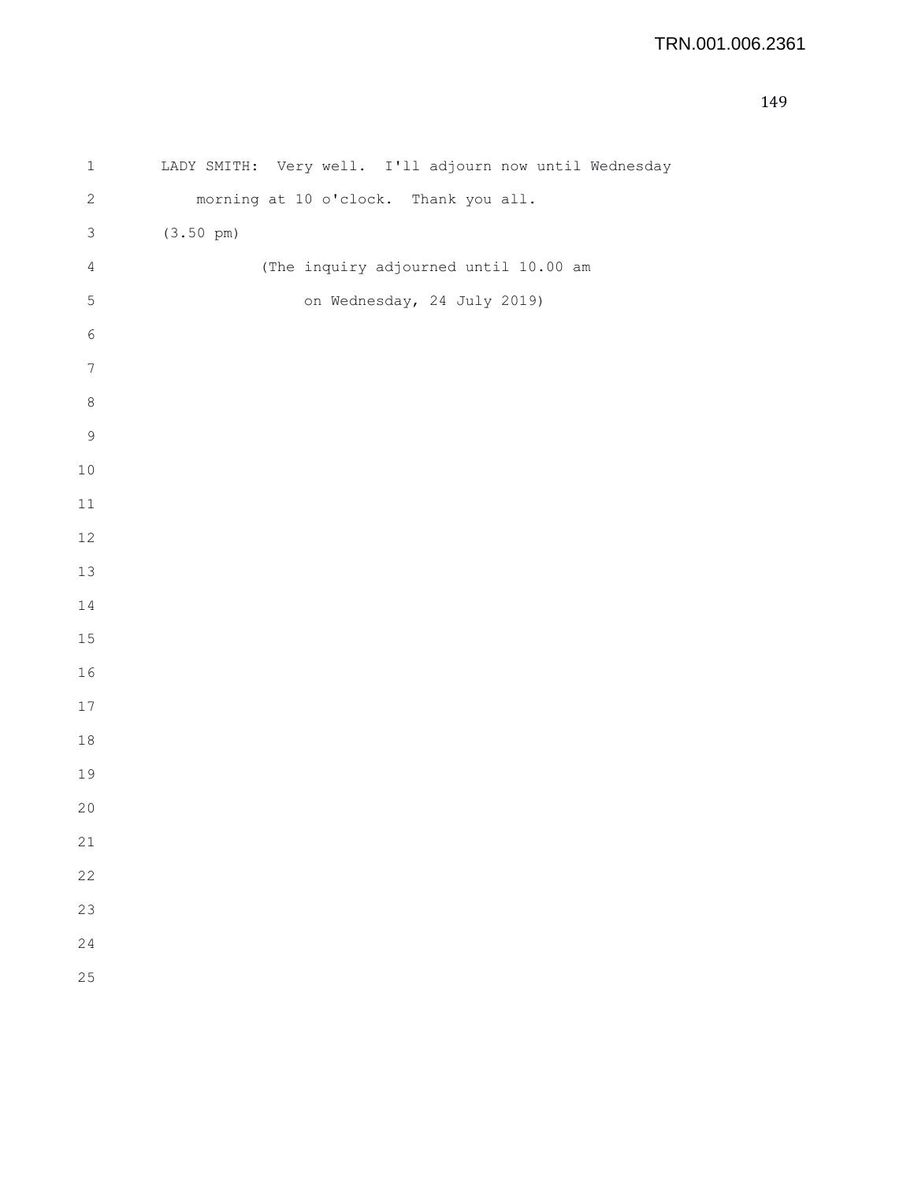LADY SMITH: Very well. I'll adjourn now until Wednesday morning at 10 o'clock. Thank you all.

(3.50 pm)

(The inquiry adjourned until 10.00 am on Wednesday, 24 July 2019)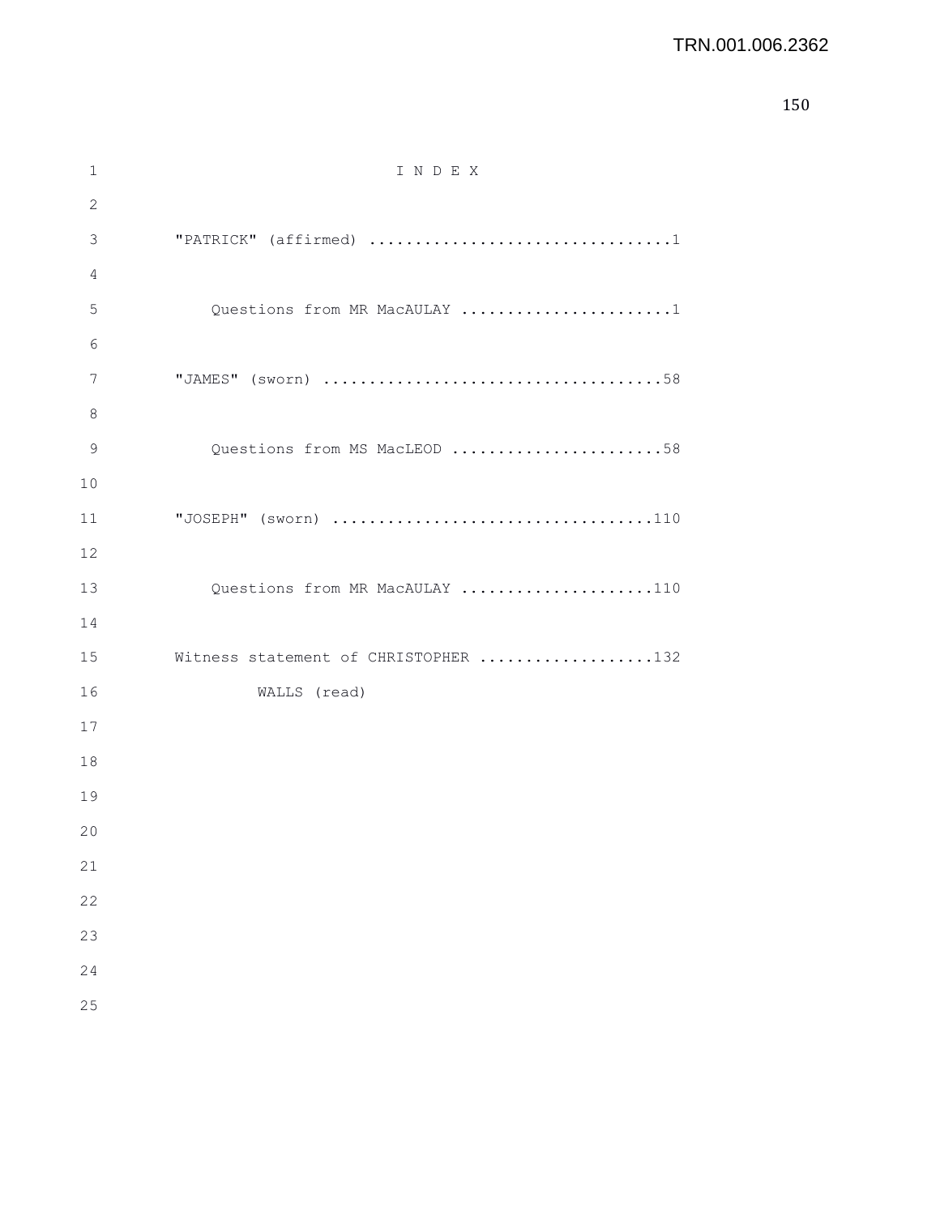# I N D E X

"PATRICK" (affirmed) .................................1

Questions from MR MacAULAY .......................1

"JAMES" (sworn) .....................................58

Questions from MS MacLEOD .......................58

"JOSEPH" (sworn) ...................................110

Questions from MR MacAULAY .....................110

Witness statement of CHRISTOPHER ...................132
WALLS (read)